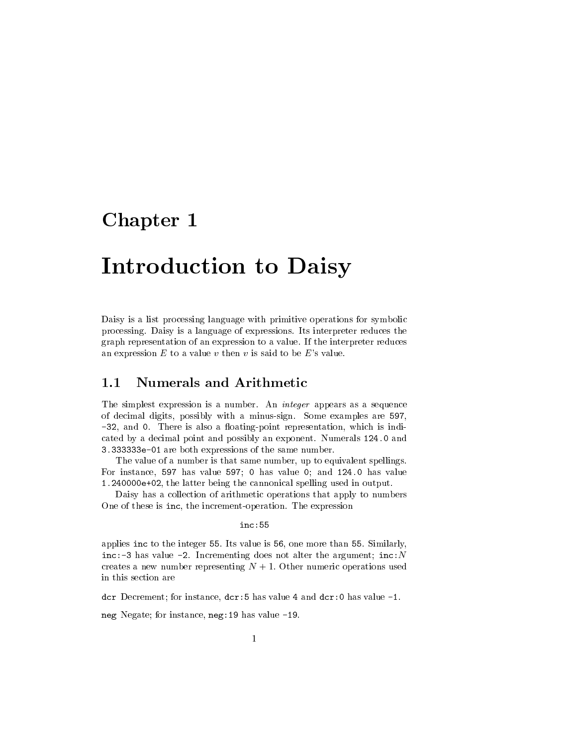# Chapter 1

# Introduction to Daisy

Daisy is a list processing language with primitive operations for symbolic processing. Daisy is a language of expressions. Its interpreter reduces the graph representation of an expression to a value. If the interpreter reduces an expression $E$ to a value $v$ then $v$ is said to be $E$'s value.

## 1.1 Numerals and Arithmetic

The simplest expression is a number. An *integer* appears as a sequence of decimal digits, possibly with a minus-sign. Some examples are `597`, `-32`, and `0`. There is also a floating-point representation, which is indicated by a decimal point and possibly an exponent. Numerals `124.0` and `3.333333e-01` are both expressions of the same number.

The value of a number is that same number, up to equivalent spellings. For instance, `597` has value `597`; `0` has value `0`; and `124.0` has value `1.240000e+02`, the latter being the cannonical spelling used in output.

Daisy has a collection of arithmetic operations that apply to numbers One of these is `inc`, the increment-operation. The expression

```
inc:55
```

applies `inc` to the integer `55`. Its value is `56`, one more than `55`. Similarly, `inc:-3` has value `-2`. Incrementing does not alter the argument; `inc:`$N$ creates a new number representing $N+1$. Other numeric operations used in this section are

`dcr` Decrement; for instance, `dcr:5` has value `4` and `dcr:0` has value `-1`.

`neg` Negate; for instance, `neg:19` has value `-19`.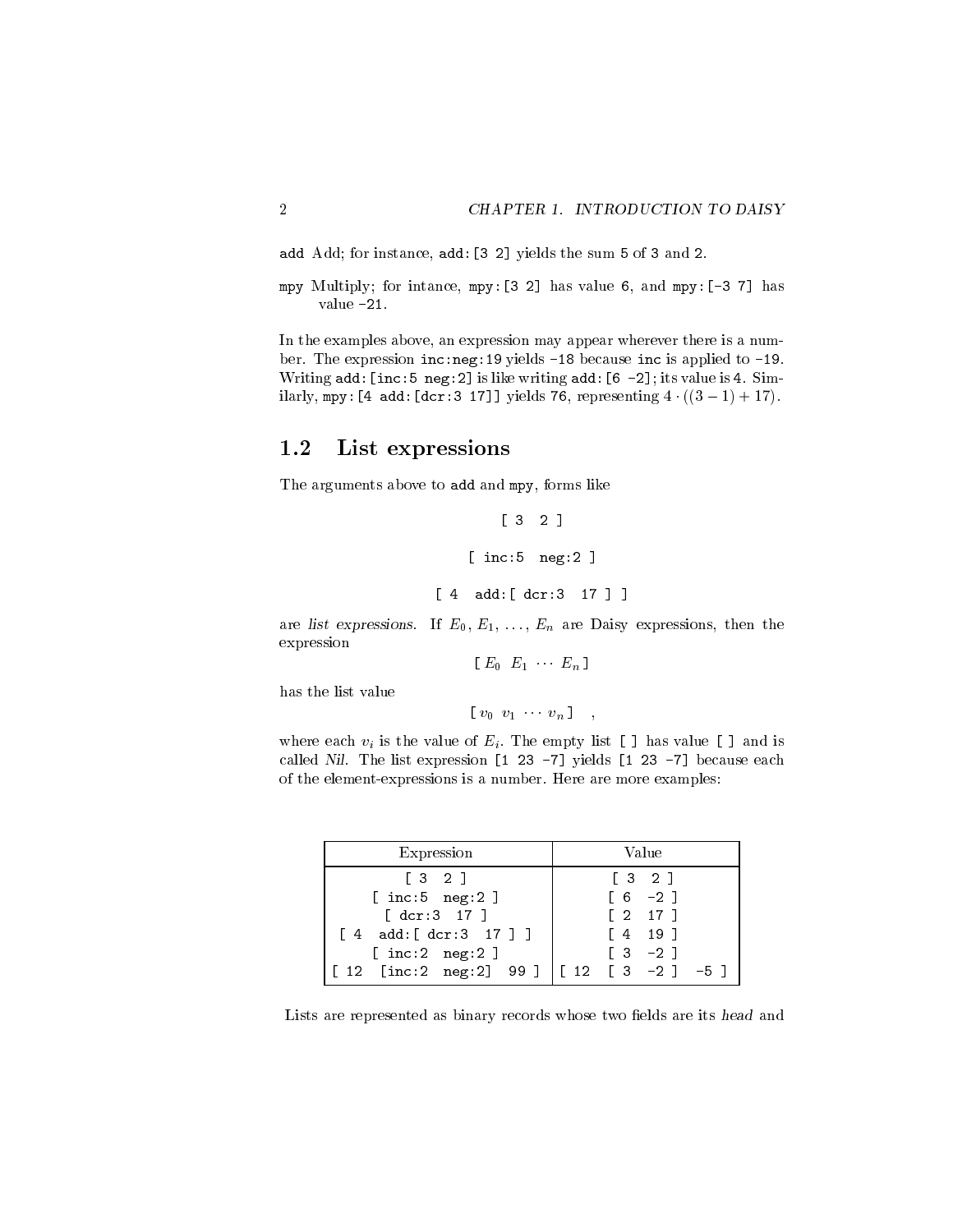`add` Add; for instance, `add:[3 2]` yields the sum `5` of `3` and `2`.

`mpy` Multiply; for intance, `mpy:[3 2]` has value `6`, and `mpy:[-3 7]` has value `-21`.

In the examples above, an expression may appear wherever there is a number. The expression `inc:neg:19` yields `-18` because `inc` is applied to `-19`. Writing `add:[inc:5 neg:2]` is like writing `add:[6 -2]`; its value is `4`. Similarly, `mpy:[4 add:[dcr:3 17]]` yields `76`, representing $4 \cdot ((3-1)+17)$.

## 1.2 List expressions

The arguments above to `add` and `mpy`, forms like

```
[ 3  2 ]

[ inc:5  neg:2 ]

[ 4  add:[ dcr:3  17 ] ]
```

are *list expressions*. If $E_0$, $E_1$, ..., $E_n$ are Daisy expressions, then the expression

$$[\, E_0 \;\; E_1 \;\cdots\; E_n \,]$$

has the list value

$$[\, v_0 \;\; v_1 \;\cdots\; v_n \,] \quad ,$$

where each $v_i$ is the value of $E_i$. The empty list `[ ]` has value `[ ]` and is called *Nil*. The list expression `[1 23 -7]` yields `[1 23 -7]` because each of the element-expressions is a number. Here are more examples:

| Expression | Value |
|---|---|
| `[ 3 2 ]` | `[ 3 2 ]` |
| `[ inc:5 neg:2 ]` | `[ 6 -2 ]` |
| `[ dcr:3 17 ]` | `[ 2 17 ]` |
| `[ 4 add:[ dcr:3 17 ] ]` | `[ 4 19 ]` |
| `[ inc:2 neg:2 ]` | `[ 3 -2 ]` |
| `[ 12 [inc:2 neg:2] 99 ]` | `[ 12 [ 3 -2 ] -5 ]` |

Lists are represented as binary records whose two fields are its *head* and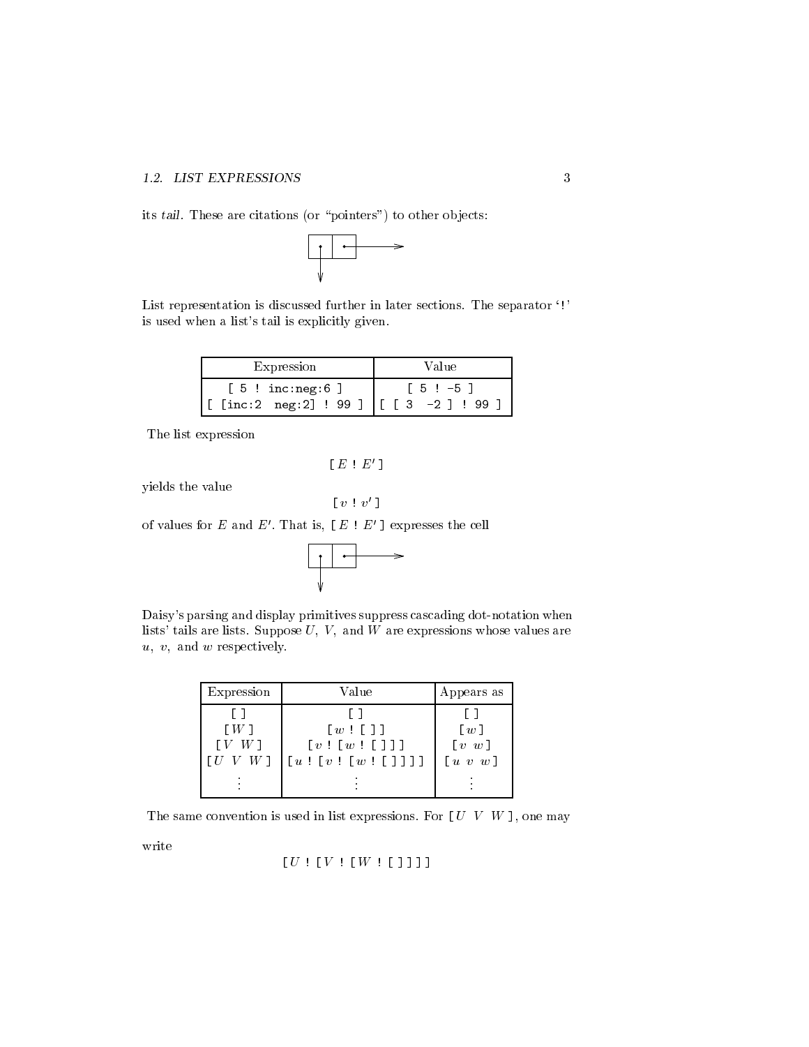its *tail*. These are citations (or "pointers") to other objects:

List representation is discussed further in later sections. The separator '!' is used when a list's tail is explicitly given.

| Expression | Value |
|---|---|
| `[ 5 ! inc:neg:6 ]` | `[ 5 ! -5 ]` |
| `[ [inc:2  neg:2] ! 99 ]` | `[ [ 3  -2 ] ! 99 ]` |

The list expression

$$\texttt{[}\, E \;\texttt{!}\; E' \,\texttt{]}$$

yields the value

$$\texttt{[}\, v \;\texttt{!}\; v' \,\texttt{]}$$

of values for $E$ and $E'$. That is, `[` $E$ `!` $E'$ `]` expresses the cell

Daisy's parsing and display primitives suppress cascading dot-notation when lists' tails are lists. Suppose $U$, $V$, and $W$ are expressions whose values are $u$, $v$, and $w$ respectively.

| Expression | Value | Appears as |
|---|---|---|
| `[ ]` | `[ ]` | `[ ]` |
| `[` $W$ `]` | `[` $w$ `! [ ] ]` | `[` $w$ `]` |
| `[` $V$ $W$ `]` | `[` $v$ `! [` $w$ `! [ ] ] ]` | `[` $v$ $w$ `]` |
| `[` $U$ $V$ $W$ `]` | `[` $u$ `! [` $v$ `! [` $w$ `! [ ] ] ] ]` | `[` $u$ $v$ $w$ `]` |
| ⋮ | ⋮ | ⋮ |

The same convention is used in list expressions. For `[` $U$ $V$ $W$ `]`, one may write

$$\texttt{[}\, U \;\texttt{! [}\, V \;\texttt{! [}\, W \;\texttt{! [ ] ] ] ]}$$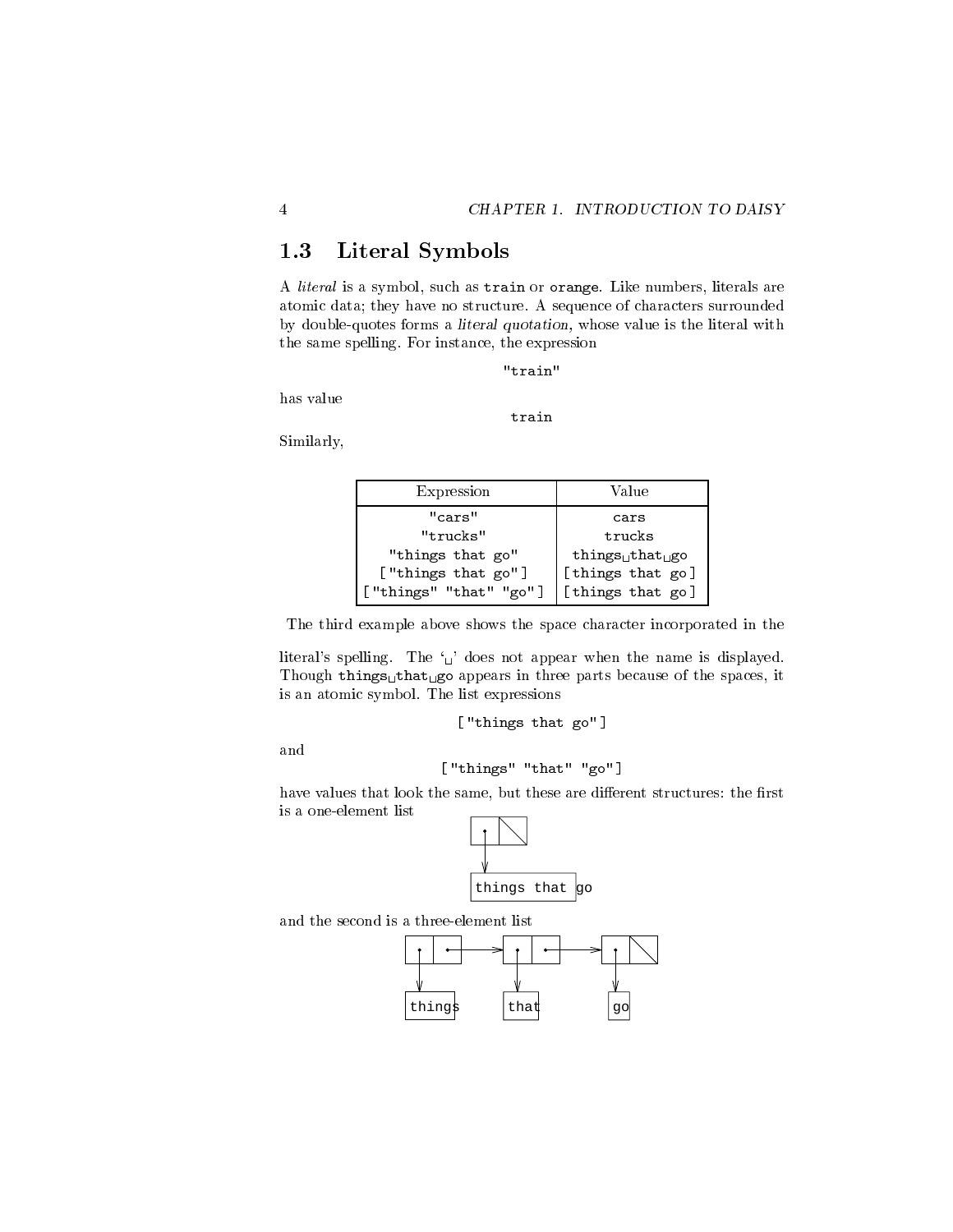## 1.3 Literal Symbols

A *literal* is a symbol, such as `train` or `orange`. Like numbers, literals are atomic data; they have no structure. A sequence of characters surrounded by double-quotes forms a *literal quotation*, whose value is the literal with the same spelling. For instance, the expression

```
"train"
```

has value

```
train
```

Similarly,

| Expression | Value |
|---|---|
| `"cars"` | `cars` |
| `"trucks"` | `trucks` |
| `"things that go"` | `things␣that␣go` |
| `["things that go"]` | `[things that go]` |
| `["things" "that" "go"]` | `[things that go]` |

The third example above shows the space character incorporated in the literal's spelling. The '␣' does not appear when the name is displayed. Though `things␣that␣go` appears in three parts because of the spaces, it is an atomic symbol. The list expressions

```
["things that go"]
```

and

```
["things" "that" "go"]
```

have values that look the same, but these are different structures: the first is a one-element list

things that go

and the second is a three-element list

things

that

go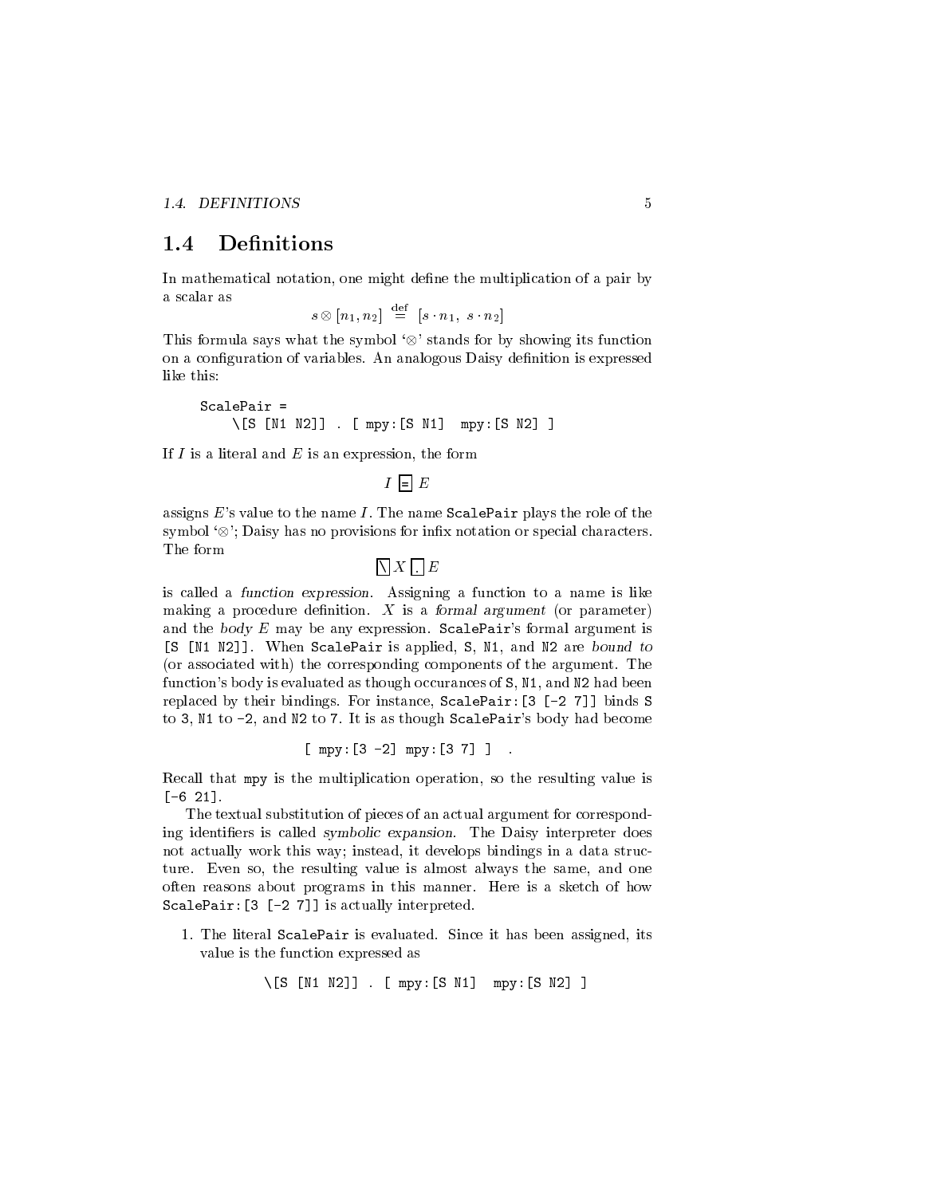## 1.4 Definitions

In mathematical notation, one might define the multiplication of a pair by a scalar as

$$s \otimes [n_1, n_2] \stackrel{\text{def}}{=} [s \cdot n_1,\ s \cdot n_2]$$

This formula says what the symbol '$\otimes$' stands for by showing its function on a configuration of variables. An analogous Daisy definition is expressed like this:

```
ScalePair =
    \[S [N1 N2]] . [ mpy:[S N1]  mpy:[S N2] ]
```

If $I$ is a literal and $E$ is an expression, the form

$$I \fbox{=} E$$

assigns $E$'s value to the name $I$. The name `ScalePair` plays the role of the symbol '$\otimes$'; Daisy has no provisions for infix notation or special characters. The form

$$\fbox{\textbackslash} X \fbox{.} E$$

is called a *function expression*. Assigning a function to a name is like making a procedure definition. $X$ is a *formal argument* (or parameter) and the *body* $E$ may be any expression. `ScalePair`'s formal argument is `[S [N1 N2]]`. When `ScalePair` is applied, `S`, `N1`, and `N2` are *bound to* (or associated with) the corresponding components of the argument. The function's body is evaluated as though occurances of `S`, `N1`, and `N2` had been replaced by their bindings. For instance, `ScalePair:[3 [-2 7]]` binds `S` to `3`, `N1` to `-2`, and `N2` to `7`. It is as though `ScalePair`'s body had become

```
[ mpy:[3 -2] mpy:[3 7] ]  .
```

Recall that `mpy` is the multiplication operation, so the resulting value is `[-6 21]`.

The textual substitution of pieces of an actual argument for corresponding identifiers is called *symbolic expansion*. The Daisy interpreter does not actually work this way; instead, it develops bindings in a data structure. Even so, the resulting value is almost always the same, and one often reasons about programs in this manner. Here is a sketch of how `ScalePair:[3 [-2 7]]` is actually interpreted.

1. The literal `ScalePair` is evaluated. Since it has been assigned, its value is the function expressed as

```
\[S [N1 N2]] . [ mpy:[S N1]  mpy:[S N2] ]
```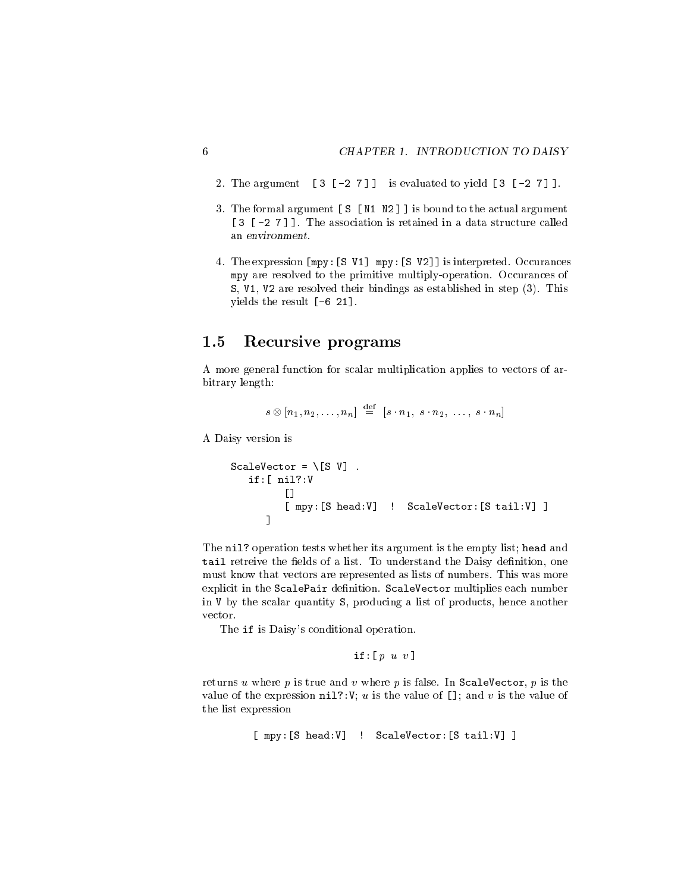2. The argument `[3 [-2 7]]` is evaluated to yield `[3 [-2 7]]`.

3. The formal argument `[S [N1 N2]]` is bound to the actual argument `[3 [-2 7]]`. The association is retained in a data structure called an *environment*.

4. The expression `[mpy:[S V1] mpy:[S V2]]` is interpreted. Occurances `mpy` are resolved to the primitive multiply-operation. Occurances of `S`, `V1`, `V2` are resolved their bindings as established in step (3). This yields the result `[-6 21]`.

## 1.5 Recursive programs

A more general function for scalar multiplication applies to vectors of arbitrary length:

$$s \otimes [n_1, n_2, \ldots, n_n] \stackrel{\text{def}}{=} [s \cdot n_1,\ s \cdot n_2,\ \ldots,\ s \cdot n_n]$$

A Daisy version is

```
ScaleVector = \[S V] .
   if:[ nil?:V
         []
         [ mpy:[S head:V]  !  ScaleVector:[S tail:V] ]
      ]
```

The `nil?` operation tests whether its argument is the empty list; `head` and `tail` retreive the fields of a list. To understand the Daisy definition, one must know that vectors are represented as lists of numbers. This was more explicit in the `ScalePair` definition. `ScaleVector` multiplies each number in `V` by the scalar quantity `S`, producing a list of products, hence another vector.

The `if` is Daisy's conditional operation.

`if:[` $p\ u\ v$ `]`

returns $u$ where $p$ is true and $v$ where $p$ is false. In `ScaleVector`, $p$ is the value of the expression `nil?:V`; $u$ is the value of `[]`; and $v$ is the value of the list expression

```
[ mpy:[S head:V]  !  ScaleVector:[S tail:V] ]
```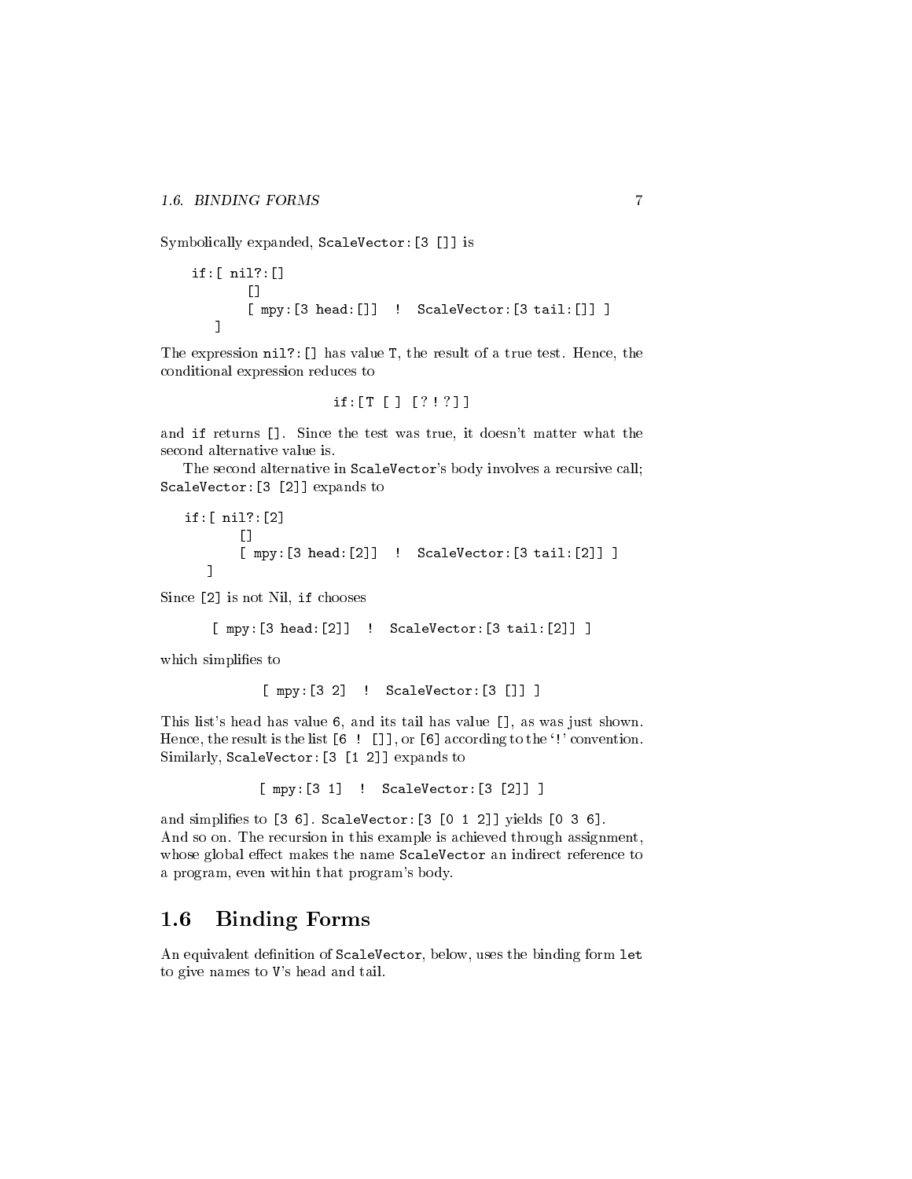Symbolically expanded, `ScaleVector:[3 []]` is

```
if:[ nil?:[]
       []
       [ mpy:[3 head:[]]  !  ScaleVector:[3 tail:[]] ]
   ]
```

The expression `nil?:[]` has value `T`, the result of a true test. Hence, the conditional expression reduces to

```
if:[T [ ] [? ! ?]]
```

and `if` returns `[]`. Since the test was true, it doesn't matter what the second alternative value is.

The second alternative in `ScaleVector`'s body involves a recursive call; `ScaleVector:[3 [2]]` expands to

```
if:[ nil?:[2]
       []
       [ mpy:[3 head:[2]]  !  ScaleVector:[3 tail:[2]] ]
   ]
```

Since `[2]` is not Nil, `if` chooses

```
[ mpy:[3 head:[2]]  !  ScaleVector:[3 tail:[2]] ]
```

which simplifies to

```
[ mpy:[3 2]  !  ScaleVector:[3 []] ]
```

This list's head has value `6`, and its tail has value `[]`, as was just shown. Hence, the result is the list `[6 ! []]`, or `[6]` according to the '`!`' convention. Similarly, `ScaleVector:[3 [1 2]]` expands to

```
[ mpy:[3 1]  !  ScaleVector:[3 [2]] ]
```

and simplifies to `[3 6]`. `ScaleVector:[3 [0 1 2]]` yields `[0 3 6]`. And so on. The recursion in this example is achieved through assignment, whose global effect makes the name `ScaleVector` an indirect reference to a program, even within that program's body.

## 1.6 Binding Forms

An equivalent definition of `ScaleVector`, below, uses the binding form `let` to give names to `V`'s head and tail.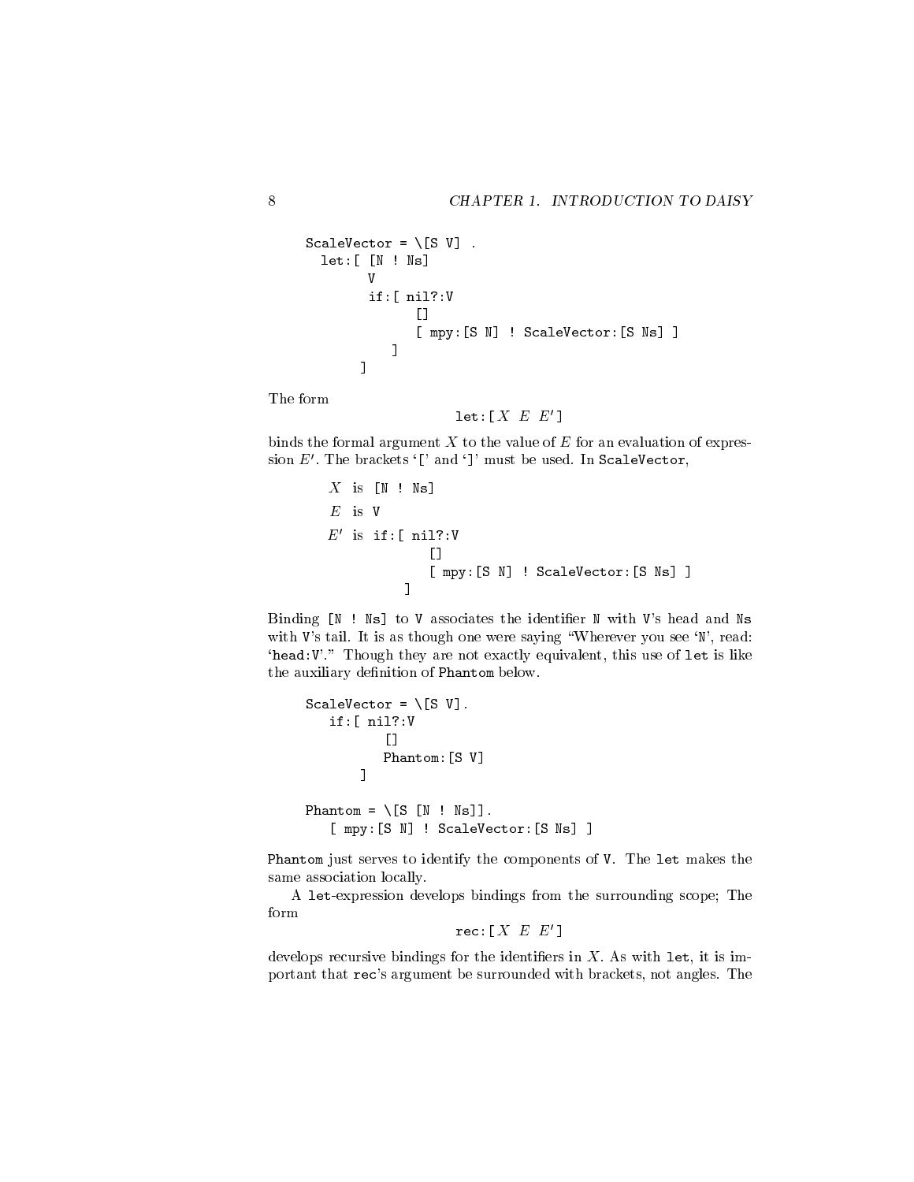```
ScaleVector = \[S V] .
  let:[ [N ! Ns]
        V
        if:[ nil?:V
               []
               [ mpy:[S N] ! ScaleVector:[S Ns] ]
           ]
      ]
```

The form

$$\texttt{let:[}X\ \ E\ \ E'\texttt{]}$$

binds the formal argument $X$ to the value of $E$ for an evaluation of expression $E'$. The brackets '[' and ']' must be used. In ScaleVector,

```
X  is  [N ! Ns]
E  is  V
E' is  if:[ nil?:V
              []
              [ mpy:[S N] ! ScaleVector:[S Ns] ]
          ]
```

Binding [N ! Ns] to V associates the identifier N with V's head and Ns with V's tail. It is as though one were saying "Wherever you see 'N', read: 'head:V'." Though they are not exactly equivalent, this use of let is like the auxiliary definition of Phantom below.

```
ScaleVector = \[S V].
   if:[ nil?:V
          []
          Phantom:[S V]
      ]

Phantom = \[S [N ! Ns]].
   [ mpy:[S N] ! ScaleVector:[S Ns] ]
```

Phantom just serves to identify the components of V. The let makes the same association locally.

A let-expression develops bindings from the surrounding scope; The form

$$\texttt{rec:[}X\ \ E\ \ E'\texttt{]}$$

develops recursive bindings for the identifiers in $X$. As with let, it is important that rec's argument be surrounded with brackets, not angles. The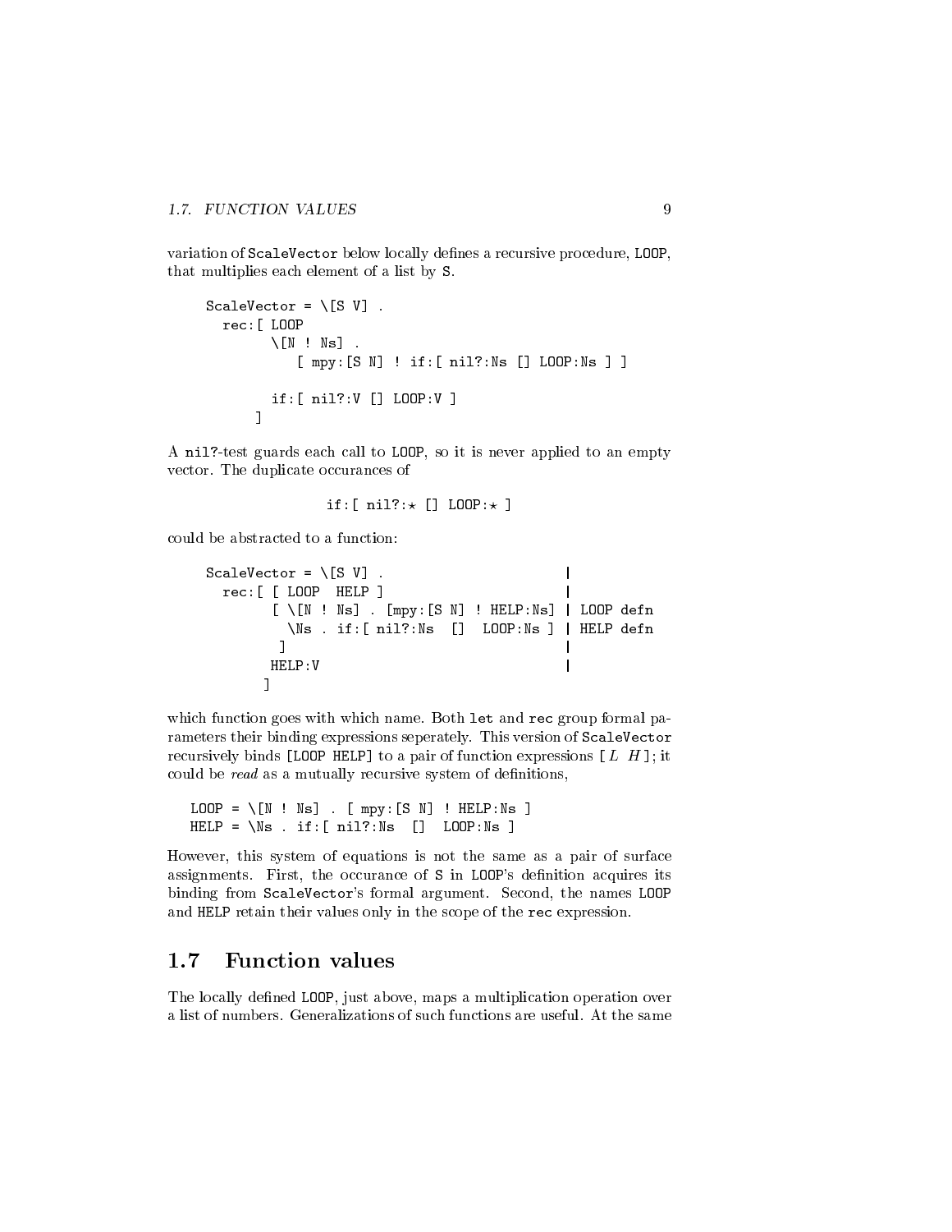variation of ScaleVector below locally defines a recursive procedure, LOOP, that multiplies each element of a list by S.

```
ScaleVector = \[S V] .
  rec:[ LOOP
        \[N ! Ns] .
           [ mpy:[S N] ! if:[ nil?:Ns [] LOOP:Ns ] ]

        if:[ nil?:V [] LOOP:V ]
      ]
```

A nil?-test guards each call to LOOP, so it is never applied to an empty vector. The duplicate occurances of

```
if:[ nil?:⋆ [] LOOP:⋆ ]
```

could be abstracted to a function:

```
ScaleVector = \[S V] .                        |
  rec:[ [ LOOP  HELP ]                        |
        [ \[N ! Ns] . [mpy:[S N] ! HELP:Ns]   | LOOP defn
          \Ns . if:[ nil?:Ns  []  LOOP:Ns ]   | HELP defn
         ]                                    |
        HELP:V                                |
       ]
```

which function goes with which name. Both let and rec group formal parameters their binding expressions seperately. This version of ScaleVector recursively binds [LOOP HELP] to a pair of function expressions [ $L$ $H$ ]; it could be *read* as a mutually recursive system of definitions,

```
LOOP = \[N ! Ns] . [ mpy:[S N] ! HELP:Ns ]
HELP = \Ns . if:[ nil?:Ns  []  LOOP:Ns ]
```

However, this system of equations is not the same as a pair of surface assignments. First, the occurance of S in LOOP's definition acquires its binding from ScaleVector's formal argument. Second, the names LOOP and HELP retain their values only in the scope of the rec expression.

## 1.7 Function values

The locally defined LOOP, just above, maps a multiplication operation over a list of numbers. Generalizations of such functions are useful. At the same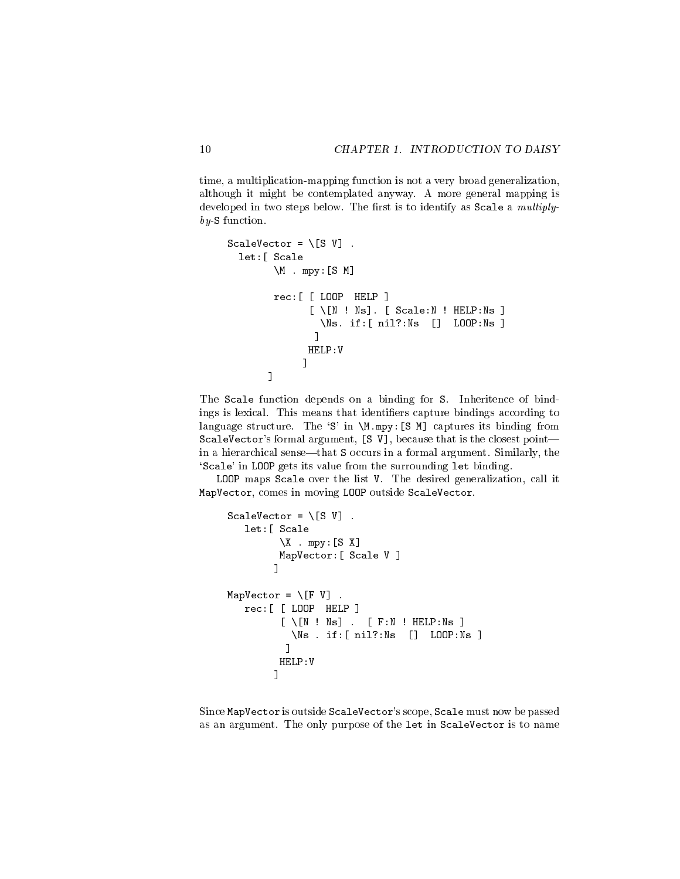time, a multiplication-mapping function is not a very broad generalization, although it might be contemplated anyway. A more general mapping is developed in two steps below. The first is to identify as `Scale` a *multiply-by-*`S` function.

```
ScaleVector = \[S V] .
  let:[ Scale
        \M . mpy:[S M]

        rec:[ [ LOOP  HELP ]
              [ \[N ! Ns]. [ Scale:N ! HELP:Ns ]
                \Ns. if:[ nil?:Ns  []  LOOP:Ns ]
               ]
              HELP:V
             ]
       ]
```

The `Scale` function depends on a binding for `S`. Inheritence of bindings is lexical. This means that identifiers capture bindings according to language structure. The 'S' in `\M.mpy:[S M]` captures its binding from `ScaleVector`'s formal argument, `[S V]`, because that is the closest point—in a hierarchical sense—that `S` occurs in a formal argument. Similarly, the 'Scale' in `LOOP` gets its value from the surrounding `let` binding.

`LOOP` maps `Scale` over the list `V`. The desired generalization, call it `MapVector`, comes in moving `LOOP` outside `ScaleVector`.

```
ScaleVector = \[S V] .
   let:[ Scale
         \X . mpy:[S X]
         MapVector:[ Scale V ]
        ]

MapVector = \[F V] .
   rec:[ [ LOOP  HELP ]
         [ \[N ! Ns] .  [ F:N ! HELP:Ns ]
           \Ns . if:[ nil?:Ns  []  LOOP:Ns ]
          ]
         HELP:V
        ]
```

Since `MapVector` is outside `ScaleVector`'s scope, `Scale` must now be passed as an argument. The only purpose of the `let` in `ScaleVector` is to name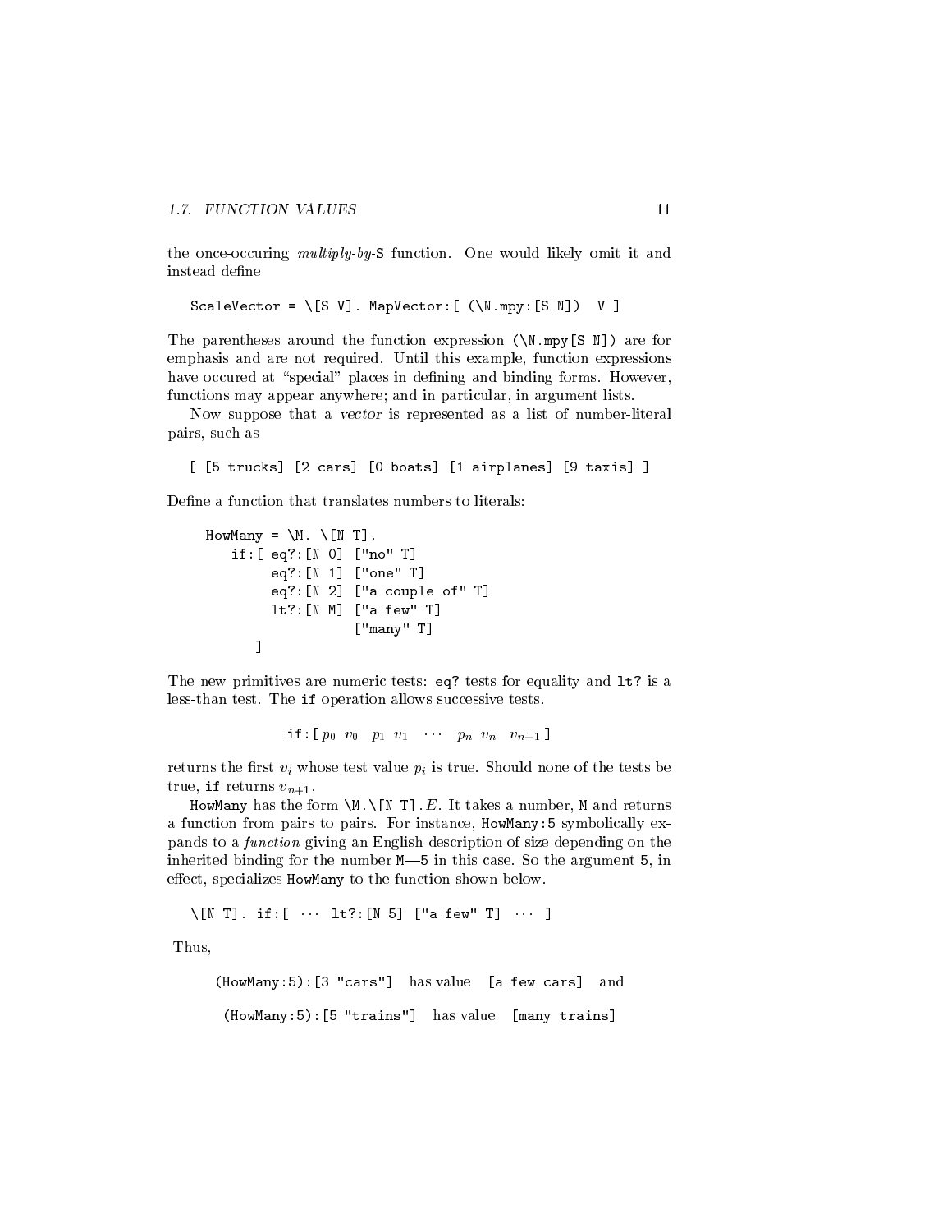the once-occuring *multiply-by-*`S` function. One would likely omit it and instead define

```
ScaleVector = \[S V]. MapVector:[ (\N.mpy:[S N])  V ]
```

The parentheses around the function expression `(\N.mpy[S N])` are for emphasis and are not required. Until this example, function expressions have occured at "special" places in defining and binding forms. However, functions may appear anywhere; and in particular, in argument lists.

Now suppose that a *vector* is represented as a list of number-literal pairs, such as

```
[ [5 trucks] [2 cars] [0 boats] [1 airplanes] [9 taxis] ]
```

Define a function that translates numbers to literals:

```
HowMany = \M. \[N T].
    if:[ eq?:[N 0] ["no" T]
         eq?:[N 1] ["one" T]
         eq?:[N 2] ["a couple of" T]
         lt?:[N M] ["a few" T]
                   ["many" T]
       ]
```

The new primitives are numeric tests: `eq?` tests for equality and `lt?` is a less-than test. The `if` operation allows successive tests.

`if:[` $p_0$ $v_0$ $p_1$ $v_1$ $\cdots$ $p_n$ $v_n$ $v_{n+1}$ `]`

returns the first $v_i$ whose test value $p_i$ is true. Should none of the tests be true, `if` returns $v_{n+1}$.

`HowMany` has the form `\M.\[N T].`$E$. It takes a number, `M` and returns a function from pairs to pairs. For instance, `HowMany:5` symbolically expands to a *function* giving an English description of size depending on the inherited binding for the number `M`—`5` in this case. So the argument `5`, in effect, specializes `HowMany` to the function shown below.

```
\[N T]. if:[ ··· lt?:[N 5] ["a few" T] ··· ]
```

Thus,

`(HowMany:5):[3 "cars"]` has value `[a few cars]` and

`(HowMany:5):[5 "trains"]` has value `[many trains]`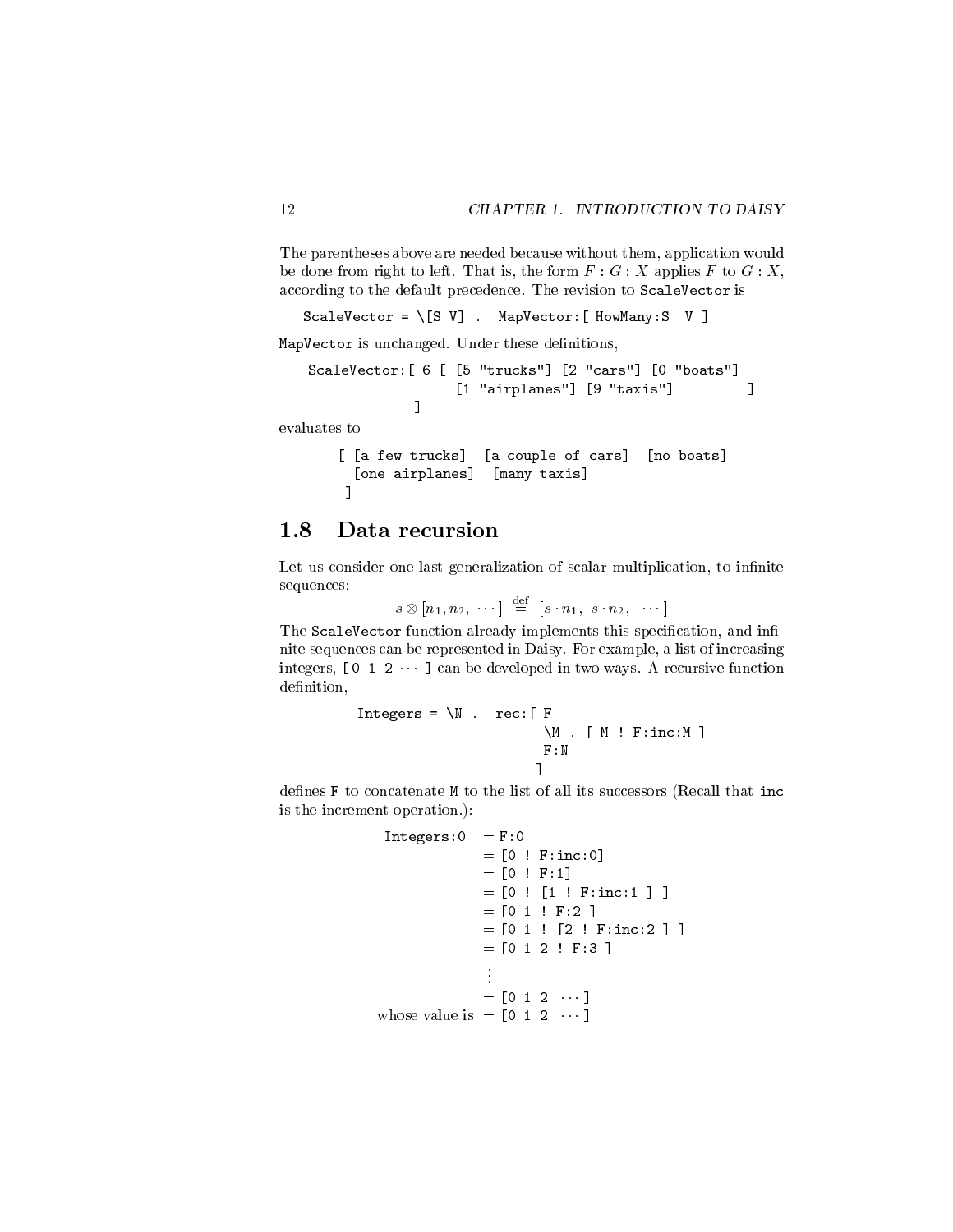The parentheses above are needed because without them, application would be done from right to left. That is, the form $F : G : X$ applies $F$ to $G : X$, according to the default precedence. The revision to `ScaleVector` is

```
ScaleVector = \[S V] .  MapVector:[ HowMany:S  V ]
```

`MapVector` is unchanged. Under these definitions,

```
ScaleVector:[ 6 [ [5 "trucks"] [2 "cars"] [0 "boats"]
                  [1 "airplanes"] [9 "taxis"]         ]
            ]
```

evaluates to

```
[ [a few trucks]  [a couple of cars]  [no boats]
  [one airplanes]  [many taxis]
 ]
```

## 1.8 Data recursion

Let us consider one last generalization of scalar multiplication, to infinite sequences:

$$s \otimes [n_1, n_2, \cdots] \stackrel{\text{def}}{=} [s \cdot n_1,\ s \cdot n_2,\ \cdots]$$

The `ScaleVector` function already implements this specification, and infinite sequences can be represented in Daisy. For example, a list of increasing integers, `[0 1 2` $\cdots$ `]` can be developed in two ways. A recursive function definition,

```
Integers = \N .  rec:[ F
                       \M . [ M ! F:inc:M ]
                       F:N
                      ]
```

defines `F` to concatenate `M` to the list of all its successors (Recall that `inc` is the increment-operation.):

```
Integers:0    = F:0
              = [0 ! F:inc:0]
              = [0 ! F:1]
              = [0 ! [1 ! F:inc:1 ] ]
              = [0 1 ! F:2 ]
              = [0 1 ! [2 ! F:inc:2 ] ]
              = [0 1 2 ! F:3 ]
                ⋮
              = [0 1 2  ··· ]
whose value is = [0 1 2  ··· ]
```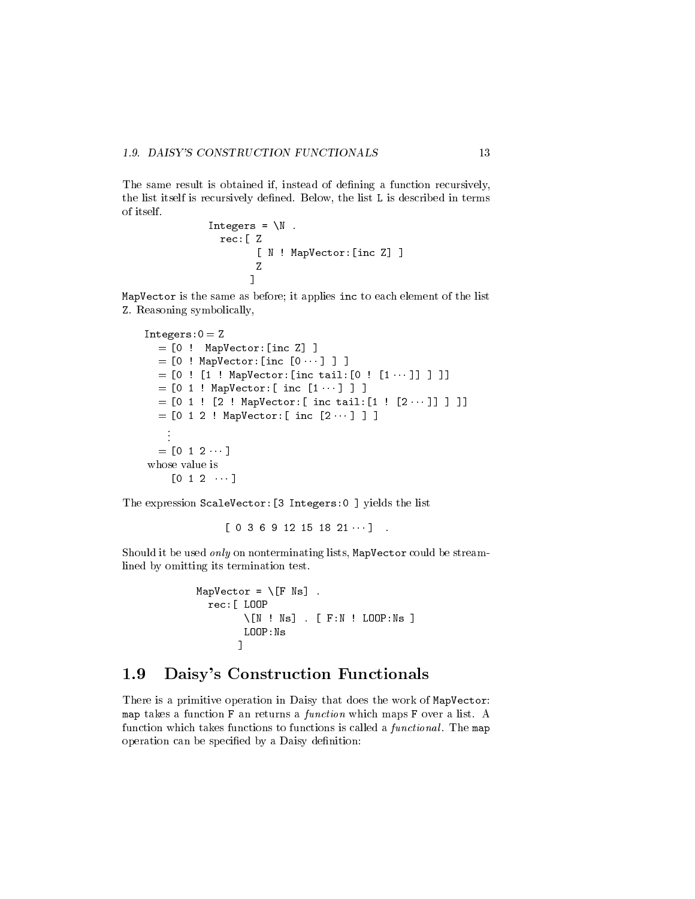The same result is obtained if, instead of defining a function recursively, the list itself is recursively defined. Below, the list L is described in terms of itself.

```
Integers = \N .
  rec:[ Z
        [ N ! MapVector:[inc Z] ]
        Z
       ]
```

MapVector is the same as before; it applies inc to each element of the list Z. Reasoning symbolically,

```
Integers:0 = Z
   = [0 !  MapVector:[inc Z] ]
   = [0 ! MapVector:[inc [0 ···] ] ]
   = [0 ! [1 ! MapVector:[inc tail:[0 ! [1 ···]] ] ]]
   = [0 1 ! MapVector:[ inc [1 ···] ] ]
   = [0 1 ! [2 ! MapVector:[ inc tail:[1 ! [2 ···]] ] ]]
   = [0 1 2 ! MapVector:[ inc [2 ···] ] ]
     ⋮
   = [0 1 2 ···]
 whose value is
     [0 1 2  ···]
```

The expression ScaleVector:[3 Integers:0 ] yields the list

```
[ 0 3 6 9 12 15 18 21 ··· ]  .
```

Should it be used *only* on nonterminating lists, MapVector could be streamlined by omitting its termination test.

```
MapVector = \[F Ns] .
  rec:[ LOOP
        \[N ! Ns] . [ F:N ! LOOP:Ns ]
        LOOP:Ns
       ]
```

## 1.9 Daisy's Construction Functionals

There is a primitive operation in Daisy that does the work of MapVector: map takes a function F an returns a *function* which maps F over a list. A function which takes functions to functions is called a *functional*. The map operation can be specified by a Daisy definition: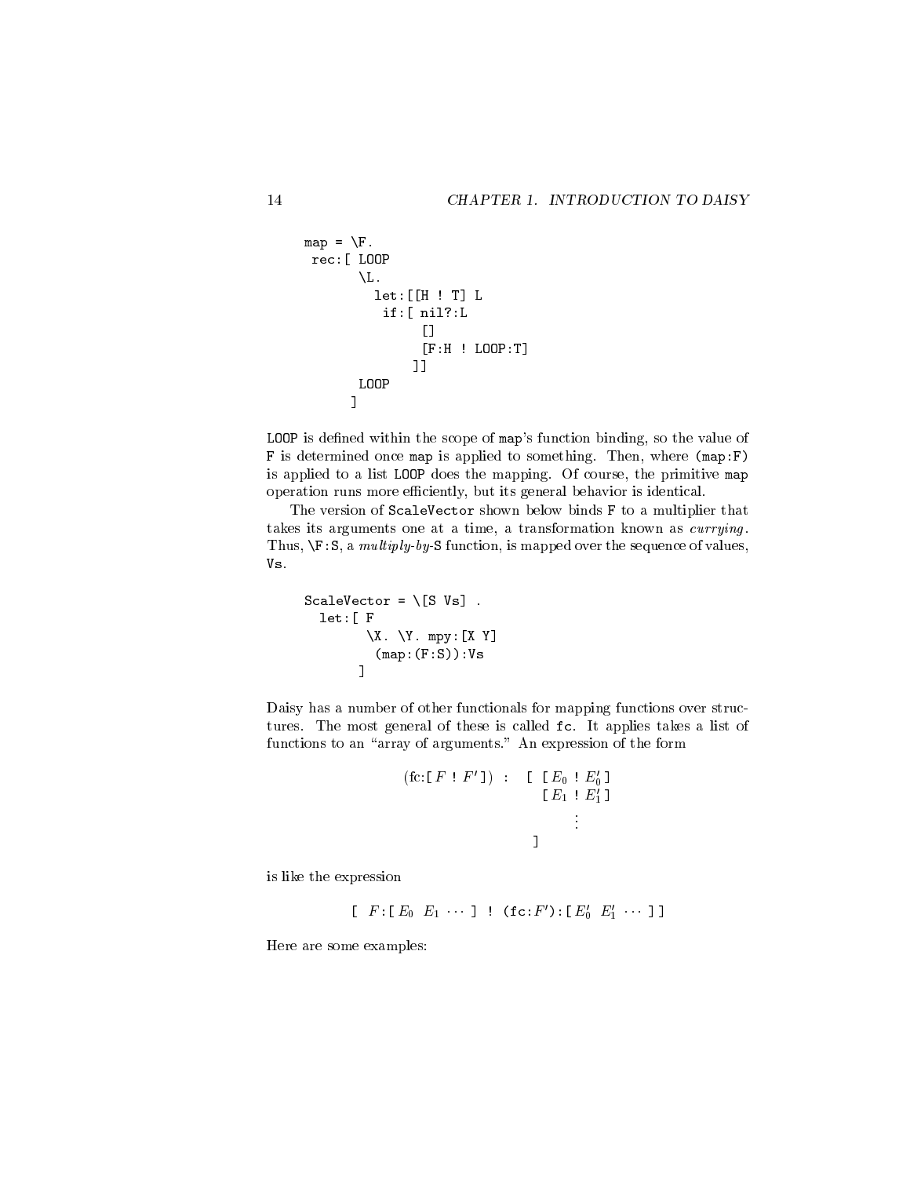```
map = \F.
 rec:[ LOOP
      \L.
        let:[[H ! T] L
         if:[ nil?:L
              []
              [F:H ! LOOP:T]
             ]]
      LOOP
     ]
```

LOOP is defined within the scope of map's function binding, so the value of F is determined once map is applied to something. Then, where (map:F) is applied to a list LOOP does the mapping. Of course, the primitive map operation runs more efficiently, but its general behavior is identical.

The version of ScaleVector shown below binds F to a multiplier that takes its arguments one at a time, a transformation known as *currying*. Thus, \F:S, a *multiply-by-*S function, is mapped over the sequence of values, Vs.

```
ScaleVector = \[S Vs] .
  let:[ F
        \X. \Y. mpy:[X Y]
         (map:(F:S)):Vs
      ]
```

Daisy has a number of other functionals for mapping functions over structures. The most general of these is called fc. It applies takes a list of functions to an "array of arguments." An expression of the form

$$
(\text{fc:}[\,F \;!\; F'\,]) \;:\; \begin{array}{l} [\;[\,E_0 \;!\; E_0'\,] \\ \quad [\,E_1 \;!\; E_1'\,] \\ \qquad \vdots \\ \;] \end{array}
$$

is like the expression

$$
[\;\; F\text{:}[\,E_0 \;\; E_1 \; \cdots\,] \;\; ! \;\; (\texttt{fc}\text{:}F')\text{:}[\,E_0' \;\; E_1' \; \cdots\,]\,]
$$

Here are some examples: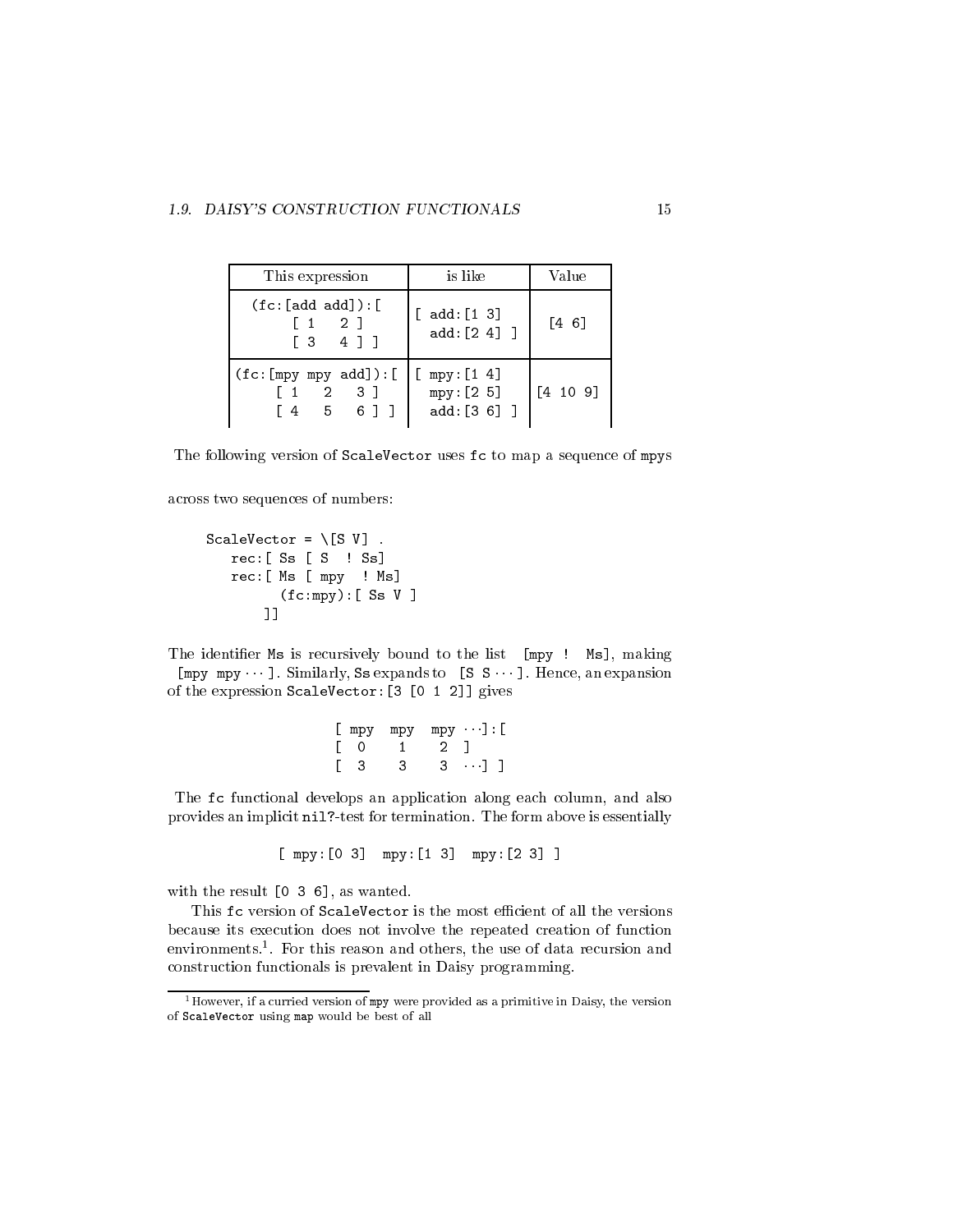| This expression | is like | Value |
|---|---|---|
| `(fc:[add add]):[ [ 1 2 ] [ 3 4 ] ]` | `[ add:[1 3] add:[2 4] ]` | `[4 6]` |
| `(fc:[mpy mpy add]):[ [ 1 2 3 ] [ 4 5 6 ] ]` | `[ mpy:[1 4] mpy:[2 5] add:[3 6] ]` | `[4 10 9]` |

The following version of `ScaleVector` uses `fc` to map a sequence of `mpy`s across two sequences of numbers:

```
ScaleVector = \[S V] .
   rec:[ Ss [ S  ! Ss]
   rec:[ Ms [ mpy  ! Ms]
        (fc:mpy):[ Ss V ]
      ]]
```

The identifier `Ms` is recursively bound to the list `[mpy ! Ms]`, making `[mpy mpy ··· ]`. Similarly, `Ss` expands to `[S S ··· ]`. Hence, an expansion of the expression `ScaleVector:[3 [0 1 2]]` gives

```
[ mpy  mpy  mpy ···]:[
[  0    1    2  ]
[  3    3    3  ···] ]
```

The `fc` functional develops an application along each column, and also provides an implicit `nil?`-test for termination. The form above is essentially

```
[ mpy:[0 3]  mpy:[1 3]  mpy:[2 3] ]
```

with the result `[0 3 6]`, as wanted.

This `fc` version of `ScaleVector` is the most efficient of all the versions because its execution does not involve the repeated creation of function environments.[1]. For this reason and others, the use of data recursion and construction functionals is prevalent in Daisy programming.

---

[1] However, if a curried version of `mpy` were provided as a primitive in Daisy, the version of `ScaleVector` using `map` would be best of all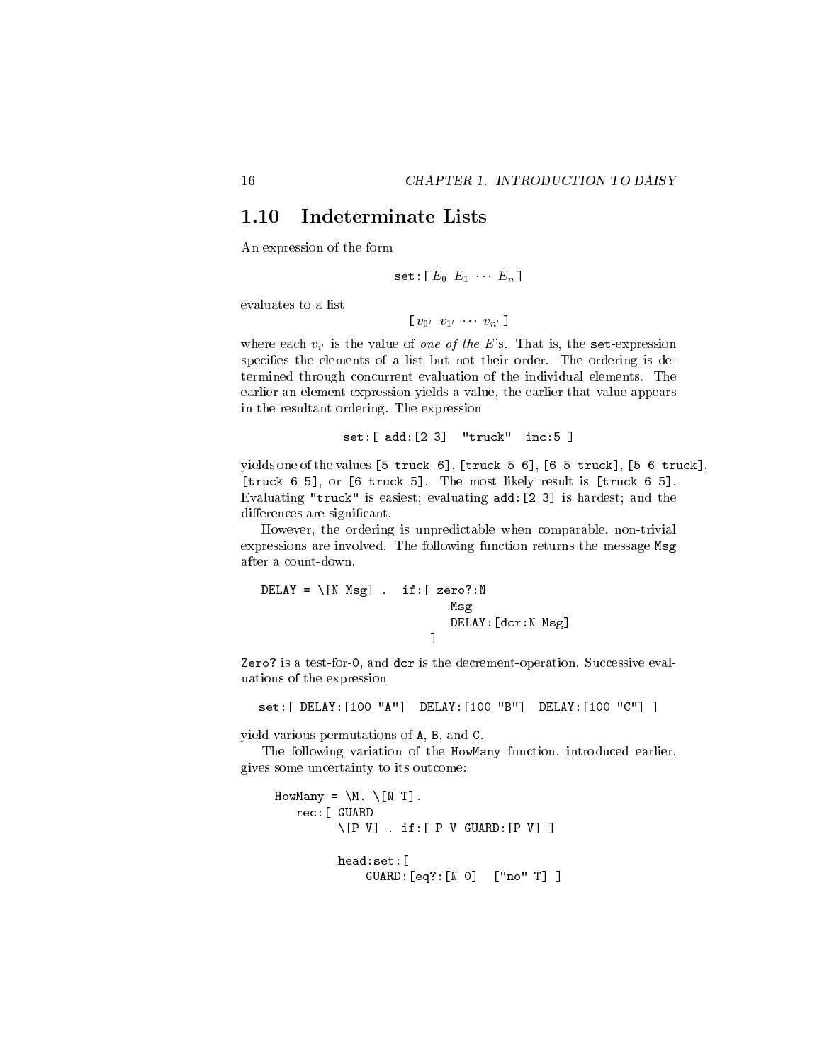## 1.10 Indeterminate Lists

An expression of the form

$$\texttt{set:[}\ E_0\ \ E_1\ \ \cdots\ \ E_n\ \texttt{]}$$

evaluates to a list

$$\texttt{[}\ v_{0'}\ \ v_{1'}\ \ \cdots\ \ v_{n'}\ \texttt{]}$$

where each $v_{i'}$ is the value of *one of the E*'s. That is, the `set`-expression specifies the elements of a list but not their order. The ordering is determined through concurrent evaluation of the individual elements. The earlier an element-expression yields a value, the earlier that value appears in the resultant ordering. The expression

```
set:[ add:[2 3]  "truck"  inc:5 ]
```

yields one of the values `[5 truck 6]`, `[truck 5 6]`, `[6 5 truck]`, `[5 6 truck]`, `[truck 6 5]`, or `[6 truck 5]`. The most likely result is `[truck 6 5]`. Evaluating `"truck"` is easiest; evaluating `add:[2 3]` is hardest; and the differences are significant.

However, the ordering is unpredictable when comparable, non-trivial expressions are involved. The following function returns the message `Msg` after a count-down.

```
DELAY = \[N Msg] .  if:[ zero?:N
                         Msg
                         DELAY:[dcr:N Msg]
                       ]
```

`Zero?` is a test-for-0, and `dcr` is the decrement-operation. Successive evaluations of the expression

```
set:[ DELAY:[100 "A"]  DELAY:[100 "B"]  DELAY:[100 "C"] ]
```

yield various permutations of `A`, `B`, and `C`.

The following variation of the `HowMany` function, introduced earlier, gives some uncertainty to its outcome:

```
HowMany = \M. \[N T].
   rec:[ GUARD
         \[P V] . if:[ P V GUARD:[P V] ]

         head:set:[
             GUARD:[eq?:[N 0]  ["no" T] ]
```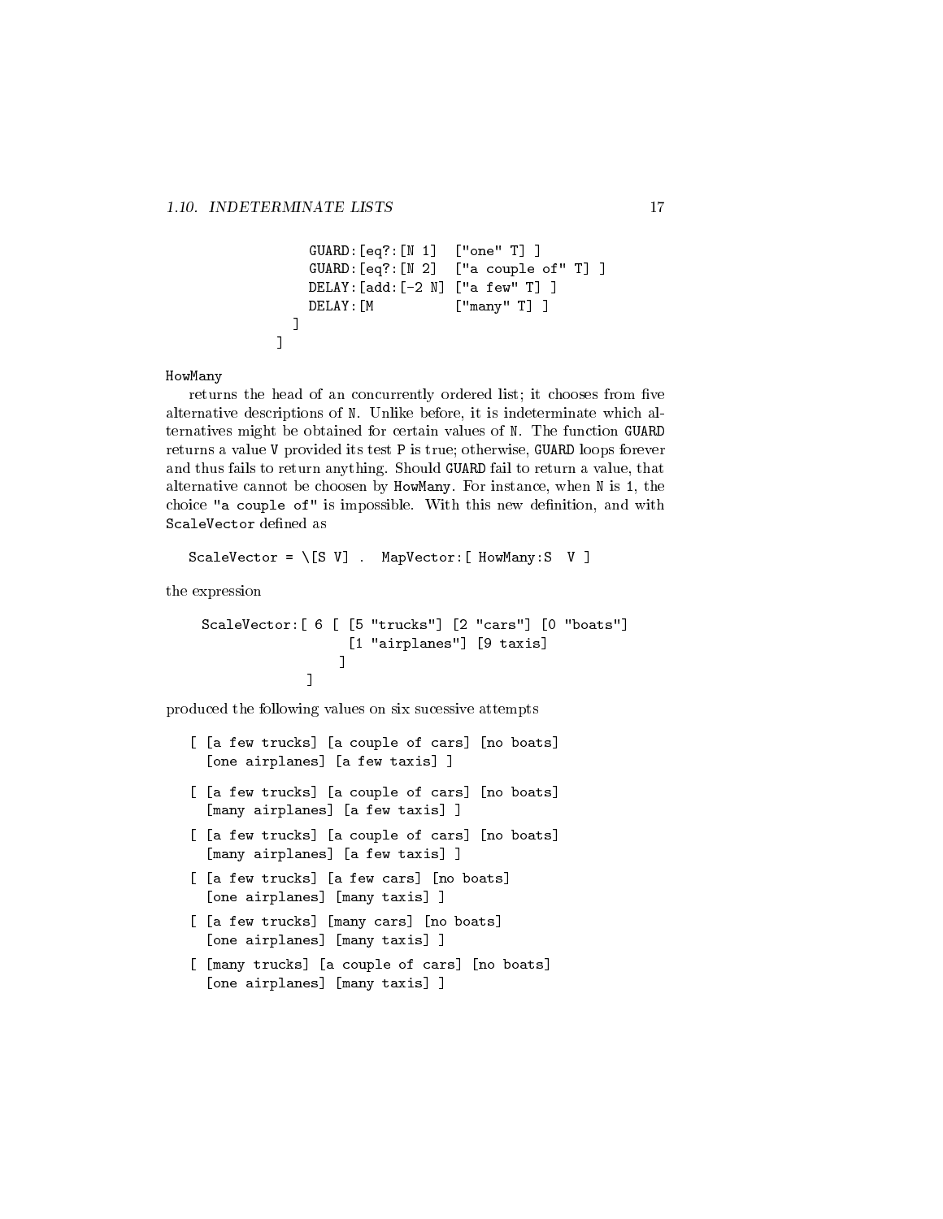```
                GUARD:[eq?:[N 1]  ["one" T] ]
                GUARD:[eq?:[N 2]  ["a couple of" T] ]
                DELAY:[add:[-2 N] ["a few" T] ]
                DELAY:[M          ["many" T] ]
              ]
            ]
```

`HowMany` returns the head of an concurrently ordered list; it chooses from five alternative descriptions of `N`. Unlike before, it is indeterminate which alternatives might be obtained for certain values of `N`. The function `GUARD` returns a value `V` provided its test `P` is true; otherwise, `GUARD` loops forever and thus fails to return anything. Should `GUARD` fail to return a value, that alternative cannot be choosen by `HowMany`. For instance, when `N` is 1, the choice `"a couple of"` is impossible. With this new definition, and with `ScaleVector` defined as

```
ScaleVector = \[S V] .  MapVector:[ HowMany:S  V ]
```

the expression

```
ScaleVector:[ 6 [ [5 "trucks"] [2 "cars"] [0 "boats"]
                  [1 "airplanes"] [9 taxis]
                ]
            ]
```

produced the following values on six sucessive attempts

```
[ [a few trucks] [a couple of cars] [no boats]
  [one airplanes] [a few taxis] ]

[ [a few trucks] [a couple of cars] [no boats]
  [many airplanes] [a few taxis] ]

[ [a few trucks] [a couple of cars] [no boats]
  [many airplanes] [a few taxis] ]

[ [a few trucks] [a few cars] [no boats]
  [one airplanes] [many taxis] ]

[ [a few trucks] [many cars] [no boats]
  [one airplanes] [many taxis] ]

[ [many trucks] [a couple of cars] [no boats]
  [one airplanes] [many taxis] ]
```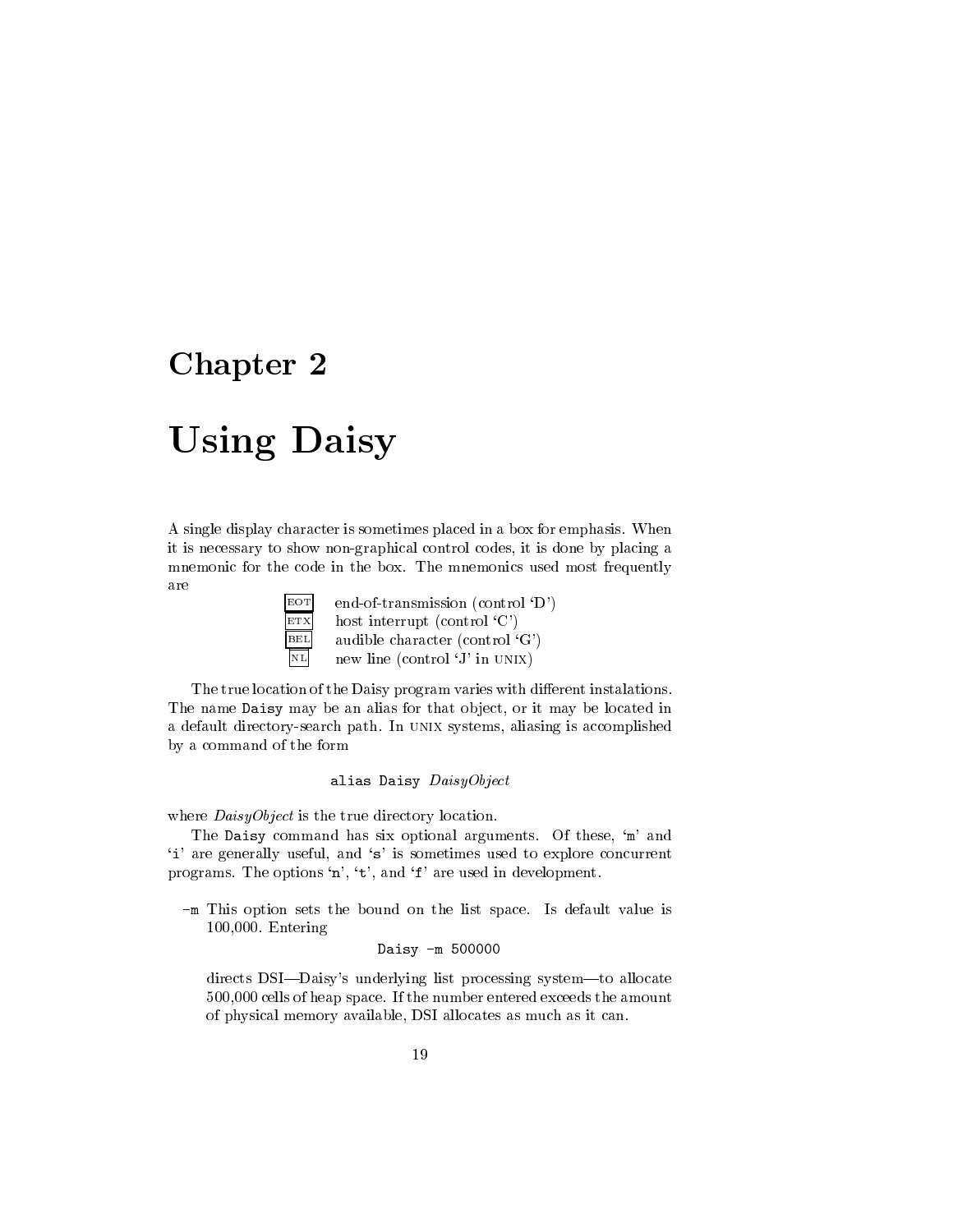# Chapter 2

# Using Daisy

A single display character is sometimes placed in a box for emphasis. When it is necessary to show non-graphical control codes, it is done by placing a mnemonic for the code in the box. The mnemonics used most frequently are

| | |
|---|---|
| EOT | end-of-transmission (control 'D') |
| ETX | host interrupt (control 'C') |
| BEL | audible character (control 'G') |
| NL | new line (control 'J' in UNIX) |

The true location of the Daisy program varies with different instalations. The name `Daisy` may be an alias for that object, or it may be located in a default directory-search path. In UNIX systems, aliasing is accomplished by a command of the form

`alias Daisy` *DaisyObject*

where *DaisyObject* is the true directory location.

The `Daisy` command has six optional arguments. Of these, '`m`' and '`i`' are generally useful, and '`s`' is sometimes used to explore concurrent programs. The options '`n`', '`t`', and '`f`' are used in development.

`-m` This option sets the bound on the list space. Is default value is 100,000. Entering

```
Daisy -m 500000
```

directs DSI—Daisy's underlying list processing system—to allocate 500,000 cells of heap space. If the number entered exceeds the amount of physical memory available, DSI allocates as much as it can.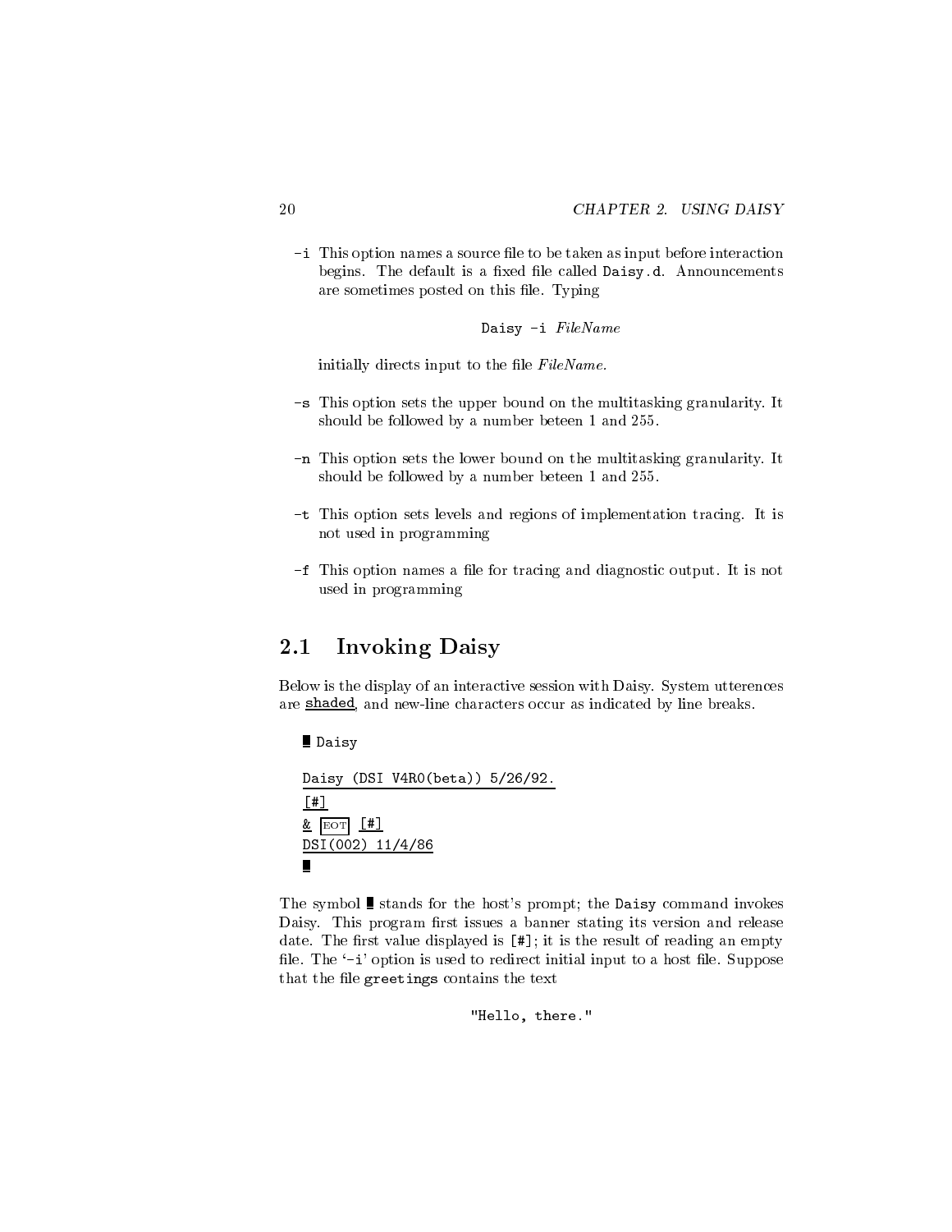-i This option names a source file to be taken as input before interaction begins. The default is a fixed file called `Daisy.d`. Announcements are sometimes posted on this file. Typing

```
Daisy -i FileName
```

initially directs input to the file *FileName*.

-s This option sets the upper bound on the multitasking granularity. It should be followed by a number beteen 1 and 255.

-n This option sets the lower bound on the multitasking granularity. It should be followed by a number beteen 1 and 255.

-t This option sets levels and regions of implementation tracing. It is not used in programming

-f This option names a file for tracing and diagnostic output. It is not used in programming

## 2.1 Invoking Daisy

Below is the display of an interactive session with Daisy. System utterences are shaded, and new-line characters occur as indicated by line breaks.

```
█ Daisy

Daisy (DSI V4R0(beta)) 5/26/92.
[#]
& EOT [#]
DSI(002) 11/4/86
█
```

The symbol █ stands for the host's prompt; the `Daisy` command invokes Daisy. This program first issues a banner stating its version and release date. The first value displayed is `[#]`; it is the result of reading an empty file. The '-i' option is used to redirect initial input to a host file. Suppose that the file `greetings` contains the text

```
"Hello, there."
```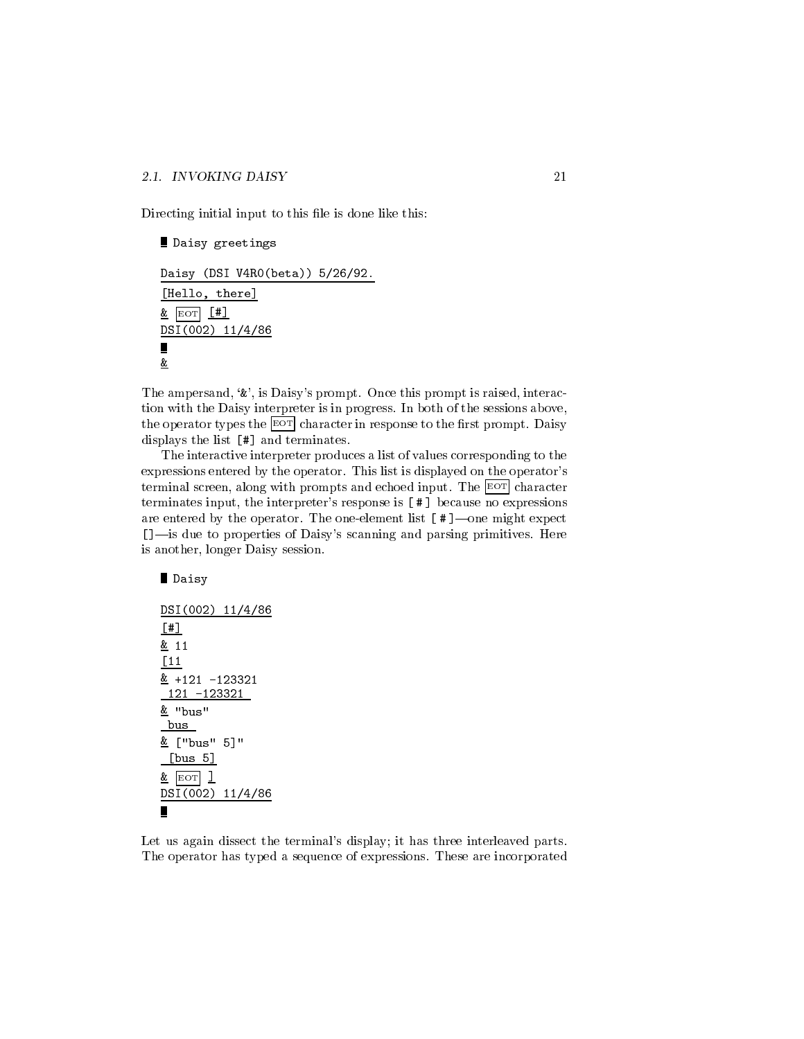Directing initial input to this file is done like this:

```
▮ Daisy greetings

Daisy (DSI V4R0(beta)) 5/26/92.
[Hello, there]
& EOT [#]
DSI(002) 11/4/86
▮
&
```

The ampersand, '&', is Daisy's prompt. Once this prompt is raised, interaction with the Daisy interpreter is in progress. In both of the sessions above, the operator types the EOT character in response to the first prompt. Daisy displays the list [#] and terminates.

The interactive interpreter produces a list of values corresponding to the expressions entered by the operator. This list is displayed on the operator's terminal screen, along with prompts and echoed input. The EOT character terminates input, the interpreter's response is [#] because no expressions are entered by the operator. The one-element list [#]—one might expect []—is due to properties of Daisy's scanning and parsing primitives. Here is another, longer Daisy session.

```
▮ Daisy

DSI(002) 11/4/86
[#]
& 11
[11
& +121 -123321
 121 -123321
& "bus"
 bus
& ["bus" 5]"
 [bus 5]
& EOT ]
DSI(002) 11/4/86
▮
```

Let us again dissect the terminal's display; it has three interleaved parts. The operator has typed a sequence of expressions. These are incorporated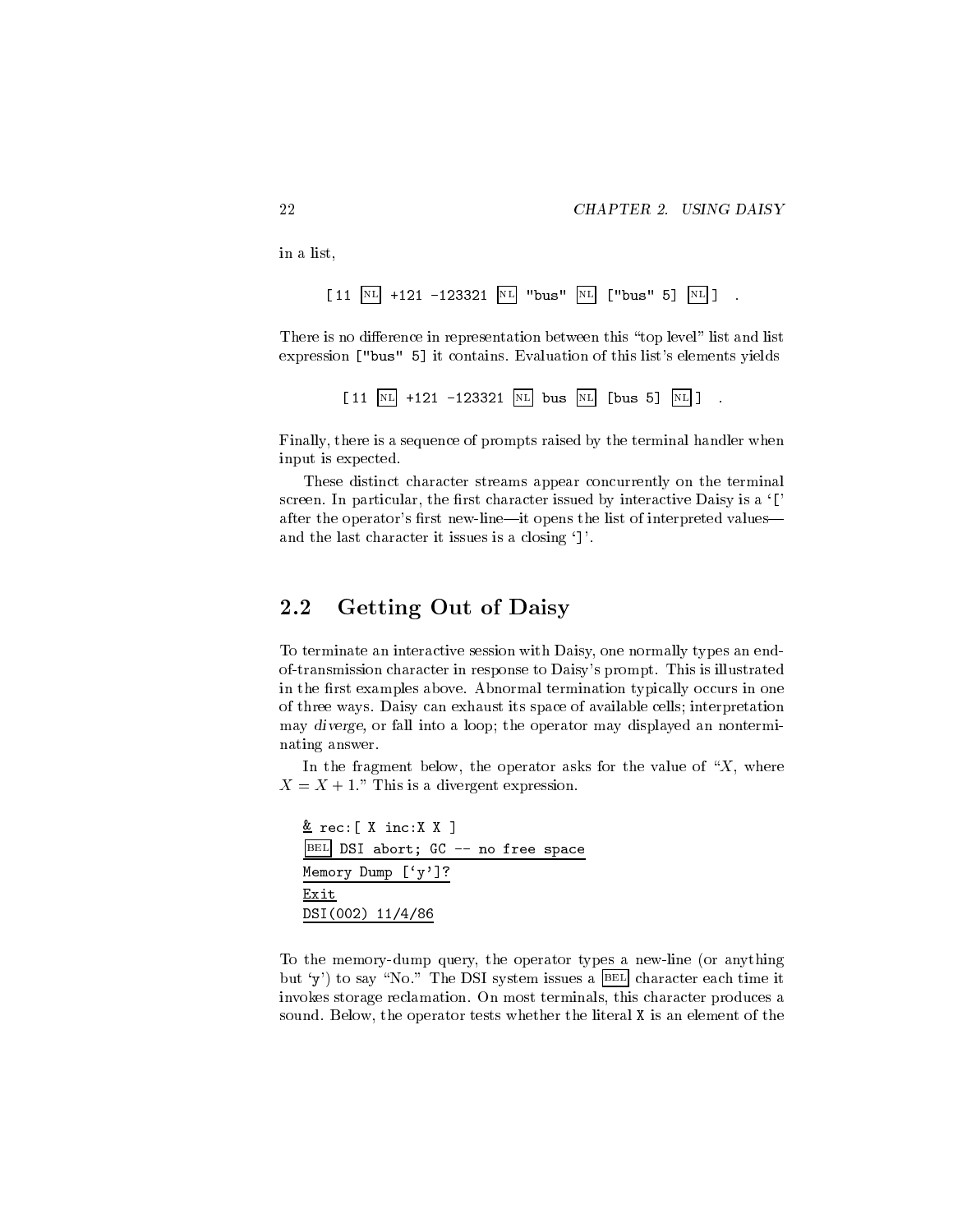in a list,

```
[11 NL +121 -123321 NL "bus" NL ["bus" 5] NL ]   .
```

There is no difference in representation between this "top level" list and list expression ["bus" 5] it contains. Evaluation of this list's elements yields

```
[11 NL +121 -123321 NL bus NL [bus 5] NL ]   .
```

Finally, there is a sequence of prompts raised by the terminal handler when input is expected.

These distinct character streams appear concurrently on the terminal screen. In particular, the first character issued by interactive Daisy is a '[' after the operator's first new-line—it opens the list of interpreted values—and the last character it issues is a closing ']'.

## 2.2 Getting Out of Daisy

To terminate an interactive session with Daisy, one normally types an end-of-transmission character in response to Daisy's prompt. This is illustrated in the first examples above. Abnormal termination typically occurs in one of three ways. Daisy can exhaust its space of available cells; interpretation may *diverge*, or fall into a loop; the operator may displayed an nonterminating answer.

In the fragment below, the operator asks for the value of "$X$, where $X = X + 1$." This is a divergent expression.

```
& rec:[ X inc:X X ]
BEL DSI abort; GC -- no free space
Memory Dump ['y']?
Exit
DSI(002) 11/4/86
```

To the memory-dump query, the operator types a new-line (or anything but 'y') to say "No." The DSI system issues a BEL character each time it invokes storage reclamation. On most terminals, this character produces a sound. Below, the operator tests whether the literal X is an element of the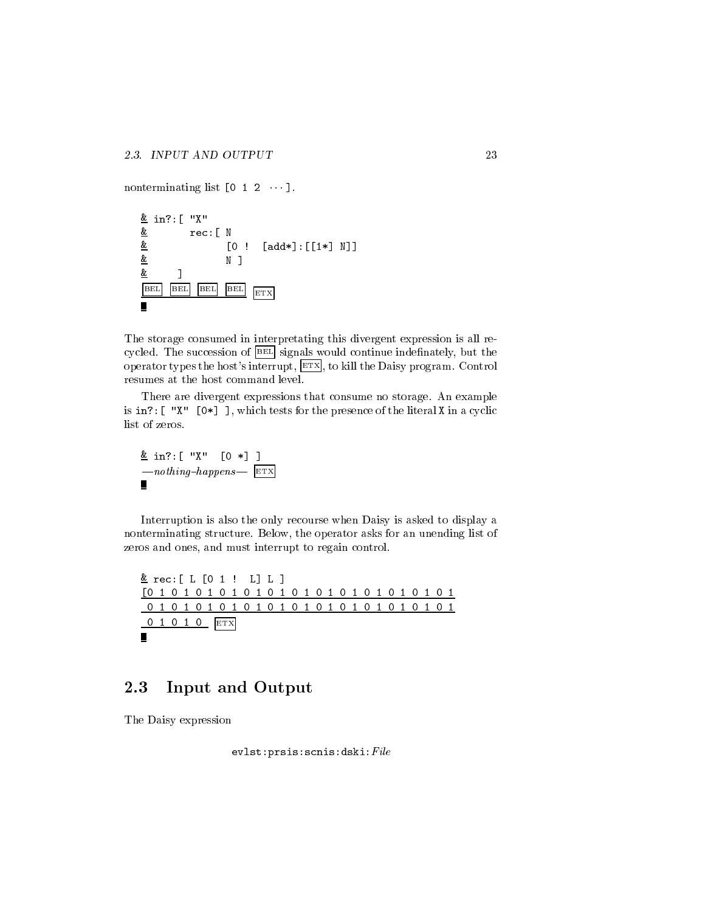nonterminating list [0 1 2 ···].

```
& in?:[ "X"
&       rec:[ N
&             [0 !  [add*]:[[1*] N]]
&             N ]
&     ]
BEL  BEL  BEL  BEL  ETX
█
```

The storage consumed in interpretating this divergent expression is all recycled. The succession of BEL signals would continue indefinately, but the operator types the host's interrupt, ETX, to kill the Daisy program. Control resumes at the host command level.

There are divergent expressions that consume no storage. An example is in?:[ "X" [0*] ], which tests for the presence of the literal X in a cyclic list of zeros.

```
& in?:[ "X"  [0 *] ]
—nothing–happens—  ETX
█
```

Interruption is also the only recourse when Daisy is asked to display a nonterminating structure. Below, the operator asks for an unending list of zeros and ones, and must interrupt to regain control.

```
& rec:[ L [0 1 !  L] L ]
[0 1 0 1 0 1 0 1 0 1 0 1 0 1 0 1 0 1 0 1 0 1 0 1 0 1 0 1
 0 1 0 1 0 1 0 1 0 1 0 1 0 1 0 1 0 1 0 1 0 1 0 1 0 1 0 1
 0 1 0 1 0  ETX
█
```

## 2.3 Input and Output

The Daisy expression

evlst:prsis:scnis:dski:*File*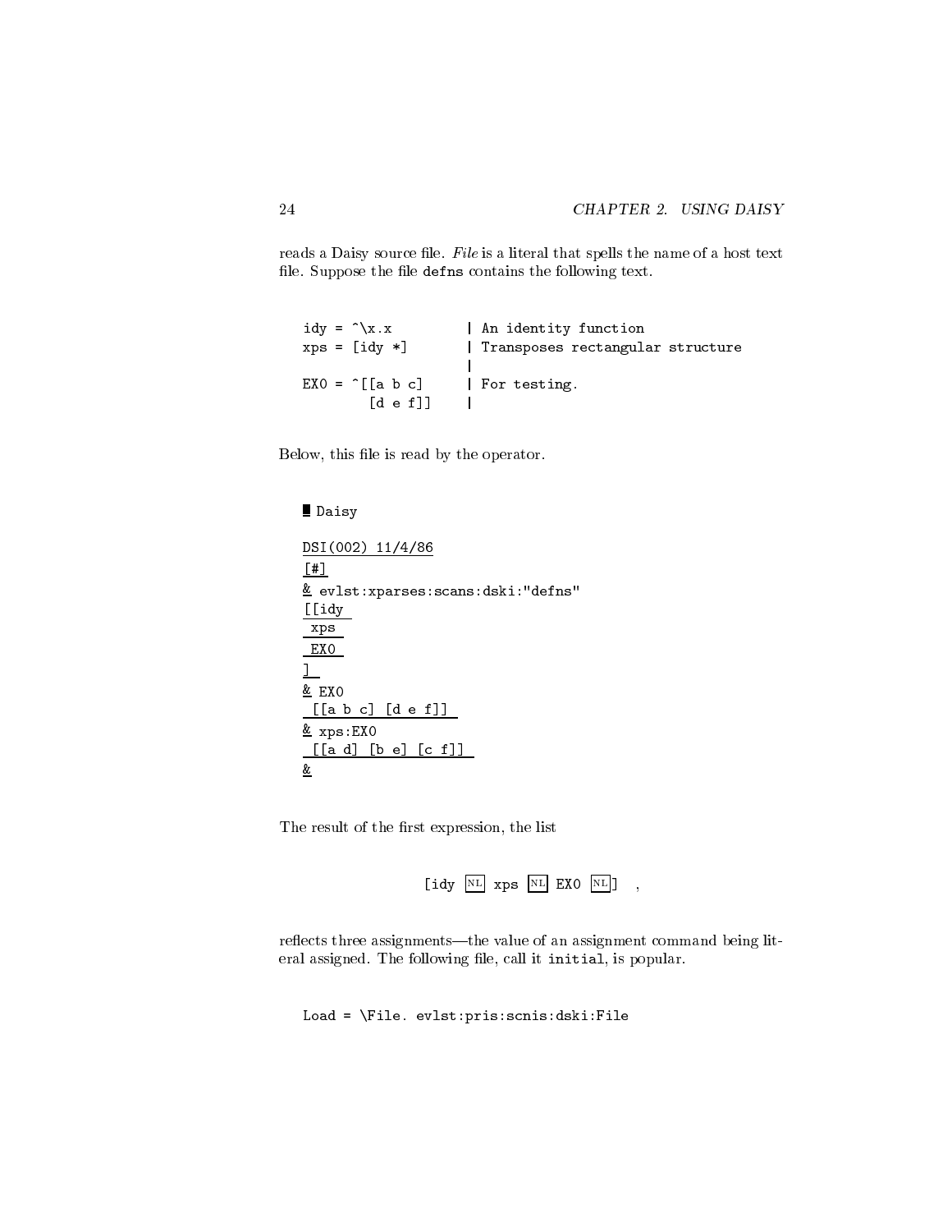reads a Daisy source file. *File* is a literal that spells the name of a host text file. Suppose the file `defns` contains the following text.

```
idy = ^\x.x          | An identity function
xps = [idy *]        | Transposes rectangular structure
                     |
EX0 = ^[[a b c]      | For testing.
        [d e f]]     |
```

Below, this file is read by the operator.

```
█ Daisy

DSI(002) 11/4/86
[#]
& evlst:xparses:scans:dski:"defns"
[[idy
 xps
 EX0
]
& EX0
 [[a b c] [d e f]]
& xps:EX0
 [[a d] [b e] [c f]]
&
```

The result of the first expression, the list

[idy NL xps NL EX0 NL] ,

reflects three assignments—the value of an assignment command being literal assigned. The following file, call it `initial`, is popular.

```
Load = \File. evlst:pris:scnis:dski:File
```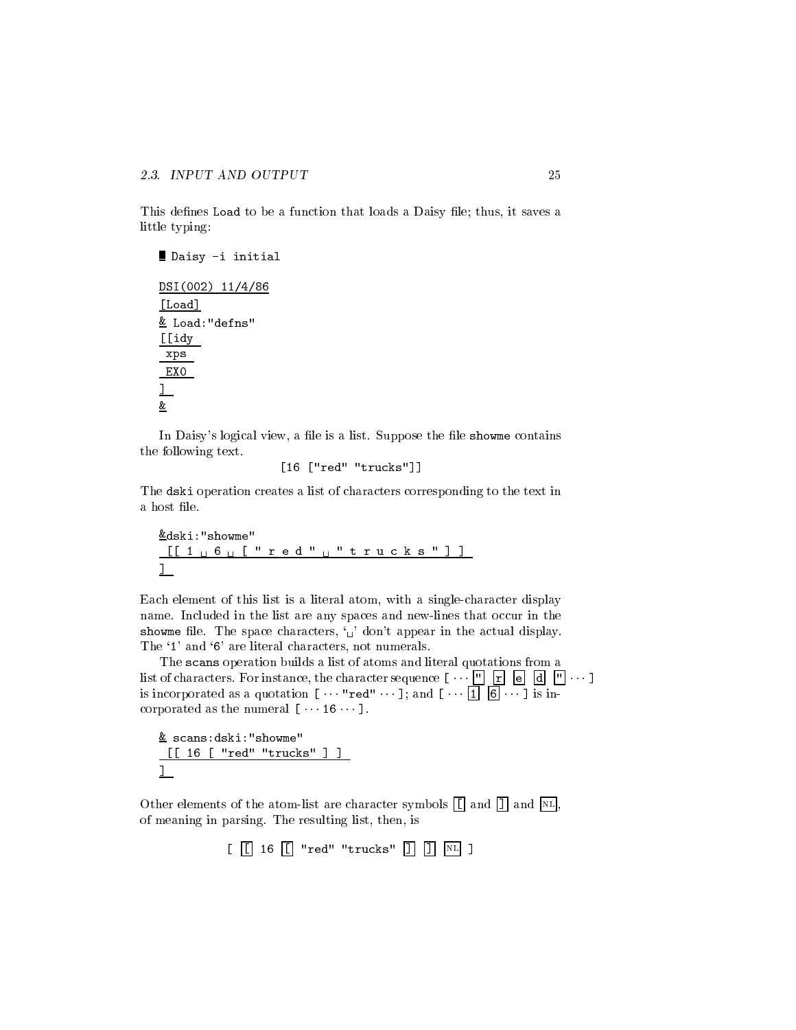This defines Load to be a function that loads a Daisy file; thus, it saves a little typing:

```
█ Daisy -i initial

DSI(002) 11/4/86
[Load]
& Load:"defns"
[[idy
 xps
 EX0
]
&
```

In Daisy's logical view, a file is a list. Suppose the file showme contains the following text.

```
[16 ["red" "trucks"]]
```

The dski operation creates a list of characters corresponding to the text in a host file.

```
&dski:"showme"
 [[ 1 ␣ 6 ␣ [ " r e d " ␣ " t r u c k s " ] ]
]
```

Each element of this list is a literal atom, with a single-character display name. Included in the list are any spaces and new-lines that occur in the showme file. The space characters, '␣' don't appear in the actual display. The '1' and '6' are literal characters, not numerals.

The scans operation builds a list of atoms and literal quotations from a list of characters. For instance, the character sequence [ ··· " r e d " ··· ] is incorporated as a quotation [ ··· "red" ··· ]; and [ ··· 1 6 ··· ] is incorporated as the numeral [ ··· 16 ··· ].

```
& scans:dski:"showme"
 [[ 16 [ "red" "trucks" ] ]
]
```

Other elements of the atom-list are character symbols [ and ] and NL, of meaning in parsing. The resulting list, then, is

```
[ [ 16 [ "red" "trucks" ] ] NL ]
```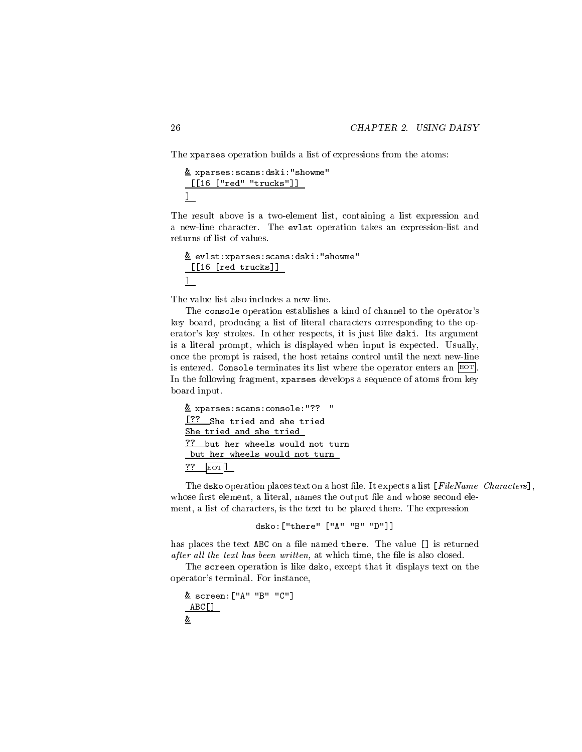The xparses operation builds a list of expressions from the atoms:

```
& xparses:scans:dski:"showme"
 [[16 ["red" "trucks"]]
]
```

The result above is a two-element list, containing a list expression and a new-line character. The evlst operation takes an expression-list and returns of list of values.

```
& evlst:xparses:scans:dski:"showme"
 [[16 [red trucks]]
]
```

The value list also includes a new-line.

The console operation establishes a kind of channel to the operator's key board, producing a list of literal characters corresponding to the operator's key strokes. In other respects, it is just like dski. Its argument is a literal prompt, which is displayed when input is expected. Usually, once the prompt is raised, the host retains control until the next new-line is entered. Console terminates its list where the operator enters an EOT. In the following fragment, xparses develops a sequence of atoms from key board input.

```
& xparses:scans:console:"??  "
[??  She tried and she tried
She tried and she tried
??  but her wheels would not turn
 but her wheels would not turn
??  EOT]
```

The dsko operation places text on a host file. It expects a list [*FileName Characters*], whose first element, a literal, names the output file and whose second element, a list of characters, is the text to be placed there. The expression

```
dsko:["there" ["A" "B" "D"]]
```

has places the text ABC on a file named there. The value [] is returned *after all the text has been written,* at which time, the file is also closed.

The screen operation is like dsko, except that it displays text on the operator's terminal. For instance,

```
& screen:["A" "B" "C"]
 ABC[]
&
```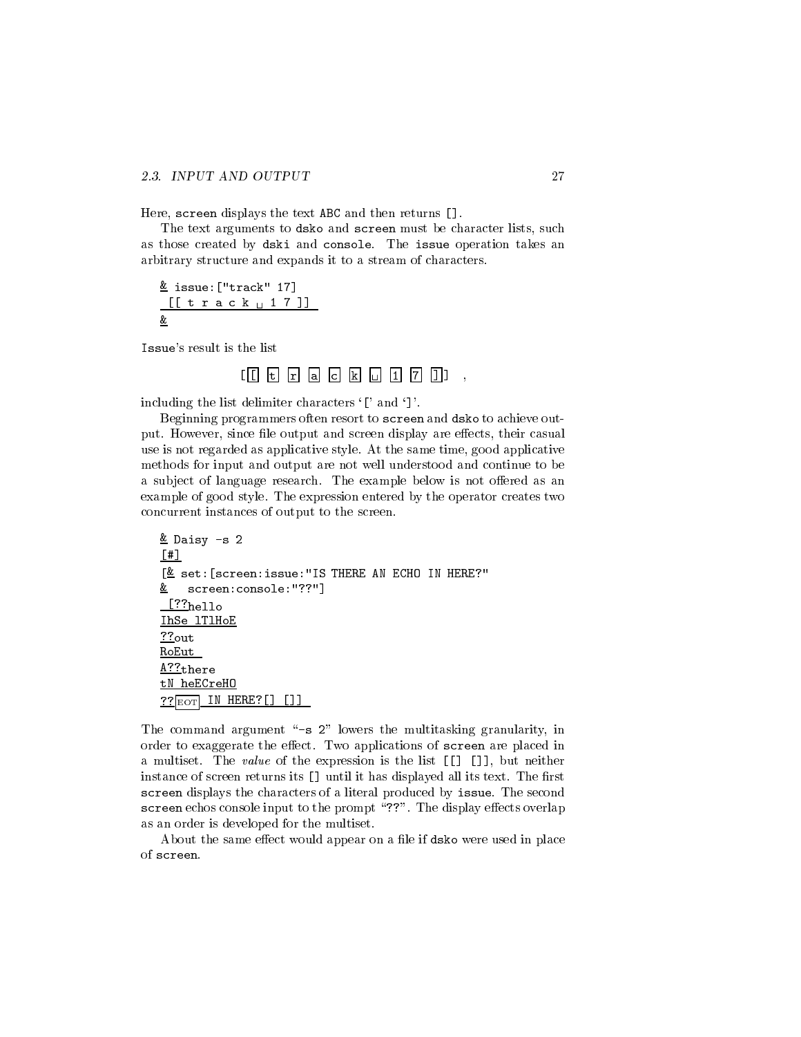Here, `screen` displays the text `ABC` and then returns `[]`.

The text arguments to `dsko` and `screen` must be character lists, such as those created by `dski` and `console`. The `issue` operation takes an arbitrary structure and expands it to a stream of characters.

```
& issue:["track" 17]
 [[ t r a c k ␣ 1 7 ]]
&
```

`Issue`'s result is the list

[ [ t r a c k ␣ 1 7 ] ] ,

including the list delimiter characters '[' and ']'.

Beginning programmers often resort to `screen` and `dsko` to achieve output. However, since file output and screen display are effects, their casual use is not regarded as applicative style. At the same time, good applicative methods for input and output are not well understood and continue to be a subject of language research. The example below is not offered as an example of good style. The expression entered by the operator creates two concurrent instances of output to the screen.

```
& Daisy -s 2
[#]
[& set:[screen:issue:"IS THERE AN ECHO IN HERE?"
&   screen:console:"??"]
 [??hello
IhSe lTlHoE
??out
RoEut
A??there
tN heECreHO
??EOT IN HERE?[] []]
```

The command argument "-s 2" lowers the multitasking granularity, in order to exaggerate the effect. Two applications of `screen` are placed in a multiset. The *value* of the expression is the list `[[] []]`, but neither instance of screen returns its `[]` until it has displayed all its text. The first `screen` displays the characters of a literal produced by `issue`. The second `screen` echos console input to the prompt "??". The display effects overlap as an order is developed for the multiset.

About the same effect would appear on a file if `dsko` were used in place of `screen`.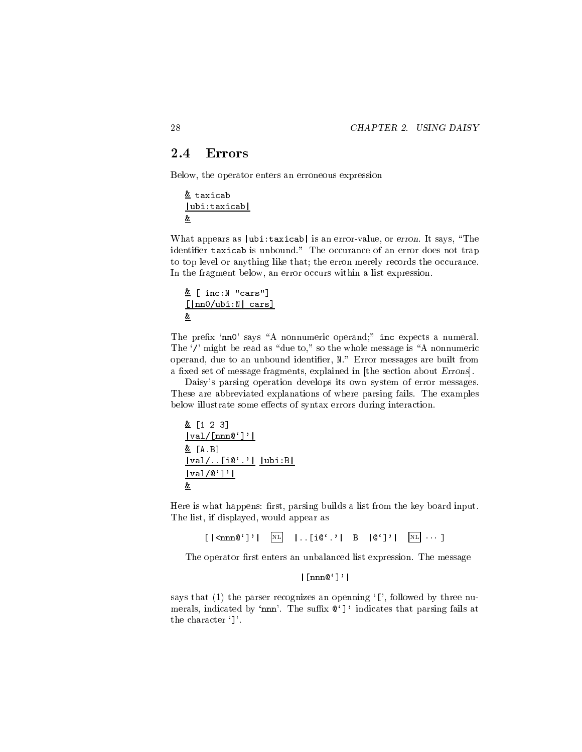## 2.4 Errors

Below, the operator enters an erroneous expression

```
& taxicab
|ubi:taxicab|
&
```

What appears as `|ubi:taxicab|` is an error-value, or *erron*. It says, "The identifier `taxicab` is unbound." The occurance of an error does not trap to top level or anything like that; the erron merely records the occurance. In the fragment below, an error occurs within a list expression.

```
& [ inc:N "cars"]
[|nn0/ubi:N| cars]
&
```

The prefix '`nn0`' says "A nonnumeric operand;" `inc` expects a numeral. The '`/`' might be read as "due to," so the whole message is "A nonnumeric operand, due to an unbound identifier, `N`." Error messages are built from a fixed set of message fragments, explained in [the section about *Errons*].

Daisy's parsing operation develops its own system of error messages. These are abbreviated explanations of where parsing fails. The examples below illustrate some effects of syntax errors during interaction.

```
& [1 2 3]
|val/[nnn@`]'|
& [A.B]
|val/..[i@`.'| |ubi:B|
|val/@`]'|
&
```

Here is what happens: first, parsing builds a list from the key board input. The list, if displayed, would appear as

```
[ |<nnn@`]'|  NL  |..[i@`.'|  B  |@`]'|  NL  ··· ]
```

The operator first enters an unbalanced list expression. The message

```
|[nnn@`]'|
```

says that (1) the parser recognizes an openning '`[`', followed by three numerals, indicated by '`nnn`'. The suffix `@`]'` indicates that parsing fails at the character '`]`'.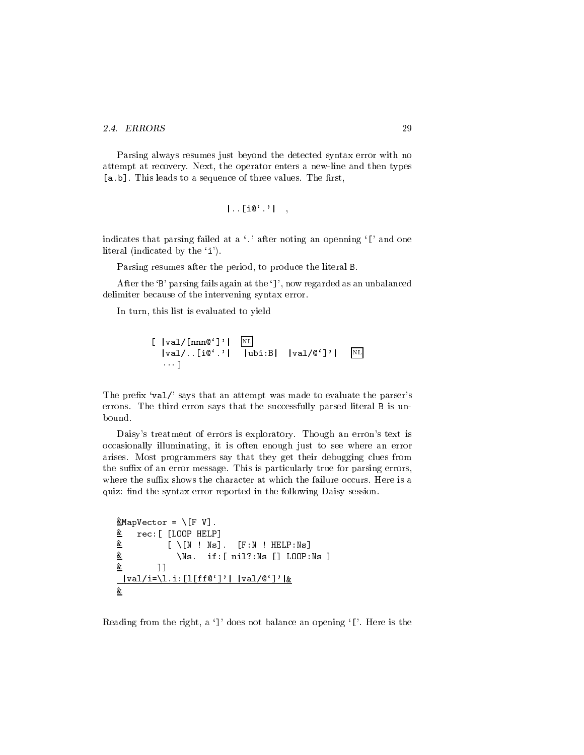Parsing always resumes just beyond the detected syntax error with no attempt at recovery. Next, the operator enters a new-line and then types [a.b]. This leads to a sequence of three values. The first,

```
|..[i@`.'|  ,
```

indicates that parsing failed at a '.' after noting an openning '[' and one literal (indicated by the 'i').

Parsing resumes after the period, to produce the literal B.

After the 'B' parsing fails again at the ']', now regarded as an unbalanced delimiter because of the intervening syntax error.

In turn, this list is evaluated to yield

```
[ |val/[nnn@`]'|  NL
  |val/..[i@`.'|  |ubi:B|  |val/@`]'|   NL
  ...]
```

The prefix 'val/' says that an attempt was made to evaluate the parser's errons. The third erron says that the successfully parsed literal B is unbound.

Daisy's treatment of errors is exploratory. Though an erron's text is occasionally illuminating, it is often enough just to see where an error arises. Most programmers say that they get their debugging clues from the suffix of an error message. This is particularly true for parsing errors, where the suffix shows the character at which the failure occurs. Here is a quiz: find the syntax error reported in the following Daisy session.

```
&MapVector = \[F V].
&   rec:[ [LOOP HELP]
&         [ \[N ! Ns].  [F:N ! HELP:Ns]
&           \Ns.  if:[ nil?:Ns [] LOOP:Ns ]
&       ]]
 |val/i=\l.i:[l[ff@`]'| |val/@`]'|&
&
```

Reading from the right, a ']' does not balance an opening '['. Here is the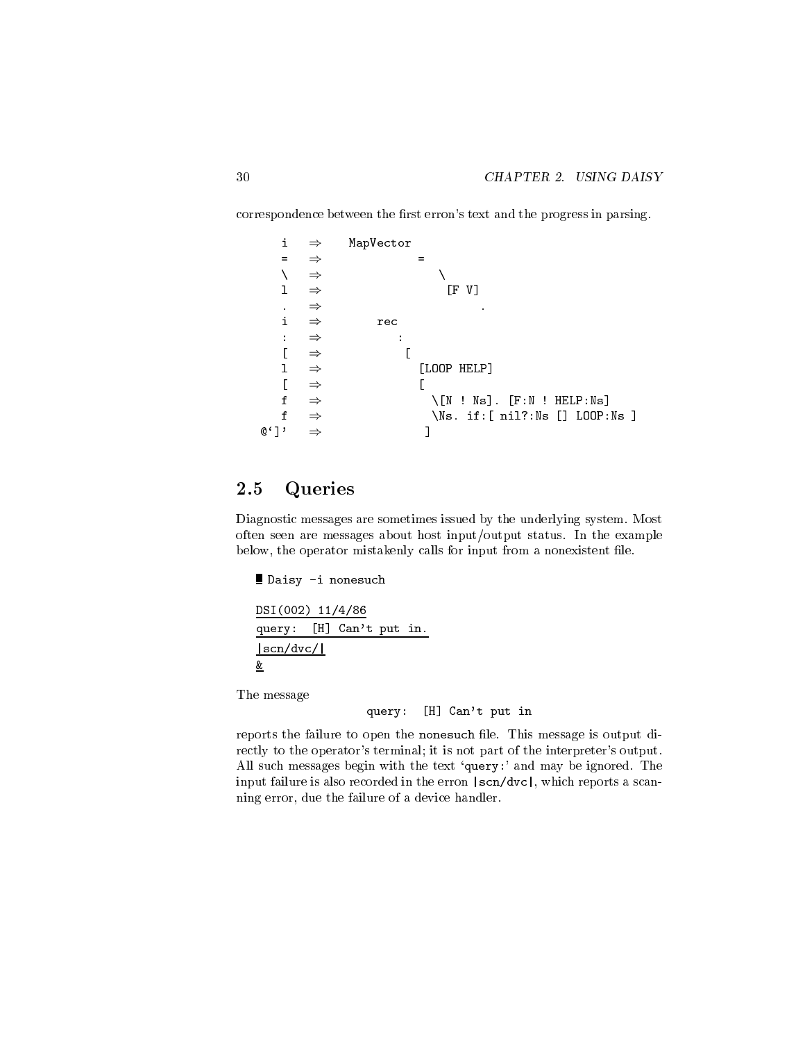correspondence between the first erron's text and the progress in parsing.

```
     i   ⇒   MapVector
     =   ⇒             =
     \   ⇒                 \
     l   ⇒                  [F V]
     .   ⇒                         .
     i   ⇒        rec
     :   ⇒            :
     [   ⇒             [
     l   ⇒               [LOOP HELP]
     [   ⇒               [
     f   ⇒                 \[N ! Ns]. [F:N ! HELP:Ns]
     f   ⇒                 \Ns. if:[ nil?:Ns [] LOOP:Ns ]
  @`]'   ⇒                ]
```

## 2.5 Queries

Diagnostic messages are sometimes issued by the underlying system. Most often seen are messages about host input/output status. In the example below, the operator mistakenly calls for input from a nonexistent file.

```
█ Daisy -i nonesuch

DSI(002) 11/4/86
query:  [H] Can't put in.
|scn/dvc/|
&
```

The message

```
query:  [H] Can't put in
```

reports the failure to open the `nonesuch` file. This message is output directly to the operator's terminal; it is not part of the interpreter's output. All such messages begin with the text '`query:`' and may be ignored. The input failure is also recorded in the erron `|scn/dvc|`, which reports a scanning error, due the failure of a device handler.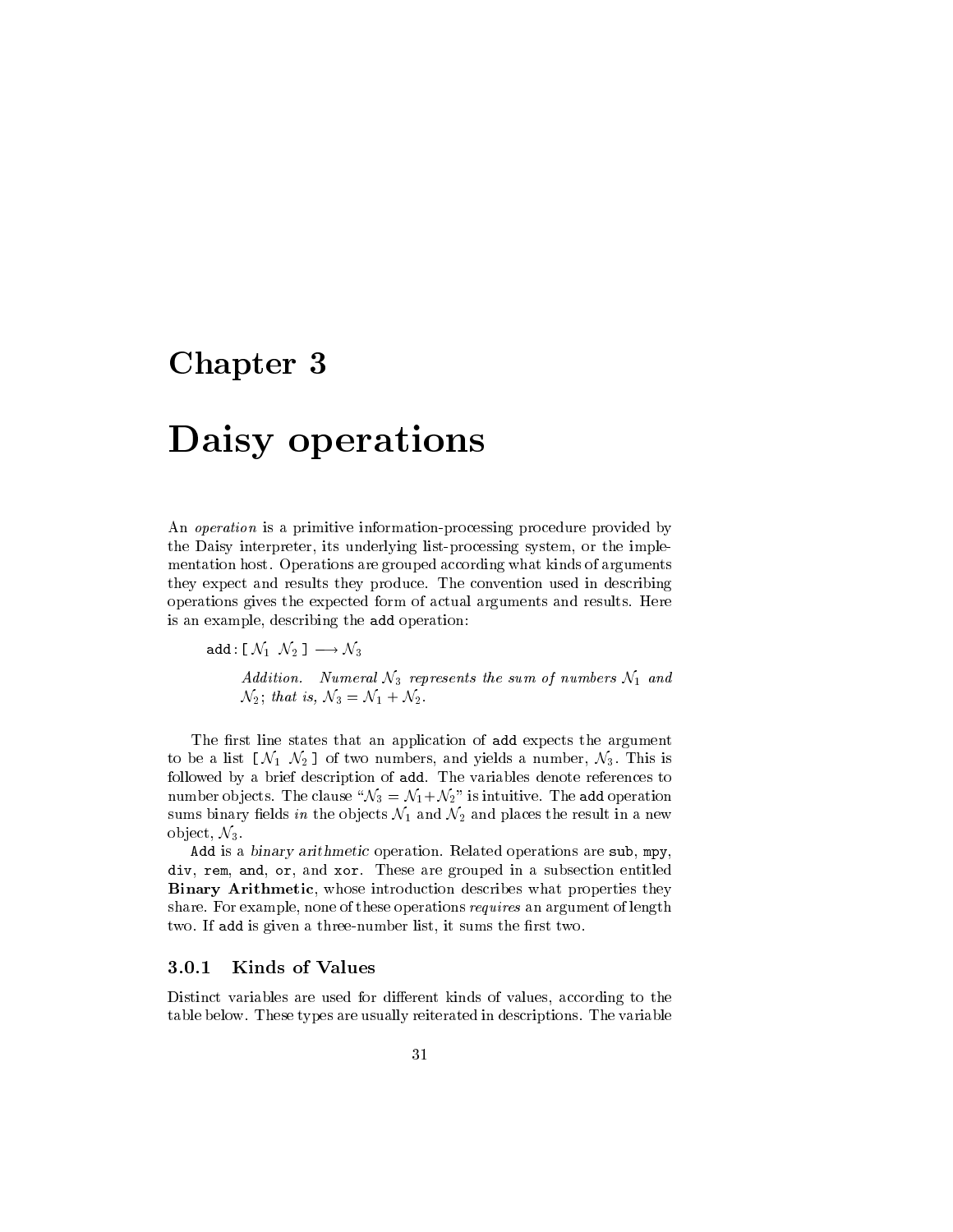# Chapter 3

# Daisy operations

An *operation* is a primitive information-processing procedure provided by the Daisy interpreter, its underlying list-processing system, or the implementation host. Operations are grouped according what kinds of arguments they expect and results they produce. The convention used in describing operations gives the expected form of actual arguments and results. Here is an example, describing the `add` operation:

> `add` : [ $\mathcal{N}_1$ $\mathcal{N}_2$ ] $\longrightarrow \mathcal{N}_3$
>
> *Addition. Numeral $\mathcal{N}_3$ represents the sum of numbers $\mathcal{N}_1$ and $\mathcal{N}_2$; that is, $\mathcal{N}_3 = \mathcal{N}_1 + \mathcal{N}_2$.*

The first line states that an application of `add` expects the argument to be a list [ $\mathcal{N}_1$ $\mathcal{N}_2$ ] of two numbers, and yields a number, $\mathcal{N}_3$. This is followed by a brief description of `add`. The variables denote references to number objects. The clause "$\mathcal{N}_3 = \mathcal{N}_1 + \mathcal{N}_2$" is intuitive. The `add` operation sums binary fields *in* the objects $\mathcal{N}_1$ and $\mathcal{N}_2$ and places the result in a new object, $\mathcal{N}_3$.

`Add` is a *binary arithmetic* operation. Related operations are `sub`, `mpy`, `div`, `rem`, `and`, `or`, and `xor`. These are grouped in a subsection entitled **Binary Arithmetic**, whose introduction describes what properties they share. For example, none of these operations *requires* an argument of length two. If `add` is given a three-number list, it sums the first two.

### 3.0.1 Kinds of Values

Distinct variables are used for different kinds of values, according to the table below. These types are usually reiterated in descriptions. The variable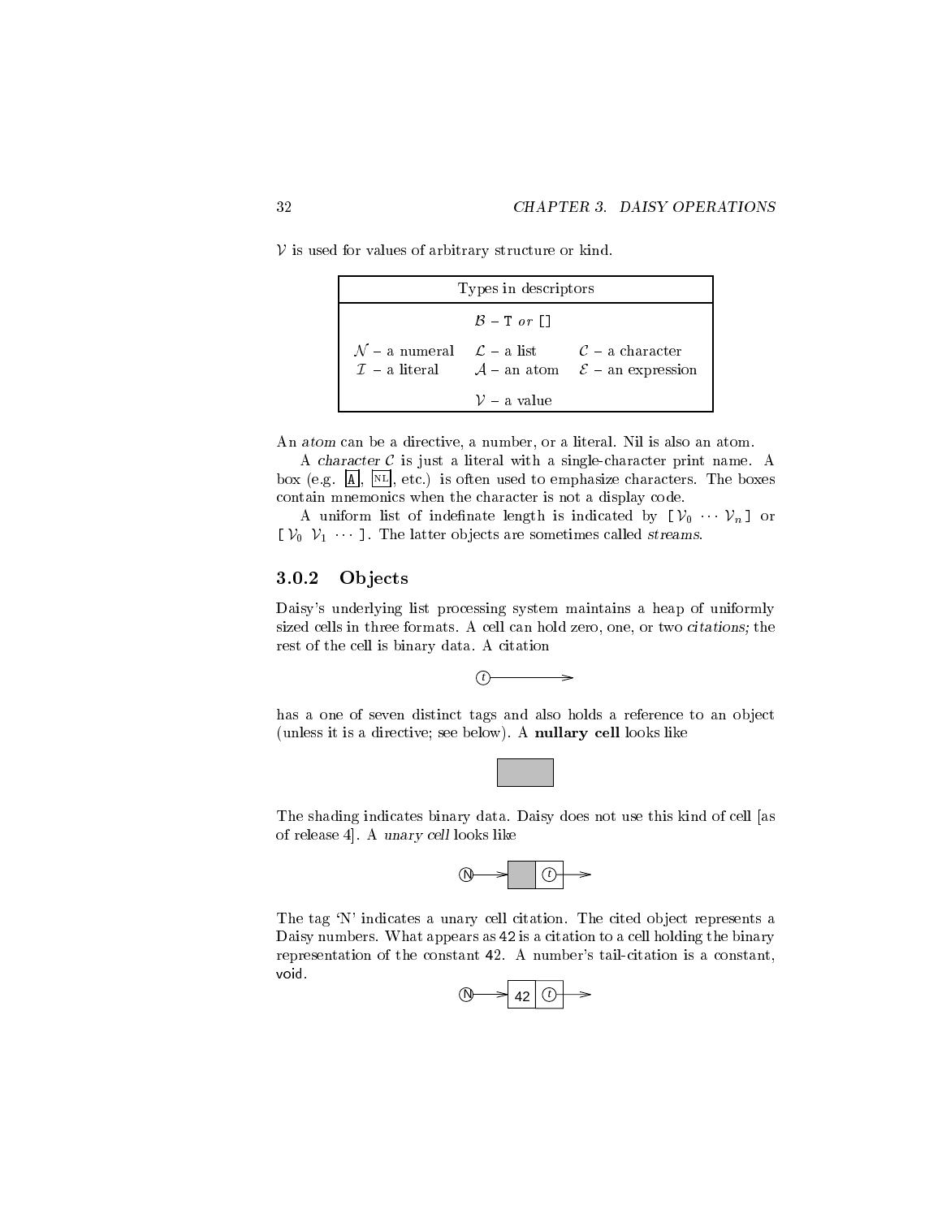$\mathcal{V}$ is used for values of arbitrary structure or kind.

| Types in descriptors | | |
|---|---|---|
| | $\mathcal{B}$ – T *or* [] | |
| $\mathcal{N}$ – a numeral | $\mathcal{L}$ – a list | $\mathcal{C}$ – a character |
| $\mathcal{I}$ – a literal | $\mathcal{A}$ – an atom | $\mathcal{E}$ – an expression |
| | $\mathcal{V}$ – a value | |

An *atom* can be a directive, a number, or a literal. Nil is also an atom.

A *character* $\mathcal{C}$ is just a literal with a single-character print name. A box (e.g. A, NL, etc.) is often used to emphasize characters. The boxes contain mnemonics when the character is not a display code.

A uniform list of indefinate length is indicated by [ $\mathcal{V}_0$ $\cdots$ $\mathcal{V}_n$ ] or [ $\mathcal{V}_0$ $\mathcal{V}_1$ $\cdots$ ]. The latter objects are sometimes called *streams*.

### 3.0.2 Objects

Daisy's underlying list processing system maintains a heap of uniformly sized cells in three formats. A cell can hold zero, one, or two *citations;* the rest of the cell is binary data. A citation

has a one of seven distinct tags and also holds a reference to an object (unless it is a directive; see below). A **nullary cell** looks like

The shading indicates binary data. Daisy does not use this kind of cell [as of release 4]. A *unary cell* looks like

The tag 'N' indicates a unary cell citation. The cited object represents a Daisy numbers. What appears as 42 is a citation to a cell holding the binary representation of the constant 42. A number's tail-citation is a constant, void.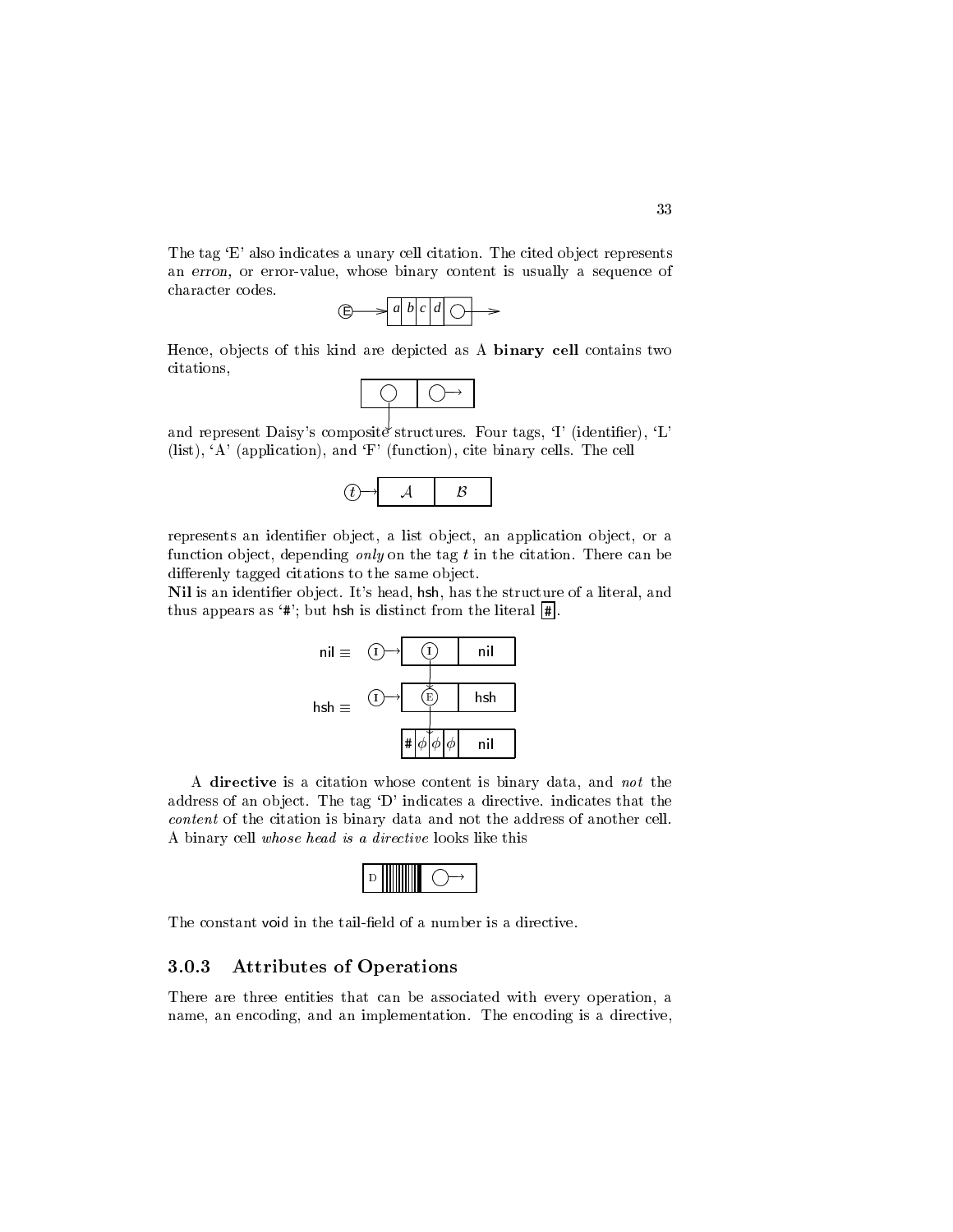The tag 'E' also indicates a unary cell citation. The cited object represents an *erron,* or error-value, whose binary content is usually a sequence of character codes.

Hence, objects of this kind are depicted as A **binary cell** contains two citations,

and represent Daisy's composite structures. Four tags, 'I' (identifier), 'L' (list), 'A' (application), and 'F' (function), cite binary cells. The cell

represents an identifier object, a list object, an application object, or a function object, depending *only* on the tag $t$ in the citation. There can be diferenly tagged citations to the same object.

**Nil** is an identifier object. It's head, hsh, has the structure of a literal, and thus appears as '#'; but hsh is distinct from the literal #.

A **directive** is a citation whose content is binary data, and *not* the address of an object. The tag 'D' indicates a directive. indicates that the *content* of the citation is binary data and not the address of another cell. A binary cell *whose head is a directive* looks like this

The constant void in the tail-field of a number is a directive.

### 3.0.3 Attributes of Operations

There are three entities that can be associated with every operation, a name, an encoding, and an implementation. The encoding is a directive,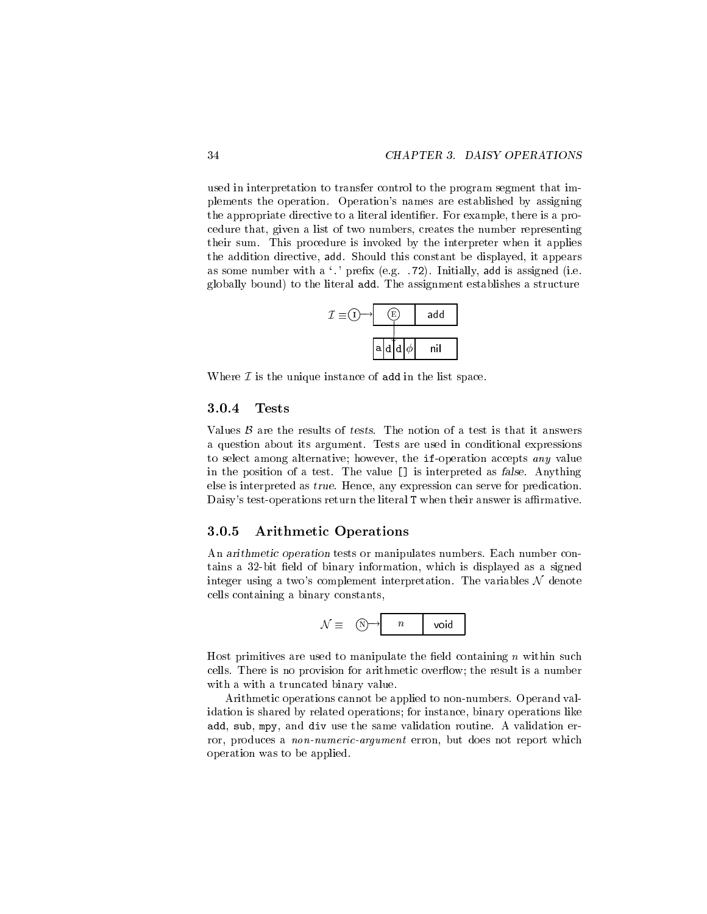used in interpretation to transfer control to the program segment that implements the operation. Operation's names are established by assigning the appropriate directive to a literal identifier. For example, there is a procedure that, given a list of two numbers, creates the number representing their sum. This procedure is invoked by the interpreter when it applies the addition directive, add. Should this constant be displayed, it appears as some number with a '.' prefix (e.g. .72). Initially, add is assigned (i.e. globally bound) to the literal add. The assignment establishes a structure

$\mathcal{I} \equiv$ (I) → [ (E) | add ]
  ↓
[ a | d | d | $\phi$ | nil ]

Where $\mathcal{I}$ is the unique instance of add in the list space.

### 3.0.4 Tests

Values $\mathcal{B}$ are the results of *tests*. The notion of a test is that it answers a question about its argument. Tests are used in conditional expressions to select among alternative; however, the if-operation accepts *any* value in the position of a test. The value [] is interpreted as *false*. Anything else is interpreted as *true*. Hence, any expression can serve for predication. Daisy's test-operations return the literal T when their answer is affirmative.

### 3.0.5 Arithmetic Operations

An *arithmetic operation* tests or manipulates numbers. Each number contains a 32-bit field of binary information, which is displayed as a signed integer using a two's complement interpretation. The variables $\mathcal{N}$ denote cells containing a binary constants,

$\mathcal{N} \equiv$ (N) → [ $n$ | void ]

Host primitives are used to manipulate the field containing $n$ within such cells. There is no provision for arithmetic overflow; the result is a number with a with a truncated binary value.

Arithmetic operations cannot be applied to non-numbers. Operand validation is shared by related operations; for instance, binary operations like add, sub, mpy, and div use the same validation routine. A validation error, produces a *non-numeric-argument* erron, but does not report which operation was to be applied.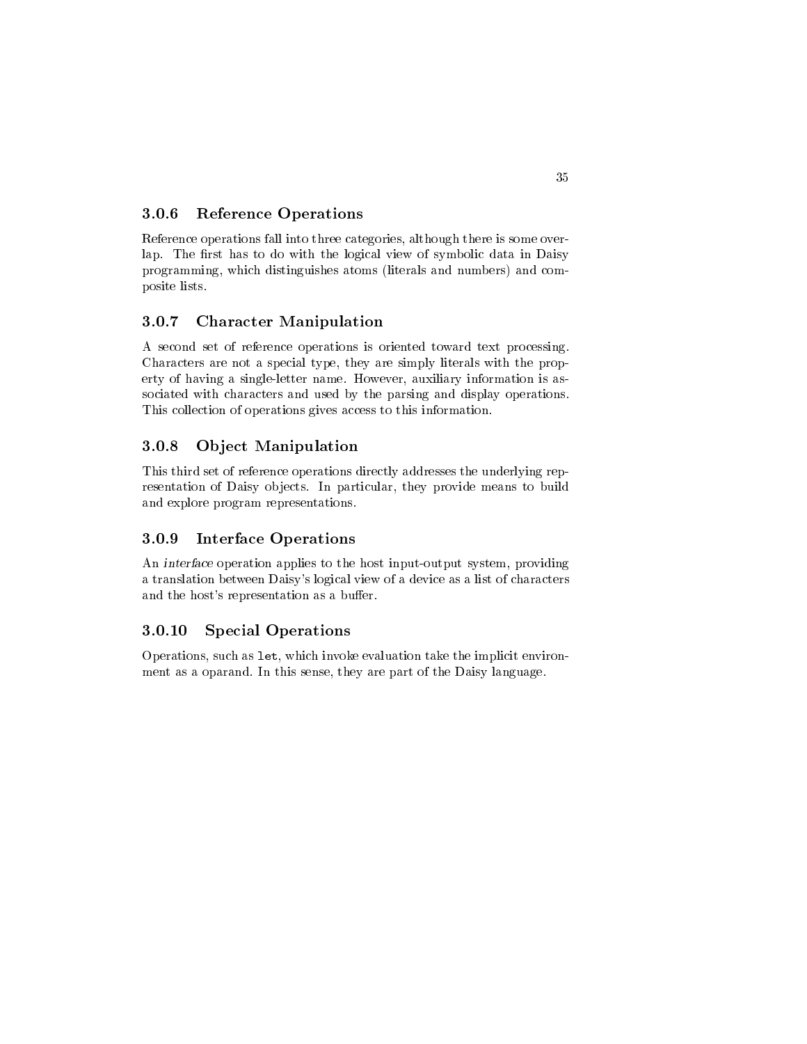### 3.0.6 Reference Operations

Reference operations fall into three categories, although there is some overlap. The first has to do with the logical view of symbolic data in Daisy programming, which distinguishes atoms (literals and numbers) and composite lists.

### 3.0.7 Character Manipulation

A second set of reference operations is oriented toward text processing. Characters are not a special type, they are simply literals with the property of having a single-letter name. However, auxiliary information is associated with characters and used by the parsing and display operations. This collection of operations gives access to this information.

### 3.0.8 Object Manipulation

This third set of reference operations directly addresses the underlying representation of Daisy objects. In particular, they provide means to build and explore program representations.

### 3.0.9 Interface Operations

An *interface* operation applies to the host input-output system, providing a translation between Daisy's logical view of a device as a list of characters and the host's representation as a buffer.

### 3.0.10 Special Operations

Operations, such as `let`, which invoke evaluation take the implicit environment as a oparand. In this sense, they are part of the Daisy language.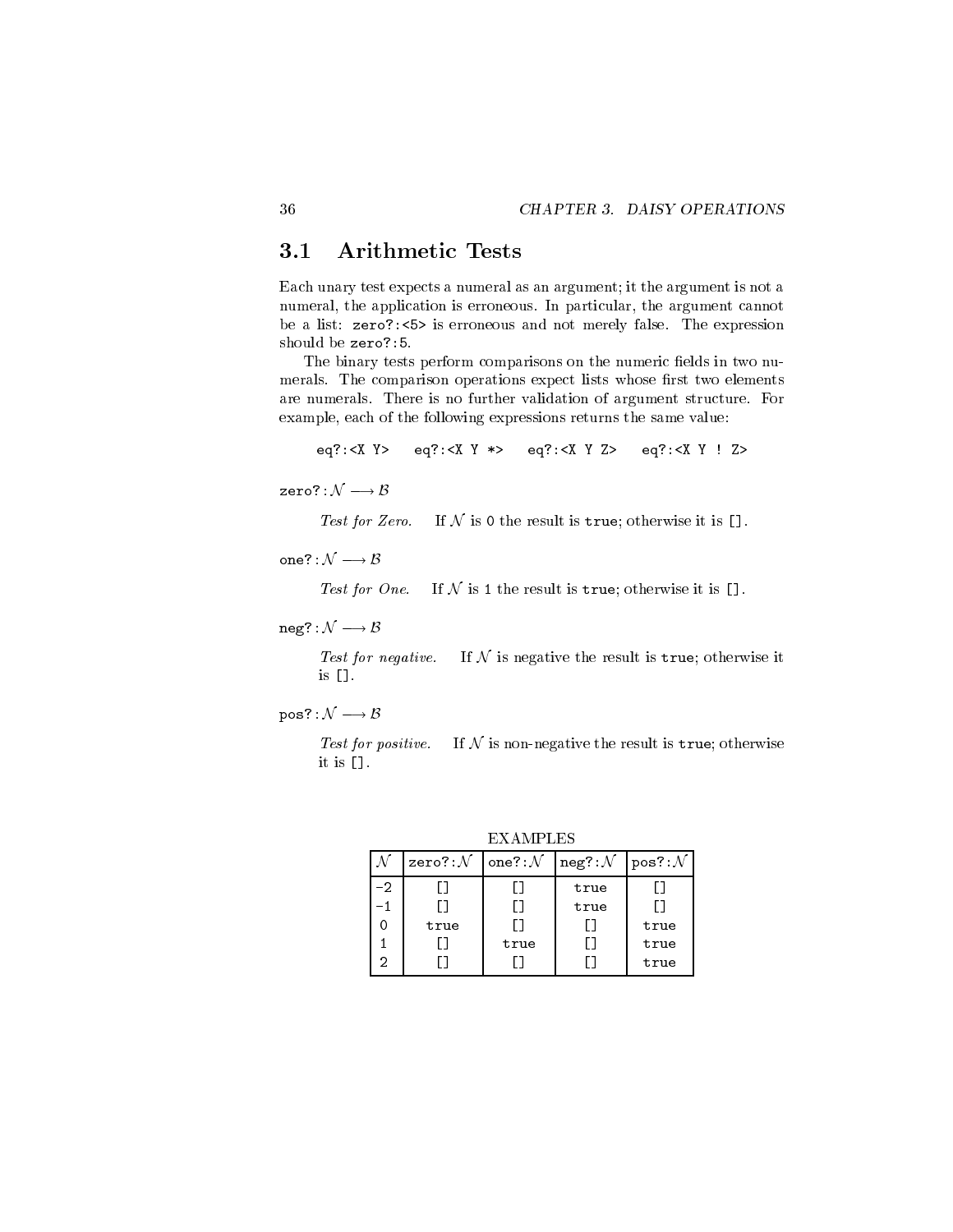## 3.1 Arithmetic Tests

Each unary test expects a numeral as an argument; it the argument is not a numeral, the application is erroneous. In particular, the argument cannot be a list: `zero?:<5>` is erroneous and not merely false. The expression should be `zero?:5`.

The binary tests perform comparisons on the numeric fields in two numerals. The comparison operations expect lists whose first two elements are numerals. There is no further validation of argument structure. For example, each of the following expressions returns the same value:

```
eq?:<X Y>   eq?:<X Y *>   eq?:<X Y Z>   eq?:<X Y ! Z>
```

`zero?`: $\mathcal{N} \longrightarrow \mathcal{B}$

> *Test for Zero.* If $\mathcal{N}$ is `0` the result is `true`; otherwise it is `[]`.

`one?`: $\mathcal{N} \longrightarrow \mathcal{B}$

> *Test for One.* If $\mathcal{N}$ is `1` the result is `true`; otherwise it is `[]`.

`neg?`: $\mathcal{N} \longrightarrow \mathcal{B}$

> *Test for negative.* If $\mathcal{N}$ is negative the result is `true`; otherwise it is `[]`.

`pos?`: $\mathcal{N} \longrightarrow \mathcal{B}$

> *Test for positive.* If $\mathcal{N}$ is non-negative the result is `true`; otherwise it is `[]`.

EXAMPLES

| $\mathcal{N}$ | `zero?`:$\mathcal{N}$ | `one?`:$\mathcal{N}$ | `neg?`:$\mathcal{N}$ | `pos?`:$\mathcal{N}$ |
|---|---|---|---|---|
| −2 | [] | [] | true | [] |
| −1 | [] | [] | true | [] |
| 0 | true | [] | [] | true |
| 1 | [] | true | [] | true |
| 2 | [] | [] | [] | true |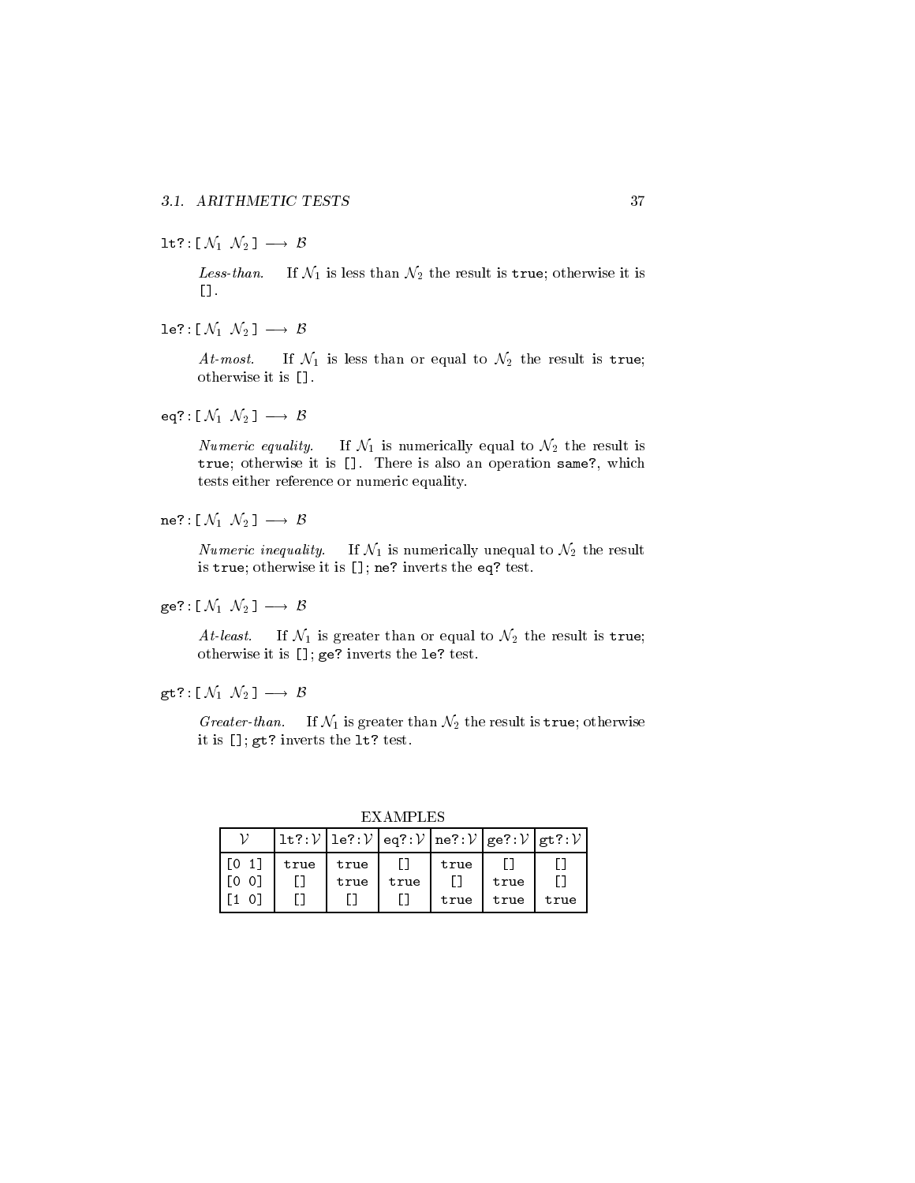`lt?` : [ $\mathcal{N}_1$ $\mathcal{N}_2$ ] $\longrightarrow$ $\mathcal{B}$

> *Less-than.* If $\mathcal{N}_1$ is less than $\mathcal{N}_2$ the result is `true`; otherwise it is `[]`.

`le?` : [ $\mathcal{N}_1$ $\mathcal{N}_2$ ] $\longrightarrow$ $\mathcal{B}$

> *At-most.* If $\mathcal{N}_1$ is less than or equal to $\mathcal{N}_2$ the result is `true`; otherwise it is `[]`.

`eq?` : [ $\mathcal{N}_1$ $\mathcal{N}_2$ ] $\longrightarrow$ $\mathcal{B}$

> *Numeric equality.* If $\mathcal{N}_1$ is numerically equal to $\mathcal{N}_2$ the result is `true`; otherwise it is `[]`. There is also an operation `same?`, which tests either reference or numeric equality.

`ne?` : [ $\mathcal{N}_1$ $\mathcal{N}_2$ ] $\longrightarrow$ $\mathcal{B}$

> *Numeric inequality.* If $\mathcal{N}_1$ is numerically unequal to $\mathcal{N}_2$ the result is `true`; otherwise it is `[]`; `ne?` inverts the `eq?` test.

`ge?` : [ $\mathcal{N}_1$ $\mathcal{N}_2$ ] $\longrightarrow$ $\mathcal{B}$

> *At-least.* If $\mathcal{N}_1$ is greater than or equal to $\mathcal{N}_2$ the result is `true`; otherwise it is `[]`; `ge?` inverts the `le?` test.

`gt?` : [ $\mathcal{N}_1$ $\mathcal{N}_2$ ] $\longrightarrow$ $\mathcal{B}$

> *Greater-than.* If $\mathcal{N}_1$ is greater than $\mathcal{N}_2$ the result is `true`; otherwise it is `[]`; `gt?` inverts the `lt?` test.

EXAMPLES

| $\mathcal{V}$ | `lt?`:$\mathcal{V}$ | `le?`:$\mathcal{V}$ | `eq?`:$\mathcal{V}$ | `ne?`:$\mathcal{V}$ | `ge?`:$\mathcal{V}$ | `gt?`:$\mathcal{V}$ |
|---|---|---|---|---|---|---|
| `[0 1]` | `true` | `true` | `[]` | `true` | `[]` | `[]` |
| `[0 0]` | `[]` | `true` | `true` | `[]` | `true` | `[]` |
| `[1 0]` | `[]` | `[]` | `[]` | `true` | `true` | `true` |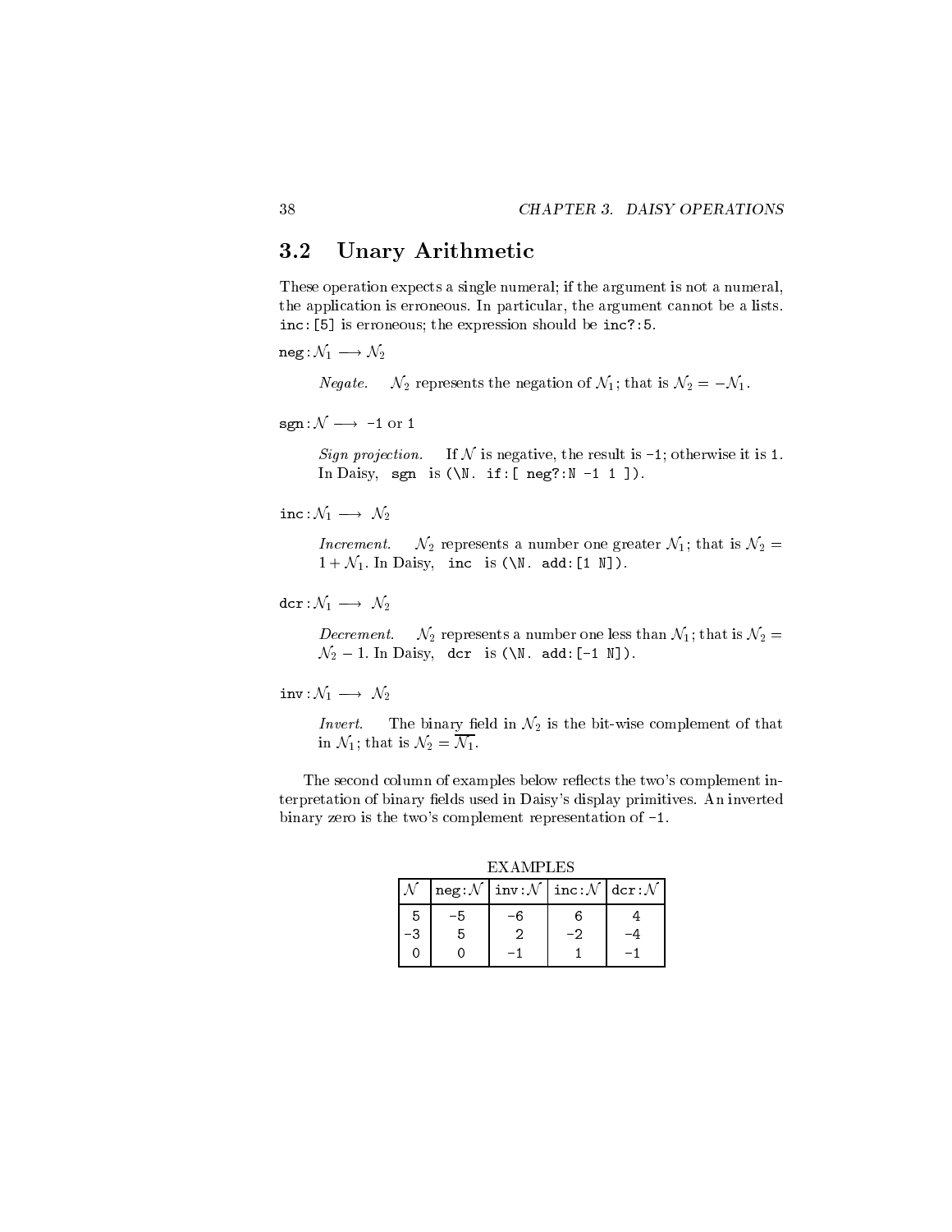## 3.2 Unary Arithmetic

These operation expects a single numeral; if the argument is not a numeral, the application is erroneous. In particular, the argument cannot be a lists. `inc:[5]` is erroneous; the expression should be `inc?:5`.

`neg`: $\mathcal{N}_1 \longrightarrow \mathcal{N}_2$

> *Negate.* $\mathcal{N}_2$ represents the negation of $\mathcal{N}_1$; that is $\mathcal{N}_2 = -\mathcal{N}_1$.

`sgn`: $\mathcal{N} \longrightarrow$ `-1` or `1`

> *Sign projection.* If $\mathcal{N}$ is negative, the result is `-1`; otherwise it is `1`. In Daisy, `sgn` is `(\N. if:[ neg?:N -1 1 ])`.

`inc`: $\mathcal{N}_1 \longrightarrow \mathcal{N}_2$

> *Increment.* $\mathcal{N}_2$ represents a number one greater $\mathcal{N}_1$; that is $\mathcal{N}_2 = 1 + \mathcal{N}_1$. In Daisy, `inc` is `(\N. add:[1 N])`.

`dcr`: $\mathcal{N}_1 \longrightarrow \mathcal{N}_2$

> *Decrement.* $\mathcal{N}_2$ represents a number one less than $\mathcal{N}_1$; that is $\mathcal{N}_2 = \mathcal{N}_2 - 1$. In Daisy, `dcr` is `(\N. add:[-1 N])`.

`inv`: $\mathcal{N}_1 \longrightarrow \mathcal{N}_2$

> *Invert.* The binary field in $\mathcal{N}_2$ is the bit-wise complement of that in $\mathcal{N}_1$; that is $\mathcal{N}_2 = \overline{\mathcal{N}_1}$.

The second column of examples below reflects the two's complement interpretation of binary fields used in Daisy's display primitives. An inverted binary zero is the two's complement representation of `-1`.

EXAMPLES

| $\mathcal{N}$ | `neg`:$\mathcal{N}$ | `inv`:$\mathcal{N}$ | `inc`:$\mathcal{N}$ | `dcr`:$\mathcal{N}$ |
|---|---|---|---|---|
| 5 | -5 | -6 | 6 | 4 |
| -3 | 5 | 2 | -2 | -4 |
| 0 | 0 | -1 | 1 | -1 |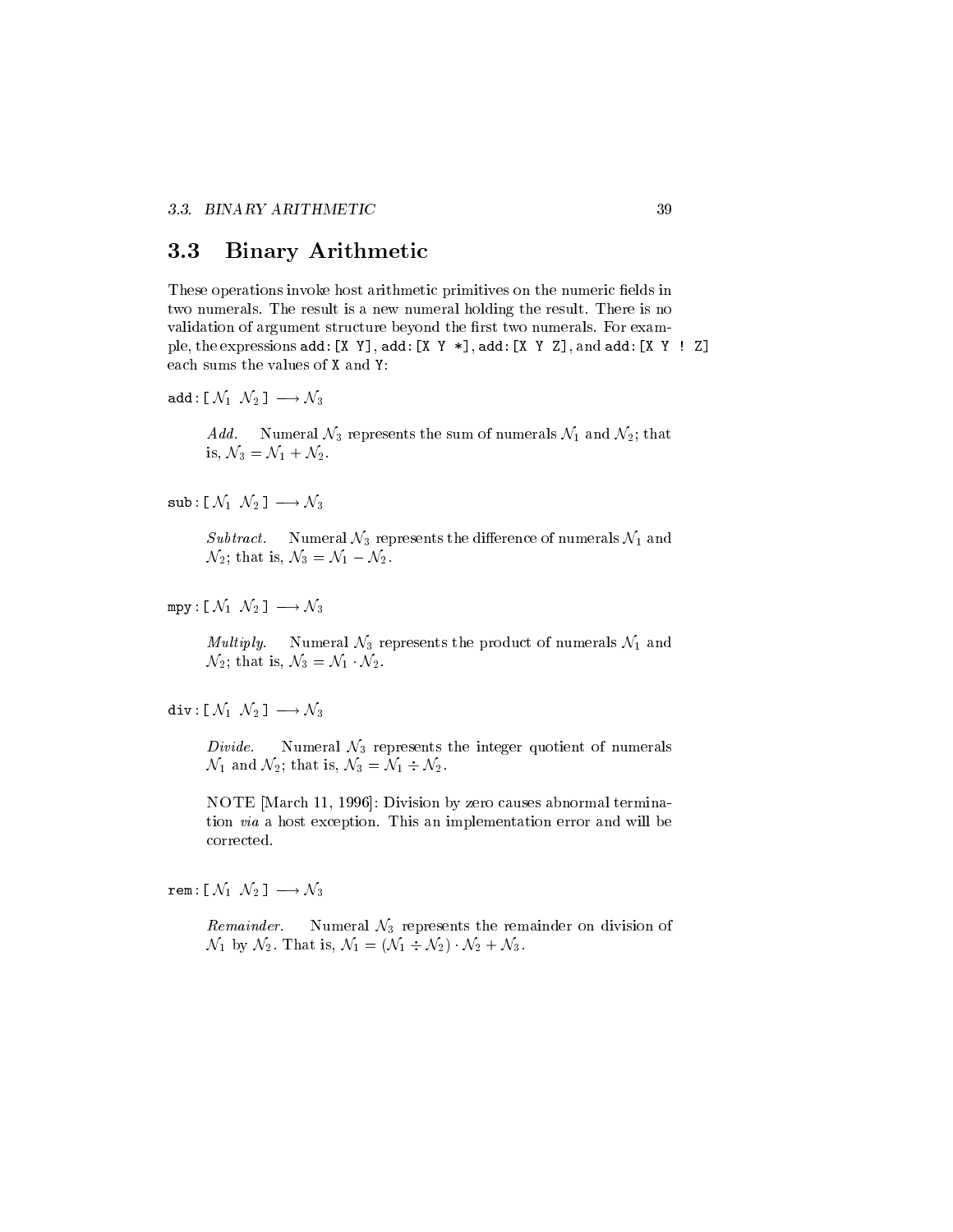## 3.3 Binary Arithmetic

These operations invoke host arithmetic primitives on the numeric fields in two numerals. The result is a new numeral holding the result. There is no validation of argument structure beyond the first two numerals. For example, the expressions `add:[X Y]`, `add:[X Y *]`, `add:[X Y Z]`, and `add:[X Y ! Z]` each sums the values of `X` and `Y`:

`add:[` $\mathcal{N}_1$ $\mathcal{N}_2$ `]` $\longrightarrow \mathcal{N}_3$

> *Add.* Numeral $\mathcal{N}_3$ represents the sum of numerals $\mathcal{N}_1$ and $\mathcal{N}_2$; that is, $\mathcal{N}_3 = \mathcal{N}_1 + \mathcal{N}_2$.

`sub:[` $\mathcal{N}_1$ $\mathcal{N}_2$ `]` $\longrightarrow \mathcal{N}_3$

> *Subtract.* Numeral $\mathcal{N}_3$ represents the difference of numerals $\mathcal{N}_1$ and $\mathcal{N}_2$; that is, $\mathcal{N}_3 = \mathcal{N}_1 - \mathcal{N}_2$.

`mpy:[` $\mathcal{N}_1$ $\mathcal{N}_2$ `]` $\longrightarrow \mathcal{N}_3$

> *Multiply.* Numeral $\mathcal{N}_3$ represents the product of numerals $\mathcal{N}_1$ and $\mathcal{N}_2$; that is, $\mathcal{N}_3 = \mathcal{N}_1 \cdot \mathcal{N}_2$.

`div:[` $\mathcal{N}_1$ $\mathcal{N}_2$ `]` $\longrightarrow \mathcal{N}_3$

> *Divide.* Numeral $\mathcal{N}_3$ represents the integer quotient of numerals $\mathcal{N}_1$ and $\mathcal{N}_2$; that is, $\mathcal{N}_3 = \mathcal{N}_1 \div \mathcal{N}_2$.
>
> NOTE [March 11, 1996]: Division by zero causes abnormal termination *via* a host exception. This an implementation error and will be corrected.

`rem:[` $\mathcal{N}_1$ $\mathcal{N}_2$ `]` $\longrightarrow \mathcal{N}_3$

> *Remainder.* Numeral $\mathcal{N}_3$ represents the remainder on division of $\mathcal{N}_1$ by $\mathcal{N}_2$. That is, $\mathcal{N}_1 = (\mathcal{N}_1 \div \mathcal{N}_2) \cdot \mathcal{N}_2 + \mathcal{N}_3$.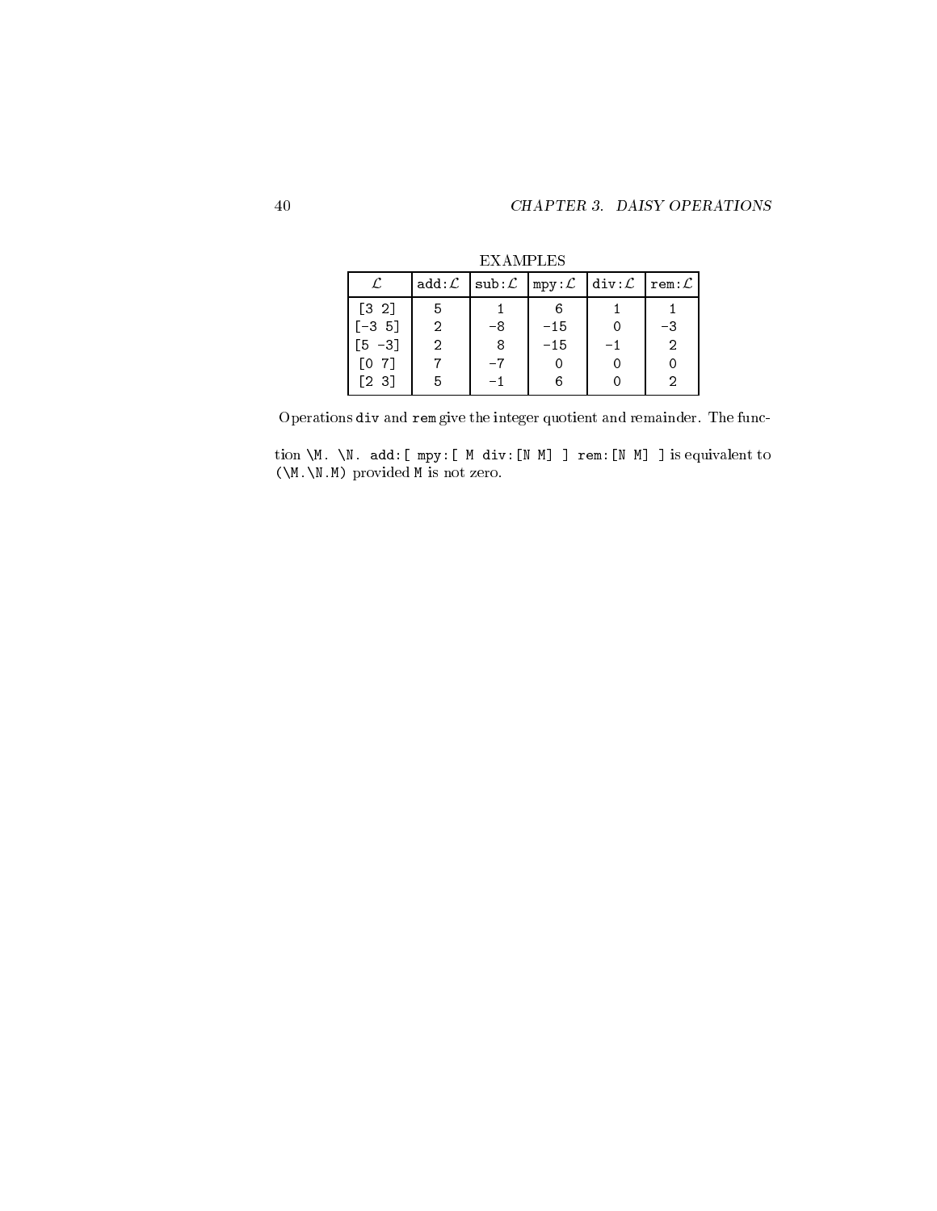EXAMPLES

| $\mathcal{L}$ | `add:`$\mathcal{L}$ | `sub:`$\mathcal{L}$ | `mpy:`$\mathcal{L}$ | `div:`$\mathcal{L}$ | `rem:`$\mathcal{L}$ |
|---|---|---|---|---|---|
| [3 2] | 5 | 1 | 6 | 1 | 1 |
| [-3 5] | 2 | −8 | −15 | 0 | −3 |
| [5 -3] | 2 | 8 | −15 | −1 | 2 |
| [0 7] | 7 | −7 | 0 | 0 | 0 |
| [2 3] | 5 | −1 | 6 | 0 | 2 |

Operations `div` and `rem` give the integer quotient and remainder. The function `\M. \N. add:[ mpy:[ M div:[N M] ] rem:[N M] ]` is equivalent to `(\M.\N.M)` provided `M` is not zero.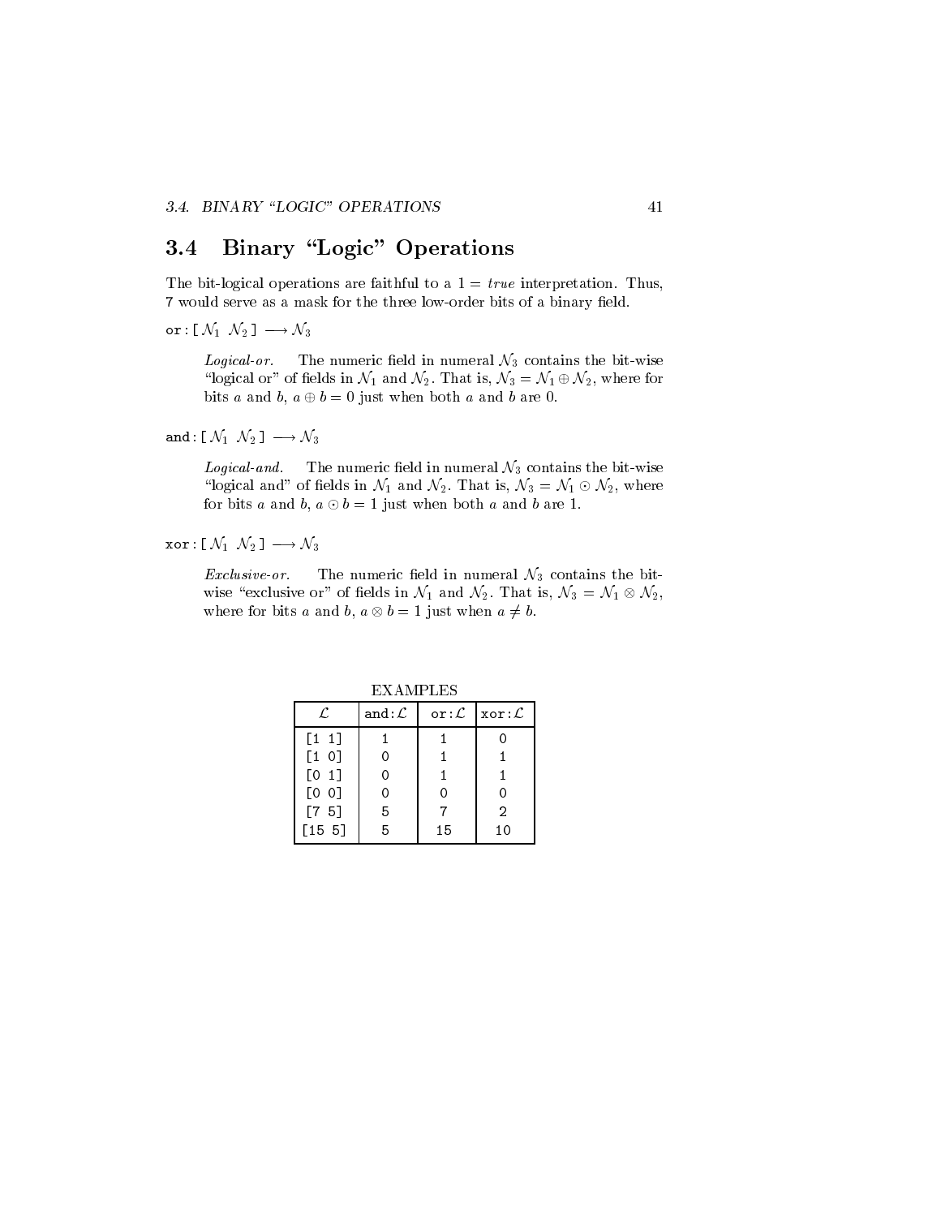## 3.4 Binary "Logic" Operations

The bit-logical operations are faithful to a $1 = \textit{true}$ interpretation. Thus, 7 would serve as a mask for the three low-order bits of a binary field.

`or` : [ $\mathcal{N}_1$ $\mathcal{N}_2$ ] $\longrightarrow \mathcal{N}_3$

> *Logical-or.* The numeric field in numeral $\mathcal{N}_3$ contains the bit-wise "logical or" of fields in $\mathcal{N}_1$ and $\mathcal{N}_2$. That is, $\mathcal{N}_3 = \mathcal{N}_1 \oplus \mathcal{N}_2$, where for bits $a$ and $b$, $a \oplus b = 0$ just when both $a$ and $b$ are 0.

`and` : [ $\mathcal{N}_1$ $\mathcal{N}_2$ ] $\longrightarrow \mathcal{N}_3$

> *Logical-and.* The numeric field in numeral $\mathcal{N}_3$ contains the bit-wise "logical and" of fields in $\mathcal{N}_1$ and $\mathcal{N}_2$. That is, $\mathcal{N}_3 = \mathcal{N}_1 \odot \mathcal{N}_2$, where for bits $a$ and $b$, $a \odot b = 1$ just when both $a$ and $b$ are 1.

`xor` : [ $\mathcal{N}_1$ $\mathcal{N}_2$ ] $\longrightarrow \mathcal{N}_3$

> *Exclusive-or.* The numeric field in numeral $\mathcal{N}_3$ contains the bit-wise "exclusive or" of fields in $\mathcal{N}_1$ and $\mathcal{N}_2$. That is, $\mathcal{N}_3 = \mathcal{N}_1 \otimes \mathcal{N}_2$, where for bits $a$ and $b$, $a \otimes b = 1$ just when $a \neq b$.

EXAMPLES

| $\mathcal{L}$ | `and`:$\mathcal{L}$ | `or`:$\mathcal{L}$ | `xor`:$\mathcal{L}$ |
|---|---|---|---|
| [1 1] | 1 | 1 | 0 |
| [1 0] | 0 | 1 | 1 |
| [0 1] | 0 | 1 | 1 |
| [0 0] | 0 | 0 | 0 |
| [7 5] | 5 | 7 | 2 |
| [15 5] | 5 | 15 | 10 |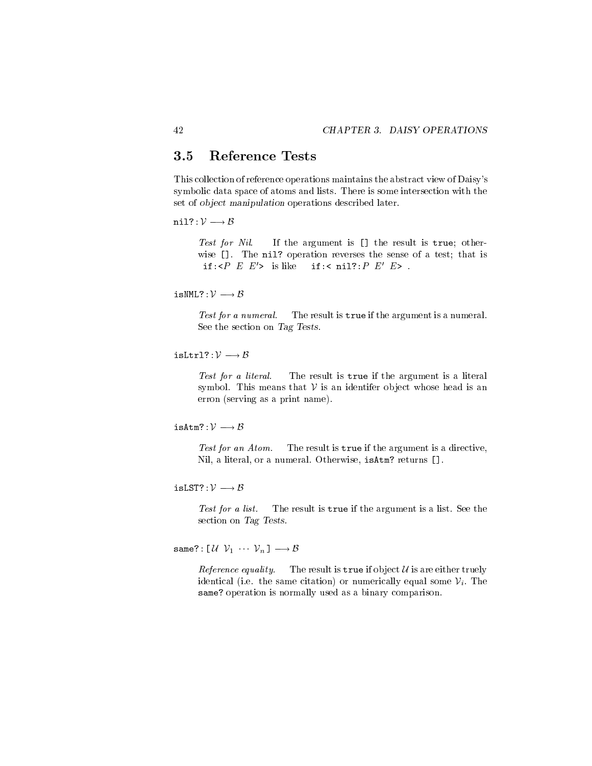## 3.5 Reference Tests

This collection of reference operations maintains the abstract view of Daisy's symbolic data space of atoms and lists. There is some intersection with the set of *object manipulation* operations described later.

`nil?`: $\mathcal{V} \longrightarrow \mathcal{B}$

> *Test for Nil.* If the argument is `[]` the result is `true`; otherwise `[]`. The `nil?` operation reverses the sense of a test; that is `if:<`$P$ $E$ $E'$`>` is like `if:< nil?:`$P$ $E'$ $E$`>` .

`isNML?`: $\mathcal{V} \longrightarrow \mathcal{B}$

> *Test for a numeral.* The result is `true` if the argument is a numeral. See the section on *Tag Tests*.

`isLtrl?`: $\mathcal{V} \longrightarrow \mathcal{B}$

> *Test for a literal.* The result is `true` if the argument is a literal symbol. This means that $\mathcal{V}$ is an identifer object whose head is an erron (serving as a print name).

`isAtm?`: $\mathcal{V} \longrightarrow \mathcal{B}$

> *Test for an Atom.* The result is `true` if the argument is a directive, Nil, a literal, or a numeral. Otherwise, `isAtm?` returns `[]`.

`isLST?`: $\mathcal{V} \longrightarrow \mathcal{B}$

> *Test for a list.* The result is `true` if the argument is a list. See the section on *Tag Tests*.

`same?`: `[`$\mathcal{U}$ $\mathcal{V}_1$ $\cdots$ $\mathcal{V}_n$`]` $\longrightarrow \mathcal{B}$

> *Reference equality.* The result is `true` if object $\mathcal{U}$ is are either truely identical (i.e. the same citation) or numerically equal some $\mathcal{V}_i$. The `same?` operation is normally used as a binary comparison.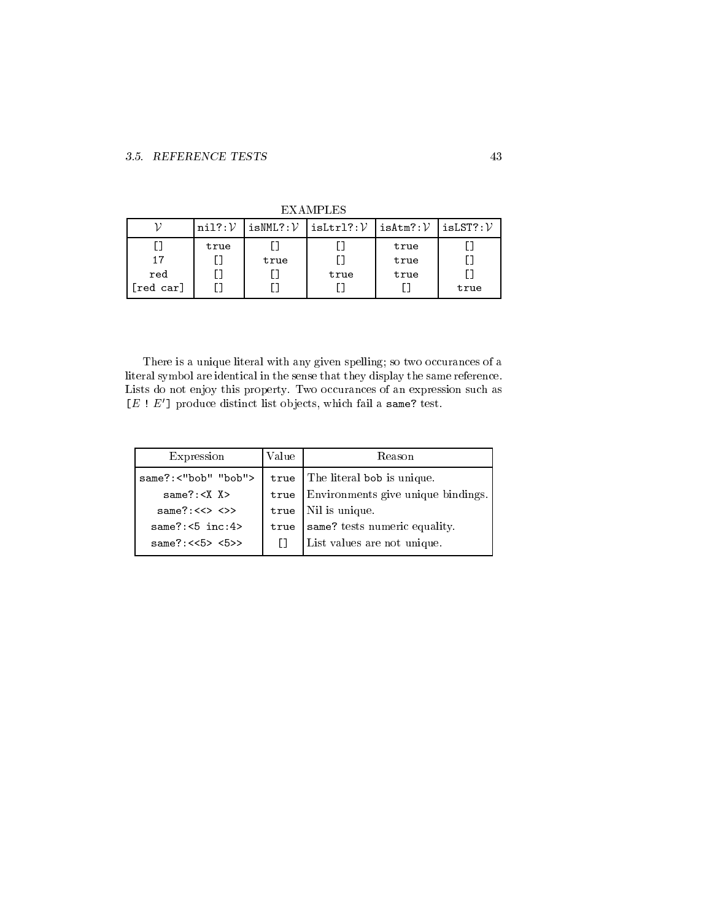EXAMPLES

| $\mathcal{V}$ | `nil?:`$\mathcal{V}$ | `isNML?:`$\mathcal{V}$ | `isLtrl?:`$\mathcal{V}$ | `isAtm?:`$\mathcal{V}$ | `isLST?:`$\mathcal{V}$ |
|---|---|---|---|---|---|
| `[]` | `true` | `[]` | `[]` | `true` | `[]` |
| `17` | `[]` | `true` | `[]` | `true` | `[]` |
| `red` | `[]` | `[]` | `true` | `true` | `[]` |
| `[red car]` | `[]` | `[]` | `[]` | `[]` | `true` |

There is a unique literal with any given spelling; so two occurances of a literal symbol are identical in the sense that they display the same reference. Lists do not enjoy this property. Two occurances of an expression such as `[`$E$ `!` $E'$`]` produce distinct list objects, which fail a `same?` test.

| Expression | Value | Reason |
|---|---|---|
| `same?:<"bob" "bob">` | `true` | The literal `bob` is unique. |
| `same?:<X X>` | `true` | Environments give unique bindings. |
| `same?:<<> <>>` | `true` | Nil is unique. |
| `same?:<5 inc:4>` | `true` | `same?` tests numeric equality. |
| `same?:<<5> <5>>` | `[]` | List values are not unique. |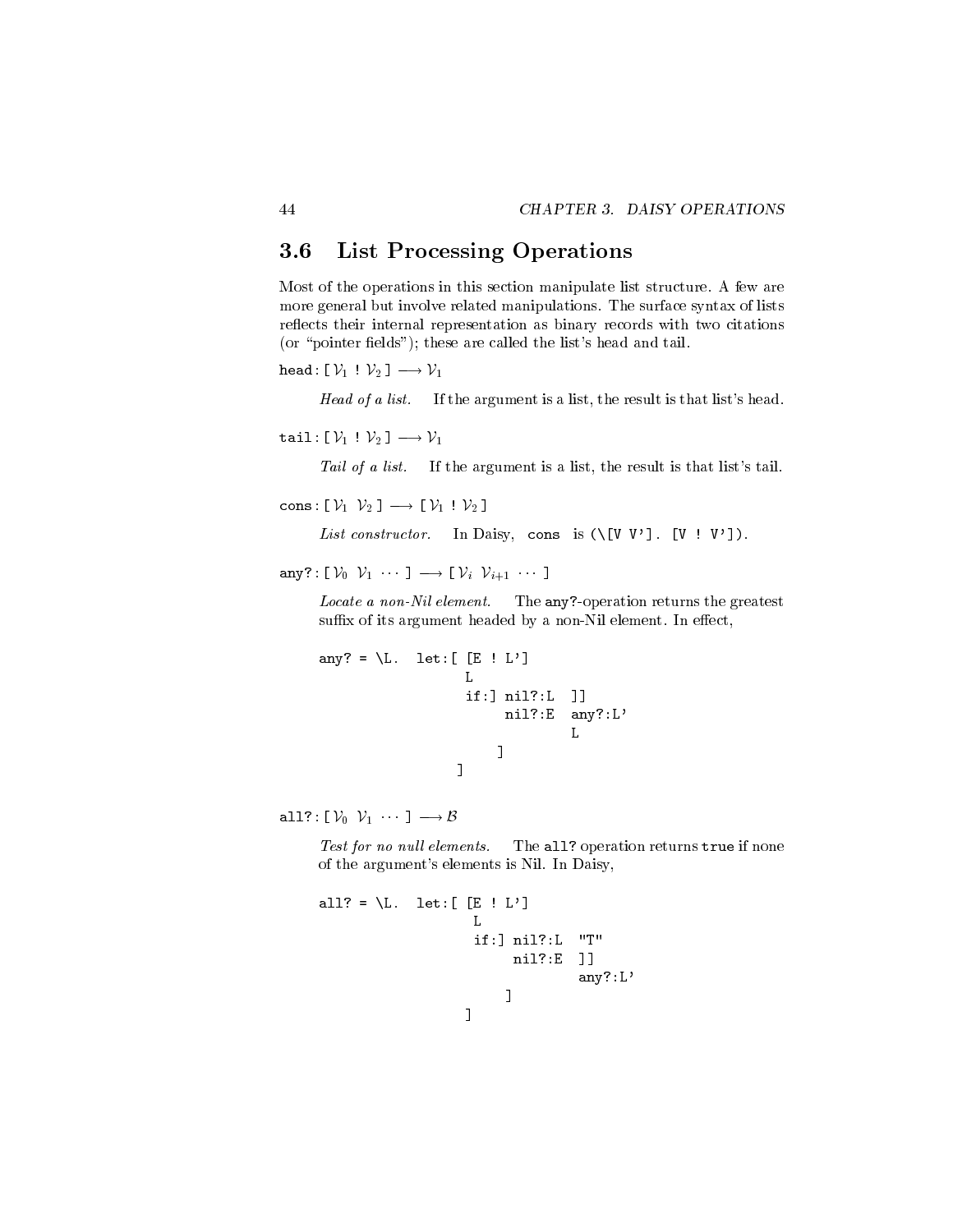## 3.6 List Processing Operations

Most of the operations in this section manipulate list structure. A few are more general but involve related manipulations. The surface syntax of lists reflects their internal representation as binary records with two citations (or "pointer fields"); these are called the list's head and tail.

head: $[\, \mathcal{V}_1 \ ! \ \mathcal{V}_2 \,] \longrightarrow \mathcal{V}_1$

*Head of a list.* If the argument is a list, the result is that list's head.

tail: $[\, \mathcal{V}_1 \ ! \ \mathcal{V}_2 \,] \longrightarrow \mathcal{V}_1$

*Tail of a list.* If the argument is a list, the result is that list's tail.

cons: $[\, \mathcal{V}_1 \ \ \mathcal{V}_2 \,] \longrightarrow [\, \mathcal{V}_1 \ ! \ \mathcal{V}_2 \,]$

*List constructor.* In Daisy, `cons` is `(\[V V']. [V ! V'])`.

any?: $[\, \mathcal{V}_0 \ \ \mathcal{V}_1 \ \cdots \,] \longrightarrow [\, \mathcal{V}_i \ \ \mathcal{V}_{i+1} \ \cdots \,]$

*Locate a non-Nil element.* The `any?`-operation returns the greatest suffix of its argument headed by a non-Nil element. In effect,

```
any? = \L.  let:[ [E ! L']
                  L
                  if:] nil?:L  ]]
                       nil?:E  any?:L'
                               L
                      ]
                 ]
```

all?: $[\, \mathcal{V}_0 \ \ \mathcal{V}_1 \ \cdots \,] \longrightarrow \mathcal{B}$

*Test for no null elements.* The `all?` operation returns `true` if none of the argument's elements is Nil. In Daisy,

```
all? = \L.  let:[ [E ! L']
                   L
                   if:] nil?:L  "T"
                        nil?:E  ]]
                                any?:L'
                       ]
                  ]
```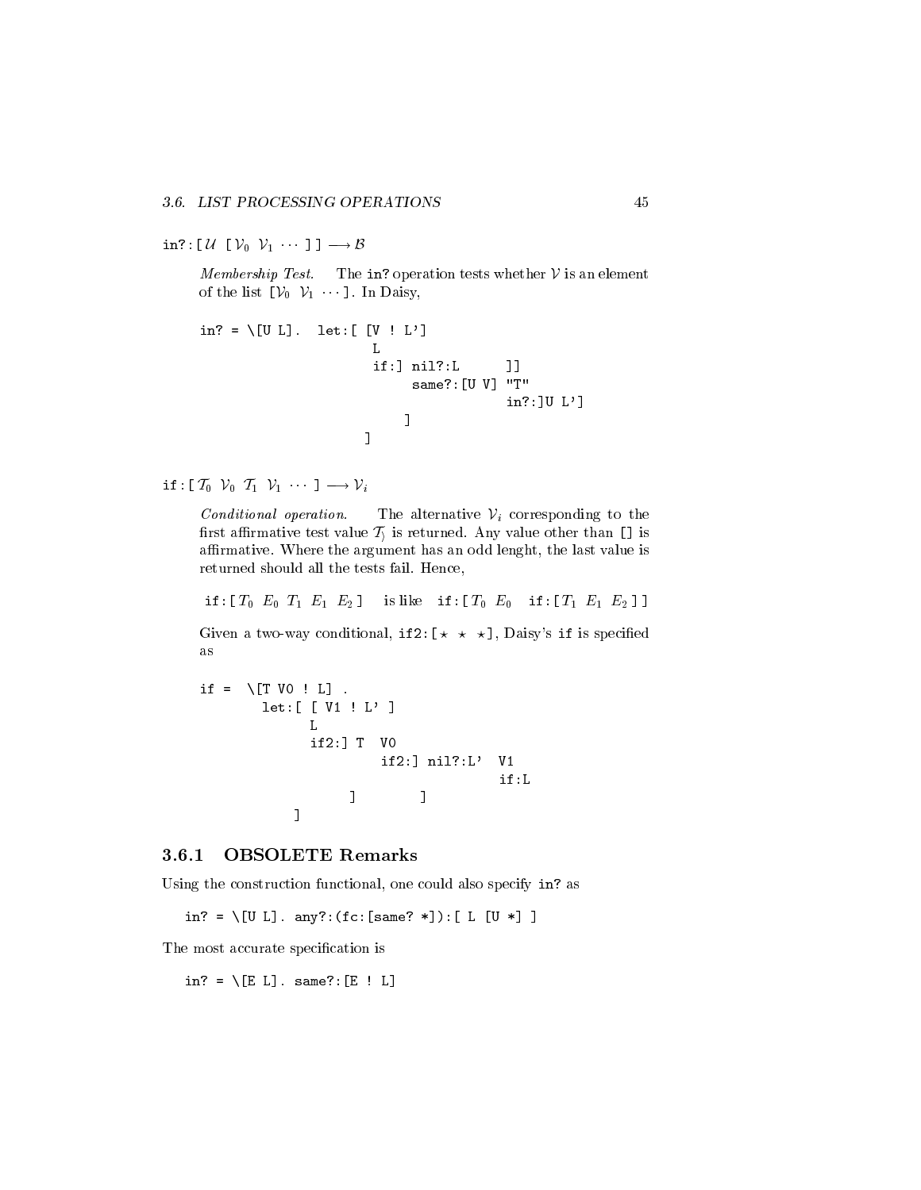in?:[ $\mathcal{U}$ [ $\mathcal{V}_0$ $\mathcal{V}_1$ $\cdots$ ] ] $\longrightarrow \mathcal{B}$

*Membership Test.* The in? operation tests whether $\mathcal{V}$ is an element of the list [ $\mathcal{V}_0$ $\mathcal{V}_1$ $\cdots$ ]. In Daisy,

```
in? = \[U L].  let:[ [V ! L']
                     L
                     if:] nil?:L      ]]
                          same?:[U V] "T"
                                      in?:]U L']
                        ]
                    ]
```

if:[ $\mathcal{T}_0$ $\mathcal{V}_0$ $\mathcal{T}_1$ $\mathcal{V}_1$ $\cdots$ ] $\longrightarrow \mathcal{V}_i$

*Conditional operation.* The alternative $\mathcal{V}_i$ corresponding to the first affirmative test value $\mathcal{T}_i$ is returned. Any value other than [] is affirmative. Where the argument has an odd lenght, the last value is returned should all the tests fail. Hence,

if:[ $T_0$ $E_0$ $T_1$ $E_1$ $E_2$ ] is like if:[ $T_0$ $E_0$ if:[ $T_1$ $E_1$ $E_2$ ] ]

Given a two-way conditional, if2:[ $\star$ $\star$ $\star$ ], Daisy's if is specified as

```
if =  \[T V0 ! L] .
        let:[ [ V1 ! L' ]
              L
              if2:] T  V0
                       if2:] nil?:L'  V1
                                      if:L
                    ]         ]
            ]
```

### 3.6.1 OBSOLETE Remarks

Using the construction functional, one could also specify in? as

```
in? = \[U L]. any?:(fc:[same? *]):[ L [U *] ]
```

The most accurate specification is

```
in? = \[E L]. same?:[E ! L]
```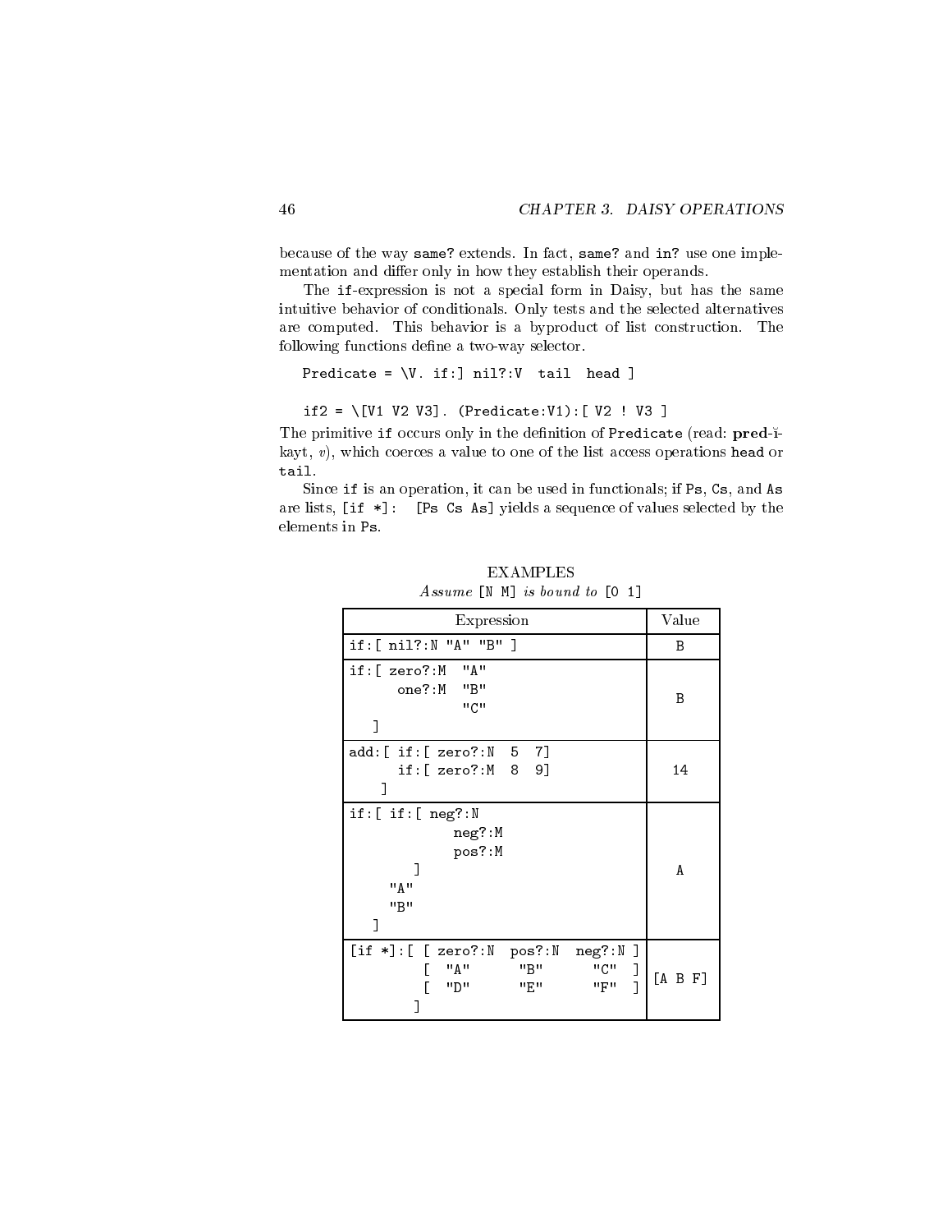because of the way same? extends. In fact, same? and in? use one implementation and differ only in how they establish their operands.

The if-expression is not a special form in Daisy, but has the same intuitive behavior of conditionals. Only tests and the selected alternatives are computed. This behavior is a byproduct of list construction. The following functions define a two-way selector.

```
Predicate = \V. if:] nil?:V  tail  head ]

if2 = \[V1 V2 V3]. (Predicate:V1):[ V2 ! V3 ]
```

The primitive if occurs only in the definition of Predicate (read: **pred**-ĭ-kayt, *v*), which coerces a value to one of the list access operations head or tail.

Since if is an operation, it can be used in functionals; if Ps, Cs, and As are lists, [if *]: [Ps Cs As] yields a sequence of values selected by the elements in Ps.

EXAMPLES

*Assume* [N M] *is bound to* [0 1]

| Expression | Value |
|---|---|
| `if:[ nil?:N "A" "B" ]` | B |
| `if:[ zero?:M  "A"` `one?:M  "B"` `"C"` `]` | B |
| `add:[ if:[ zero?:N  5  7]` `if:[ zero?:M  8  9]` `]` | 14 |
| `if:[ if:[ neg?:N` `neg?:M` `pos?:M` `]` `"A"` `"B"` `]` | A |
| `[if *]:[ [ zero?:N  pos?:N  neg?:N ]` `[  "A"  "B"  "C"  ]` `[  "D"  "E"  "F"  ]` `]` | [A B F] |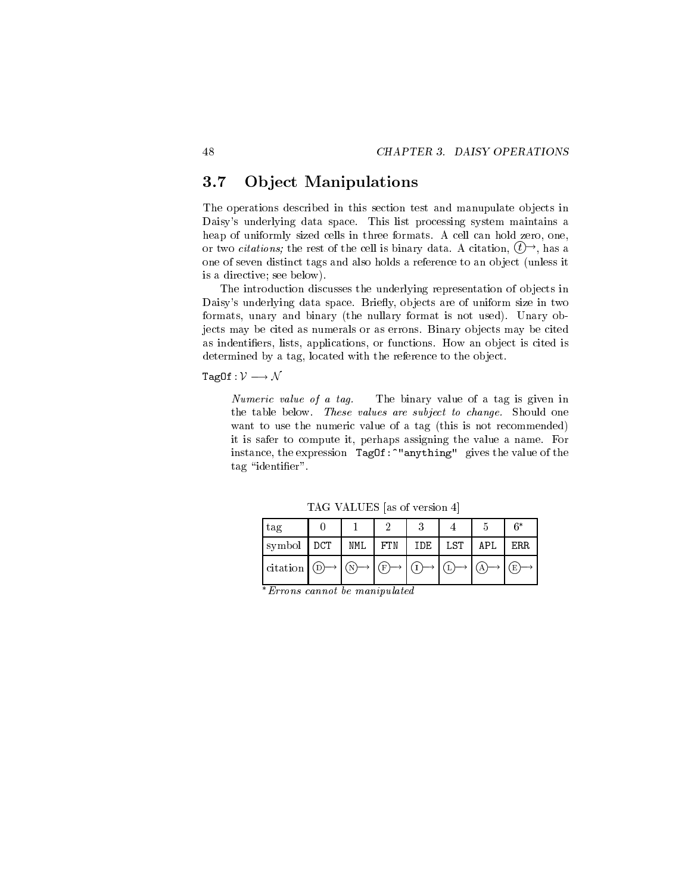## 3.7 Object Manipulations

The operations described in this section test and manupulate objects in Daisy's underlying data space. This list processing system maintains a heap of uniformly sized cells in three formats. A cell can hold zero, one, or two *citations;* the rest of the cell is binary data. A citation, ⓣ⟶, has a one of seven distinct tags and also holds a reference to an object (unless it is a directive; see below).

The introduction discusses the underlying representation of objects in Daisy's underlying data space. Briefly, objects are of uniform size in two formats, unary and binary (the nullary format is not used). Unary objects may be cited as numerals or as errons. Binary objects may be cited as indentifiers, lists, applications, or functions. How an object is cited is determined by a tag, located with the reference to the object.

`TagOf` : $\mathcal{V} \longrightarrow \mathcal{N}$

> *Numeric value of a tag.* The binary value of a tag is given in the table below. *These values are subject to change.* Should one want to use the numeric value of a tag (this is not recommended) it is safer to compute it, perhaps assigning the value a name. For instance, the expression `TagOf:^"anything"` gives the value of the tag "identifier".

TAG VALUES [as of version 4]

| tag | 0 | 1 | 2 | 3 | 4 | 5 | 6* |
|---|---|---|---|---|---|---|---|
| symbol | `DCT` | `NML` | `FTN` | `IDE` | `LST` | `APL` | `ERR` |
| citation | Ⓓ⟶ | Ⓝ⟶ | Ⓕ⟶ | Ⓘ⟶ | Ⓛ⟶ | Ⓐ⟶ | Ⓔ⟶ |

\* *Errons cannot be manipulated*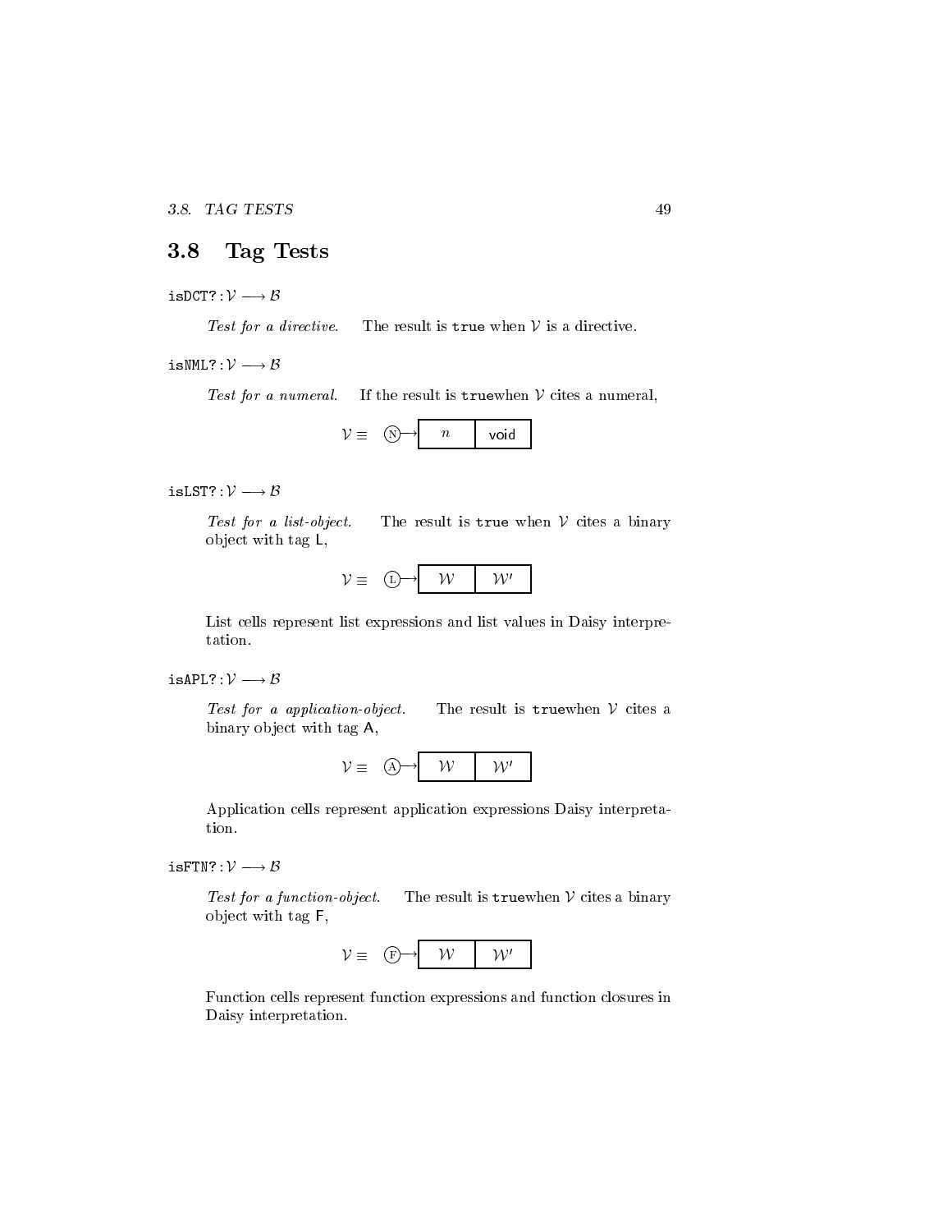## 3.8 Tag Tests

`isDCT?`: $\mathcal{V} \longrightarrow \mathcal{B}$

> *Test for a directive.* The result is `true` when $\mathcal{V}$ is a directive.

`isNML?`: $\mathcal{V} \longrightarrow \mathcal{B}$

> *Test for a numeral.* If the result is `true`when $\mathcal{V}$ cites a numeral,
>
> $\mathcal{V} \equiv$ (N)⟶ [ $n$ | void ]

`isLST?`: $\mathcal{V} \longrightarrow \mathcal{B}$

> *Test for a list-object.* The result is `true` when $\mathcal{V}$ cites a binary object with tag L,
>
> $\mathcal{V} \equiv$ (L)⟶ [ $\mathcal{W}$ | $\mathcal{W}'$ ]
>
> List cells represent list expressions and list values in Daisy interpretation.

`isAPL?`: $\mathcal{V} \longrightarrow \mathcal{B}$

> *Test for a application-object.* The result is `true`when $\mathcal{V}$ cites a binary object with tag A,
>
> $\mathcal{V} \equiv$ (A)⟶ [ $\mathcal{W}$ | $\mathcal{W}'$ ]
>
> Application cells represent application expressions Daisy interpretation.

`isFTN?`: $\mathcal{V} \longrightarrow \mathcal{B}$

> *Test for a function-object.* The result is `true`when $\mathcal{V}$ cites a binary object with tag F,
>
> $\mathcal{V} \equiv$ (F)⟶ [ $\mathcal{W}$ | $\mathcal{W}'$ ]
>
> Function cells represent function expressions and function closures in Daisy interpretation.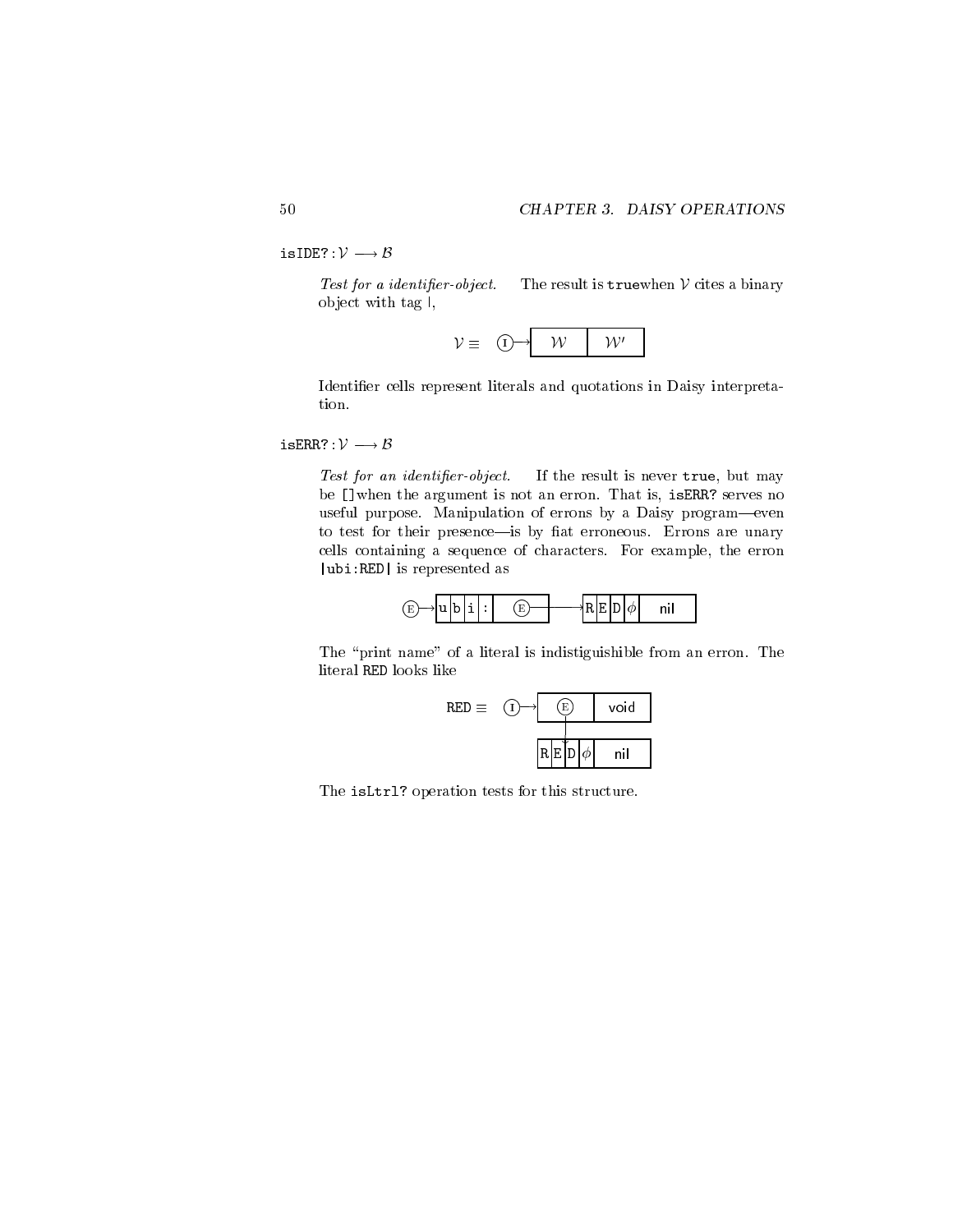isIDE? : $\mathcal{V} \longrightarrow \mathcal{B}$

*Test for a identifier-object.* The result is truewhen $\mathcal{V}$ cites a binary object with tag I,

$$\mathcal{V} \equiv \text{(I)} \rightarrow \boxed{\mathcal{W} \mid \mathcal{W}'}$$

Identifier cells represent literals and quotations in Daisy interpretation.

isERR? : $\mathcal{V} \longrightarrow \mathcal{B}$

*Test for an identifier-object.* If the result is never true, but may be []when the argument is not an erron. That is, isERR? serves no useful purpose. Manipulation of errons by a Daisy program—even to test for their presence—is by fiat erroneous. Errons are unary cells containing a sequence of characters. For example, the erron |ubi:RED| is represented as

```
(E)→|u|b|i|:| (E) |──→|R|E|D|φ| nil |
```

The "print name" of a literal is indistiguishible from an erron. The literal RED looks like

```
RED ≡ (I)→| (E) | void |
            |
            ↓
          |R|E|D|φ| nil |
```

The isLtrl? operation tests for this structure.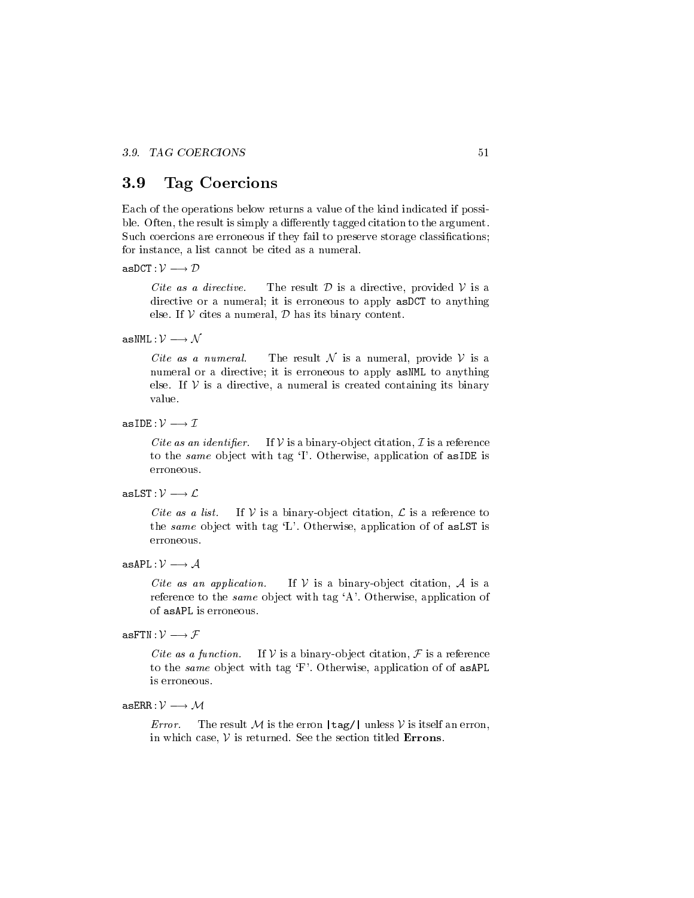## 3.9 Tag Coercions

Each of the operations below returns a value of the kind indicated if possible. Often, the result is simply a differently tagged citation to the argument. Such coercions are erroneous if they fail to preserve storage classifications; for instance, a list cannot be cited as a numeral.

`asDCT` : $\mathcal{V} \longrightarrow \mathcal{D}$

> *Cite as a directive.* The result $\mathcal{D}$ is a directive, provided $\mathcal{V}$ is a directive or a numeral; it is erroneous to apply `asDCT` to anything else. If $\mathcal{V}$ cites a numeral, $\mathcal{D}$ has its binary content.

`asNML` : $\mathcal{V} \longrightarrow \mathcal{N}$

> *Cite as a numeral.* The result $\mathcal{N}$ is a numeral, provide $\mathcal{V}$ is a numeral or a directive; it is erroneous to apply `asNML` to anything else. If $\mathcal{V}$ is a directive, a numeral is created containing its binary value.

`asIDE` : $\mathcal{V} \longrightarrow \mathcal{I}$

> *Cite as an identifier.* If $\mathcal{V}$ is a binary-object citation, $\mathcal{I}$ is a reference to the *same* object with tag 'I'. Otherwise, application of `asIDE` is erroneous.

`asLST` : $\mathcal{V} \longrightarrow \mathcal{L}$

> *Cite as a list.* If $\mathcal{V}$ is a binary-object citation, $\mathcal{L}$ is a reference to the *same* object with tag 'L'. Otherwise, application of of `asLST` is erroneous.

`asAPL` : $\mathcal{V} \longrightarrow \mathcal{A}$

> *Cite as an application.* If $\mathcal{V}$ is a binary-object citation, $\mathcal{A}$ is a reference to the *same* object with tag 'A'. Otherwise, application of of `asAPL` is erroneous.

`asFTN` : $\mathcal{V} \longrightarrow \mathcal{F}$

> *Cite as a function.* If $\mathcal{V}$ is a binary-object citation, $\mathcal{F}$ is a reference to the *same* object with tag 'F'. Otherwise, application of of `asAPL` is erroneous.

`asERR` : $\mathcal{V} \longrightarrow \mathcal{M}$

> *Error.* The result $\mathcal{M}$ is the erron `|tag/|` unless $\mathcal{V}$ is itself an erron, in which case, $\mathcal{V}$ is returned. See the section titled **Errons**.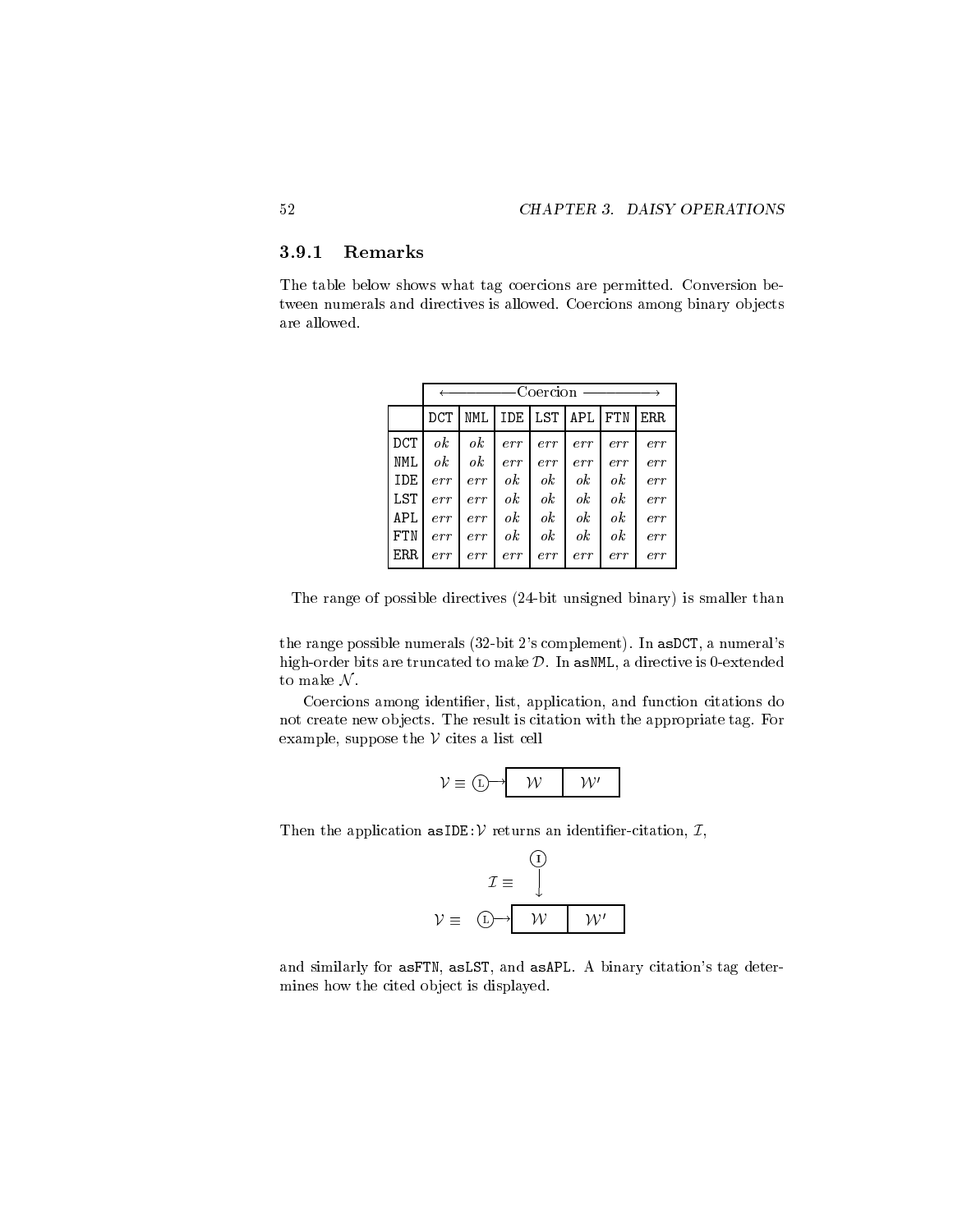### 3.9.1 Remarks

The table below shows what tag coercions are permitted. Conversion between numerals and directives is allowed. Coercions among binary objects are allowed.

| | ←——Coercion——→ | | | | | | |
|---|---|---|---|---|---|---|---|
| | `DCT` | `NML` | `IDE` | `LST` | `APL` | `FTN` | `ERR` |
| `DCT` | *ok* | *ok* | *err* | *err* | *err* | *err* | *err* |
| `NML` | *ok* | *ok* | *err* | *err* | *err* | *err* | *err* |
| `IDE` | *err* | *err* | *ok* | *ok* | *ok* | *ok* | *err* |
| `LST` | *err* | *err* | *ok* | *ok* | *ok* | *ok* | *err* |
| `APL` | *err* | *err* | *ok* | *ok* | *ok* | *ok* | *err* |
| `FTN` | *err* | *err* | *ok* | *ok* | *ok* | *ok* | *err* |
| `ERR` | *err* | *err* | *err* | *err* | *err* | *err* | *err* |

The range of possible directives (24-bit unsigned binary) is smaller than the range possible numerals (32-bit 2's complement). In `asDCT`, a numeral's high-order bits are truncated to make $\mathcal{D}$. In `asNML`, a directive is 0-extended to make $\mathcal{N}$.

Coercions among identifier, list, application, and function citations do not create new objects. The result is citation with the appropriate tag. For example, suppose the $\mathcal{V}$ cites a list cell

$$\mathcal{V} \equiv \text{(L)}\!\rightarrow\! \boxed{\mathcal{W} \mid \mathcal{W}'}$$

Then the application `asIDE:`$\mathcal{V}$ returns an identifier-citation, $\mathcal{I}$,

$$\mathcal{I} \equiv \text{(I)}\downarrow \qquad \mathcal{V} \equiv \text{(L)}\!\rightarrow\! \boxed{\mathcal{W} \mid \mathcal{W}'}$$

and similarly for `asFTN`, `asLST`, and `asAPL`. A binary citation's tag determines how the cited object is displayed.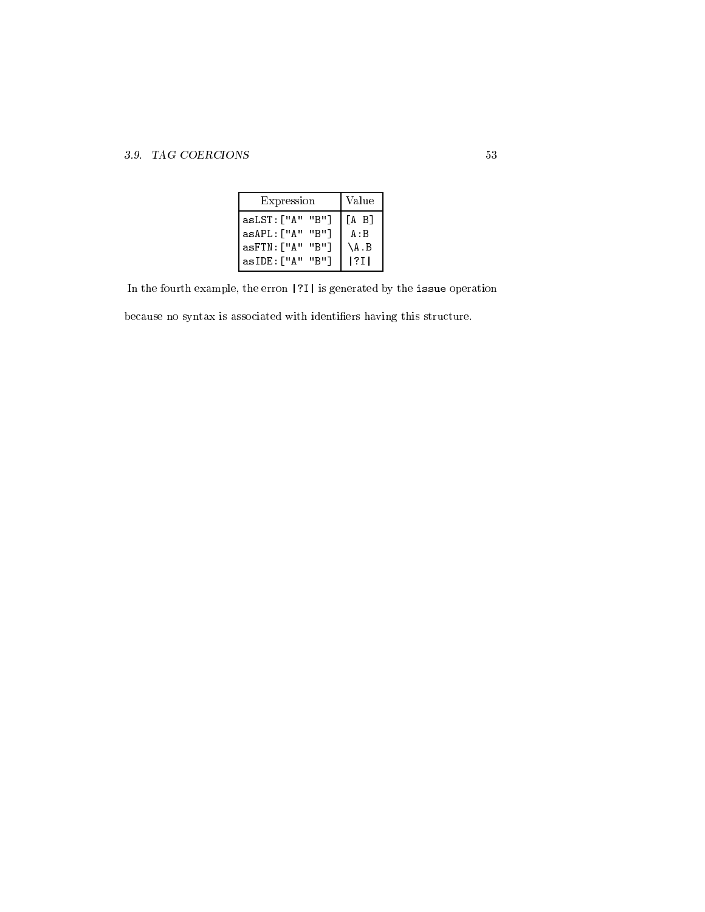| Expression | Value |
| --- | --- |
| `asLST:["A" "B"]` | `[A B]` |
| `asAPL:["A" "B"]` | `A:B` |
| `asFTN:["A" "B"]` | `\A.B` |
| `asIDE:["A" "B"]` | `|?I|` |

In the fourth example, the erron `|?I|` is generated by the `issue` operation because no syntax is associated with identifiers having this structure.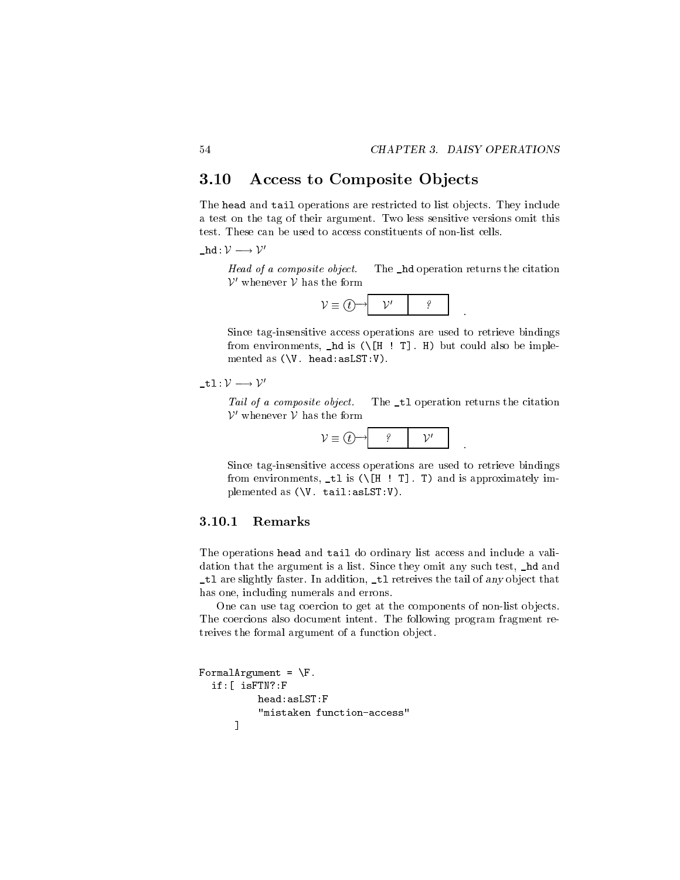## 3.10 Access to Composite Objects

The `head` and `tail` operations are restricted to list objects. They include a test on the tag of their argument. Two less sensitive versions omit this test. These can be used to access constituents of non-list cells.

`_hd`: $\mathcal{V} \longrightarrow \mathcal{V}'$

> *Head of a composite object.* The `_hd` operation returns the citation $\mathcal{V}'$ whenever $\mathcal{V}$ has the form
>
> $\mathcal{V} \equiv (t)\!\!\rightarrow$ | $\mathcal{V}'$ | ? | .
>
> Since tag-insensitive access operations are used to retrieve bindings from environments, `_hd` is `(\[H ! T]. H)` but could also be implemented as `(\V. head:asLST:V)`.

`_tl`: $\mathcal{V} \longrightarrow \mathcal{V}'$

> *Tail of a composite object.* The `_tl` operation returns the citation $\mathcal{V}'$ whenever $\mathcal{V}$ has the form
>
> $\mathcal{V} \equiv (t)\!\!\rightarrow$ | ? | $\mathcal{V}'$ | .
>
> Since tag-insensitive access operations are used to retrieve bindings from environments, `_tl` is `(\[H ! T]. T)` and is approximately implemented as `(\V. tail:asLST:V)`.

### 3.10.1 Remarks

The operations `head` and `tail` do ordinary list access and include a validation that the argument is a list. Since they omit any such test, `_hd` and `_tl` are slightly faster. In addition, `_tl` retreives the tail of *any* object that has one, including numerals and errons.

One can use tag coercion to get at the components of non-list objects. The coercions also document intent. The following program fragment retreives the formal argument of a function object.

```
FormalArgument = \F.
  if:[ isFTN?:F
         head:asLST:F
         "mistaken function-access"
     ]
```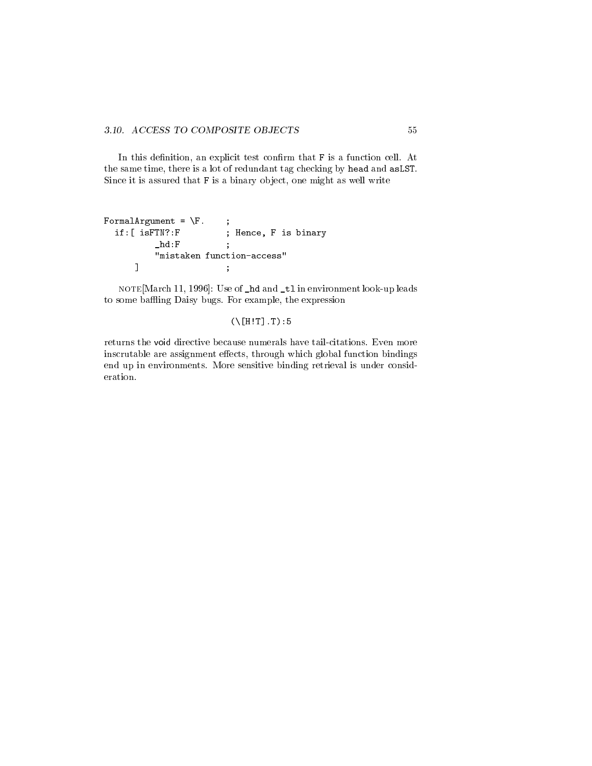In this definition, an explicit test confirm that `F` is a function cell. At the same time, there is a lot of redundant tag checking by `head` and `asLST`. Since it is assured that `F` is a binary object, one might as well write

```
FormalArgument = \F.     ;
  if:[ isFTN?:F          ; Hence, F is binary
          _hd:F          ;
          "mistaken function-access"
      ]                  ;
```

NOTE[March 11, 1996]: Use of `_hd` and `_tl` in environment look-up leads to some baffling Daisy bugs. For example, the expression

```
(\[H!T].T):5
```

returns the void directive because numerals have tail-citations. Even more inscrutable are assignment effects, through which global function bindings end up in environments. More sensitive binding retrieval is under consideration.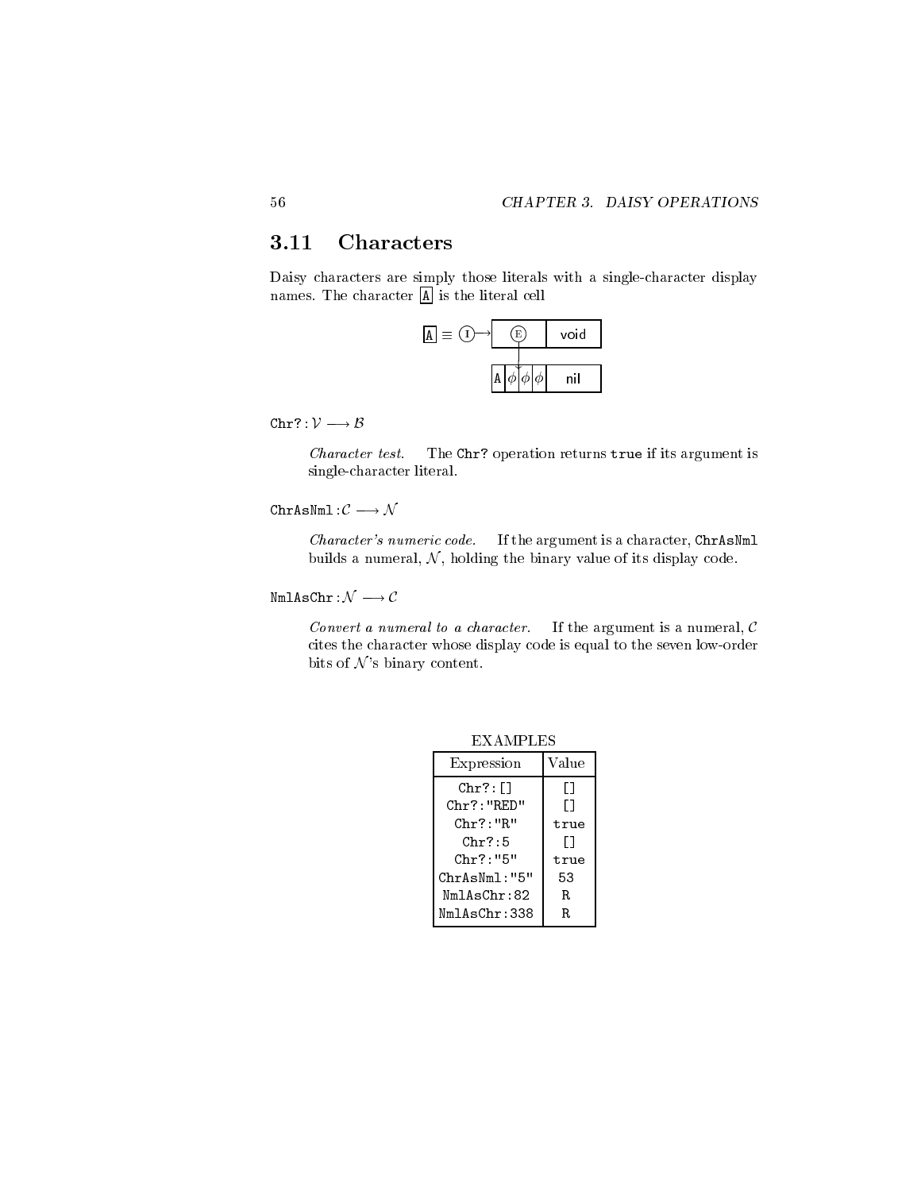## 3.11 Characters

Daisy characters are simply those literals with a single-character display names. The character A is the literal cell

A ≡ (I)⟶ | (E) | void |
| A | $\phi$ | $\phi$ | $\phi$ | nil |

Chr? : $\mathcal{V} \longrightarrow \mathcal{B}$

> *Character test.* The Chr? operation returns true if its argument is single-character literal.

ChrAsNml : $\mathcal{C} \longrightarrow \mathcal{N}$

> *Character's numeric code.* If the argument is a character, ChrAsNml builds a numeral, $\mathcal{N}$, holding the binary value of its display code.

NmlAsChr : $\mathcal{N} \longrightarrow \mathcal{C}$

> *Convert a numeral to a character.* If the argument is a numeral, $\mathcal{C}$ cites the character whose display code is equal to the seven low-order bits of $\mathcal{N}$'s binary content.

EXAMPLES

| Expression | Value |
|---|---|
| Chr?:[] | [] |
| Chr?:"RED" | [] |
| Chr?:"R" | true |
| Chr?:5 | [] |
| Chr?:"5" | true |
| ChrAsNml:"5" | 53 |
| NmlAsChr:82 | R |
| NmlAsChr:338 | R |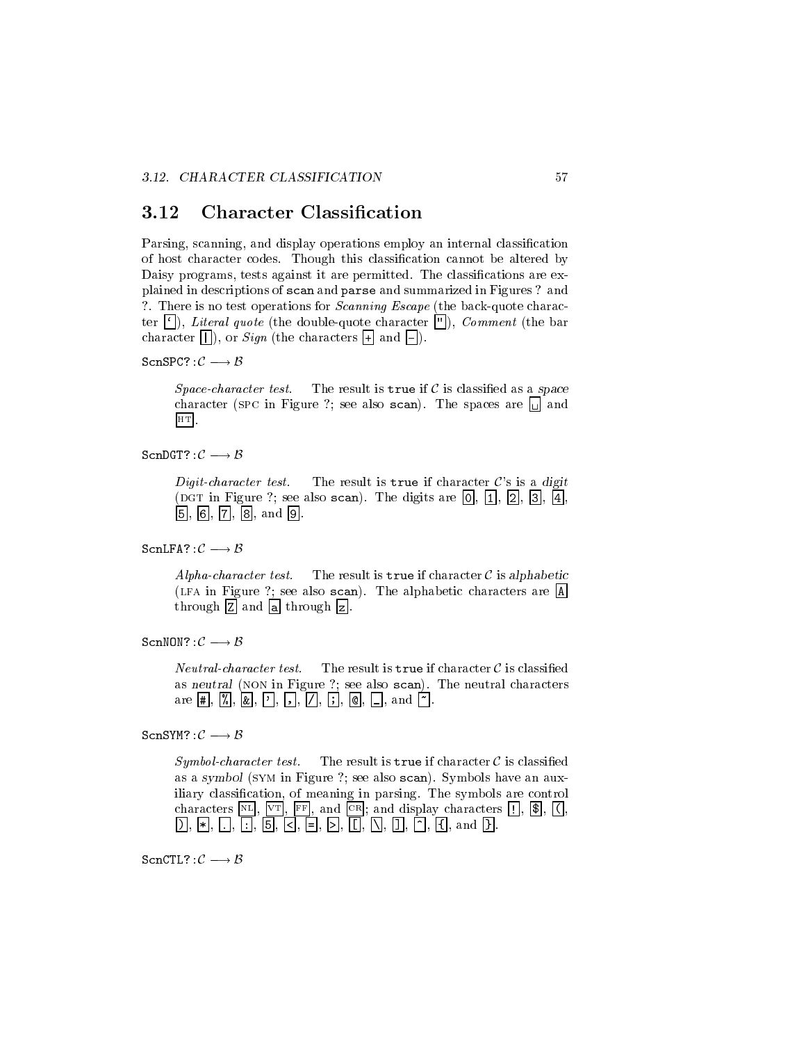## 3.12 Character Classification

Parsing, scanning, and display operations employ an internal classification of host character codes. Though this classification cannot be altered by Daisy programs, tests against it are permitted. The classifications are explained in descriptions of `scan` and `parse` and summarized in Figures ? and ?. There is no test operations for *Scanning Escape* (the back-quote character `` ` ``), *Literal quote* (the double-quote character `"`), *Comment* (the bar character `|`), or *Sign* (the characters `+` and `-`).

`ScnSPC?` : $\mathcal{C} \longrightarrow \mathcal{B}$

> *Space-character test.* The result is `true` if $\mathcal{C}$ is classified as a *space* character (SPC in Figure ?; see also `scan`). The spaces are `␣` and `HT`.

`ScnDGT?` : $\mathcal{C} \longrightarrow \mathcal{B}$

> *Digit-character test.* The result is `true` if character $\mathcal{C}$'s is a *digit* (DGT in Figure ?; see also `scan`). The digits are `0`, `1`, `2`, `3`, `4`, `5`, `6`, `7`, `8`, and `9`.

`ScnLFA?` : $\mathcal{C} \longrightarrow \mathcal{B}$

> *Alpha-character test.* The result is `true` if character $\mathcal{C}$ is *alphabetic* (LFA in Figure ?; see also `scan`). The alphabetic characters are `A` through `Z` and `a` through `z`.

`ScnNON?` : $\mathcal{C} \longrightarrow \mathcal{B}$

> *Neutral-character test.* The result is `true` if character $\mathcal{C}$ is classified as *neutral* (NON in Figure ?; see also `scan`). The neutral characters are `#`, `%`, `&`, `'`, `,`, `/`, `;`, `@`, `_`, and `~`.

`ScnSYM?` : $\mathcal{C} \longrightarrow \mathcal{B}$

> *Symbol-character test.* The result is `true` if character $\mathcal{C}$ is classified as a *symbol* (SYM in Figure ?; see also `scan`). Symbols have an auxiliary classification, of meaning in parsing. The symbols are control characters `NL`, `VT`, `FF`, and `CR`; and display characters `!`, `$`, `(`, `)`, `*`, `.`, `:`, `5`, `<`, `=`, `>`, `[`, `\`, `]`, `^`, `{`, and `}`.

`ScnCTL?` : $\mathcal{C} \longrightarrow \mathcal{B}$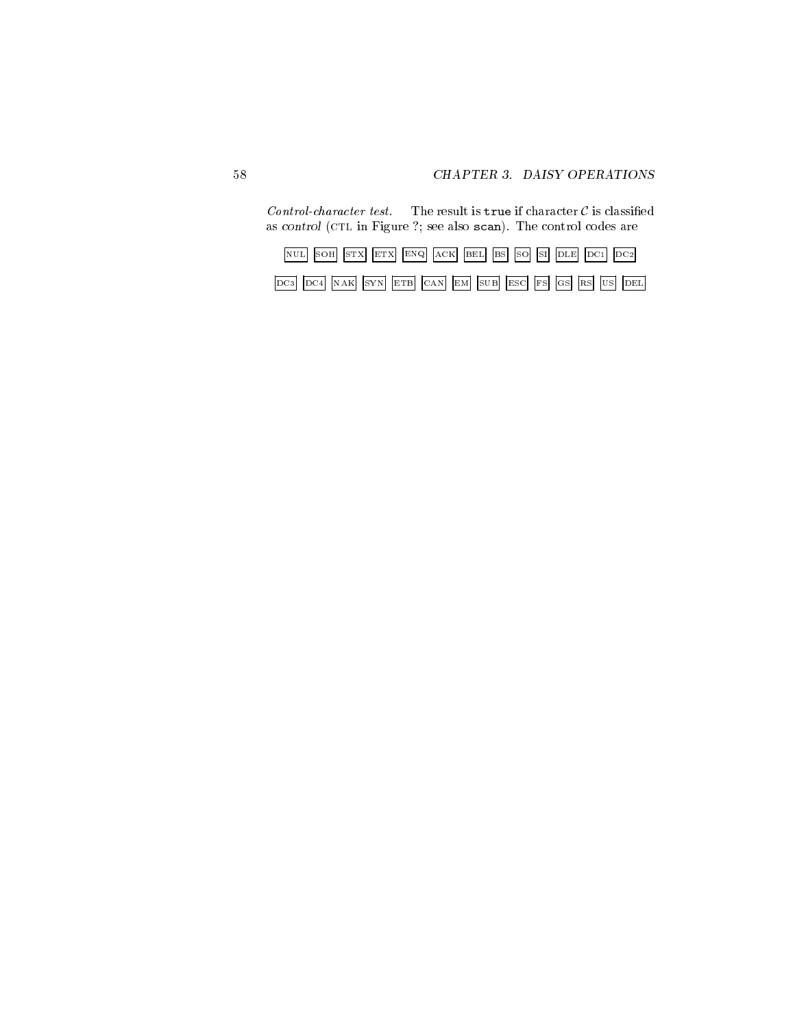*Control-character test.* The result is `true` if character $\mathcal{C}$ is classified as *control* (CTL in Figure ?; see also `scan`). The control codes are

NUL SOH STX ETX ENQ ACK BEL BS SO SI DLE DC1 DC2

DC3 DC4 NAK SYN ETB CAN EM SUB ESC FS GS RS US DEL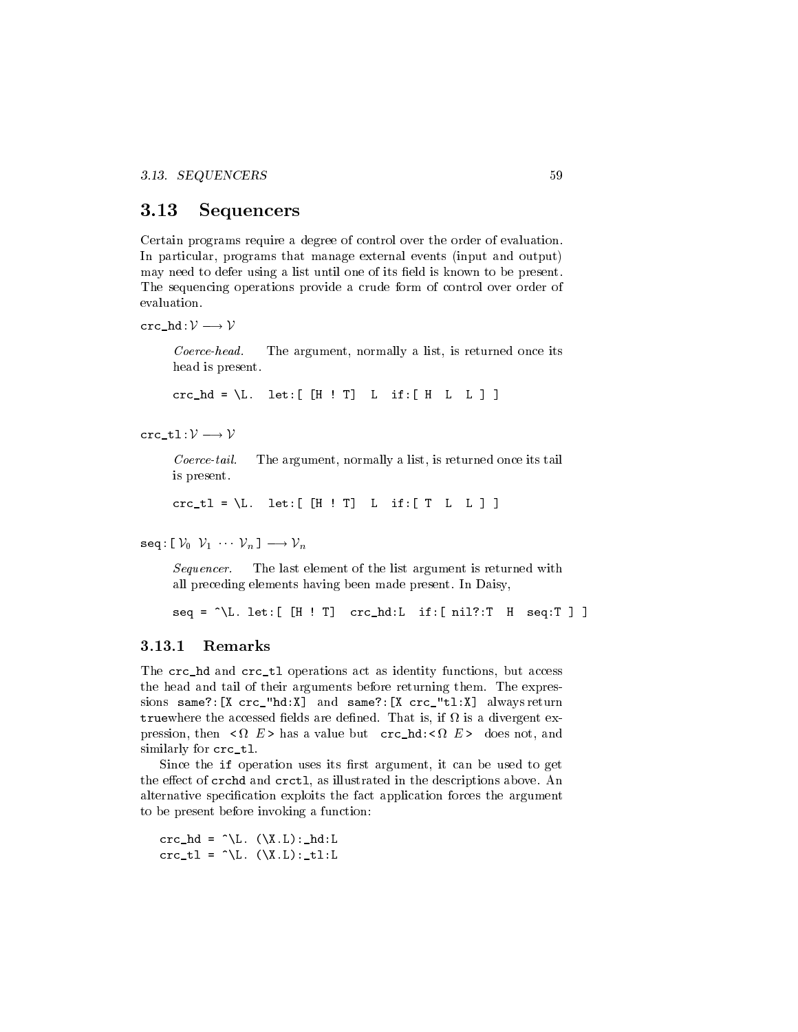## 3.13 Sequencers

Certain programs require a degree of control over the order of evaluation. In particular, programs that manage external events (input and output) may need to defer using a list until one of its field is known to be present. The sequencing operations provide a crude form of control over order of evaluation.

`crc_hd`: $\mathcal{V} \longrightarrow \mathcal{V}$

> *Coerce-head.* The argument, normally a list, is returned once its head is present.
>
> ```
> crc_hd = \L.  let:[ [H ! T]  L  if:[ H  L  L ] ]
> ```

`crc_tl`: $\mathcal{V} \longrightarrow \mathcal{V}$

> *Coerce-tail.* The argument, normally a list, is returned once its tail is present.
>
> ```
> crc_tl = \L.  let:[ [H ! T]  L  if:[ T  L  L ] ]
> ```

`seq`: [ $\mathcal{V}_0$ $\mathcal{V}_1$ $\cdots$ $\mathcal{V}_n$ ] $\longrightarrow \mathcal{V}_n$

> *Sequencer.* The last element of the list argument is returned with all preceding elements having been made present. In Daisy,
>
> ```
> seq = ^\L. let:[ [H ! T]  crc_hd:L  if:[ nil?:T  H  seq:T ] ]
> ```

### 3.13.1 Remarks

The `crc_hd` and `crc_tl` operations act as identity functions, but access the head and tail of their arguments before returning them. The expressions `same?:[X crc_"hd:X]` and `same?:[X crc_"tl:X]` always return **true**where the accessed fields are defined. That is, if $\Omega$ is a divergent expression, then `<`$\Omega$ $E$`>` has a value but `crc_hd:<`$\Omega$ $E$`>` does not, and similarly for `crc_tl`.

Since the `if` operation uses its first argument, it can be used to get the effect of `crchd` and `crctl`, as illustrated in the descriptions above. An alternative specification exploits the fact application forces the argument to be present before invoking a function:

```
crc_hd = ^\L. (\X.L):_hd:L
crc_tl = ^\L. (\X.L):_tl:L
```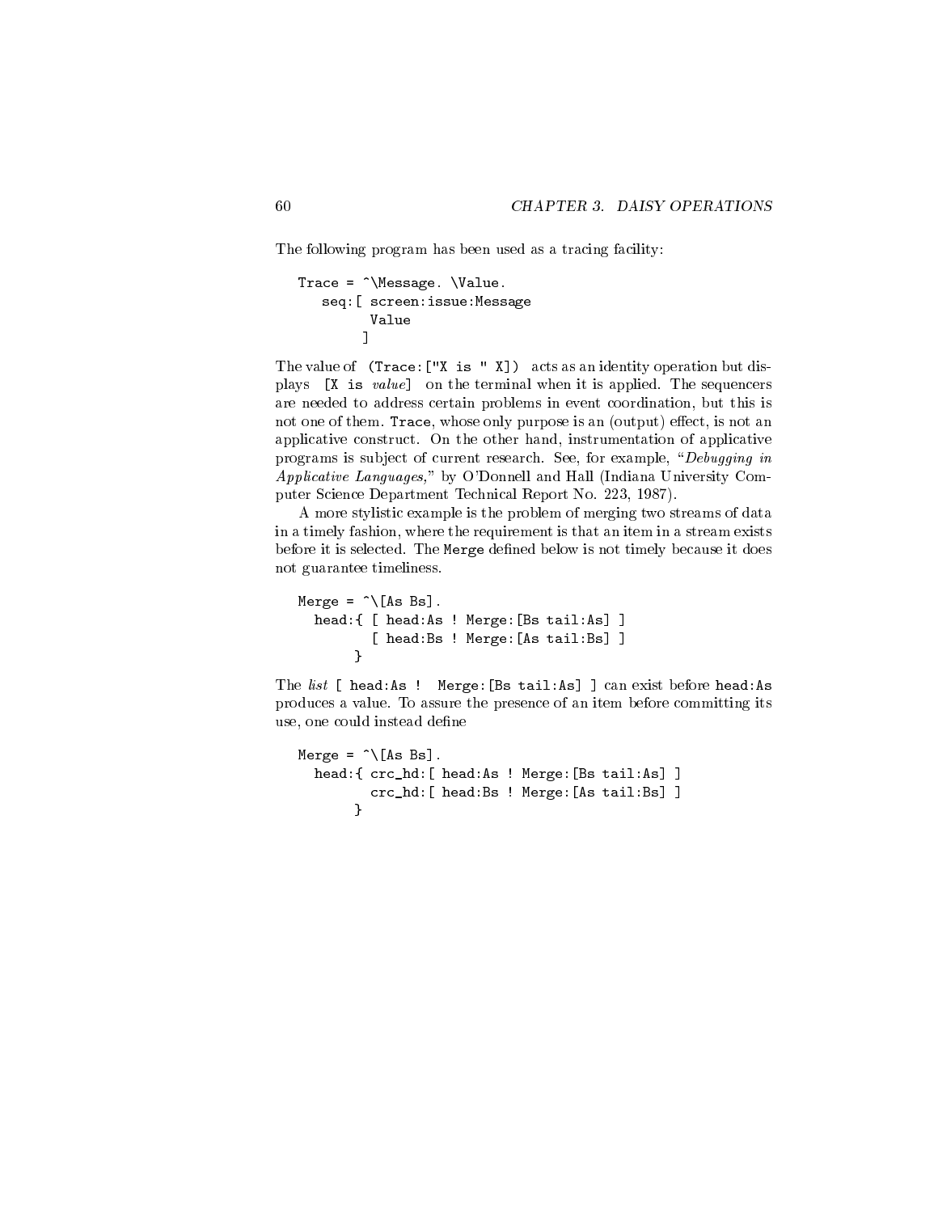The following program has been used as a tracing facility:

```
Trace = ^\Message. \Value.
    seq:[ screen:issue:Message
          Value
        ]
```

The value of `(Trace:["X is " X])` acts as an identity operation but displays `[X is` *value*`]` on the terminal when it is applied. The sequencers are needed to address certain problems in event coordination, but this is not one of them. `Trace`, whose only purpose is an (output) effect, is not an applicative construct. On the other hand, instrumentation of applicative programs is subject of current research. See, for example, "*Debugging in Applicative Languages,*" by O'Donnell and Hall (Indiana University Computer Science Department Technical Report No. 223, 1987).

A more stylistic example is the problem of merging two streams of data in a timely fashion, where the requirement is that an item in a stream exists before it is selected. The `Merge` defined below is not timely because it does not guarantee timeliness.

```
Merge = ^\[As Bs].
  head:{ [ head:As ! Merge:[Bs tail:As] ]
         [ head:Bs ! Merge:[As tail:Bs] ]
       }
```

The *list* `[ head:As ! Merge:[Bs tail:As] ]` can exist before `head:As` produces a value. To assure the presence of an item before committing its use, one could instead define

```
Merge = ^\[As Bs].
  head:{ crc_hd:[ head:As ! Merge:[Bs tail:As] ]
         crc_hd:[ head:Bs ! Merge:[As tail:Bs] ]
       }
```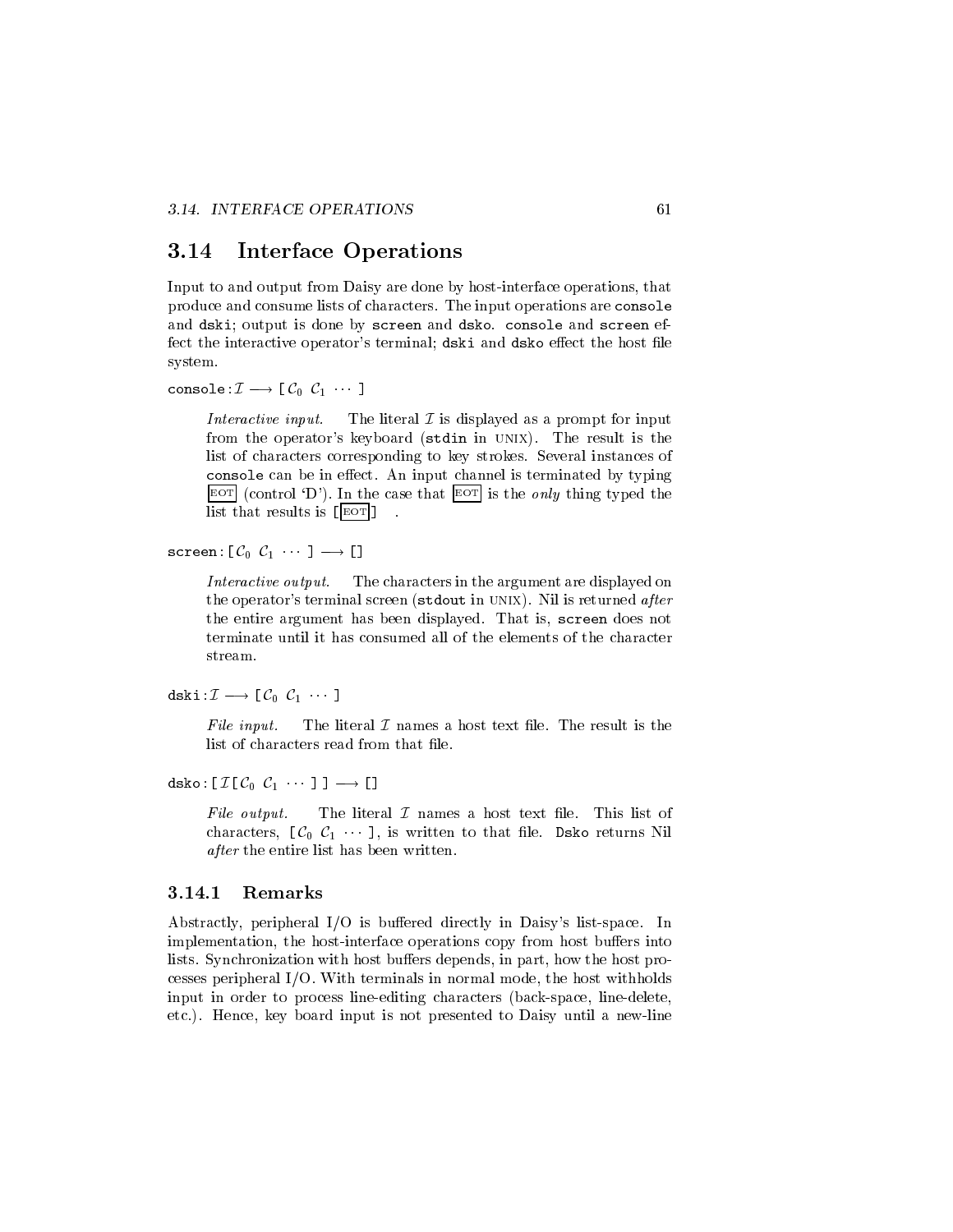## 3.14 Interface Operations

Input to and output from Daisy are done by host-interface operations, that produce and consume lists of characters. The input operations are `console` and `dski`; output is done by `screen` and `dsko`. `console` and `screen` effect the interactive operator's terminal; `dski` and `dsko` effect the host file system.

`console`: $\mathcal{I} \longrightarrow$ `[` $\mathcal{C}_0$ $\mathcal{C}_1$ $\cdots$ `]`

> *Interactive input.* The literal $\mathcal{I}$ is displayed as a prompt for input from the operator's keyboard (`stdin` in UNIX). The result is the list of characters corresponding to key strokes. Several instances of `console` can be in effect. An input channel is terminated by typing EOT (control 'D'). In the case that EOT is the *only* thing typed the list that results is `[`EOT`]` .

`screen`: `[` $\mathcal{C}_0$ $\mathcal{C}_1$ $\cdots$ `]` $\longrightarrow$ `[]`

> *Interactive output.* The characters in the argument are displayed on the operator's terminal screen (`stdout` in UNIX). Nil is returned *after* the entire argument has been displayed. That is, `screen` does not terminate until it has consumed all of the elements of the character stream.

`dski`: $\mathcal{I} \longrightarrow$ `[` $\mathcal{C}_0$ $\mathcal{C}_1$ $\cdots$ `]`

> *File input.* The literal $\mathcal{I}$ names a host text file. The result is the list of characters read from that file.

`dsko`: `[` $\mathcal{I}$ `[` $\mathcal{C}_0$ $\mathcal{C}_1$ $\cdots$ `] ]` $\longrightarrow$ `[]`

> *File output.* The literal $\mathcal{I}$ names a host text file. This list of characters, `[` $\mathcal{C}_0$ $\mathcal{C}_1$ $\cdots$ `]`, is written to that file. `Dsko` returns Nil *after* the entire list has been written.

### 3.14.1 Remarks

Abstractly, peripheral I/O is buffered directly in Daisy's list-space. In implementation, the host-interface operations copy from host buffers into lists. Synchronization with host buffers depends, in part, how the host processes peripheral I/O. With terminals in normal mode, the host withholds input in order to process line-editing characters (back-space, line-delete, etc.). Hence, key board input is not presented to Daisy until a new-line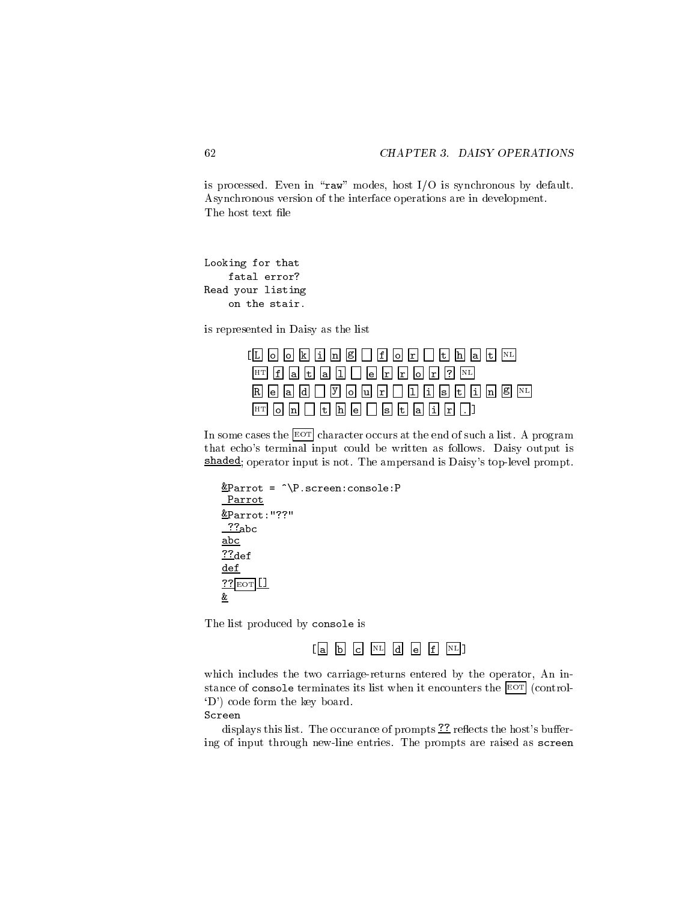is processed. Even in "raw" modes, host I/O is synchronous by default. Asynchronous version of the interface operations are in development.
The host text file

```
Looking for that
    fatal error?
Read your listing
    on the stair.
```

is represented in Daisy as the list

```
[L o o k i n g ␣ f o r ␣ t h a t NL
 HT f a t a l ␣ e r r o r ? NL
 R e a d ␣ y o u r ␣ l i s t i n g NL
 HT o n ␣ t h e ␣ s t a i r .]
```

In some cases the EOT character occurs at the end of such a list. A program that echo's terminal input could be written as follows. Daisy output is shaded; operator input is not. The ampersand is Daisy's top-level prompt.

```
&Parrot = ^\P.screen:console:P
 Parrot
&Parrot:"??"
 ??abc
abc
??def
def
??EOT[]
&
```

The list produced by console is

```
[a b c NL d e f NL]
```

which includes the two carriage-returns entered by the operator, An instance of console terminates its list when it encounters the EOT (control-'D') code form the key board.
Screen

displays this list. The occurance of prompts ?? reflects the host's buffering of input through new-line entries. The prompts are raised as screen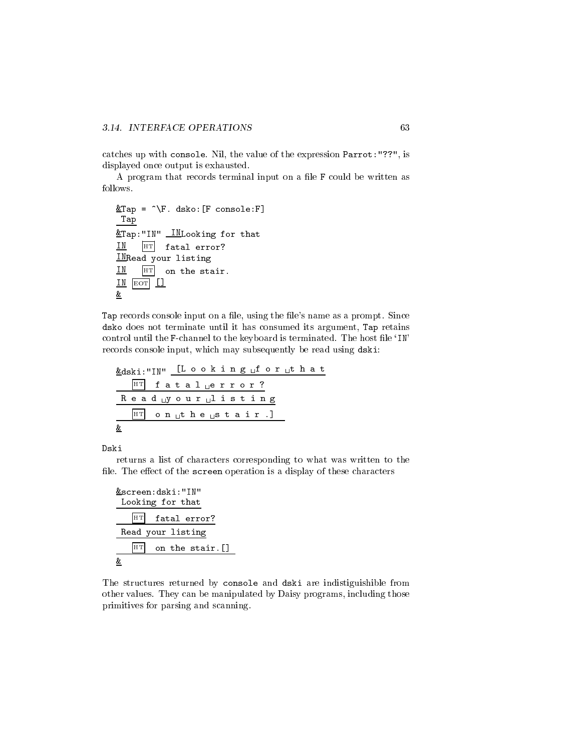catches up with console. Nil, the value of the expression Parrot:"??", is displayed once output is exhausted.

A program that records terminal input on a file F could be written as follows.

```
&Tap = ^\F. dsko:[F console:F]
 Tap
&Tap:"IN" INLooking for that
IN    HT  fatal error?
INRead your listing
IN    HT  on the stair.
IN EOT []
&
```

Tap records console input on a file, using the file's name as a prompt. Since dsko does not terminate until it has consumed its argument, Tap retains control until the F-channel to the keyboard is terminated. The host file 'IN' records console input, which may subsequently be read using dski:

```
&dski:"IN" [L o o k i n g ␣f o r ␣t h a t
    HT  f a t a l ␣e r r o r ?
 R e a d ␣y o u r ␣l i s t i n g
    HT  o n ␣t h e ␣s t a i r .]
&
```

Dski

returns a list of characters corresponding to what was written to the file. The effect of the screen operation is a display of these characters

```
&screen:dski:"IN"
 Looking for that
    HT  fatal error?
 Read your listing
    HT  on the stair.[]
&
```

The structures returned by console and dski are indistiguishible from other values. They can be manipulated by Daisy programs, including those primitives for parsing and scanning.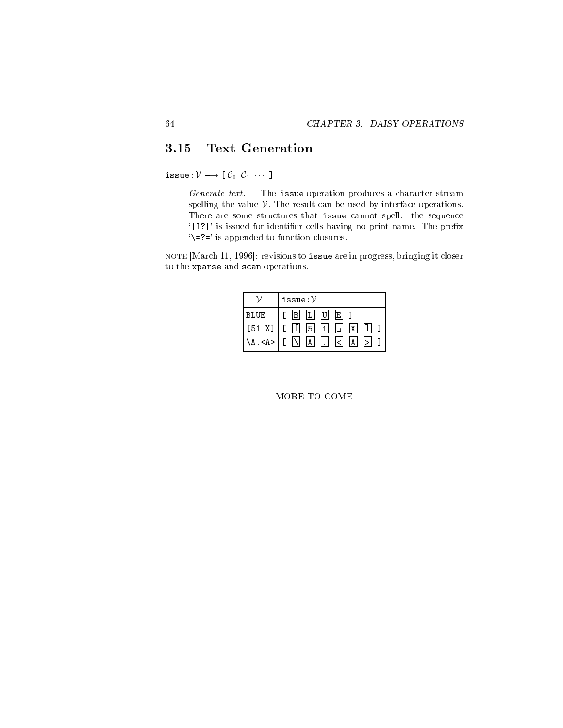## 3.15 Text Generation

`issue`: $\mathcal{V} \longrightarrow$ `[` $\mathcal{C}_0$ $\mathcal{C}_1$ $\cdots$ `]`

> *Generate text.* The `issue` operation produces a character stream spelling the value $\mathcal{V}$. The result can be used by interface operations. There are some structures that `issue` cannot spell. the sequence '`|I?|`' is issued for identifier cells having no print name. The prefix '`\=?=`' is appended to function closures.

NOTE [March 11, 1996]: revisions to `issue` are in progress, bringing it closer to the `xparse` and `scan` operations.

| $\mathcal{V}$ | `issue`: $\mathcal{V}$ |
|---|---|
| `BLUE` | `[ B L U E ]` |
| `[51 X]` | `[ [ 5 1 ␣ X ] ]` |
| `\A.<A>` | `[ \ A . < A > ]` |

MORE TO COME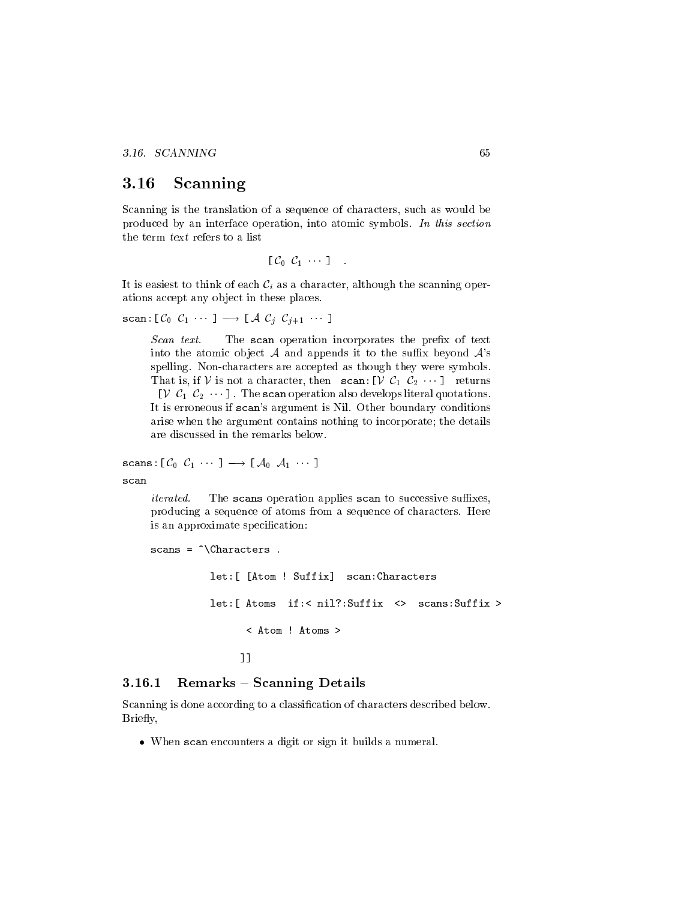## 3.16 Scanning

Scanning is the translation of a sequence of characters, such as would be produced by an interface operation, into atomic symbols. *In this section* the term *text* refers to a list

$$[\,\mathcal{C}_0\ \ \mathcal{C}_1\ \cdots\,]\quad .$$

It is easiest to think of each $\mathcal{C}_i$ as a character, although the scanning operations accept any object in these places.

`scan`: $[\,\mathcal{C}_0\ \ \mathcal{C}_1\ \cdots\,] \longrightarrow [\,\mathcal{A}\ \ \mathcal{C}_j\ \ \mathcal{C}_{j+1}\ \cdots\,]$

> *Scan text.* The `scan` operation incorporates the prefix of text into the atomic object $\mathcal{A}$ and appends it to the suffix beyond $\mathcal{A}$'s spelling. Non-characters are accepted as though they were symbols. That is, if $\mathcal{V}$ is not a character, then `scan`: $[\mathcal{V}\ \ \mathcal{C}_1\ \ \mathcal{C}_2\ \cdots]$ returns $[\mathcal{V}\ \ \mathcal{C}_1\ \ \mathcal{C}_2\ \cdots]$. The `scan` operation also develops literal quotations. It is erroneous if `scan`'s argument is Nil. Other boundary conditions arise when the argument contains nothing to incorporate; the details are discussed in the remarks below.

`scans`: $[\,\mathcal{C}_0\ \ \mathcal{C}_1\ \cdots\,] \longrightarrow [\,\mathcal{A}_0\ \ \mathcal{A}_1\ \cdots\,]$

`scan`

> *iterated.* The `scans` operation applies `scan` to successive suffixes, producing a sequence of atoms from a sequence of characters. Here is an approximate specification:

```
scans = ^\Characters .

            let:[ [Atom ! Suffix]  scan:Characters

            let:[ Atoms  if:< nil?:Suffix  <>  scans:Suffix >

                   < Atom ! Atoms >

                  ]]
```

### 3.16.1 Remarks – Scanning Details

Scanning is done according to a classification of characters described below. Briefly,

- When `scan` encounters a digit or sign it builds a numeral.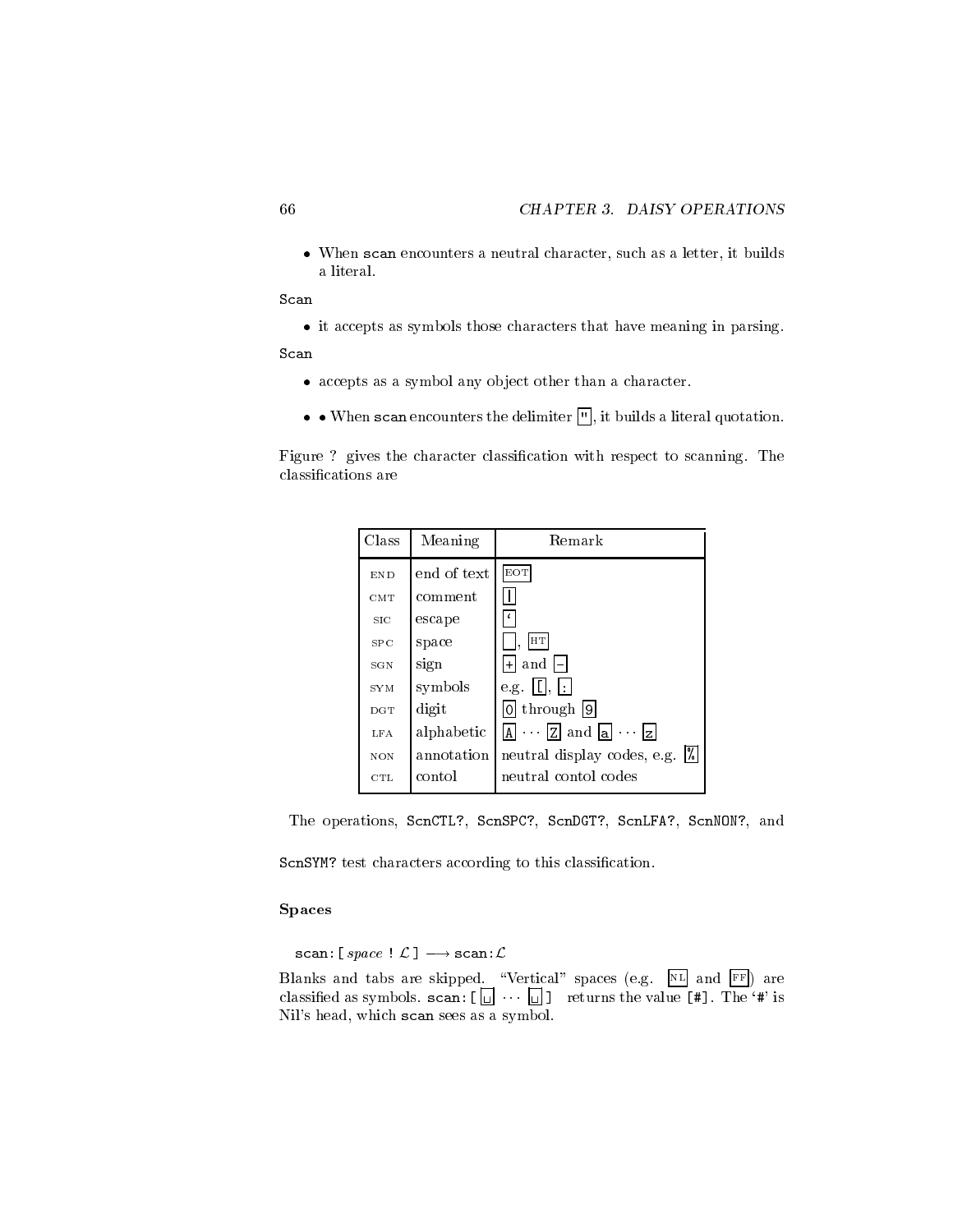- When `scan` encounters a neutral character, such as a letter, it builds a literal.

`Scan`

- it accepts as symbols those characters that have meaning in parsing.

`Scan`

- accepts as a symbol any object other than a character.

- • When `scan` encounters the delimiter `"`, it builds a literal quotation.

Figure ? gives the character classification with respect to scanning. The classifications are

| Class | Meaning | Remark |
|---|---|---|
| END | end of text | EOT |
| CMT | comment | `|` |
| SIC | escape | `‘` |
| SPC | space | ` `, HT |
| SGN | sign | `+` and `-` |
| SYM | symbols | e.g. `[`, `;` |
| DGT | digit | `0` through `9` |
| LFA | alphabetic | `A` ⋯ `Z` and `a` ⋯ `z` |
| NON | annotation | neutral display codes, e.g. `%` |
| CTL | contol | neutral contol codes |

The operations, `ScnCTL?`, `ScnSPC?`, `ScnDGT?`, `ScnLFA?`, `ScnNON?`, and

`ScnSYM?` test characters according to this classification.

### Spaces

`scan:[` *space* `!` $\mathcal{L}$ `]` $\longrightarrow$ `scan:`$\mathcal{L}$

Blanks and tabs are skipped. "Vertical" spaces (e.g. NL and FF) are classified as symbols. `scan:[` ␣ ⋯ ␣ `]` returns the value `[#]`. The '`#`' is Nil's head, which `scan` sees as a symbol.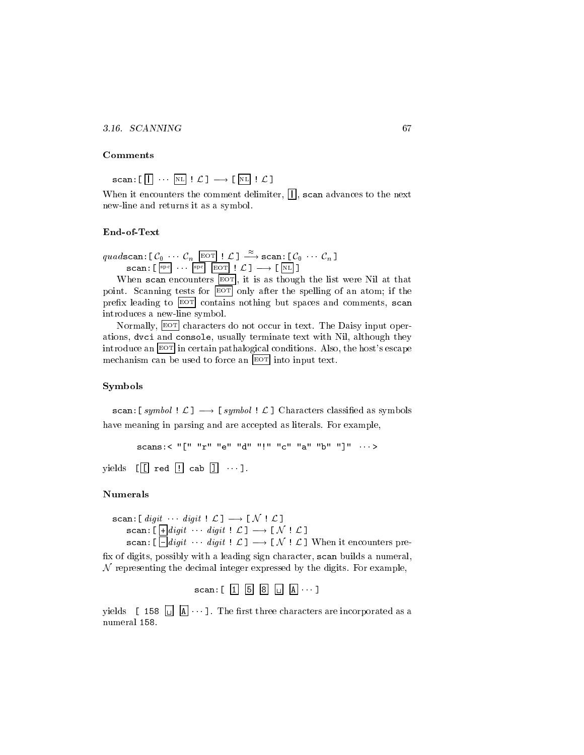**Comments**

scan:[ | ⋯ NL ! $\mathcal{L}$ ] ⟶ [ NL ! $\mathcal{L}$ ]

When it encounters the comment delimiter, |, scan advances to the next new-line and returns it as a symbol.

**End-of-Text**

*quad*scan:[ $\mathcal{C}_0$ ⋯ $\mathcal{C}_n$ EOT ! $\mathcal{L}$ ] $\stackrel{\approx}{\longrightarrow}$ scan:[ $\mathcal{C}_0$ ⋯ $\mathcal{C}_n$ ]

scan:[ spc ⋯ spc EOT ! $\mathcal{L}$ ] ⟶ [ NL ]

When scan encounters EOT, it is as though the list were Nil at that point. Scanning tests for EOT only after the spelling of an atom; if the prefix leading to EOT contains nothing but spaces and comments, scan introduces a new-line symbol.

Normally, EOT characters do not occur in text. The Daisy input operations, dvci and console, usually terminate text with Nil, although they introduce an EOT in certain pathological conditions. Also, the host's escape mechanism can be used to force an EOT into input text.

**Symbols**

scan:[ *symbol* ! $\mathcal{L}$ ] ⟶ [ *symbol* ! $\mathcal{L}$ ] Characters classified as symbols have meaning in parsing and are accepted as literals. For example,

```
scans:< "[" "r" "e" "d" "!" "c" "a" "b" "]"  ...>
```

yields [ [ red ! cab ] ⋯ ].

**Numerals**

scan:[ *digit* ⋯ *digit* ! $\mathcal{L}$ ] ⟶ [ $\mathcal{N}$ ! $\mathcal{L}$ ]

scan:[ + *digit* ⋯ *digit* ! $\mathcal{L}$ ] ⟶ [ $\mathcal{N}$ ! $\mathcal{L}$ ]

scan:[ - *digit* ⋯ *digit* ! $\mathcal{L}$ ] ⟶ [ $\mathcal{N}$ ! $\mathcal{L}$ ] When it encounters prefix of digits, possibly with a leading sign character, scan builds a numeral, $\mathcal{N}$ representing the decimal integer expressed by the digits. For example,

scan:[ 1 5 8 ␣ A ⋯ ]

yields [ 158 ␣ A ⋯ ]. The first three characters are incorporated as a numeral 158.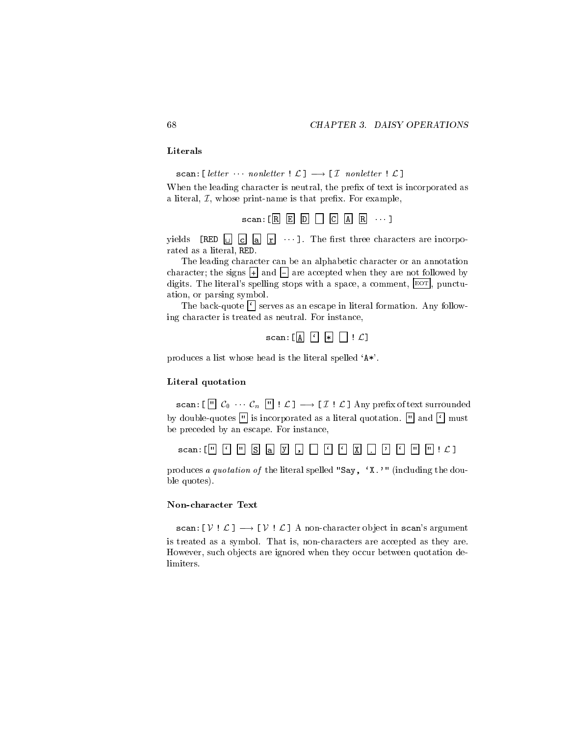### Literals

scan:[ *letter* ··· *nonletter* ! $\mathcal{L}$ ] ⟶ [ $\mathcal{I}$ *nonletter* ! $\mathcal{L}$ ]

When the leading character is neutral, the prefix of text is incorporated as a literal, $\mathcal{I}$, whose print-name is that prefix. For example,

scan:[ R E D ␣ C A R ··· ]

yields [RED ␣ c a r ··· ]. The first three characters are incorporated as a literal, RED.

The leading character can be an alphabetic character or an annotation character; the signs + and - are accepted when they are not followed by digits. The literal's spelling stops with a space, a comment, EOT, punctuation, or parsing symbol.

The back-quote ` serves as an escape in literal formation. Any following character is treated as neutral. For instance,

scan:[ A ` * ␣ ! $\mathcal{L}$ ]

produces a list whose head is the literal spelled 'A*'.

### Literal quotation

scan:[ " $\mathcal{C}_0$ ··· $\mathcal{C}_n$ " ! $\mathcal{L}$ ] ⟶ [ $\mathcal{I}$ ! $\mathcal{L}$ ] Any prefix of text surrounded by double-quotes " is incorporated as a literal quotation. " and ` must be preceded by an escape. For instance,

scan:[ " ` " S a y , ␣ ` ` X . ' ` " " ! $\mathcal{L}$ ]

produces *a quotation of* the literal spelled "Say, `X.'" (including the double quotes).

### Non-character Text

scan:[ $\mathcal{V}$ ! $\mathcal{L}$ ] ⟶ [ $\mathcal{V}$ ! $\mathcal{L}$ ] A non-character object in scan's argument is treated as a symbol. That is, non-characters are accepted as they are. However, such objects are ignored when they occur between quotation delimiters.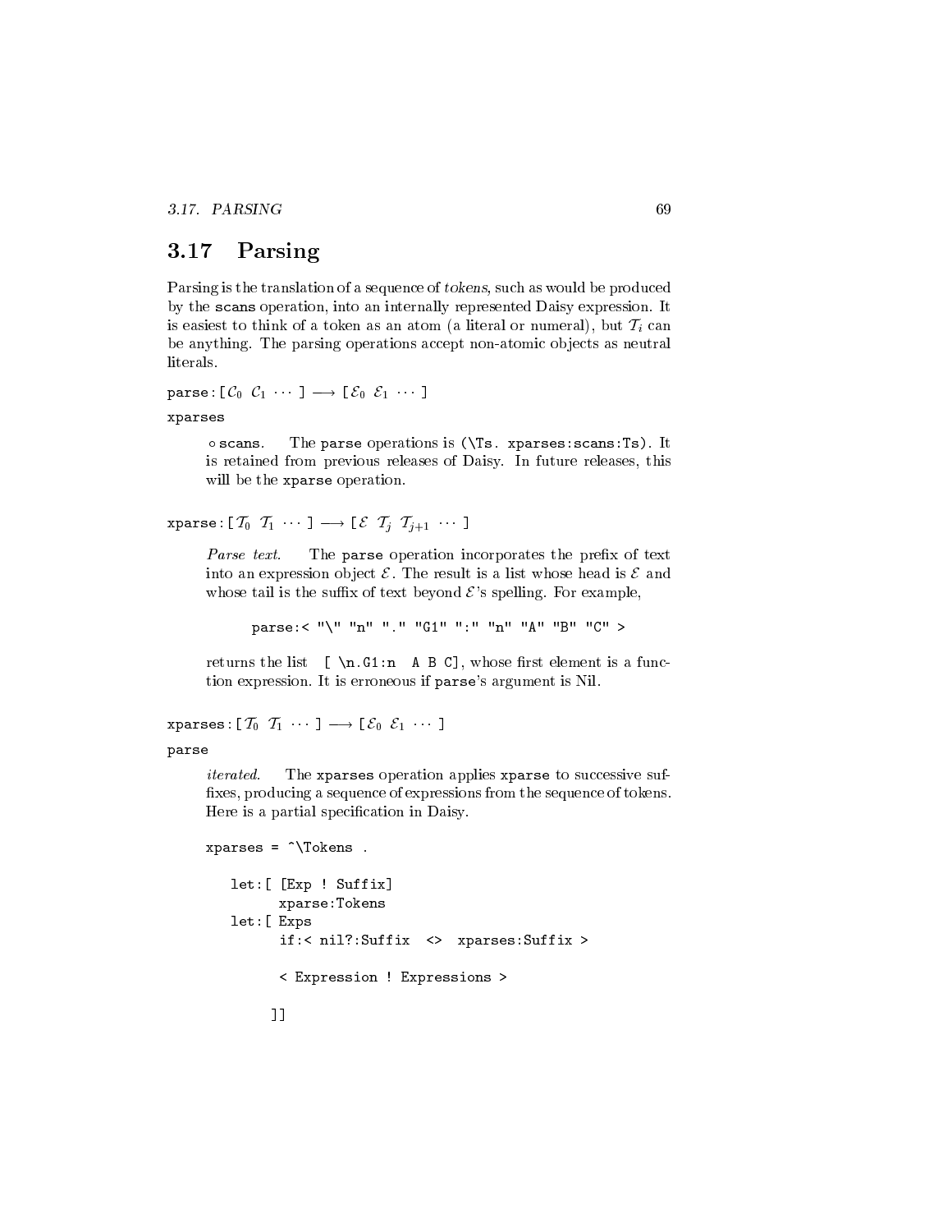## 3.17 Parsing

Parsing is the translation of a sequence of *tokens*, such as would be produced by the `scans` operation, into an internally represented Daisy expression. It is easiest to think of a token as an atom (a literal or numeral), but $\mathcal{T}_i$ can be anything. The parsing operations accept non-atomic objects as neutral literals.

`parse`: `[` $\mathcal{C}_0$ $\mathcal{C}_1$ $\cdots$ `]` $\longrightarrow$ `[` $\mathcal{E}_0$ $\mathcal{E}_1$ $\cdots$ `]`

`xparses`

> $\circ$ `scans`. The `parse` operations is `(\Ts. xparses:scans:Ts)`. It is retained from previous releases of Daisy. In future releases, this will be the `xparse` operation.

`xparse`: `[` $\mathcal{T}_0$ $\mathcal{T}_1$ $\cdots$ `]` $\longrightarrow$ `[` $\mathcal{E}$ $\mathcal{T}_j$ $\mathcal{T}_{j+1}$ $\cdots$ `]`

> *Parse text.* The `parse` operation incorporates the prefix of text into an expression object $\mathcal{E}$. The result is a list whose head is $\mathcal{E}$ and whose tail is the suffix of text beyond $\mathcal{E}$'s spelling. For example,
>
> ```
> parse:< "\" "n" "." "G1" ":" "n" "A" "B" "C" >
> ```
>
> returns the list `[ \n.G1:n  A B C]`, whose first element is a function expression. It is erroneous if `parse`'s argument is Nil.

`xparses`: `[` $\mathcal{T}_0$ $\mathcal{T}_1$ $\cdots$ `]` $\longrightarrow$ `[` $\mathcal{E}_0$ $\mathcal{E}_1$ $\cdots$ `]`

`parse`

> *iterated.* The `xparses` operation applies `xparse` to successive suffixes, producing a sequence of expressions from the sequence of tokens. Here is a partial specification in Daisy.
>
> ```
> xparses = ^\Tokens .
>
>    let:[ [Exp ! Suffix]
>          xparse:Tokens
>    let:[ Exps
>          if:< nil?:Suffix  <>  xparses:Suffix >
>
>          < Expression ! Expressions >
>
>         ]]
> ```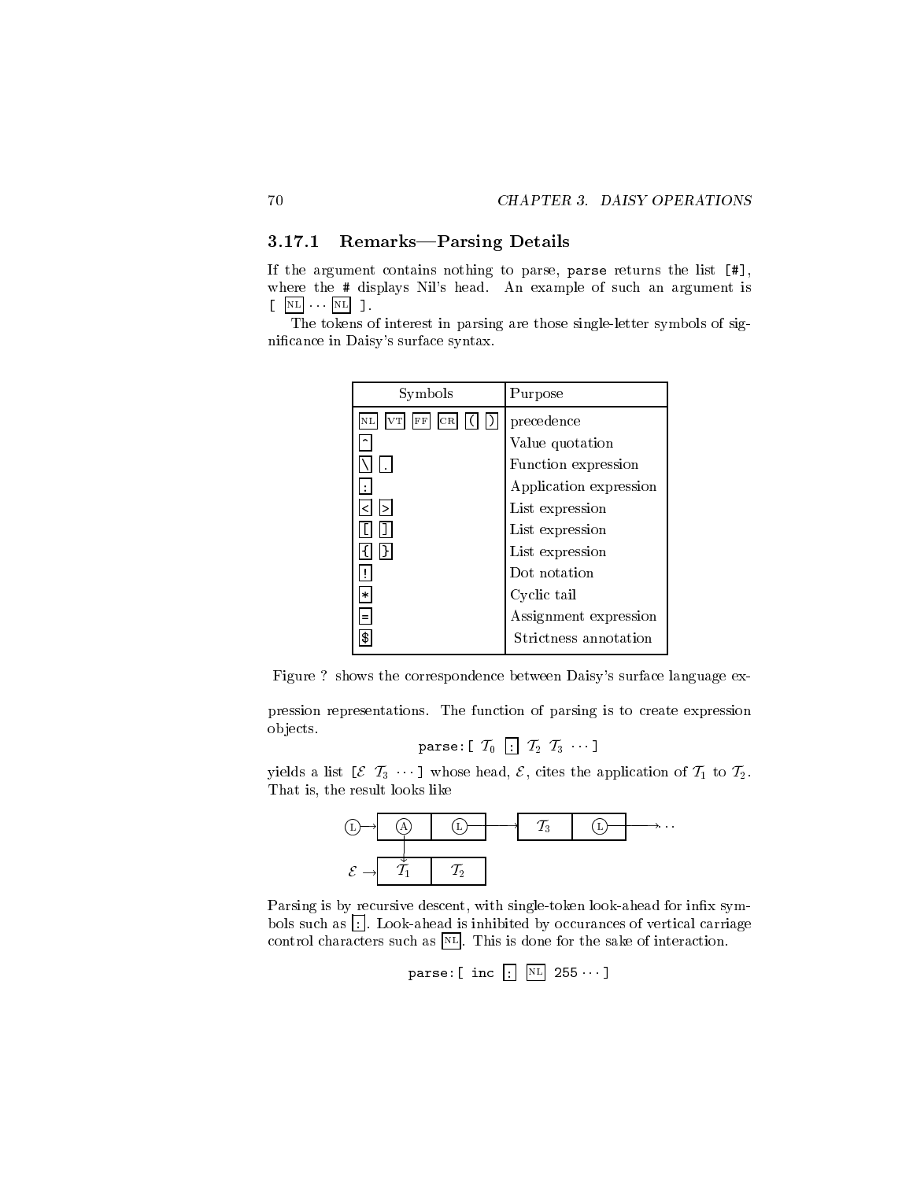### 3.17.1 Remarks—Parsing Details

If the argument contains nothing to parse, `parse` returns the list `[#]`, where the `#` displays Nil's head. An example of such an argument is `[` NL ··· NL `]`.

The tokens of interest in parsing are those single-letter symbols of significance in Daisy's surface syntax.

| Symbols | Purpose |
| --- | --- |
| NL VT FF CR ( ) | precedence |
| ^ | Value quotation |
| \ . | Function expression |
| : | Application expression |
| < > | List expression |
| [ ] | List expression |
| { } | List expression |
| ! | Dot notation |
| * | Cyclic tail |
| = | Assignment expression |
| $ | Strictness annotation |

Figure ? shows the correspondence between Daisy's surface language expression representations. The function of parsing is to create expression objects.

$$\texttt{parse:[}\ \mathcal{T}_0\ \boxed{:}\ \mathcal{T}_2\ \mathcal{T}_3\ \cdots\texttt{]}$$

yields a list `[`$\mathcal{E}$ $\mathcal{T}_3$ ···`]` whose head, $\mathcal{E}$, cites the application of $\mathcal{T}_1$ to $\mathcal{T}_2$. That is, the result looks like

L → [ A | L ] → [ $\mathcal{T}_3$ | L ] → ···

$\mathcal{E}$ → [ $\mathcal{T}_1$ | $\mathcal{T}_2$ ]

Parsing is by recursive descent, with single-token look-ahead for infix symbols such as `:`. Look-ahead is inhibited by occurances of vertical carriage control characters such as NL. This is done for the sake of interaction.

$$\texttt{parse:[ inc}\ \boxed{:}\ \boxed{\text{NL}}\ \texttt{255}\cdots\texttt{]}$$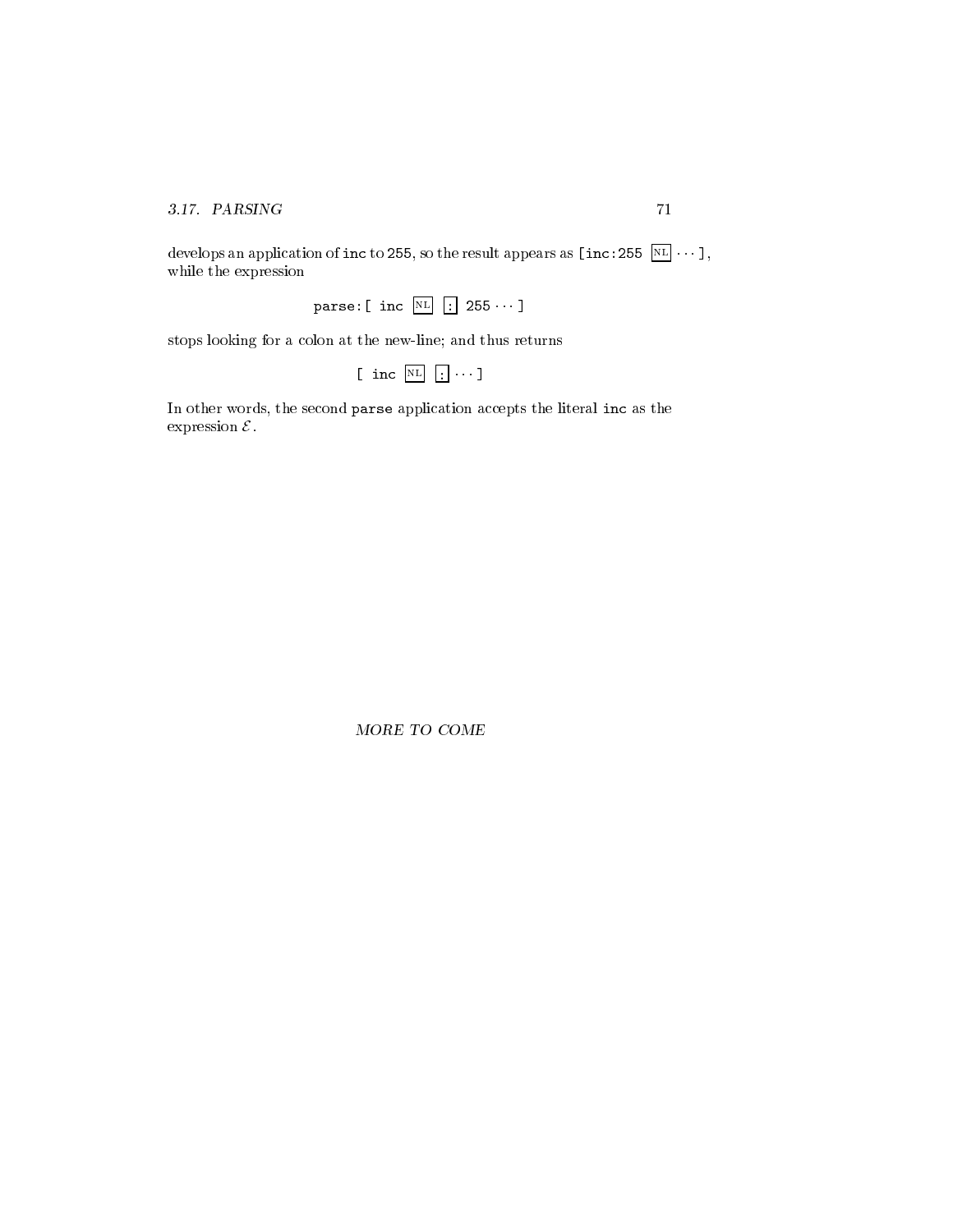develops an application of `inc` to 255, so the result appears as `[inc:255` NL `···]`, while the expression

```
parse:[ inc NL : 255 ··· ]
```

stops looking for a colon at the new-line; and thus returns

```
[ inc NL : ··· ]
```

In other words, the second `parse` application accepts the literal `inc` as the expression $\mathcal{E}$.

*MORE TO COME*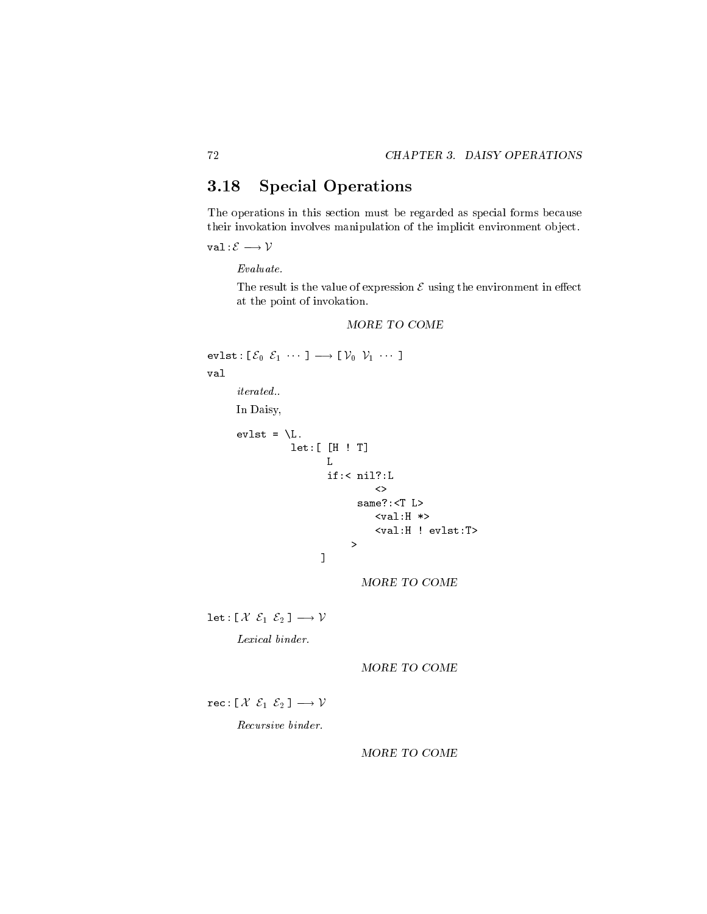## 3.18 Special Operations

The operations in this section must be regarded as special forms because their invokation involves manipulation of the implicit environment object.

`val`:$\mathcal{E} \longrightarrow \mathcal{V}$

> *Evaluate.*
>
> The result is the value of expression $\mathcal{E}$ using the environment in effect at the point of invokation.

*MORE TO COME*

`evlst`:$[\,\mathcal{E}_0\ \ \mathcal{E}_1\ \cdots\,] \longrightarrow [\,\mathcal{V}_0\ \ \mathcal{V}_1\ \cdots\,]$

`val`

> *iterated..*
>
> In Daisy,

```
evlst = \L.
          let:[ [H ! T]
                L
                if:< nil?:L
                       <>
                     same?:<T L>
                       <val:H *>
                       <val:H ! evlst:T>
                   >
               ]
```

*MORE TO COME*

`let`:$[\,\mathcal{X}\ \ \mathcal{E}_1\ \ \mathcal{E}_2\,] \longrightarrow \mathcal{V}$

> *Lexical binder.*

*MORE TO COME*

`rec`:$[\,\mathcal{X}\ \ \mathcal{E}_1\ \ \mathcal{E}_2\,] \longrightarrow \mathcal{V}$

> *Recursive binder.*

*MORE TO COME*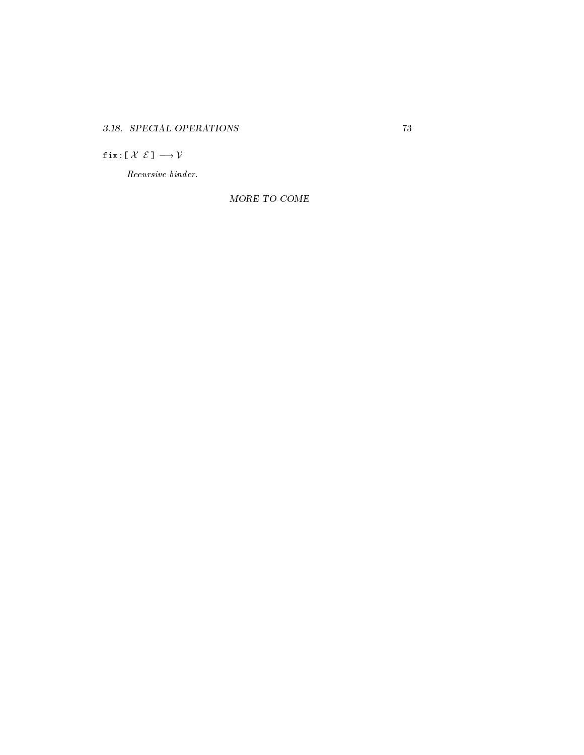`fix` : [ $\mathcal{X}$ $\mathcal{E}$ ] $\longrightarrow \mathcal{V}$

*Recursive binder.*

*MORE TO COME*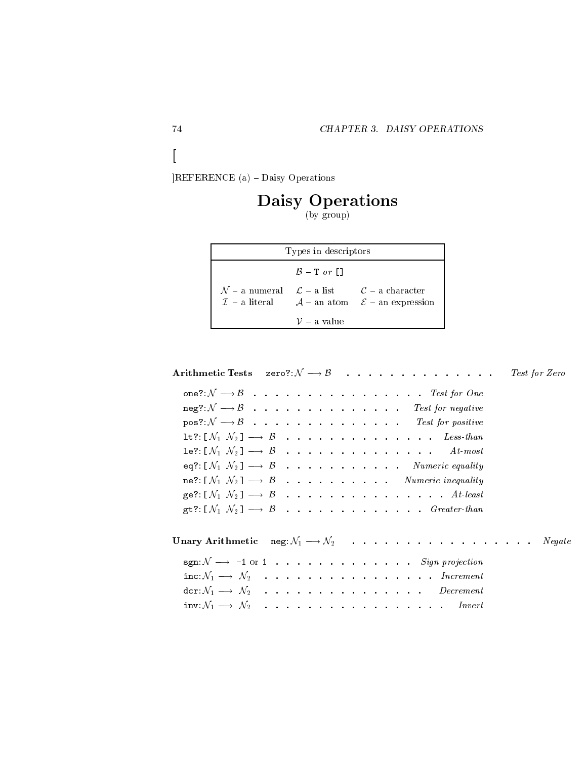[

]REFERENCE (a) – Daisy Operations

# Daisy Operations

(by group)

| Types in descriptors | | |
|---|---|---|
| | $\mathcal{B}$ – T *or* [] | |
| $\mathcal{N}$ – a numeral | $\mathcal{L}$ – a list | $\mathcal{C}$ – a character |
| $\mathcal{I}$ – a literal | $\mathcal{A}$ – an atom | $\mathcal{E}$ – an expression |
| | $\mathcal{V}$ – a value | |

**Arithmetic Tests** zero?: $\mathcal{N} \longrightarrow \mathcal{B}$ . . . . . . . . . . . . . . . *Test for Zero*

one?: $\mathcal{N} \longrightarrow \mathcal{B}$ . . . . . . . . . . . . . . . . . . *Test for One*

neg?: $\mathcal{N} \longrightarrow \mathcal{B}$ . . . . . . . . . . . . . . . *Test for negative*

pos?: $\mathcal{N} \longrightarrow \mathcal{B}$ . . . . . . . . . . . . . . . *Test for positive*

lt?: [ $\mathcal{N}_1$ $\mathcal{N}_2$ ] $\longrightarrow$ $\mathcal{B}$ . . . . . . . . . . . . . . . *Less-than*

le?: [ $\mathcal{N}_1$ $\mathcal{N}_2$ ] $\longrightarrow$ $\mathcal{B}$ . . . . . . . . . . . . . . . *At-most*

eq?: [ $\mathcal{N}_1$ $\mathcal{N}_2$ ] $\longrightarrow$ $\mathcal{B}$ . . . . . . . . . . . *Numeric equality*

ne?: [ $\mathcal{N}_1$ $\mathcal{N}_2$ ] $\longrightarrow$ $\mathcal{B}$ . . . . . . . . . . *Numeric inequality*

ge?: [ $\mathcal{N}_1$ $\mathcal{N}_2$ ] $\longrightarrow$ $\mathcal{B}$ . . . . . . . . . . . . . . . . *At-least*

gt?: [ $\mathcal{N}_1$ $\mathcal{N}_2$ ] $\longrightarrow$ $\mathcal{B}$ . . . . . . . . . . . . . . *Greater-than*

**Unary Arithmetic** neg: $\mathcal{N}_1 \longrightarrow \mathcal{N}_2$ . . . . . . . . . . . . . . . . . . *Negate*

sgn: $\mathcal{N} \longrightarrow$ -1 or 1 . . . . . . . . . . . . . . *Sign projection*

inc: $\mathcal{N}_1 \longrightarrow \mathcal{N}_2$ . . . . . . . . . . . . . . . . . *Increment*

dcr: $\mathcal{N}_1 \longrightarrow \mathcal{N}_2$ . . . . . . . . . . . . . . . . *Decrement*

inv: $\mathcal{N}_1 \longrightarrow \mathcal{N}_2$ . . . . . . . . . . . . . . . . . . *Invert*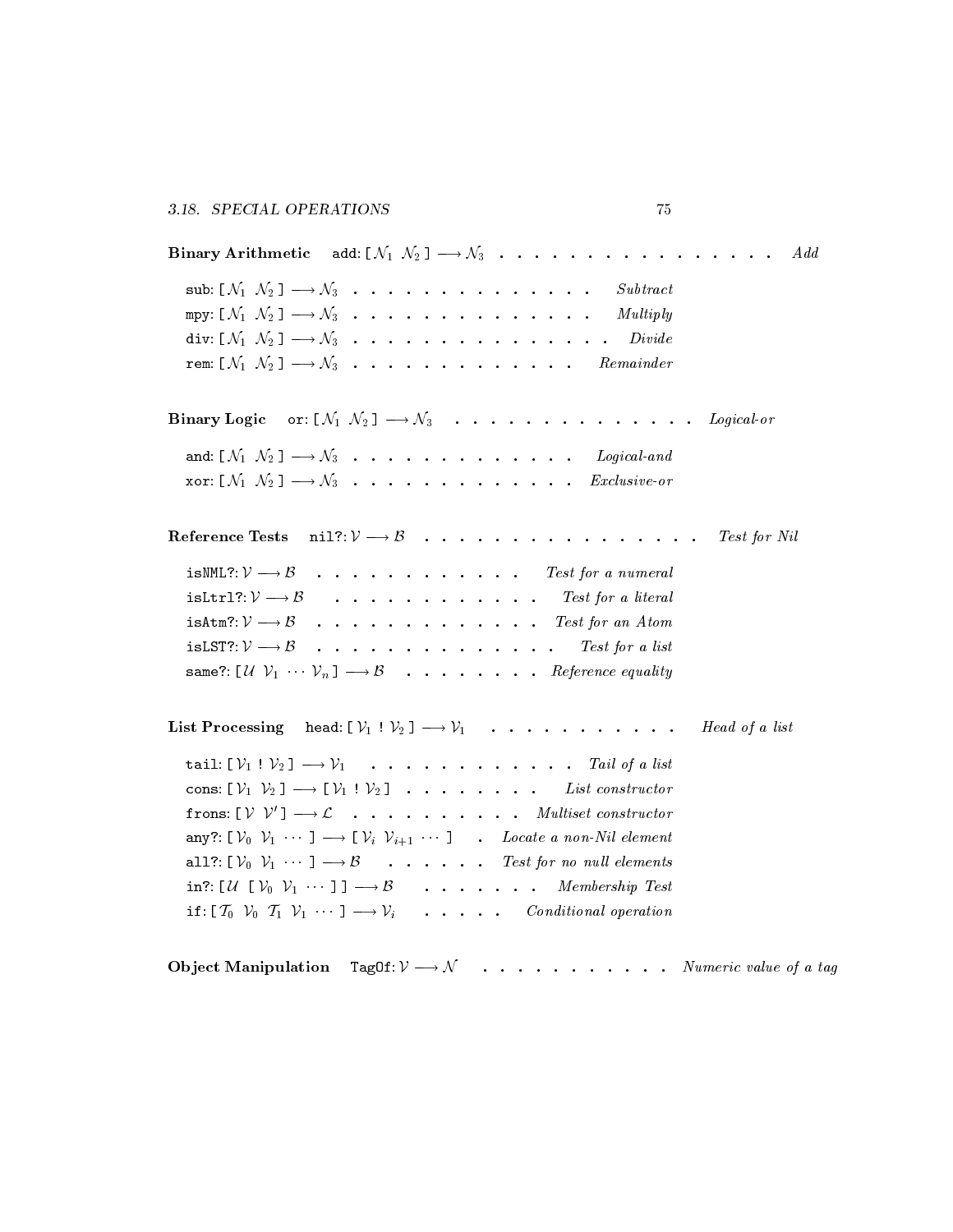**Binary Arithmetic** add: $[\,\mathcal{N}_1\ \mathcal{N}_2\,] \longrightarrow \mathcal{N}_3$ . . . . . . . . . . . . . . . . . *Add*

sub: $[\,\mathcal{N}_1\ \mathcal{N}_2\,] \longrightarrow \mathcal{N}_3$ . . . . . . . . . . . . . . . *Subtract*
mpy: $[\,\mathcal{N}_1\ \mathcal{N}_2\,] \longrightarrow \mathcal{N}_3$ . . . . . . . . . . . . . . . *Multiply*
div: $[\,\mathcal{N}_1\ \mathcal{N}_2\,] \longrightarrow \mathcal{N}_3$ . . . . . . . . . . . . . . . . *Divide*
rem: $[\,\mathcal{N}_1\ \mathcal{N}_2\,] \longrightarrow \mathcal{N}_3$ . . . . . . . . . . . . . . *Remainder*

**Binary Logic** or: $[\,\mathcal{N}_1\ \mathcal{N}_2\,] \longrightarrow \mathcal{N}_3$ . . . . . . . . . . . . . . . *Logical-or*

and: $[\,\mathcal{N}_1\ \mathcal{N}_2\,] \longrightarrow \mathcal{N}_3$ . . . . . . . . . . . . . . *Logical-and*
xor: $[\,\mathcal{N}_1\ \mathcal{N}_2\,] \longrightarrow \mathcal{N}_3$ . . . . . . . . . . . . . . *Exclusive-or*

**Reference Tests** nil?: $\mathcal{V} \longrightarrow \mathcal{B}$ . . . . . . . . . . . . . . . . . *Test for Nil*

isNML?: $\mathcal{V} \longrightarrow \mathcal{B}$ . . . . . . . . . . . . . *Test for a numeral*
isLtrl?: $\mathcal{V} \longrightarrow \mathcal{B}$ . . . . . . . . . . . . . *Test for a literal*
isAtm?: $\mathcal{V} \longrightarrow \mathcal{B}$ . . . . . . . . . . . . . *Test for an Atom*
isLST?: $\mathcal{V} \longrightarrow \mathcal{B}$ . . . . . . . . . . . . . . *Test for a list*
same?: $[\,\mathcal{U}\ \mathcal{V}_1\ \cdots\ \mathcal{V}_n\,] \longrightarrow \mathcal{B}$ . . . . . . . . . *Reference equality*

**List Processing** head: $[\,\mathcal{V}_1\ !\ \mathcal{V}_2\,] \longrightarrow \mathcal{V}_1$ . . . . . . . . . . . . *Head of a list*

tail: $[\,\mathcal{V}_1\ !\ \mathcal{V}_2\,] \longrightarrow \mathcal{V}_1$ . . . . . . . . . . . . . *Tail of a list*
cons: $[\,\mathcal{V}_1\ \mathcal{V}_2\,] \longrightarrow [\,\mathcal{V}_1\ !\ \mathcal{V}_2\,]$ . . . . . . . . . *List constructor*
frons: $[\,\mathcal{V}\ \mathcal{V}'\,] \longrightarrow \mathcal{L}$ . . . . . . . . . . . *Multiset constructor*
any?: $[\,\mathcal{V}_0\ \mathcal{V}_1\ \cdots\,] \longrightarrow [\,\mathcal{V}_i\ \mathcal{V}_{i+1}\ \cdots\,]$ . *Locate a non-Nil element*
all?: $[\,\mathcal{V}_0\ \mathcal{V}_1\ \cdots\,] \longrightarrow \mathcal{B}$ . . . . . . *Test for no null elements*
in?: $[\,\mathcal{U}\ [\,\mathcal{V}_0\ \mathcal{V}_1\ \cdots\,]\,] \longrightarrow \mathcal{B}$ . . . . . . . *Membership Test*
if: $[\,\mathcal{T}_0\ \mathcal{V}_0\ \mathcal{T}_1\ \mathcal{V}_1\ \cdots\,] \longrightarrow \mathcal{V}_i$ . . . . . *Conditional operation*

**Object Manipulation** TagOf: $\mathcal{V} \longrightarrow \mathcal{N}$ . . . . . . . . . . . . *Numeric value of a tag*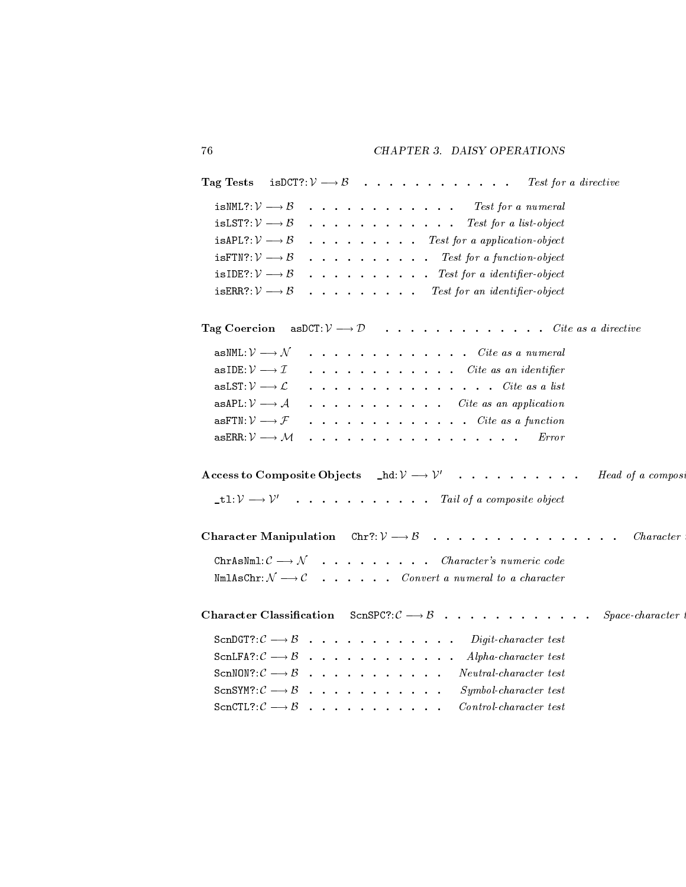**Tag Tests** isDCT?: $\mathcal{V} \longrightarrow \mathcal{B}$ . . . . . . . . . . . . . *Test for a directive*

isNML?: $\mathcal{V} \longrightarrow \mathcal{B}$ . . . . . . . . . . . . . *Test for a numeral*

isLST?: $\mathcal{V} \longrightarrow \mathcal{B}$ . . . . . . . . . . . . . *Test for a list-object*

isAPL?: $\mathcal{V} \longrightarrow \mathcal{B}$ . . . . . . . . . . *Test for a application-object*

isFTN?: $\mathcal{V} \longrightarrow \mathcal{B}$ . . . . . . . . . . . *Test for a function-object*

isIDE?: $\mathcal{V} \longrightarrow \mathcal{B}$ . . . . . . . . . . . *Test for a identifier-object*

isERR?: $\mathcal{V} \longrightarrow \mathcal{B}$ . . . . . . . . . . *Test for an identifier-object*

**Tag Coercion** asDCT: $\mathcal{V} \longrightarrow \mathcal{D}$ . . . . . . . . . . . . . . *Cite as a directive*

asNML: $\mathcal{V} \longrightarrow \mathcal{N}$ . . . . . . . . . . . . . . *Cite as a numeral*

asIDE: $\mathcal{V} \longrightarrow \mathcal{I}$ . . . . . . . . . . . . . *Cite as an identifier*

asLST: $\mathcal{V} \longrightarrow \mathcal{L}$ . . . . . . . . . . . . . . . . *Cite as a list*

asAPL: $\mathcal{V} \longrightarrow \mathcal{A}$ . . . . . . . . . . . . *Cite as an application*

asFTN: $\mathcal{V} \longrightarrow \mathcal{F}$ . . . . . . . . . . . . . . *Cite as a function*

asERR: $\mathcal{V} \longrightarrow \mathcal{M}$ . . . . . . . . . . . . . . . . . . *Error*

**Access to Composite Objects** _hd: $\mathcal{V} \longrightarrow \mathcal{V}'$ . . . . . . . . . . . *Head of a composi*

_tl: $\mathcal{V} \longrightarrow \mathcal{V}'$ . . . . . . . . . . . . *Tail of a composite object*

**Character Manipulation** Chr?: $\mathcal{V} \longrightarrow \mathcal{B}$ . . . . . . . . . . . . . . . . *Character*

ChrAsNml: $\mathcal{C} \longrightarrow \mathcal{N}$ . . . . . . . . . . *Character's numeric code*

NmlAsChr: $\mathcal{N} \longrightarrow \mathcal{C}$ . . . . . . *Convert a numeral to a character*

**Character Classification** ScnSPC?: $\mathcal{C} \longrightarrow \mathcal{B}$ . . . . . . . . . . . . . *Space-character t*

ScnDGT?: $\mathcal{C} \longrightarrow \mathcal{B}$ . . . . . . . . . . . . . *Digit-character test*

ScnLFA?: $\mathcal{C} \longrightarrow \mathcal{B}$ . . . . . . . . . . . . . *Alpha-character test*

ScnNON?: $\mathcal{C} \longrightarrow \mathcal{B}$ . . . . . . . . . . . . *Neutral-character test*

ScnSYM?: $\mathcal{C} \longrightarrow \mathcal{B}$ . . . . . . . . . . . . *Symbol-character test*

ScnCTL?: $\mathcal{C} \longrightarrow \mathcal{B}$ . . . . . . . . . . . . *Control-character test*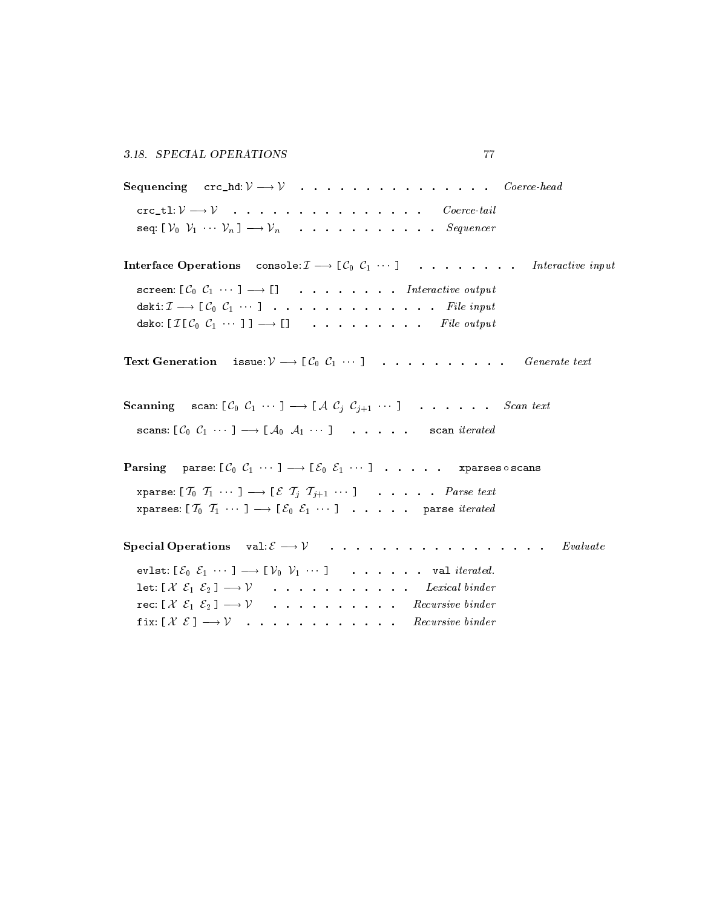**Sequencing** `crc_hd`: $\mathcal{V} \longrightarrow \mathcal{V}$ . . . . . . . . . . . . . . . . *Coerce-head*

`crc_tl`: $\mathcal{V} \longrightarrow \mathcal{V}$ . . . . . . . . . . . . . . . . *Coerce-tail*
`seq`: $[\,\mathcal{V}_0\ \mathcal{V}_1\ \cdots\ \mathcal{V}_n\,] \longrightarrow \mathcal{V}_n$ . . . . . . . . . . . . *Sequencer*

**Interface Operations** `console`: $\mathcal{I} \longrightarrow [\,\mathcal{C}_0\ \mathcal{C}_1\ \cdots\,]$ . . . . . . . . . *Interactive input*

`screen`: $[\,\mathcal{C}_0\ \mathcal{C}_1\ \cdots\,] \longrightarrow [\,]$ . . . . . . . . . *Interactive output*
`dski`: $\mathcal{I} \longrightarrow [\,\mathcal{C}_0\ \mathcal{C}_1\ \cdots\,]$ . . . . . . . . . . . . . . *File input*
`dsko`: $[\,\mathcal{I}[\,\mathcal{C}_0\ \mathcal{C}_1\ \cdots\,]\,] \longrightarrow [\,]$ . . . . . . . . . *File output*

**Text Generation** `issue`: $\mathcal{V} \longrightarrow [\,\mathcal{C}_0\ \mathcal{C}_1\ \cdots\,]$ . . . . . . . . . . . *Generate text*

**Scanning** `scan`: $[\,\mathcal{C}_0\ \mathcal{C}_1\ \cdots\,] \longrightarrow [\,\mathcal{A}\ \mathcal{C}_j\ \mathcal{C}_{j+1}\ \cdots\,]$ . . . . . . . *Scan text*

`scans`: $[\,\mathcal{C}_0\ \mathcal{C}_1\ \cdots\,] \longrightarrow [\,\mathcal{A}_0\ \mathcal{A}_1\ \cdots\,]$ . . . . . `scan` *iterated*

**Parsing** `parse`: $[\,\mathcal{C}_0\ \mathcal{C}_1\ \cdots\,] \longrightarrow [\,\mathcal{E}_0\ \mathcal{E}_1\ \cdots\,]$ . . . . . `xparses` $\circ$ `scans`

`xparse`: $[\,\mathcal{T}_0\ \mathcal{T}_1\ \cdots\,] \longrightarrow [\,\mathcal{E}\ \mathcal{T}_j\ \mathcal{T}_{j+1}\ \cdots\,]$ . . . . . *Parse text*
`xparses`: $[\,\mathcal{T}_0\ \mathcal{T}_1\ \cdots\,] \longrightarrow [\,\mathcal{E}_0\ \mathcal{E}_1\ \cdots\,]$ . . . . . `parse` *iterated*

**Special Operations** `val`: $\mathcal{E} \longrightarrow \mathcal{V}$ . . . . . . . . . . . . . . . . . *Evaluate*

`evlst`: $[\,\mathcal{E}_0\ \mathcal{E}_1\ \cdots\,] \longrightarrow [\,\mathcal{V}_0\ \mathcal{V}_1\ \cdots\,]$ . . . . . . `val` *iterated.*
`let`: $[\,\mathcal{X}\ \mathcal{E}_1\ \mathcal{E}_2\,] \longrightarrow \mathcal{V}$ . . . . . . . . . . . *Lexical binder*
`rec`: $[\,\mathcal{X}\ \mathcal{E}_1\ \mathcal{E}_2\,] \longrightarrow \mathcal{V}$ . . . . . . . . . . . *Recursive binder*
`fix`: $[\,\mathcal{X}\ \mathcal{E}\,] \longrightarrow \mathcal{V}$ . . . . . . . . . . . . *Recursive binder*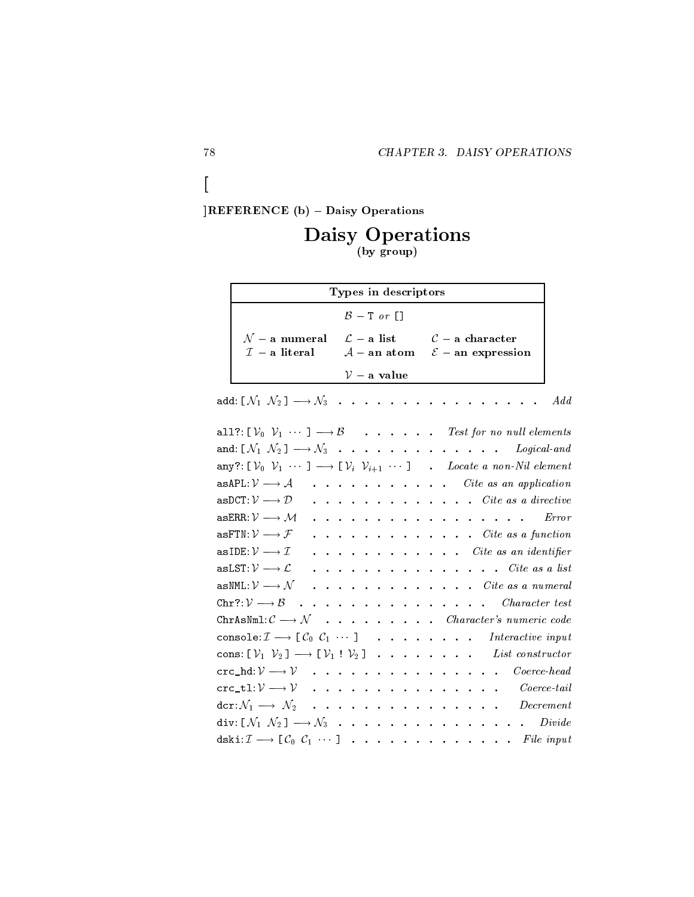[

]REFERENCE (b) – Daisy Operations

# Daisy Operations
**(by group)**

| Types in descriptors | | |
|---|---|---|
| | $\mathcal{B}$ – T *or* [] | |
| $\mathcal{N}$ – **a numeral** | $\mathcal{L}$ – **a list** | $\mathcal{C}$ – **a character** |
| $\mathcal{I}$ – **a literal** | $\mathcal{A}$ – **an atom** | $\mathcal{E}$ – **an expression** |
| | $\mathcal{V}$ – **a value** | |

`add`: [ $\mathcal{N}_1$ $\mathcal{N}_2$ ] $\longrightarrow \mathcal{N}_3$ . . . . . . . . . . . . . . . . . . *Add*

`all?`: [ $\mathcal{V}_0$ $\mathcal{V}_1$ $\cdots$ ] $\longrightarrow \mathcal{B}$ . . . . . . . *Test for no null elements*
`and`: [ $\mathcal{N}_1$ $\mathcal{N}_2$ ] $\longrightarrow \mathcal{N}_3$ . . . . . . . . . . . . . . . *Logical-and*
`any?`: [ $\mathcal{V}_0$ $\mathcal{V}_1$ $\cdots$ ] $\longrightarrow$ [ $\mathcal{V}_i$ $\mathcal{V}_{i+1}$ $\cdots$ ] . *Locate a non-Nil element*
`asAPL`: $\mathcal{V} \longrightarrow \mathcal{A}$ . . . . . . . . . . . . *Cite as an application*
`asDCT`: $\mathcal{V} \longrightarrow \mathcal{D}$ . . . . . . . . . . . . . . *Cite as a directive*
`asERR`: $\mathcal{V} \longrightarrow \mathcal{M}$ . . . . . . . . . . . . . . . . . . *Error*
`asFTN`: $\mathcal{V} \longrightarrow \mathcal{F}$ . . . . . . . . . . . . . . *Cite as a function*
`asIDE`: $\mathcal{V} \longrightarrow \mathcal{I}$ . . . . . . . . . . . . *Cite as an identifier*
`asLST`: $\mathcal{V} \longrightarrow \mathcal{L}$ . . . . . . . . . . . . . . . . *Cite as a list*
`asNML`: $\mathcal{V} \longrightarrow \mathcal{N}$ . . . . . . . . . . . . . . *Cite as a numeral*
`Chr?`: $\mathcal{V} \longrightarrow \mathcal{B}$ . . . . . . . . . . . . . . . . *Character test*
`ChrAsNml`: $\mathcal{C} \longrightarrow \mathcal{N}$ . . . . . . . . . . *Character's numeric code*
`console`: $\mathcal{I} \longrightarrow$ [ $\mathcal{C}_0$ $\mathcal{C}_1$ $\cdots$ ] . . . . . . . . . *Interactive input*
`cons`: [ $\mathcal{V}_1$ $\mathcal{V}_2$ ] $\longrightarrow$ [ $\mathcal{V}_1$ ! $\mathcal{V}_2$ ] . . . . . . . . . *List constructor*
`crc_hd`: $\mathcal{V} \longrightarrow \mathcal{V}$ . . . . . . . . . . . . . . . . *Coerce-head*
`crc_tl`: $\mathcal{V} \longrightarrow \mathcal{V}$ . . . . . . . . . . . . . . . . *Coerce-tail*
`dcr`: $\mathcal{N}_1 \longrightarrow \mathcal{N}_2$ . . . . . . . . . . . . . . . . . *Decrement*
`div`: [ $\mathcal{N}_1$ $\mathcal{N}_2$ ] $\longrightarrow \mathcal{N}_3$ . . . . . . . . . . . . . . . . . *Divide*
`dski`: $\mathcal{I} \longrightarrow$ [ $\mathcal{C}_0$ $\mathcal{C}_1$ $\cdots$ ] . . . . . . . . . . . . . . *File input*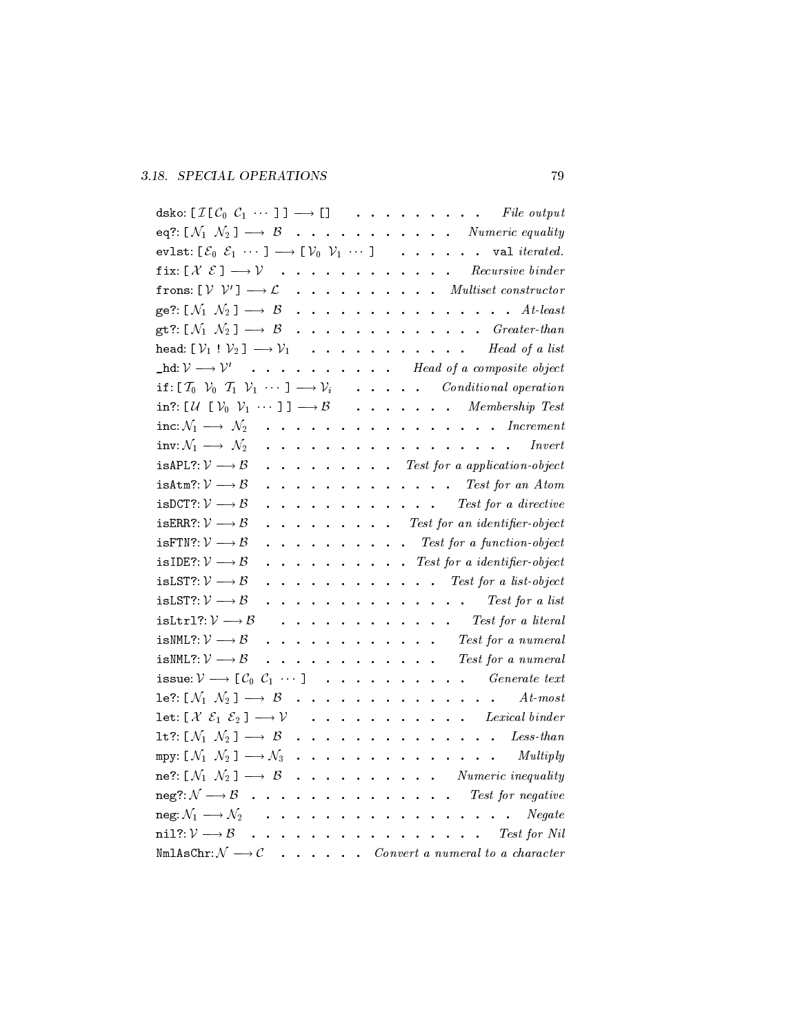`dsko`: $[\,\mathcal{I}\,[\,\mathcal{C}_0\ \ \mathcal{C}_1\ \cdots\,]\,] \longrightarrow$ [] . . . . . . . . . . *File output*

`eq?`: $[\,\mathcal{N}_1\ \ \mathcal{N}_2\,] \longrightarrow\ \mathcal{B}$ . . . . . . . . . . . . *Numeric equality*

`evlst`: $[\,\mathcal{E}_0\ \ \mathcal{E}_1\ \cdots\,] \longrightarrow [\,\mathcal{V}_0\ \ \mathcal{V}_1\ \cdots\,]$ . . . . . . . `val` *iterated.*

`fix`: $[\,\mathcal{X}\ \ \mathcal{E}\,] \longrightarrow \mathcal{V}$ . . . . . . . . . . . . *Recursive binder*

`frons`: $[\,\mathcal{V}\ \ \mathcal{V}'\,] \longrightarrow \mathcal{L}$ . . . . . . . . . . . *Multiset constructor*

`ge?`: $[\,\mathcal{N}_1\ \ \mathcal{N}_2\,] \longrightarrow\ \mathcal{B}$ . . . . . . . . . . . . . . . *At-least*

`gt?`: $[\,\mathcal{N}_1\ \ \mathcal{N}_2\,] \longrightarrow\ \mathcal{B}$ . . . . . . . . . . . . . . *Greater-than*

`head`: $[\,\mathcal{V}_1\ !\ \mathcal{V}_2\,] \longrightarrow \mathcal{V}_1$ . . . . . . . . . . . . *Head of a list*

`_hd`: $\mathcal{V} \longrightarrow \mathcal{V}'$ . . . . . . . . . . *Head of a composite object*

`if`: $[\,\mathcal{T}_0\ \ \mathcal{V}_0\ \ \mathcal{T}_1\ \ \mathcal{V}_1\ \cdots\,] \longrightarrow \mathcal{V}_i$ . . . . . *Conditional operation*

`in?`: $[\,\mathcal{U}\ \ [\,\mathcal{V}_0\ \ \mathcal{V}_1\ \cdots\,]\,] \longrightarrow \mathcal{B}$ . . . . . . . *Membership Test*

`inc`: $\mathcal{N}_1 \longrightarrow\ \mathcal{N}_2$ . . . . . . . . . . . . . . . . . *Increment*

`inv`: $\mathcal{N}_1 \longrightarrow\ \mathcal{N}_2$ . . . . . . . . . . . . . . . . . . *Invert*

`isAPL?`: $\mathcal{V} \longrightarrow \mathcal{B}$ . . . . . . . . . *Test for a application-object*

`isAtm?`: $\mathcal{V} \longrightarrow \mathcal{B}$ . . . . . . . . . . . . . *Test for an Atom*

`isDCT?`: $\mathcal{V} \longrightarrow \mathcal{B}$ . . . . . . . . . . . . . *Test for a directive*

`isERR?`: $\mathcal{V} \longrightarrow \mathcal{B}$ . . . . . . . . . *Test for an identifier-object*

`isFTN?`: $\mathcal{V} \longrightarrow \mathcal{B}$ . . . . . . . . . . *Test for a function-object*

`isIDE?`: $\mathcal{V} \longrightarrow \mathcal{B}$ . . . . . . . . . . *Test for a identifier-object*

`isLST?`: $\mathcal{V} \longrightarrow \mathcal{B}$ . . . . . . . . . . . . *Test for a list-object*

`isLST?`: $\mathcal{V} \longrightarrow \mathcal{B}$ . . . . . . . . . . . . . . *Test for a list*

`isLtrl?`: $\mathcal{V} \longrightarrow \mathcal{B}$ . . . . . . . . . . . . *Test for a literal*

`isNML?`: $\mathcal{V} \longrightarrow \mathcal{B}$ . . . . . . . . . . . . . *Test for a numeral*

`isNML?`: $\mathcal{V} \longrightarrow \mathcal{B}$ . . . . . . . . . . . . . *Test for a numeral*

`issue`: $\mathcal{V} \longrightarrow [\,\mathcal{C}_0\ \ \mathcal{C}_1\ \cdots\,]$ . . . . . . . . . . *Generate text*

`le?`: $[\,\mathcal{N}_1\ \ \mathcal{N}_2\,] \longrightarrow\ \mathcal{B}$ . . . . . . . . . . . . . . *At-most*

`let`: $[\,\mathcal{X}\ \ \mathcal{E}_1\ \ \mathcal{E}_2\,] \longrightarrow \mathcal{V}$ . . . . . . . . . . . *Lexical binder*

`lt?`: $[\,\mathcal{N}_1\ \ \mathcal{N}_2\,] \longrightarrow\ \mathcal{B}$ . . . . . . . . . . . . . . . *Less-than*

`mpy`: $[\,\mathcal{N}_1\ \ \mathcal{N}_2\,] \longrightarrow \mathcal{N}_3$ . . . . . . . . . . . . . . . *Multiply*

`ne?`: $[\,\mathcal{N}_1\ \ \mathcal{N}_2\,] \longrightarrow\ \mathcal{B}$ . . . . . . . . . . *Numeric inequality*

`neg?`: $\mathcal{N} \longrightarrow \mathcal{B}$ . . . . . . . . . . . . . . *Test for negative*

`neg`: $\mathcal{N}_1 \longrightarrow \mathcal{N}_2$ . . . . . . . . . . . . . . . . . *Negate*

`nil?`: $\mathcal{V} \longrightarrow \mathcal{B}$ . . . . . . . . . . . . . . . . *Test for Nil*

`NmlAsChr`: $\mathcal{N} \longrightarrow \mathcal{C}$ . . . . . . *Convert a numeral to a character*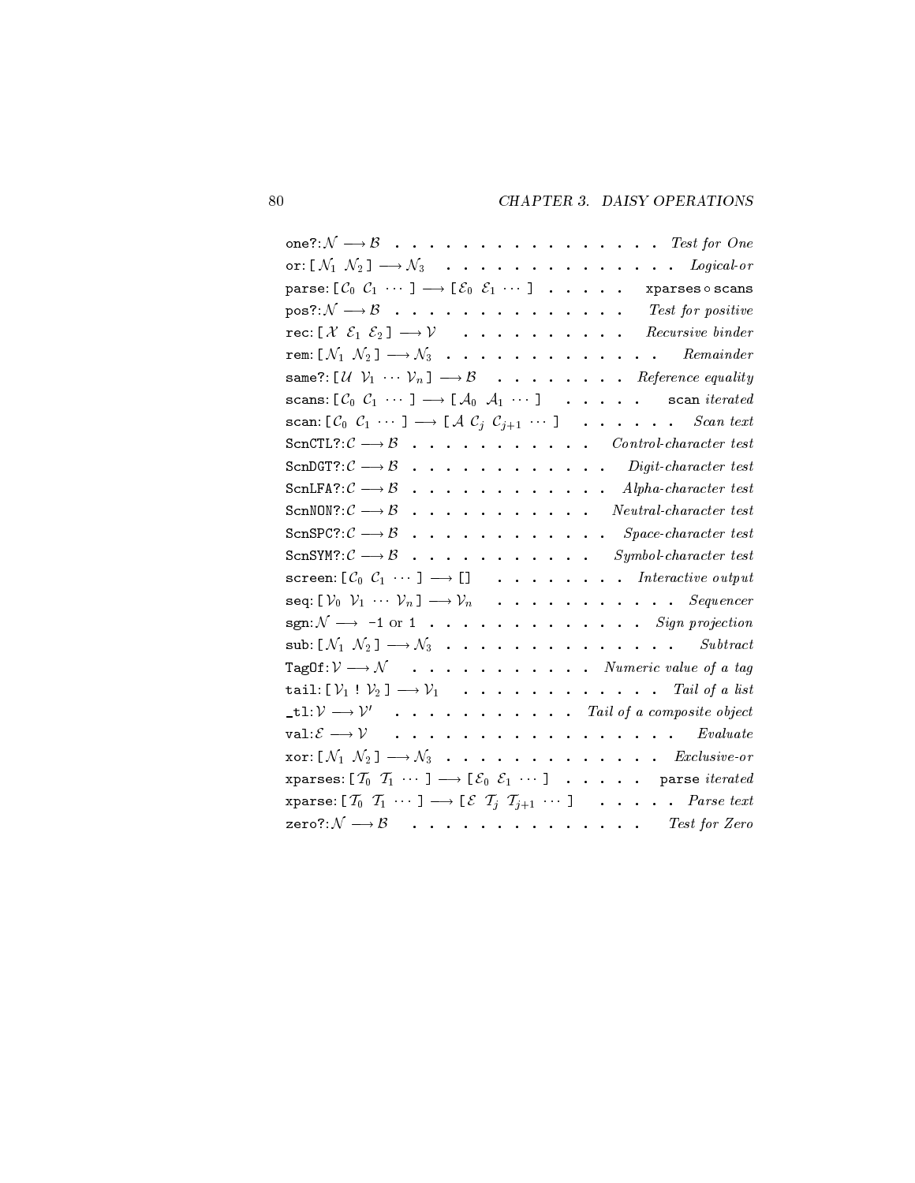`one?`: $\mathcal{N} \longrightarrow \mathcal{B}$ . . . . . . . . . . . . . . . . . *Test for One*

`or`: `[` $\mathcal{N}_1\ \mathcal{N}_2$ `]` $\longrightarrow \mathcal{N}_3$ . . . . . . . . . . . . . . . *Logical-or*

`parse`: `[` $\mathcal{C}_0\ \mathcal{C}_1\ \cdots$ `]` $\longrightarrow$ `[` $\mathcal{E}_0\ \mathcal{E}_1\ \cdots$ `]` . . . . . `xparses` $\circ$ `scans`

`pos?`: $\mathcal{N} \longrightarrow \mathcal{B}$ . . . . . . . . . . . . . . *Test for positive*

`rec`: `[` $\mathcal{X}\ \mathcal{E}_1\ \mathcal{E}_2$ `]` $\longrightarrow \mathcal{V}$ . . . . . . . . . . *Recursive binder*

`rem`: `[` $\mathcal{N}_1\ \mathcal{N}_2$ `]` $\longrightarrow \mathcal{N}_3$ . . . . . . . . . . . . . *Remainder*

`same?`: `[` $\mathcal{U}\ \mathcal{V}_1\ \cdots\ \mathcal{V}_n$ `]` $\longrightarrow \mathcal{B}$ . . . . . . . . . *Reference equality*

`scans`: `[` $\mathcal{C}_0\ \mathcal{C}_1\ \cdots$ `]` $\longrightarrow$ `[` $\mathcal{A}_0\ \mathcal{A}_1\ \cdots$ `]` . . . . . `scan` *iterated*

`scan`: `[` $\mathcal{C}_0\ \mathcal{C}_1\ \cdots$ `]` $\longrightarrow$ `[` $\mathcal{A}\ \mathcal{C}_j\ \mathcal{C}_{j+1}\ \cdots$ `]` . . . . . . *Scan text*

`ScnCTL?`: $\mathcal{C} \longrightarrow \mathcal{B}$ . . . . . . . . . . . *Control-character test*

`ScnDGT?`: $\mathcal{C} \longrightarrow \mathcal{B}$ . . . . . . . . . . . *Digit-character test*

`ScnLFA?`: $\mathcal{C} \longrightarrow \mathcal{B}$ . . . . . . . . . . . *Alpha-character test*

`ScnNON?`: $\mathcal{C} \longrightarrow \mathcal{B}$ . . . . . . . . . . . *Neutral-character test*

`ScnSPC?`: $\mathcal{C} \longrightarrow \mathcal{B}$ . . . . . . . . . . . *Space-character test*

`ScnSYM?`: $\mathcal{C} \longrightarrow \mathcal{B}$ . . . . . . . . . . . *Symbol-character test*

`screen`: `[` $\mathcal{C}_0\ \mathcal{C}_1\ \cdots$ `]` $\longrightarrow$ `[]` . . . . . . . . *Interactive output*

`seq`: `[` $\mathcal{V}_0\ \mathcal{V}_1\ \cdots\ \mathcal{V}_n$ `]` $\longrightarrow \mathcal{V}_n$ . . . . . . . . . . . . *Sequencer*

`sgn`: $\mathcal{N} \longrightarrow$ `-1` or `1` . . . . . . . . . . . . . *Sign projection*

`sub`: `[` $\mathcal{N}_1\ \mathcal{N}_2$ `]` $\longrightarrow \mathcal{N}_3$ . . . . . . . . . . . . . . *Subtract*

`TagOf`: $\mathcal{V} \longrightarrow \mathcal{N}$ . . . . . . . . . . . *Numeric value of a tag*

`tail`: `[` $\mathcal{V}_1$ `!` $\mathcal{V}_2$ `]` $\longrightarrow \mathcal{V}_1$ . . . . . . . . . . . . *Tail of a list*

`_tl`: $\mathcal{V} \longrightarrow \mathcal{V}'$ . . . . . . . . . . . *Tail of a composite object*

`val`: $\mathcal{E} \longrightarrow \mathcal{V}$ . . . . . . . . . . . . . . . . *Evaluate*

`xor`: `[` $\mathcal{N}_1\ \mathcal{N}_2$ `]` $\longrightarrow \mathcal{N}_3$ . . . . . . . . . . . . . . *Exclusive-or*

`xparses`: `[` $\mathcal{T}_0\ \mathcal{T}_1\ \cdots$ `]` $\longrightarrow$ `[` $\mathcal{E}_0\ \mathcal{E}_1\ \cdots$ `]` . . . . . `parse` *iterated*

`xparse`: `[` $\mathcal{T}_0\ \mathcal{T}_1\ \cdots$ `]` $\longrightarrow$ `[` $\mathcal{E}\ \mathcal{T}_j\ \mathcal{T}_{j+1}\ \cdots$ `]` . . . . . *Parse text*

`zero?`: $\mathcal{N} \longrightarrow \mathcal{B}$ . . . . . . . . . . . . . . *Test for Zero*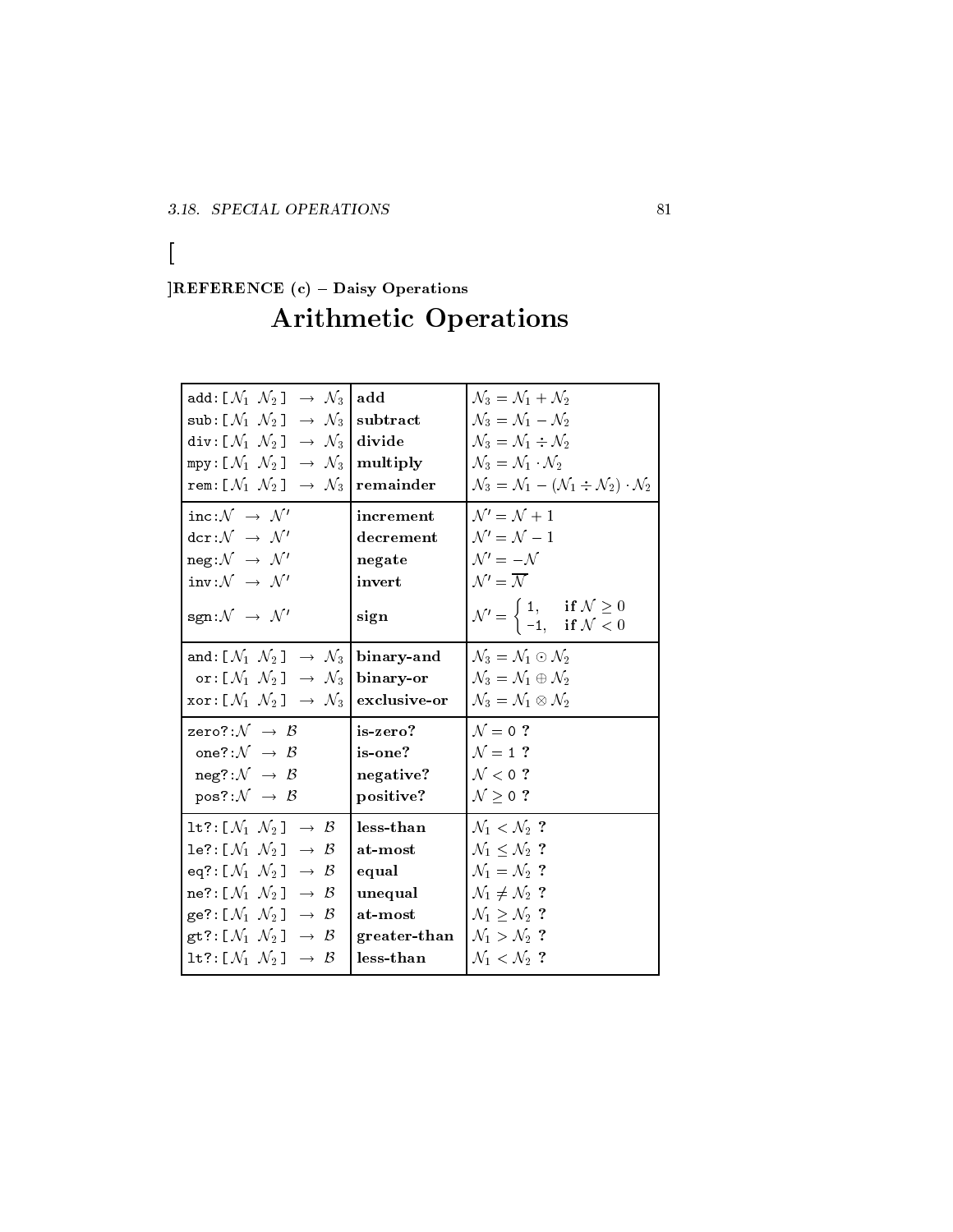[

]**REFERENCE (c) – Daisy Operations**

# Arithmetic Operations

| | | |
|---|---|---|
| `add:[` $\mathcal{N}_1$ $\mathcal{N}_2$ `]` $\rightarrow$ $\mathcal{N}_3$ | **add** | $\mathcal{N}_3 = \mathcal{N}_1 + \mathcal{N}_2$ |
| `sub:[` $\mathcal{N}_1$ $\mathcal{N}_2$ `]` $\rightarrow$ $\mathcal{N}_3$ | **subtract** | $\mathcal{N}_3 = \mathcal{N}_1 - \mathcal{N}_2$ |
| `div:[` $\mathcal{N}_1$ $\mathcal{N}_2$ `]` $\rightarrow$ $\mathcal{N}_3$ | **divide** | $\mathcal{N}_3 = \mathcal{N}_1 \div \mathcal{N}_2$ |
| `mpy:[` $\mathcal{N}_1$ $\mathcal{N}_2$ `]` $\rightarrow$ $\mathcal{N}_3$ | **multiply** | $\mathcal{N}_3 = \mathcal{N}_1 \cdot \mathcal{N}_2$ |
| `rem:[` $\mathcal{N}_1$ $\mathcal{N}_2$ `]` $\rightarrow$ $\mathcal{N}_3$ | **remainder** | $\mathcal{N}_3 = \mathcal{N}_1 - (\mathcal{N}_1 \div \mathcal{N}_2) \cdot \mathcal{N}_2$ |
| `inc:` $\mathcal{N}$ $\rightarrow$ $\mathcal{N}'$ | **increment** | $\mathcal{N}' = \mathcal{N} + 1$ |
| `dcr:` $\mathcal{N}$ $\rightarrow$ $\mathcal{N}'$ | **decrement** | $\mathcal{N}' = \mathcal{N} - 1$ |
| `neg:` $\mathcal{N}$ $\rightarrow$ $\mathcal{N}'$ | **negate** | $\mathcal{N}' = -\mathcal{N}$ |
| `inv:` $\mathcal{N}$ $\rightarrow$ $\mathcal{N}'$ | **invert** | $\mathcal{N}' = \overline{\mathcal{N}}$ |
| `sgn:` $\mathcal{N}$ $\rightarrow$ $\mathcal{N}'$ | **sign** | $\mathcal{N}' = \begin{cases} 1, & \textbf{if } \mathcal{N} \geq 0 \\ -1, & \textbf{if } \mathcal{N} < 0 \end{cases}$ |
| `and:[` $\mathcal{N}_1$ $\mathcal{N}_2$ `]` $\rightarrow$ $\mathcal{N}_3$ | **binary-and** | $\mathcal{N}_3 = \mathcal{N}_1 \odot \mathcal{N}_2$ |
| `or:[` $\mathcal{N}_1$ $\mathcal{N}_2$ `]` $\rightarrow$ $\mathcal{N}_3$ | **binary-or** | $\mathcal{N}_3 = \mathcal{N}_1 \oplus \mathcal{N}_2$ |
| `xor:[` $\mathcal{N}_1$ $\mathcal{N}_2$ `]` $\rightarrow$ $\mathcal{N}_3$ | **exclusive-or** | $\mathcal{N}_3 = \mathcal{N}_1 \otimes \mathcal{N}_2$ |
| `zero?:` $\mathcal{N}$ $\rightarrow$ $\mathcal{B}$ | **is-zero?** | $\mathcal{N} = 0$ **?** |
| `one?:` $\mathcal{N}$ $\rightarrow$ $\mathcal{B}$ | **is-one?** | $\mathcal{N} = 1$ **?** |
| `neg?:` $\mathcal{N}$ $\rightarrow$ $\mathcal{B}$ | **negative?** | $\mathcal{N} < 0$ **?** |
| `pos?:` $\mathcal{N}$ $\rightarrow$ $\mathcal{B}$ | **positive?** | $\mathcal{N} \geq 0$ **?** |
| `lt?:[` $\mathcal{N}_1$ $\mathcal{N}_2$ `]` $\rightarrow$ $\mathcal{B}$ | **less-than** | $\mathcal{N}_1 < \mathcal{N}_2$ **?** |
| `le?:[` $\mathcal{N}_1$ $\mathcal{N}_2$ `]` $\rightarrow$ $\mathcal{B}$ | **at-most** | $\mathcal{N}_1 \leq \mathcal{N}_2$ **?** |
| `eq?:[` $\mathcal{N}_1$ $\mathcal{N}_2$ `]` $\rightarrow$ $\mathcal{B}$ | **equal** | $\mathcal{N}_1 = \mathcal{N}_2$ **?** |
| `ne?:[` $\mathcal{N}_1$ $\mathcal{N}_2$ `]` $\rightarrow$ $\mathcal{B}$ | **unequal** | $\mathcal{N}_1 \neq \mathcal{N}_2$ **?** |
| `ge?:[` $\mathcal{N}_1$ $\mathcal{N}_2$ `]` $\rightarrow$ $\mathcal{B}$ | **at-most** | $\mathcal{N}_1 \geq \mathcal{N}_2$ **?** |
| `gt?:[` $\mathcal{N}_1$ $\mathcal{N}_2$ `]` $\rightarrow$ $\mathcal{B}$ | **greater-than** | $\mathcal{N}_1 > \mathcal{N}_2$ **?** |
| `lt?:[` $\mathcal{N}_1$ $\mathcal{N}_2$ `]` $\rightarrow$ $\mathcal{B}$ | **less-than** | $\mathcal{N}_1 < \mathcal{N}_2$ **?** |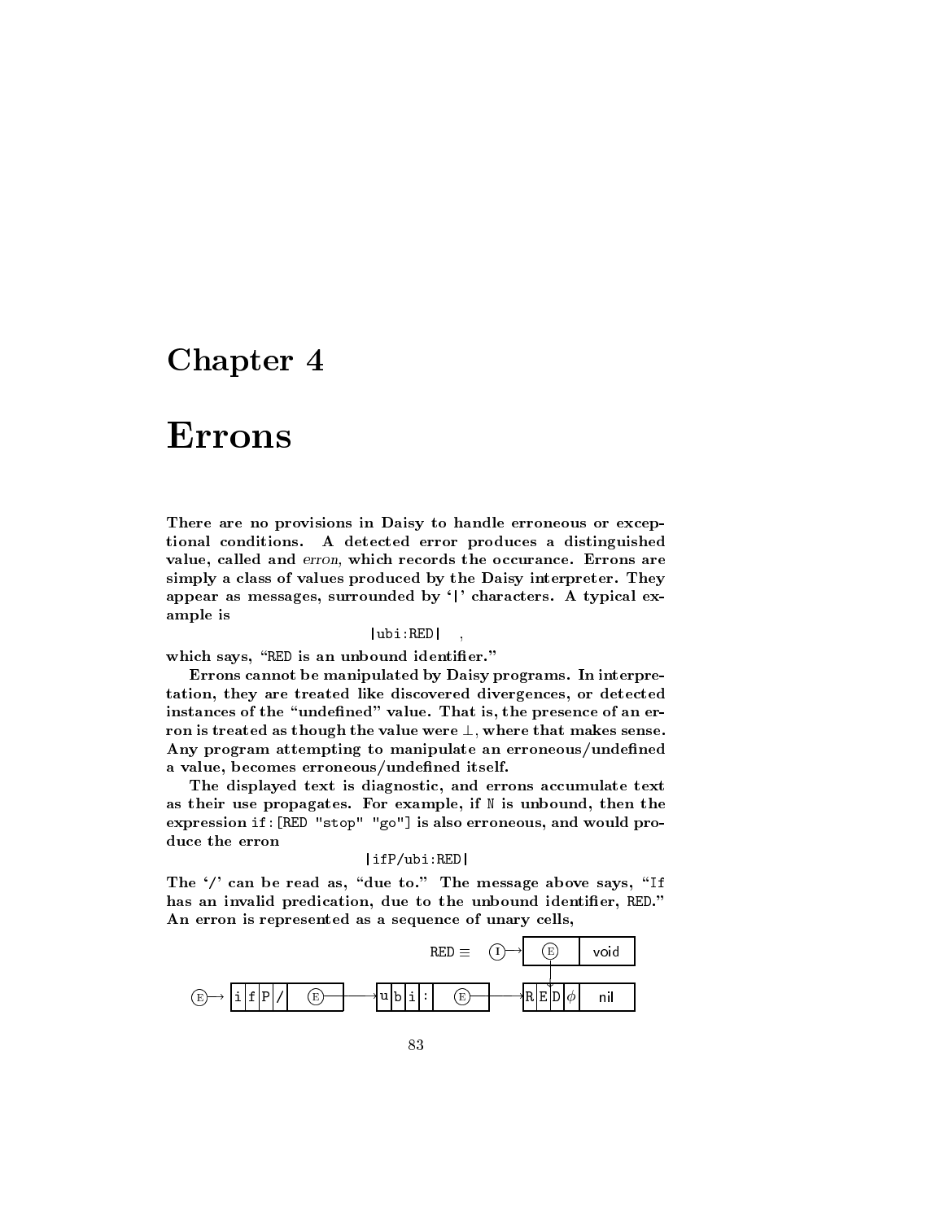# Chapter 4

# Errons

There are no provisions in Daisy to handle erroneous or exceptional conditions. A detected error produces a distinguished value, called and *erron*, which records the occurance. Errons are simply a class of values produced by the Daisy interpreter. They appear as messages, surrounded by '|' characters. A typical example is

|ubi:RED| ,

which says, "RED is an unbound identifier."

Errons cannot be manipulated by Daisy programs. In interpretation, they are treated like discovered divergences, or detected instances of the "undefined" value. That is, the presence of an erron is treated as though the value were $\perp$, where that makes sense. Any program attempting to manipulate an erroneous/undefined a value, becomes erroneous/undefined itself.

The displayed text is diagnostic, and errons accumulate text as their use propagates. For example, if N is unbound, then the expression if:[RED "stop" "go"] is also erroneous, and would produce the erron

|ifP/ubi:RED|

The '/' can be read as, "due to." The message above says, "If has an invalid predication, due to the unbound identifier, RED." An erron is represented as a sequence of unary cells,

RED ≡ (I)→ [ (E) | void ]

(E)→ [ i | f | P | / | (E) ]→[ u | b | i | : | (E) ]→[ R | E | D | $\phi$ | nil ]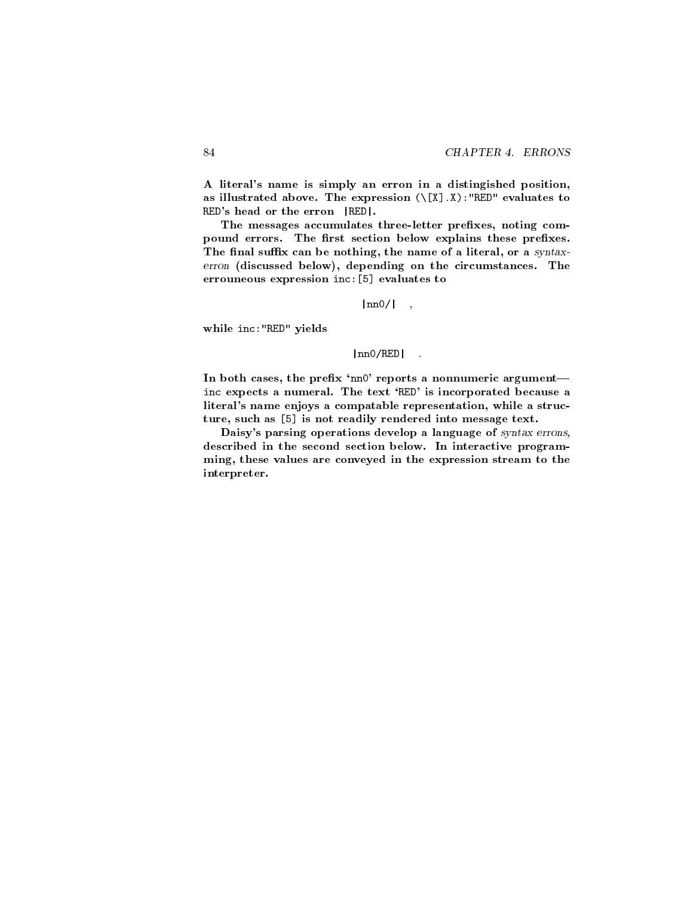A literal's name is simply an erron in a distinguished position, as illustrated above. The expression `(\[X].X):"RED"` evaluates to `RED`'s head or the erron `|RED|`.

The messages accumulates three-letter prefixes, noting compound errors. The first section below explains these prefixes. The final suffix can be nothing, the name of a literal, or a *syntax-erron* (discussed below), depending on the circumstances. The errouneous expression `inc:[5]` evaluates to

```
|nn0/|   ,
```

while `inc:"RED"` yields

```
|nn0/RED|   .
```

In both cases, the prefix '`nn0`' reports a nonnumeric argument—`inc` expects a numeral. The text '`RED`' is incorporated because a literal's name enjoys a compatable representation, while a structure, such as `[5]` is not readily rendered into message text.

Daisy's parsing operations develop a language of *syntax errons*, described in the second section below. In interactive programming, these values are conveyed in the expression stream to the interpreter.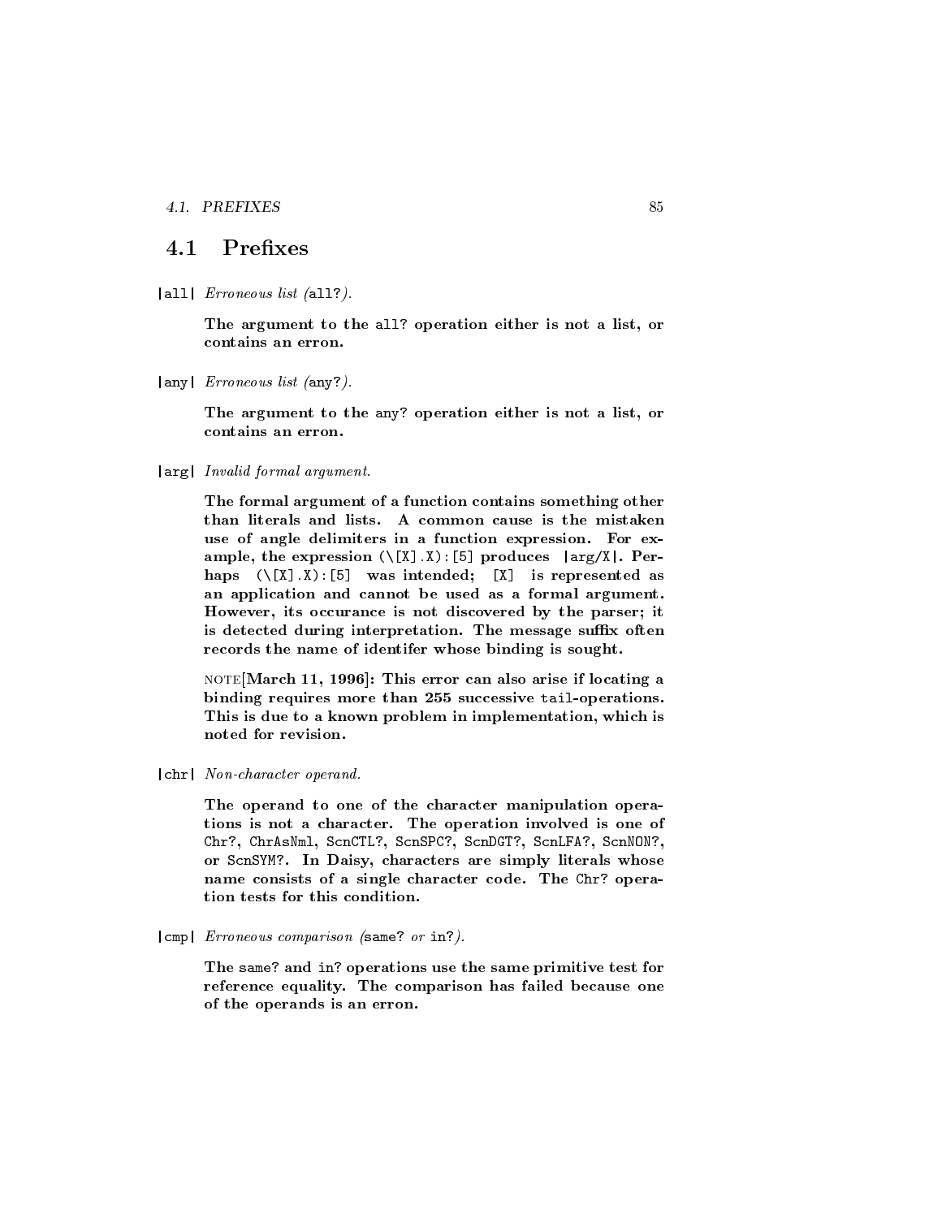## 4.1 Prefixes

`|all|` *Erroneous list (*`all?`*).*

> The argument to the `all?` operation either is not a list, or contains an erron.

`|any|` *Erroneous list (*`any?`*).*

> The argument to the `any?` operation either is not a list, or contains an erron.

`|arg|` *Invalid formal argument.*

> The formal argument of a function contains something other than literals and lists. A common cause is the mistaken use of angle delimiters in a function expression. For example, the expression `(\[X].X):[5]` produces `|arg/X|`. Perhaps `(\[X].X):[5]` was intended; `[X]` is represented as an application and cannot be used as a formal argument. However, its occurance is not discovered by the parser; it is detected during interpretation. The message suffix often records the name of identifer whose binding is sought.
>
> NOTE[March 11, 1996]: This error can also arise if locating a binding requires more than 255 successive `tail`-operations. This is due to a known problem in implementation, which is noted for revision.

`|chr|` *Non-character operand.*

> The operand to one of the character manipulation operations is not a character. The operation involved is one of `Chr?`, `ChrAsNml`, `ScnCTL?`, `ScnSPC?`, `ScnDGT?`, `ScnLFA?`, `ScnNON?`, or `ScnSYM?`. In Daisy, characters are simply literals whose name consists of a single character code. The `Chr?` operation tests for this condition.

`|cmp|` *Erroneous comparison (*`same?` *or* `in?`*).*

> The `same?` and `in?` operations use the same primitive test for reference equality. The comparison has failed because one of the operands is an erron.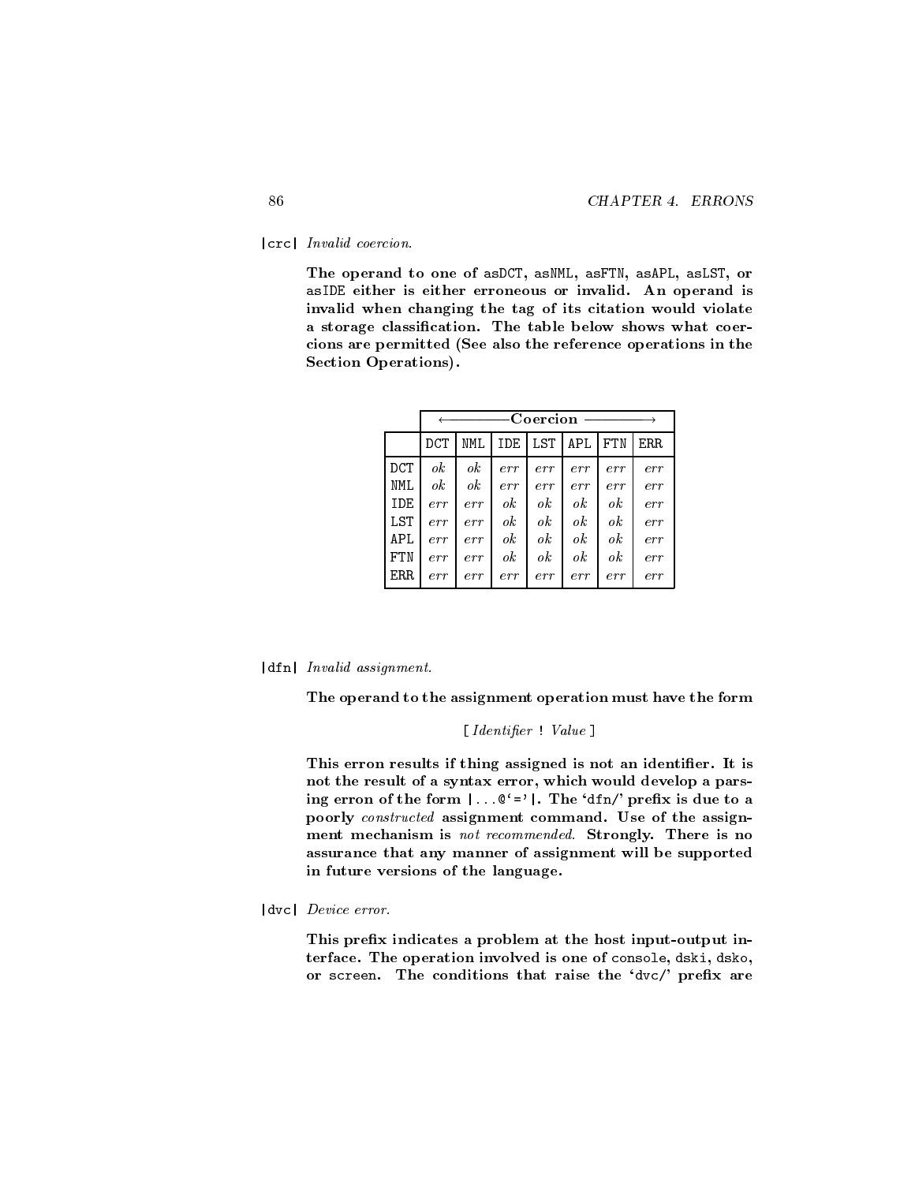|crc| *Invalid coercion.*

The operand to one of asDCT, asNML, asFTN, asAPL, asLST, or asIDE either is either erroneous or invalid. An operand is invalid when changing the tag of its citation would violate a storage classification. The table below shows what coercions are permitted (See also the reference operations in the Section Operations).

| | ←——Coercion——→ | | | | | | |
|---|---|---|---|---|---|---|---|
| | DCT | NML | IDE | LST | APL | FTN | ERR |
| DCT | *ok* | *ok* | *err* | *err* | *err* | *err* | *err* |
| NML | *ok* | *ok* | *err* | *err* | *err* | *err* | *err* |
| IDE | *err* | *err* | *ok* | *ok* | *ok* | *ok* | *err* |
| LST | *err* | *err* | *ok* | *ok* | *ok* | *ok* | *err* |
| APL | *err* | *err* | *ok* | *ok* | *ok* | *ok* | *err* |
| FTN | *err* | *err* | *ok* | *ok* | *ok* | *ok* | *err* |
| ERR | *err* | *err* | *err* | *err* | *err* | *err* | *err* |

|dfn| *Invalid assignment.*

The operand to the assignment operation must have the form

[ *Identifier* ! *Value* ]

This erron results if thing assigned is not an identifier. It is not the result of a syntax error, which would develop a parsing erron of the form |...@'='|. The 'dfn/' prefix is due to a poorly *constructed* assignment command. Use of the assignment mechanism is *not recommended.* Strongly. There is no assurance that any manner of assignment will be supported in future versions of the language.

|dvc| *Device error.*

This prefix indicates a problem at the host input-output interface. The operation involved is one of console, dski, dsko, or screen. The conditions that raise the 'dvc/' prefix are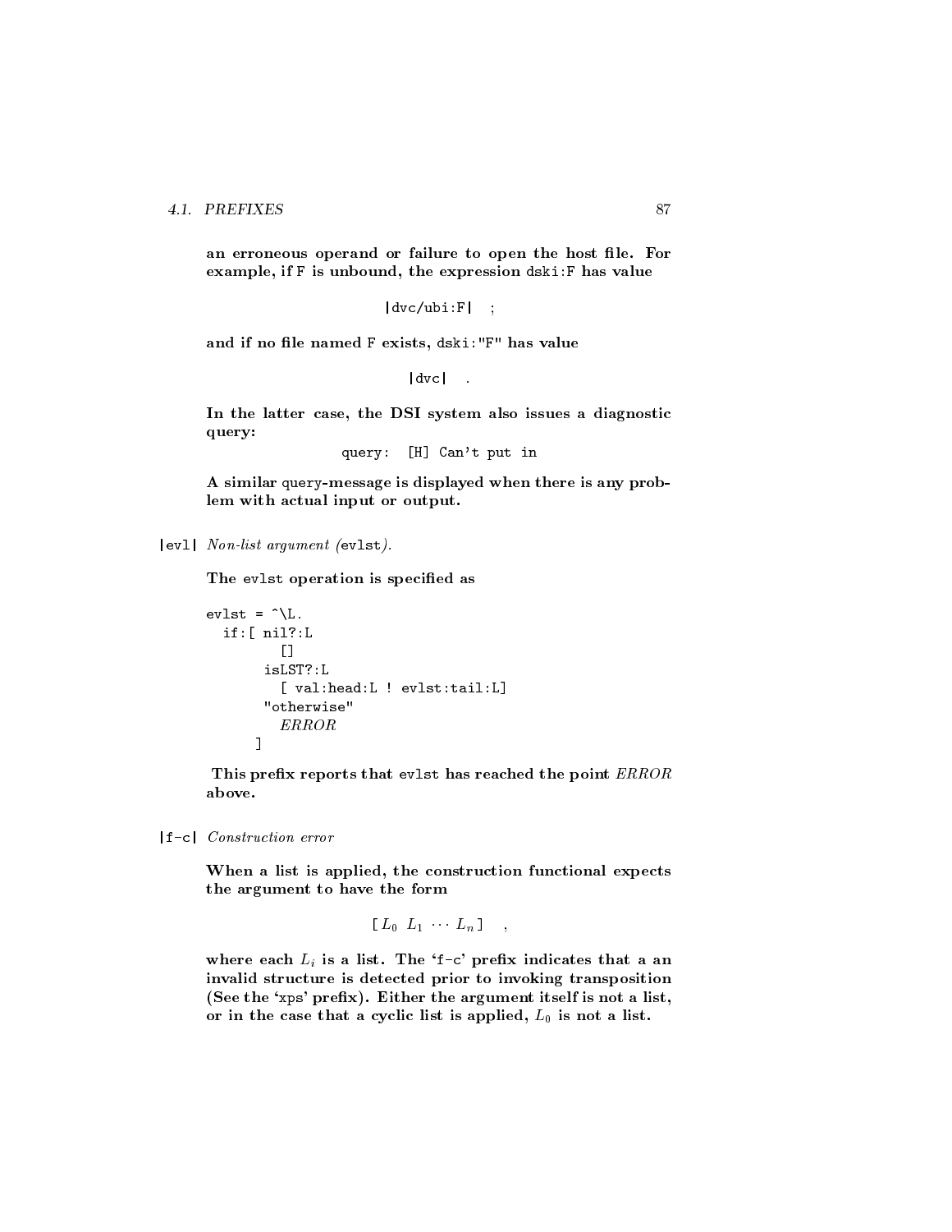an erroneous operand or failure to open the host file. For example, if F is unbound, the expression `dski:F` has value

```
|dvc/ubi:F|  ;
```

and if no file named F exists, `dski:"F"` has value

```
|dvc|  .
```

In the latter case, the DSI system also issues a diagnostic query:

```
query:  [H] Can't put in
```

A similar `query`-message is displayed when there is any problem with actual input or output.

`|evl|` *Non-list argument* (`evlst`).

The `evlst` operation is specified as

```
evlst = ^\L.
  if:[ nil?:L
         []
       isLST?:L
         [ val:head:L ! evlst:tail:L]
       "otherwise"
         ERROR
      ]
```

This prefix reports that `evlst` has reached the point *ERROR* above.

`|f-c|` *Construction error*

When a list is applied, the construction functional expects the argument to have the form

$$[\, L_0 \;\; L_1 \;\; \cdots \;\; L_n \,] \quad ,$$

where each $L_i$ is a list. The 'f-c' prefix indicates that a an invalid structure is detected prior to invoking transposition (See the 'xps' prefix). Either the argument itself is not a list, or in the case that a cyclic list is applied, $L_0$ is not a list.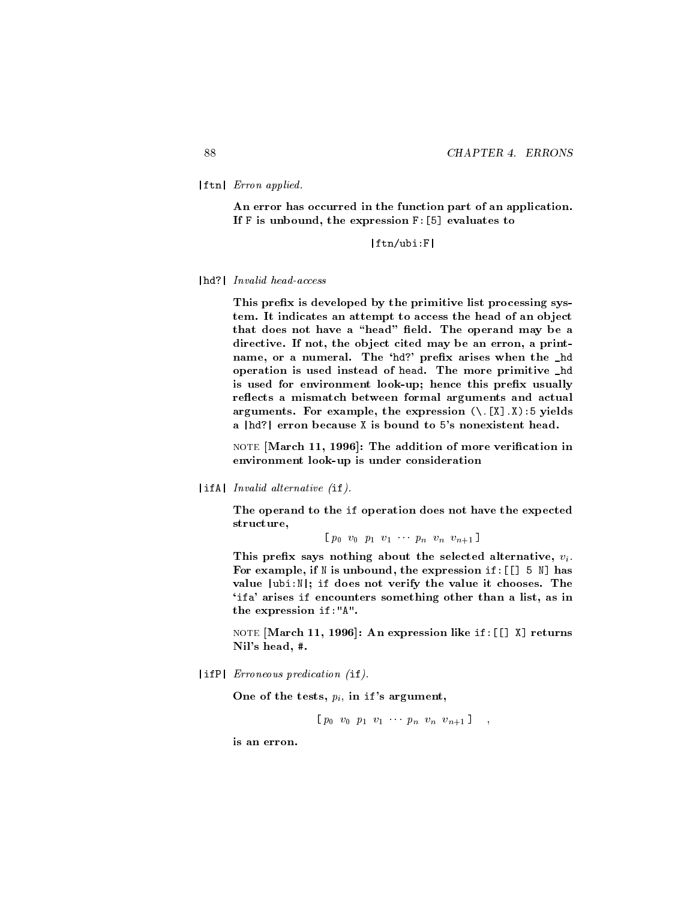|ftn| *Erron applied.*

An error has occurred in the function part of an application. If F is unbound, the expression F:[5] evaluates to

|ftn/ubi:F|

|hd?| *Invalid head-access*

This prefix is developed by the primitive list processing system. It indicates an attempt to access the head of an object that does not have a "head" field. The operand may be a directive. If not, the object cited may be an erron, a printname, or a numeral. The 'hd?' prefix arises when the _hd operation is used instead of head. The more primitive _hd is used for environment look-up; hence this prefix usually reflects a mismatch between formal arguments and actual arguments. For example, the expression (\.[X].X):5 yields a |hd?| erron because X is bound to 5's nonexistent head.

NOTE [March 11, 1996]: The addition of more verification in environment look-up is under consideration

|ifA| *Invalid alternative (*if*).*

The operand to the if operation does not have the expected structure,

$$[\ p_0\ \ v_0\ \ p_1\ \ v_1\ \cdots\ p_n\ \ v_n\ \ v_{n+1}\ ]$$

This prefix says nothing about the selected alternative, $v_i$. For example, if N is unbound, the expression if:[[] 5 N] has value |ubi:N|; if does not verify the value it chooses. The 'ifa' arises if encounters something other than a list, as in the expression if:"A".

NOTE [March 11, 1996]: An expression like if:[[] X] returns Nil's head, #.

|ifP| *Erroneous predication (*if*).*

One of the tests, $p_i$, in if's argument,

$$[\ p_0\ \ v_0\ \ p_1\ \ v_1\ \cdots\ p_n\ \ v_n\ \ v_{n+1}\ ]\quad ,$$

is an erron.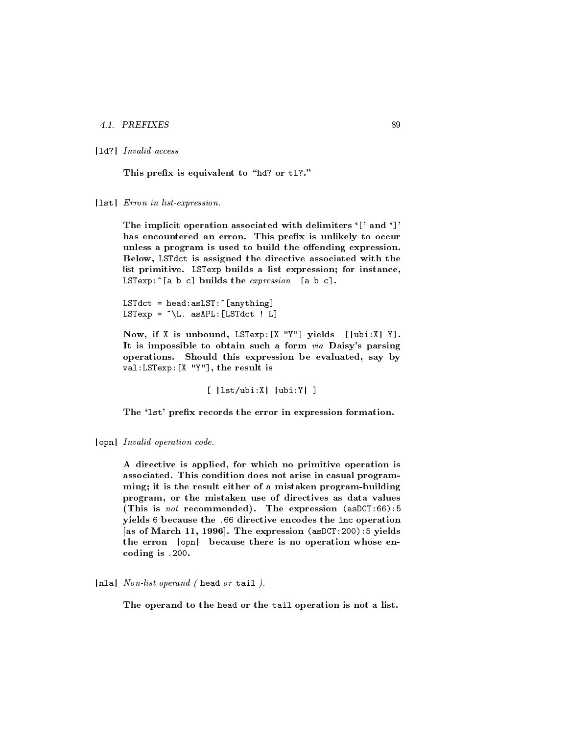|ld?| *Invalid access*

This prefix is equivalent to "hd? or tl?."

|lst| *Erron in list-expression.*

The implicit operation associated with delimiters '[' and ']' has encountered an erron. This prefix is unlikely to occur unless a program is used to build the offending expression. Below, LSTdct is assigned the directive associated with the list primitive. LSTexp builds a list expression; for instance, LSTexp:^[a b c] builds the *expression* [a b c].

```
LSTdct = head:asLST:^[anything]
LSTexp = ^\L. asAPL:[LSTdct ! L]
```

Now, if X is unbound, LSTexp:[X "Y"] yields [|ubi:X| Y]. It is impossible to obtain such a form *via* Daisy's parsing operations. Should this expression be evaluated, say by val:LSTexp:[X "Y"], the result is

```
[ |lst/ubi:X| |ubi:Y| ]
```

The 'lst' prefix records the error in expression formation.

|opn| *Invalid operation code.*

A directive is applied, for which no primitive operation is associated. This condition does not arise in casual programming; it is the result either of a mistaken program-building program, or the mistaken use of directives as data values (This is *not* recommended). The expression (asDCT:66):5 yields 6 because the .66 directive encodes the inc operation [as of March 11, 1996]. The expression (asDCT:200):5 yields the erron |opn| because there is no operation whose encoding is .200.

|nla| *Non-list operand (* head *or* tail *).*

The operand to the head or the tail operation is not a list.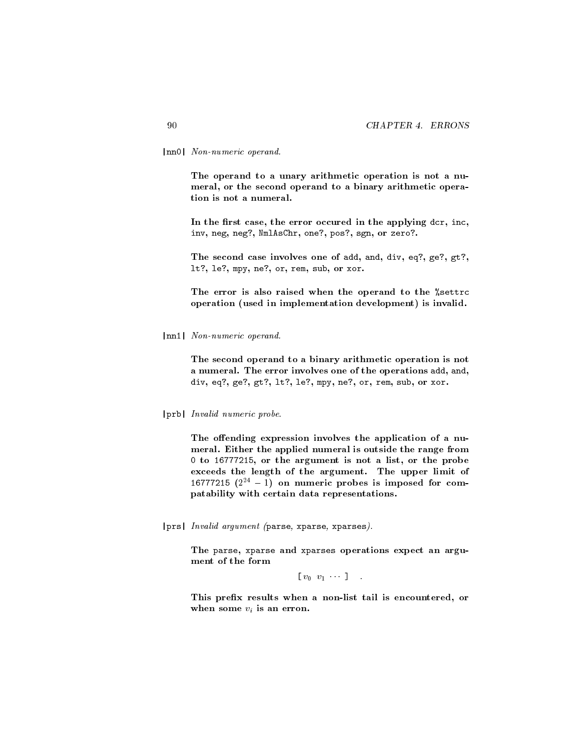|nn0| *Non-numeric operand.*

The operand to a unary arithmetic operation is not a numeral, or the second operand to a binary arithmetic operation is not a numeral.

In the first case, the error occured in the applying `dcr`, `inc`, `inv`, `neg`, `neg?`, `NmlAsChr`, `one?`, `pos?`, `sgn`, or `zero?`.

The second case involves one of `add`, `and`, `div`, `eq?`, `ge?`, `gt?`, `lt?`, `le?`, `mpy`, `ne?`, `or`, `rem`, `sub`, or `xor`.

The error is also raised when the operand to the `%settrc` operation (used in implementation development) is invalid.

|nn1| *Non-numeric operand.*

The second operand to a binary arithmetic operation is not a numeral. The error involves one of the operations `add`, `and`, `div`, `eq?`, `ge?`, `gt?`, `lt?`, `le?`, `mpy`, `ne?`, `or`, `rem`, `sub`, or `xor`.

|prb| *Invalid numeric probe.*

The offending expression involves the application of a numeral. Either the applied numeral is outside the range from `0` to `16777215`, or the argument is not a list, or the probe exceeds the length of the argument. The upper limit of `16777215` ($2^{24} - 1$) on numeric probes is imposed for compatability with certain data representations.

|prs| *Invalid argument (*`parse`*,* `xparse`*,* `xparses`*).*

The `parse`, `xparse` and `xparses` operations expect an argument of the form

$$[\, v_0 \;\; v_1 \; \cdots \,] \quad .$$

This prefix results when a non-list tail is encountered, or when some $v_i$ is an erron.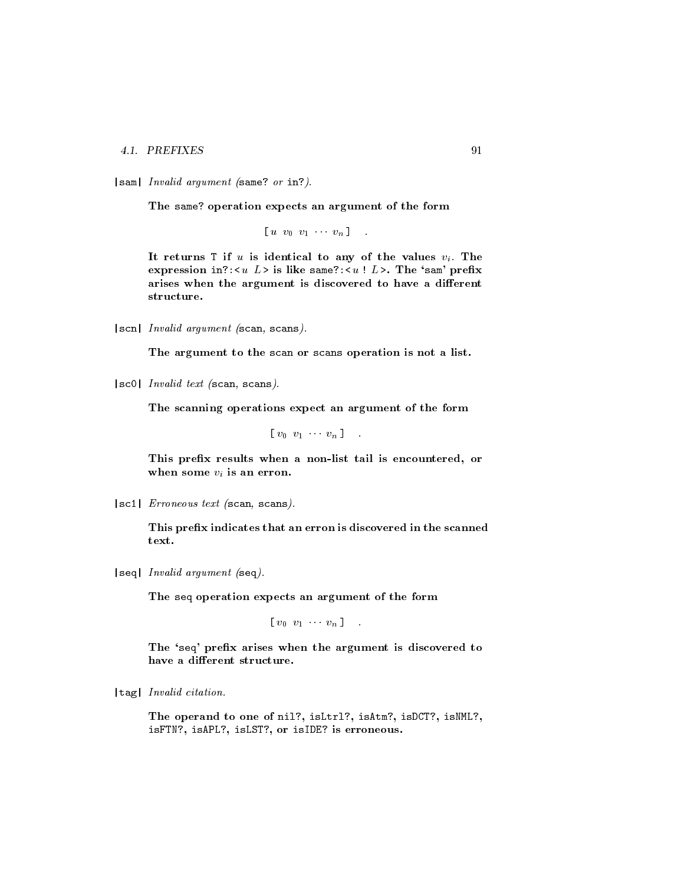|sam| *Invalid argument (*same? *or* in?*).*

The same? operation expects an argument of the form

$$[\,u\ v_0\ v_1\ \cdots\ v_n\,]\quad .$$

It returns T if $u$ is identical to any of the values $v_i$. The expression in?:< $u$ $L$ > is like same?:< $u$ ! $L$ >. The 'sam' prefix arises when the argument is discovered to have a different structure.

|scn| *Invalid argument (*scan, scans*).*

The argument to the scan or scans operation is not a list.

|sc0| *Invalid text (*scan, scans*).*

The scanning operations expect an argument of the form

$$[\,v_0\ v_1\ \cdots\ v_n\,]\quad .$$

This prefix results when a non-list tail is encountered, or when some $v_i$ is an erron.

|sc1| *Erroneous text (*scan, scans*).*

This prefix indicates that an erron is discovered in the scanned text.

|seq| *Invalid argument (*seq*).*

The seq operation expects an argument of the form

$$[\,v_0\ v_1\ \cdots\ v_n\,]\quad .$$

The 'seq' prefix arises when the argument is discovered to have a different structure.

|tag| *Invalid citation.*

The operand to one of nil?, isLtrl?, isAtm?, isDCT?, isNML?, isFTN?, isAPL?, isLST?, or isIDE? is erroneous.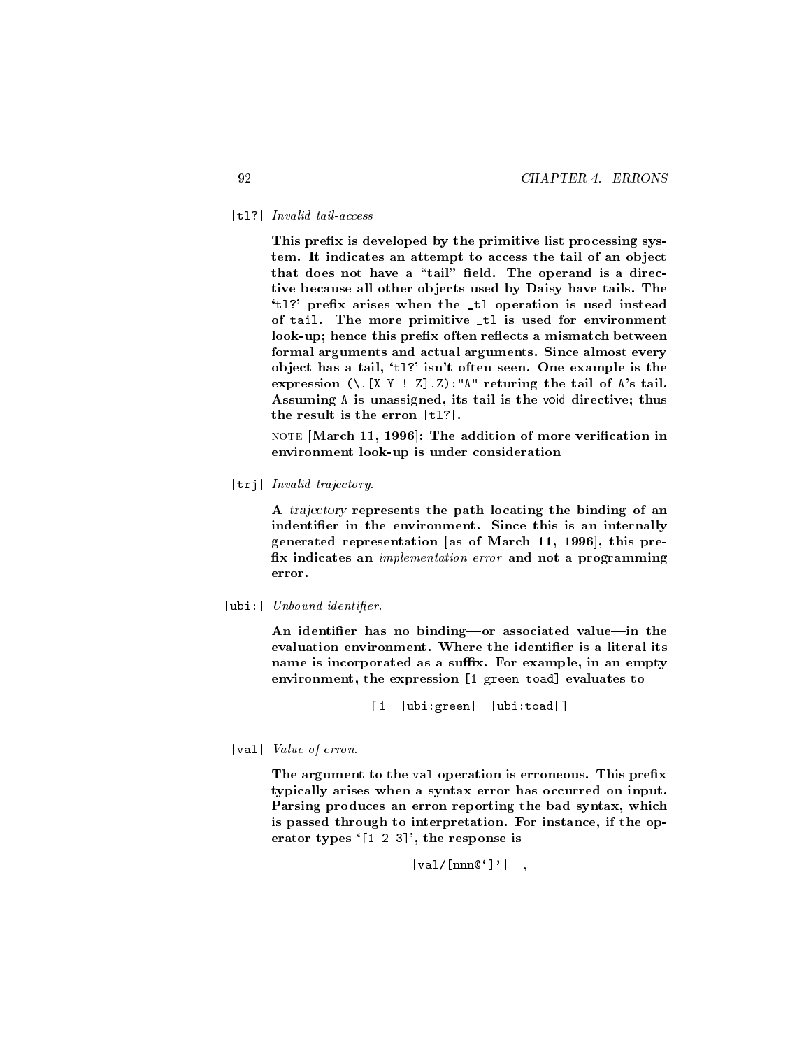`|tl?|` *Invalid tail-access*

> This prefix is developed by the primitive list processing system. It indicates an attempt to access the tail of an object that does not have a "tail" field. The operand is a directive because all other objects used by Daisy have tails. The 'tl?' prefix arises when the `_tl` operation is used instead of `tail`. The more primitive `_tl` is used for environment look-up; hence this prefix often reflects a mismatch between formal arguments and actual arguments. Since almost every object has a tail, 'tl?' isn't often seen. One example is the expression `(\.[X Y ! Z].Z):"A"` returing the tail of `A`'s tail. Assuming `A` is unassigned, its tail is the void directive; thus the result is the erron `|tl?|`.
>
> NOTE [March 11, 1996]: The addition of more verification in environment look-up is under consideration

`|trj|` *Invalid trajectory.*

> A *trajectory* represents the path locating the binding of an indentifier in the environment. Since this is an internally generated representation [as of March 11, 1996], this prefix indicates an *implementation error* and not a programming error.

`|ubi:|` *Unbound identifier.*

> An identifier has no binding—or associated value—in the evaluation environment. Where the identifier is a literal its name is incorporated as a suffix. For example, in an empty environment, the expression `[1 green toad]` evaluates to
>
> ```
> [1  |ubi:green|  |ubi:toad|]
> ```

`|val|` *Value-of-erron.*

> The argument to the `val` operation is erroneous. This prefix typically arises when a syntax error has occurred on input. Parsing produces an erron reporting the bad syntax, which is passed through to interpretation. For instance, if the operator types '`[1 2 3]`', the response is
>
> ```
> |val/[nnn@`]'|  ,
> ```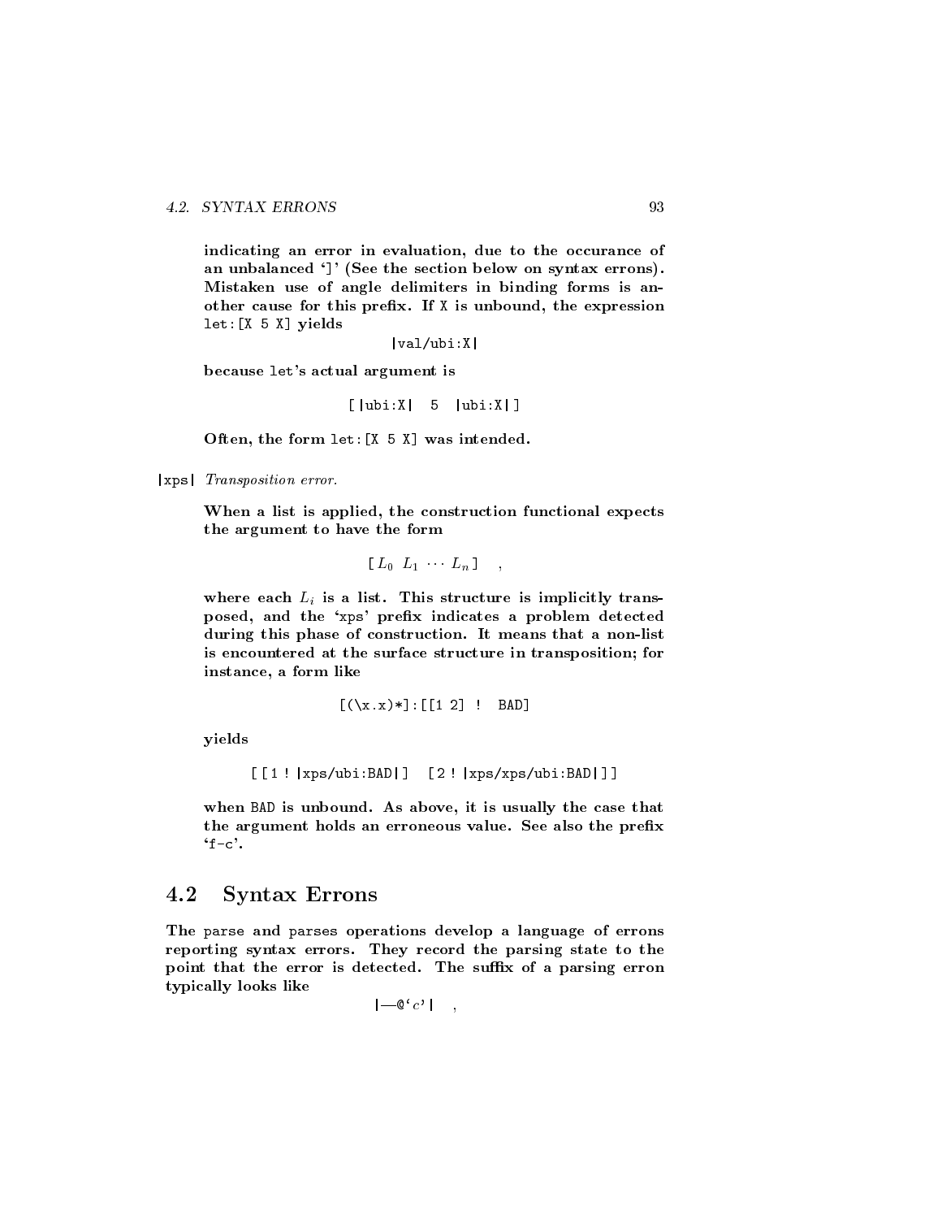indicating an error in evaluation, due to the occurance of an unbalanced ']' (See the section below on syntax errons). Mistaken use of angle delimiters in binding forms is another cause for this prefix. If `X` is unbound, the expression `let:[X 5 X]` yields

```
|val/ubi:X|
```

because `let`'s actual argument is

```
[|ubi:X|  5  |ubi:X|]
```

Often, the form `let:[X 5 X]` was intended.

`|xps|` *Transposition error.*

When a list is applied, the construction functional expects the argument to have the form

$$[\, L_0 \;\; L_1 \;\cdots\; L_n \,] \quad ,$$

where each $L_i$ is a list. This structure is implicitly transposed, and the 'xps' prefix indicates a problem detected during this phase of construction. It means that a non-list is encountered at the surface structure in transposition; for instance, a form like

```
[(\x.x)*]:[[1 2] !  BAD]
```

yields

```
[[1 ! |xps/ubi:BAD|]  [2 ! |xps/xps/ubi:BAD|]]
```

when `BAD` is unbound. As above, it is usually the case that the argument holds an erroneous value. See also the prefix '`f-c`'.

## 4.2 Syntax Errons

The `parse` and `parses` operations develop a language of errons reporting syntax errors. They record the parsing state to the point that the error is detected. The suffix of a parsing erron typically looks like

$$|\text{—}@`c\text{'}| \quad ,$$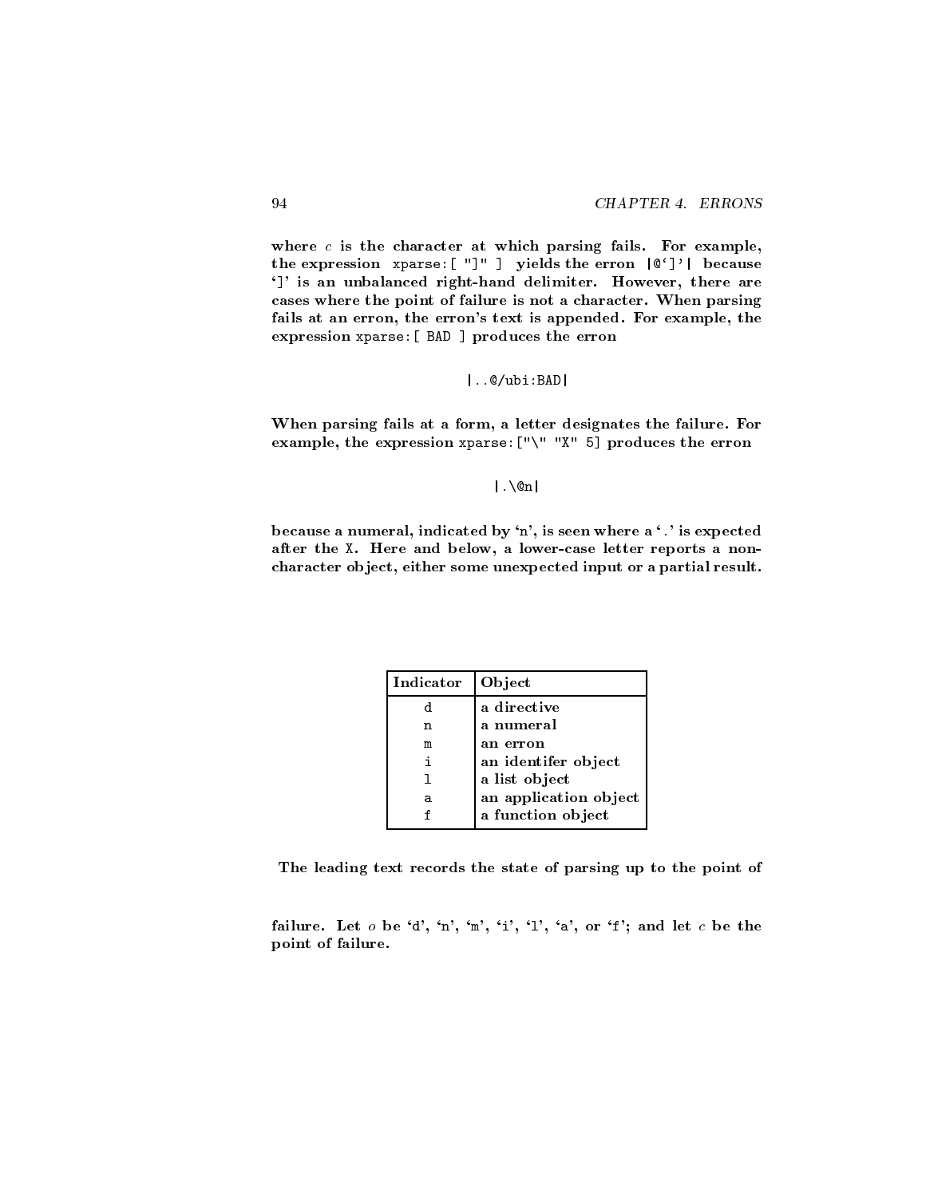where $c$ is the character at which parsing fails. For example, the expression `xparse:[ "]" ]` yields the erron `|@‘]’|` because ‘]’ is an unbalanced right-hand delimiter. However, there are cases where the point of failure is not a character. When parsing fails at an erron, the erron's text is appended. For example, the expression `xparse:[ BAD ]` produces the erron

```
|..@/ubi:BAD|
```

When parsing fails at a form, a letter designates the failure. For example, the expression `xparse:["\" "X" 5]` produces the erron

```
|.\@n|
```

because a numeral, indicated by ‘n’, is seen where a ‘.’ is expected after the X. Here and below, a lower-case letter reports a non-character object, either some unexpected input or a partial result.

| Indicator | Object |
|---|---|
| d | a directive |
| n | a numeral |
| m | an erron |
| i | an identifer object |
| l | a list object |
| a | an application object |
| f | a function object |

The leading text records the state of parsing up to the point of failure. Let $o$ be ‘d’, ‘n’, ‘m’, ‘i’, ‘l’, ‘a’, or ‘f’; and let $c$ be the point of failure.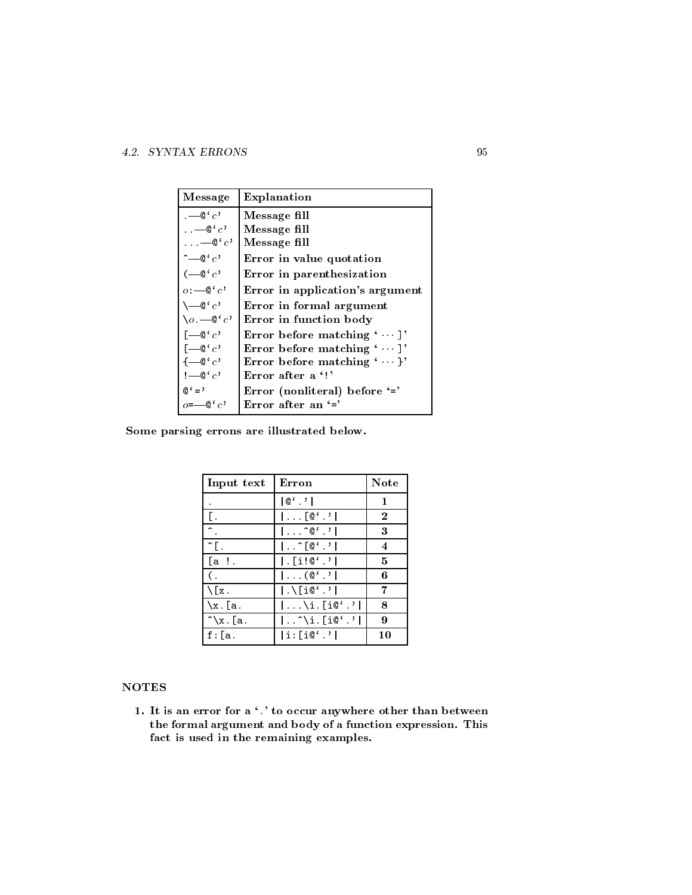| Message | Explanation |
|---|---|
| `.`—`@`'$c$' | Message fill |
| `..`—`@`'$c$' | Message fill |
| `...`—`@`'$c$' | Message fill |
| `^`—`@`'$c$' | Error in value quotation |
| `(`—`@`'$c$' | Error in parenthesization |
| $o$`:`—`@`'$c$' | Error in application's argument |
| `\`—`@`'$c$' | Error in formal argument |
| `\`$o$`.`—`@`'$c$' | Error in function body |
| `[`—`@`'$c$' | Error before matching '$\cdots$`]`' |
| `[`—`@`'$c$' | Error before matching '$\cdots$`]`' |
| `{`—`@`'$c$' | Error before matching '$\cdots$`}`' |
| `!`—`@`'$c$' | Error after a '`!`' |
| `@'='` | Error (nonliteral) before '=' |
| $o$`=`—`@`'$c$' | Error after an '=' |

Some parsing errons are illustrated below.

| Input text | Erron | Note |
|---|---|---|
| `.` | `|@'.'|` | **1** |
| `[.` | `|...[@'.'|` | **2** |
| `^.` | `|...^@'.'|` | **3** |
| `^[.` | `|..^[@'.'|` | **4** |
| `[a !.` | `|.[i!@'.'|` | **5** |
| `(.` | `|...(@'.'|` | **6** |
| `\[x.` | `|.\[i@'.'|` | **7** |
| `\x.[a.` | `|...\i.[i@'.'|` | **8** |
| `^\x.[a.` | `|..^\i.[i@'.'|` | **9** |
| `f:[a.` | `|i:[i@'.'|` | **10** |

**NOTES**

1. It is an error for a '`.`' to occur anywhere other than between the formal argument and body of a function expression. This fact is used in the remaining examples.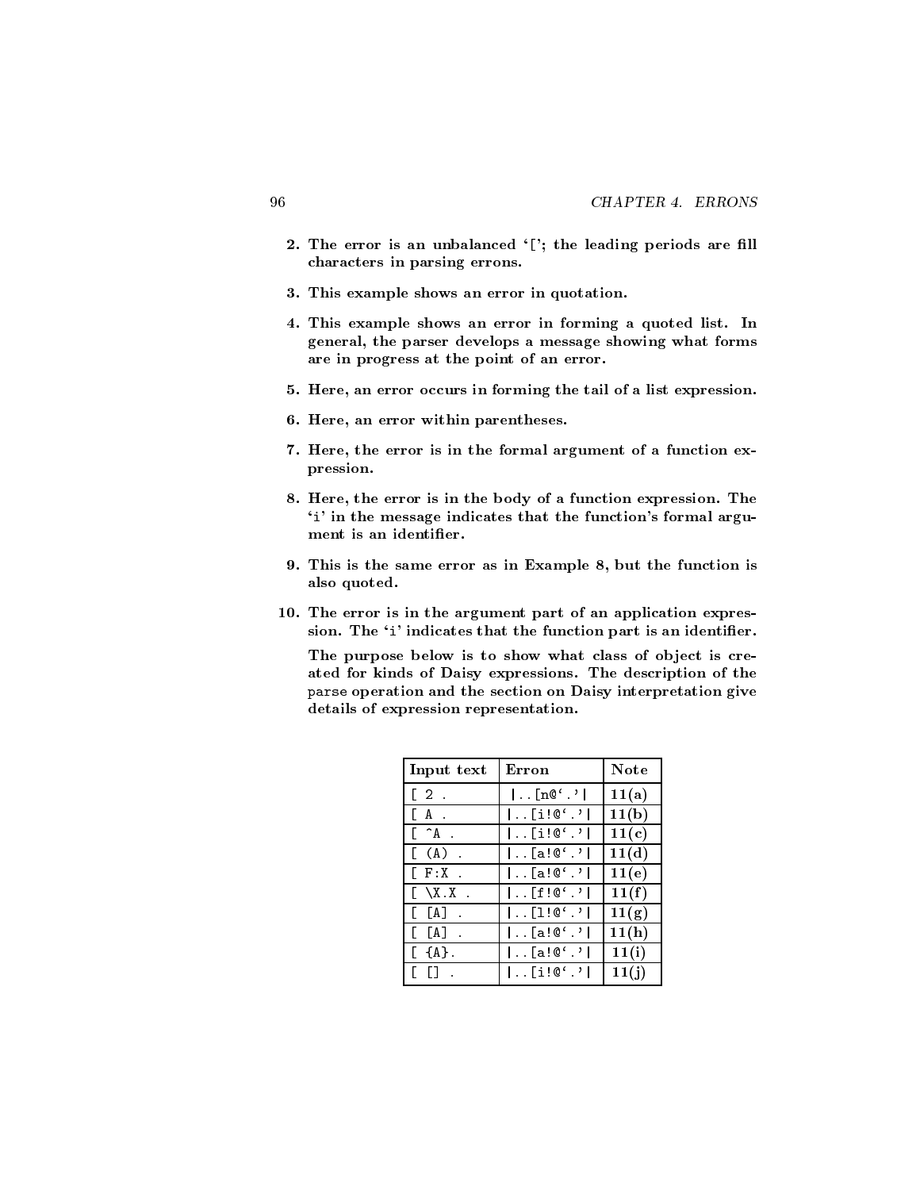2. The error is an unbalanced '['; the leading periods are fill characters in parsing errons.

3. This example shows an error in quotation.

4. This example shows an error in forming a quoted list. In general, the parser develops a message showing what forms are in progress at the point of an error.

5. Here, an error occurs in forming the tail of a list expression.

6. Here, an error within parentheses.

7. Here, the error is in the formal argument of a function expression.

8. Here, the error is in the body of a function expression. The 'i' in the message indicates that the function's formal argument is an identifier.

9. This is the same error as in Example 8, but the function is also quoted.

10. The error is in the argument part of an application expression. The 'i' indicates that the function part is an identifier.

    The purpose below is to show what class of object is created for kinds of Daisy expressions. The description of the `parse` operation and the section on Daisy interpretation give details of expression representation.

| Input text | Erron | Note |
|---|---|---|
| `[ 2 .` | `|..[n@'.'|` | **11(a)** |
| `[ A .` | `|..[i!@'.'|` | **11(b)** |
| `[ ^A .` | `|..[i!@'.'|` | **11(c)** |
| `[ (A) .` | `|..[a!@'.'|` | **11(d)** |
| `[ F:X .` | `|..[a!@'.'|` | **11(e)** |
| `[ \X.X .` | `|..[f!@'.'|` | **11(f)** |
| `[ [A] .` | `|..[l!@'.'|` | **11(g)** |
| `[ [A] .` | `|..[a!@'.'|` | **11(h)** |
| `[ {A}.` | `|..[a!@'.'|` | **11(i)** |
| `[ [] .` | `|..[i!@'.'|` | **11(j)** |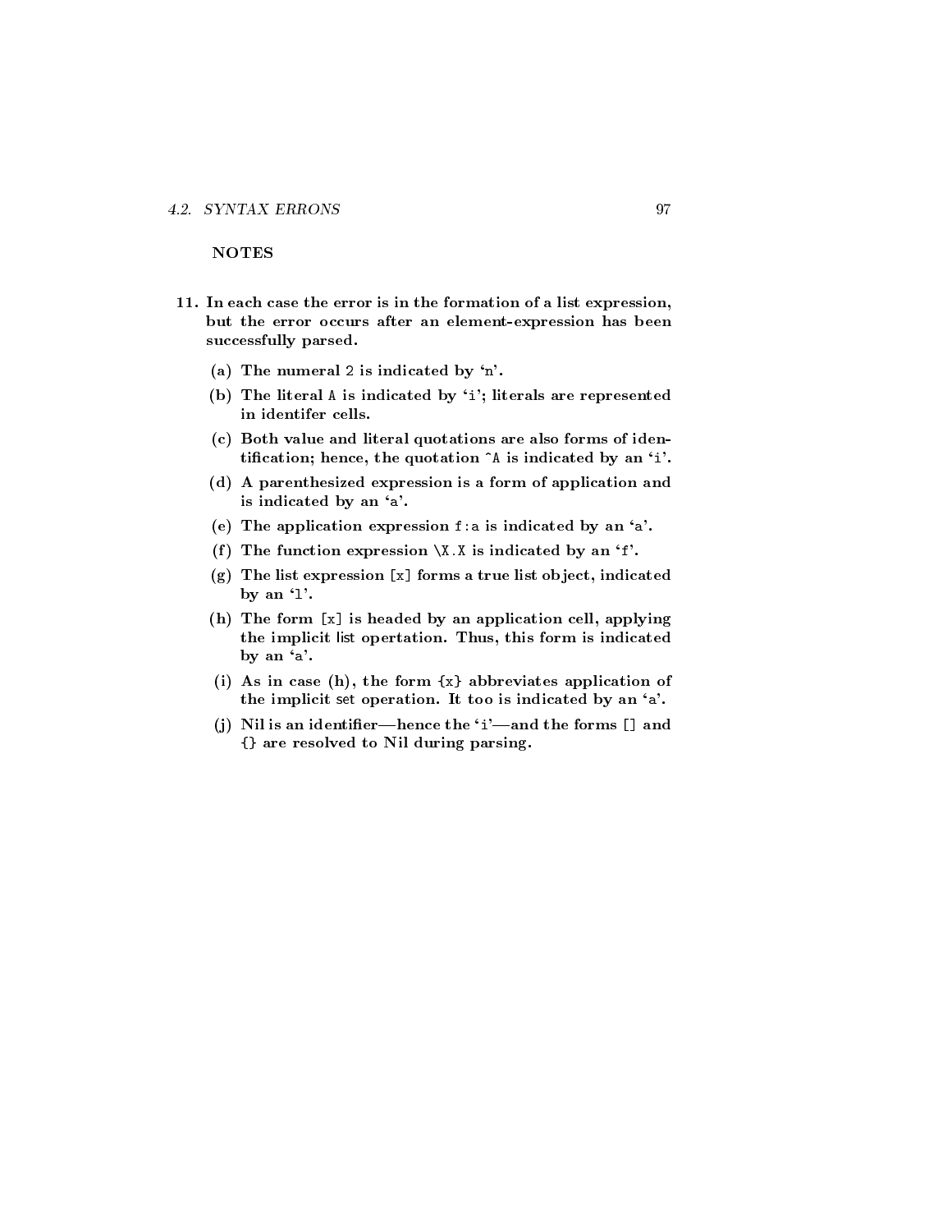**NOTES**

11. In each case the error is in the formation of a list expression, but the error occurs after an element-expression has been successfully parsed.

    (a) The numeral `2` is indicated by '`n`'.

    (b) The literal `A` is indicated by '`i`'; literals are represented in identifer cells.

    (c) Both value and literal quotations are also forms of identification; hence, the quotation `^A` is indicated by an '`i`'.

    (d) A parenthesized expression is a form of application and is indicated by an '`a`'.

    (e) The application expression `f:a` is indicated by an '`a`'.

    (f) The function expression `\X.X` is indicated by an '`f`'.

    (g) The list expression `[x]` forms a true list object, indicated by an '`l`'.

    (h) The form `[x]` is headed by an application cell, applying the implicit list opertation. Thus, this form is indicated by an '`a`'.

    (i) As in case (h), the form `{x}` abbreviates application of the implicit set operation. It too is indicated by an '`a`'.

    (j) Nil is an identifier—hence the '`i`'—and the forms `[]` and `{}` are resolved to Nil during parsing.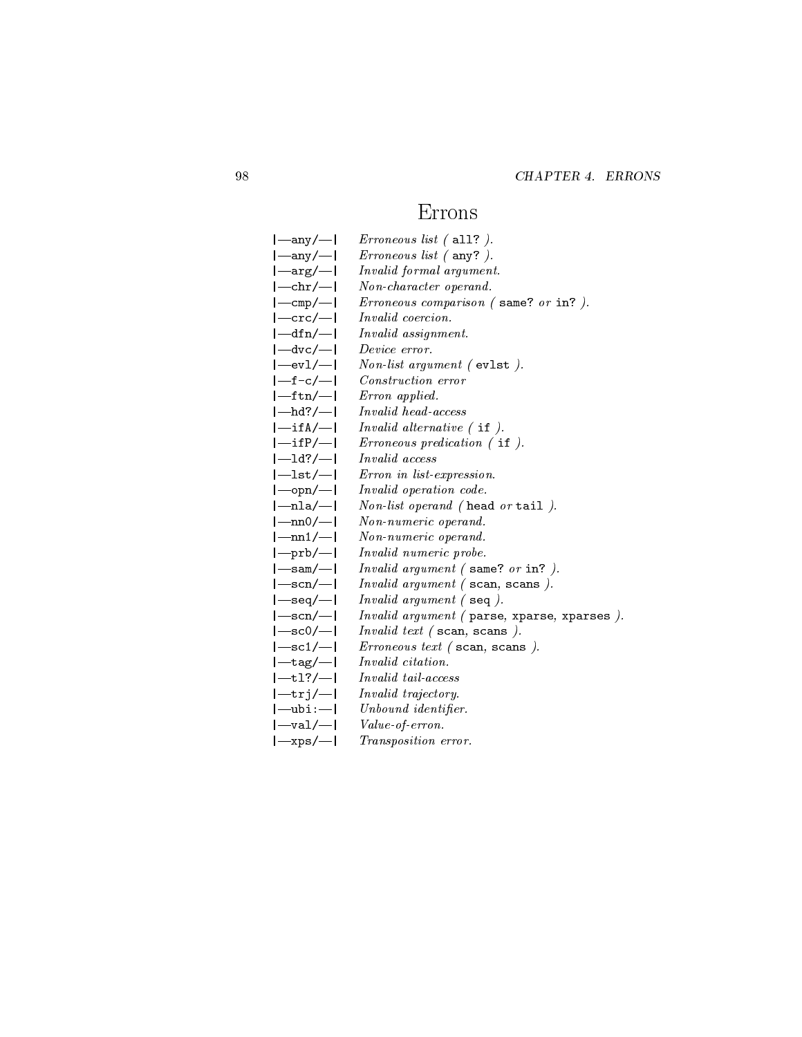# Errons

| | |
|---|---|
| \|—any/—\| | *Erroneous list (* `all?` *).* |
| \|—any/—\| | *Erroneous list (* `any?` *).* |
| \|—arg/—\| | *Invalid formal argument.* |
| \|—chr/—\| | *Non-character operand.* |
| \|—cmp/—\| | *Erroneous comparison (* `same?` *or* `in?` *).* |
| \|—crc/—\| | *Invalid coercion.* |
| \|—dfn/—\| | *Invalid assignment.* |
| \|—dvc/—\| | *Device error.* |
| \|—evl/—\| | *Non-list argument (* `evlst` *).* |
| \|—f-c/—\| | *Construction error* |
| \|—ftn/—\| | *Erron applied.* |
| \|—hd?/—\| | *Invalid head-access* |
| \|—ifA/—\| | *Invalid alternative (* `if` *).* |
| \|—ifP/—\| | *Erroneous predication (* `if` *).* |
| \|—ld?/—\| | *Invalid access* |
| \|—lst/—\| | *Erron in list-expression.* |
| \|—opn/—\| | *Invalid operation code.* |
| \|—nla/—\| | *Non-list operand (* `head` *or* `tail` *).* |
| \|—nn0/—\| | *Non-numeric operand.* |
| \|—nn1/—\| | *Non-numeric operand.* |
| \|—prb/—\| | *Invalid numeric probe.* |
| \|—sam/—\| | *Invalid argument (* `same?` *or* `in?` *).* |
| \|—scn/—\| | *Invalid argument (* `scan`, `scans` *).* |
| \|—seq/—\| | *Invalid argument (* `seq` *).* |
| \|—scn/—\| | *Invalid argument (* `parse`, `xparse`, `xparses` *).* |
| \|—sc0/—\| | *Invalid text (* `scan`, `scans` *).* |
| \|—sc1/—\| | *Erroneous text (* `scan`, `scans` *).* |
| \|—tag/—\| | *Invalid citation.* |
| \|—tl?/—\| | *Invalid tail-access* |
| \|—trj/—\| | *Invalid trajectory.* |
| \|—ubi:—\| | *Unbound identifier.* |
| \|—val/—\| | *Value-of-erron.* |
| \|—xps/—\| | *Transposition error.* |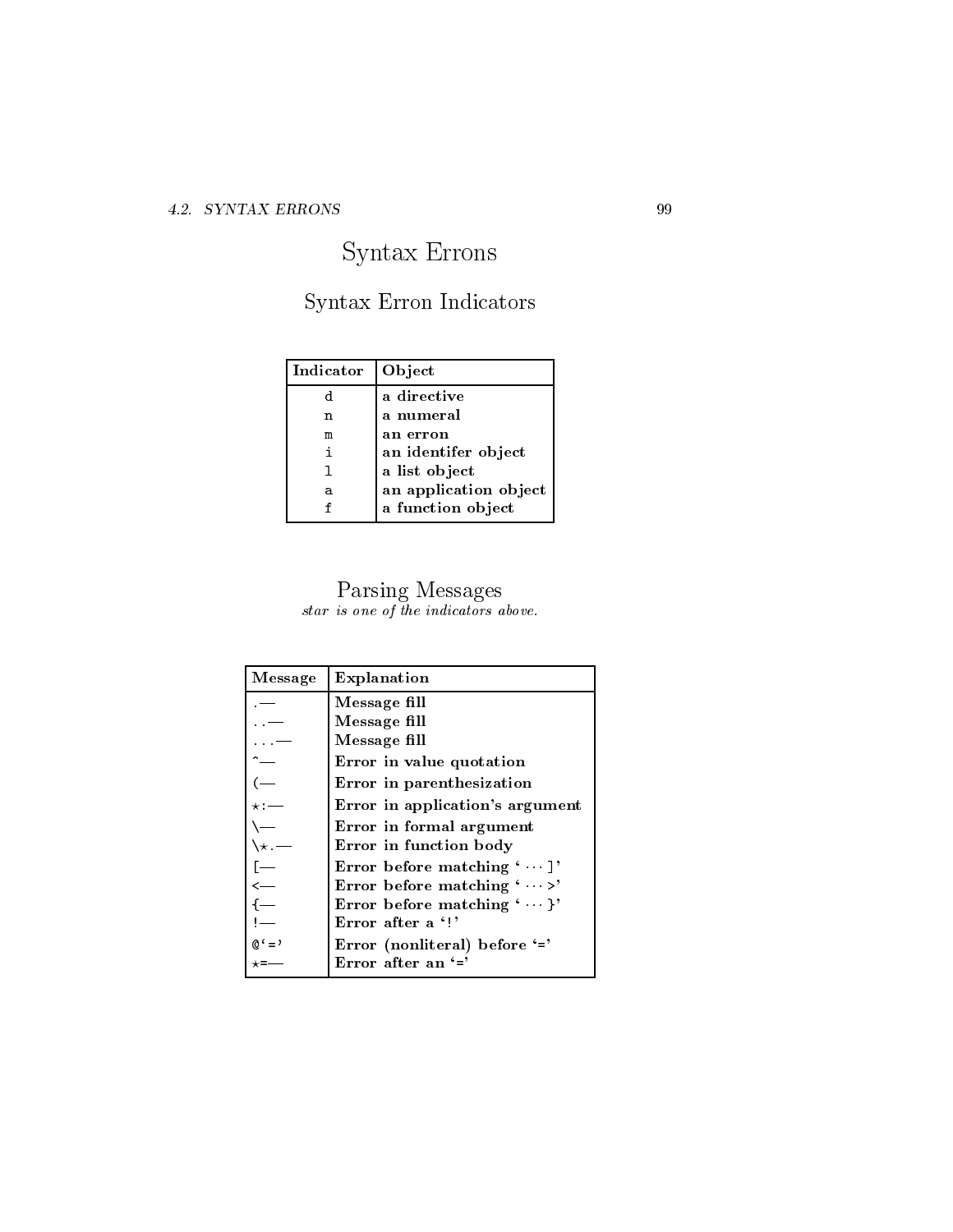# Syntax Errons

## Syntax Erron Indicators

| Indicator | Object |
|---|---|
| d | a directive |
| n | a numeral |
| m | an erron |
| i | an identifer object |
| l | a list object |
| a | an application object |
| f | a function object |

## Parsing Messages

*star is one of the indicators above.*

| Message | Explanation |
|---|---|
| .— | Message fill |
| ..— | Message fill |
| ...— | Message fill |
| ^— | Error in value quotation |
| (— | Error in parenthesization |
| ⋆:— | Error in application's argument |
| \— | Error in formal argument |
| \⋆.— | Error in function body |
| [— | Error before matching '⋯]' |
| <— | Error before matching '⋯>' |
| {— | Error before matching '⋯}' |
| !— | Error after a '!' |
| @'=' | Error (nonliteral) before '=' |
| ⋆=— | Error after an '=' |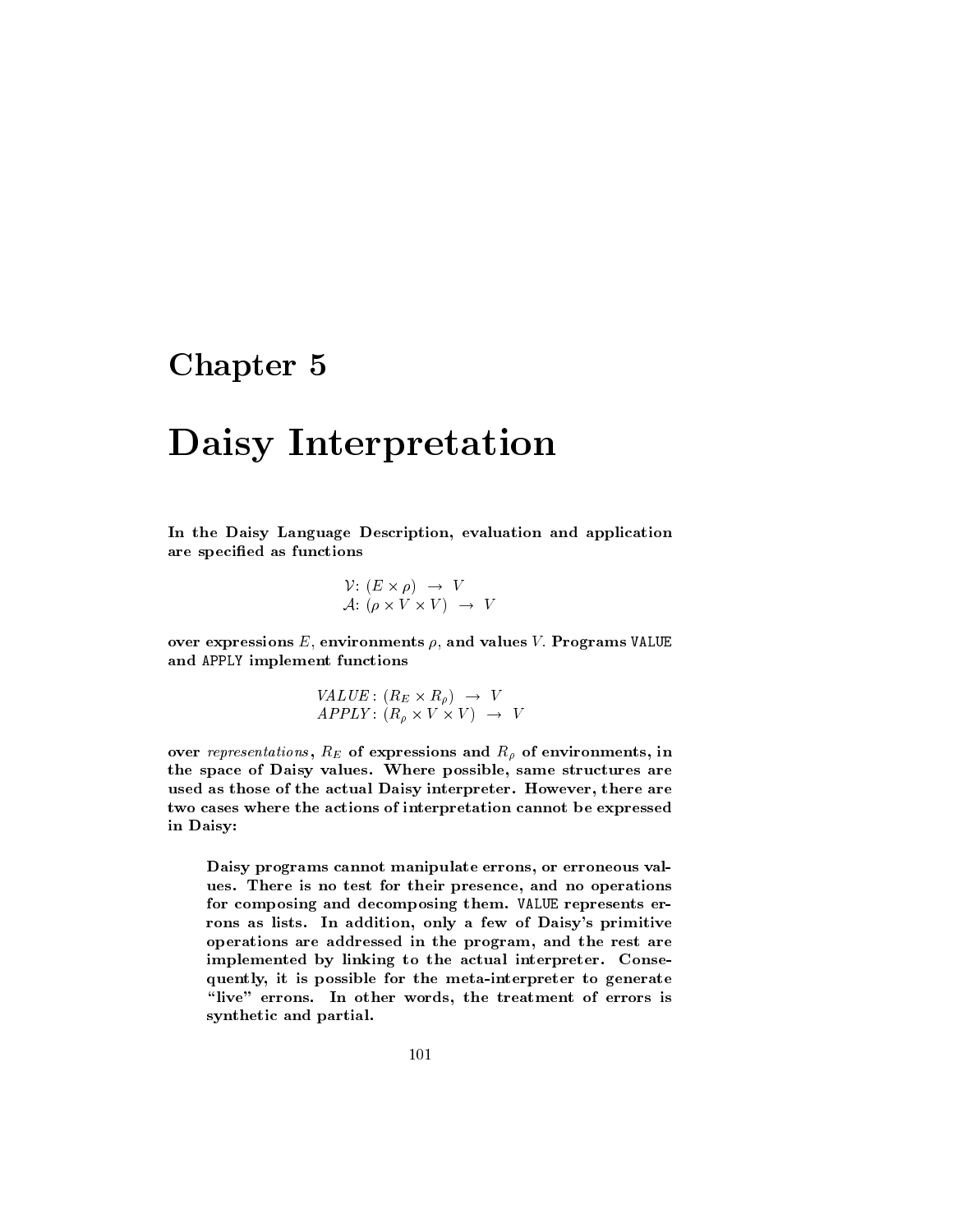# Chapter 5

# Daisy Interpretation

In the Daisy Language Description, evaluation and application are specified as functions

$$\mathcal{V}\colon (E \times \rho) \;\rightarrow\; V$$
$$\mathcal{A}\colon (\rho \times V \times V) \;\rightarrow\; V$$

over expressions $E$, environments $\rho$, and values $V$. Programs VALUE and APPLY implement functions

$$VALUE\colon (R_E \times R_\rho) \;\rightarrow\; V$$
$$APPLY\colon (R_\rho \times V \times V) \;\rightarrow\; V$$

over *representations*, $R_E$ of expressions and $R_\rho$ of environments, in the space of Daisy values. Where possible, same structures are used as those of the actual Daisy interpreter. However, there are two cases where the actions of interpretation cannot be expressed in Daisy:

> Daisy programs cannot manipulate errons, or erroneous values. There is no test for their presence, and no operations for composing and decomposing them. VALUE represents errons as lists. In addition, only a few of Daisy's primitive operations are addressed in the program, and the rest are implemented by linking to the actual interpreter. Consequently, it is possible for the meta-interpreter to generate "live" errons. In other words, the treatment of errors is synthetic and partial.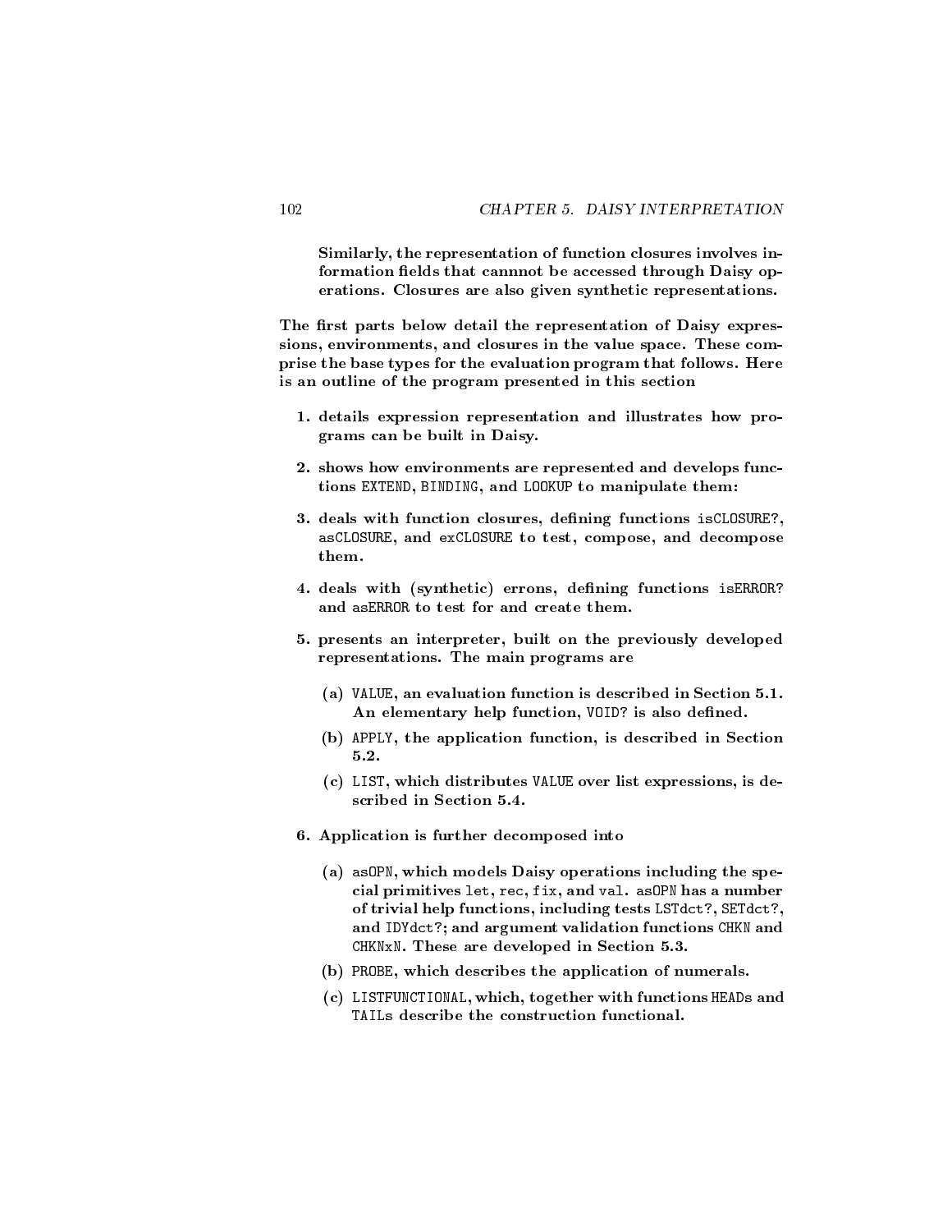> Similarly, the representation of function closures involves information fields that cannnot be accessed through Daisy operations. Closures are also given synthetic representations.

The first parts below detail the representation of Daisy expressions, environments, and closures in the value space. These comprise the base types for the evaluation program that follows. Here is an outline of the program presented in this section

1. details expression representation and illustrates how programs can be built in Daisy.
2. shows how environments are represented and develops functions `EXTEND`, `BINDING`, and `LOOKUP` to manipulate them:
3. deals with function closures, defining functions `isCLOSURE?`, `asCLOSURE`, and `exCLOSURE` to test, compose, and decompose them.
4. deals with (synthetic) errons, defining functions `isERROR?` and `asERROR` to test for and create them.
5. presents an interpreter, built on the previously developed representations. The main programs are
   (a) `VALUE`, an evaluation function is described in Section 5.1. An elementary help function, `VOID?` is also defined.
   (b) `APPLY`, the application function, is described in Section 5.2.
   (c) `LIST`, which distributes `VALUE` over list expressions, is described in Section 5.4.
6. Application is further decomposed into
   (a) `asOPN`, which models Daisy operations including the special primitives `let`, `rec`, `fix`, and `val`. `asOPN` has a number of trivial help functions, including tests `LSTdct?`, `SETdct?`, and `IDYdct?`; and argument validation functions `CHKN` and `CHKNxN`. These are developed in Section 5.3.
   (b) `PROBE`, which describes the application of numerals.
   (c) `LISTFUNCTIONAL`, which, together with functions `HEADs` and `TAILs` describe the construction functional.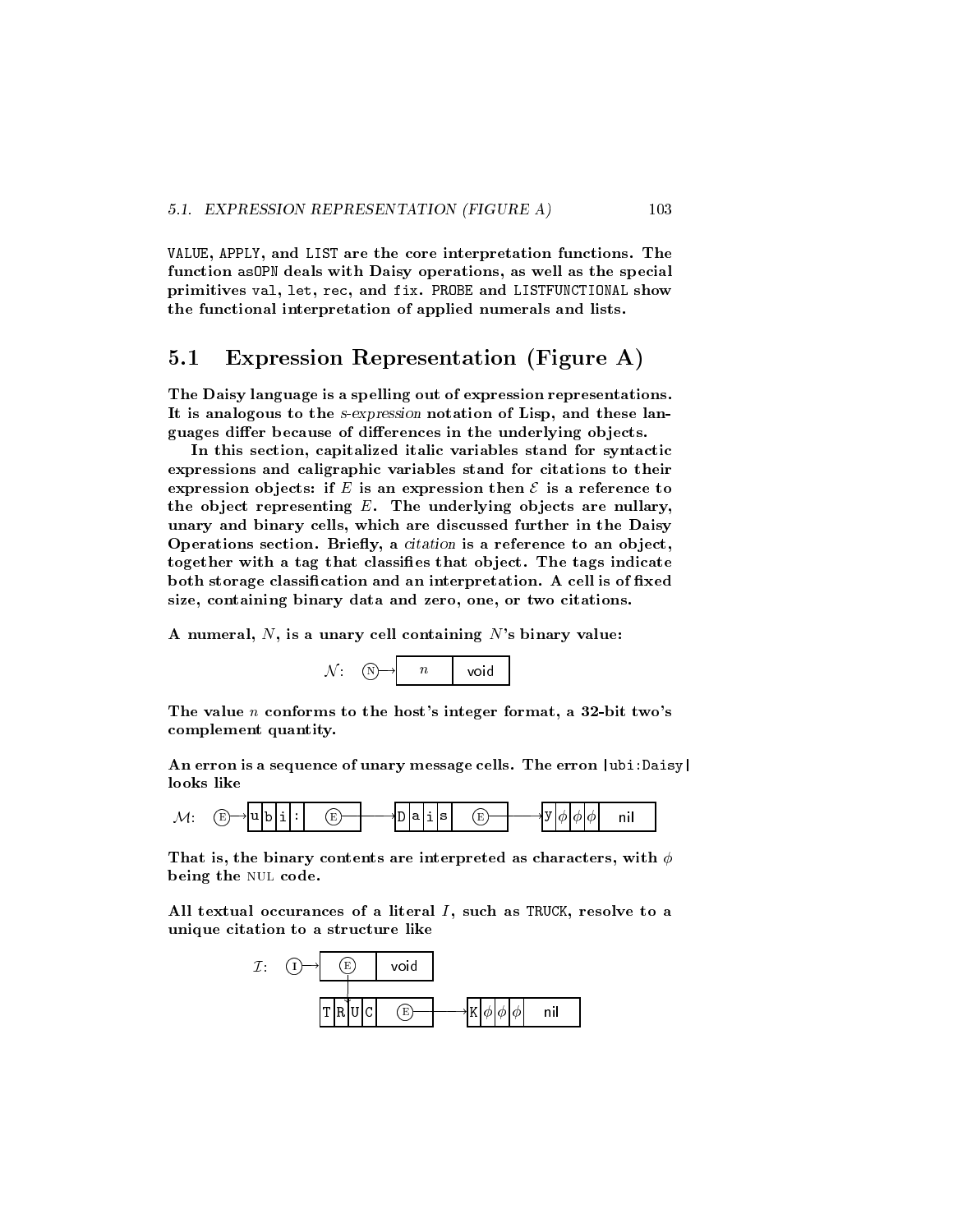VALUE, APPLY, and LIST are the core interpretation functions. The function asOPN deals with Daisy operations, as well as the special primitives val, let, rec, and fix. PROBE and LISTFUNCTIONAL show the functional interpretation of applied numerals and lists.

## 5.1 Expression Representation (Figure A)

The Daisy language is a spelling out of expression representations. It is analogous to the *s-expression* notation of Lisp, and these languages differ because of differences in the underlying objects.

In this section, capitalized italic variables stand for syntactic expressions and caligraphic variables stand for citations to their expression objects: if $E$ is an expression then $\mathcal{E}$ is a reference to the object representing $E$. The underlying objects are nullary, unary and binary cells, which are discussed further in the Daisy Operations section. Briefly, a *citation* is a reference to an object, together with a tag that classifies that object. The tags indicate both storage classification and an interpretation. A cell is of fixed size, containing binary data and zero, one, or two citations.

A numeral, $N$, is a unary cell containing $N$'s binary value:

$\mathcal{N}$: (N)→ [ $n$ | void ]

The value $n$ conforms to the host's integer format, a 32-bit two's complement quantity.

An erron is a sequence of unary message cells. The erron |ubi:Daisy| looks like

$\mathcal{M}$: (E)→ [ u | b | i | : | (E) ]→[ D | a | i | s | (E) ]→[ y | $\phi$ | $\phi$ | $\phi$ | nil ]

That is, the binary contents are interpreted as characters, with $\phi$ being the NUL code.

All textual occurances of a literal $I$, such as TRUCK, resolve to a unique citation to a structure like

$\mathcal{I}$: (I)→ [ (E) | void ]
↓
[ T | R | U | C | (E) ]→[ K | $\phi$ | $\phi$ | $\phi$ | nil ]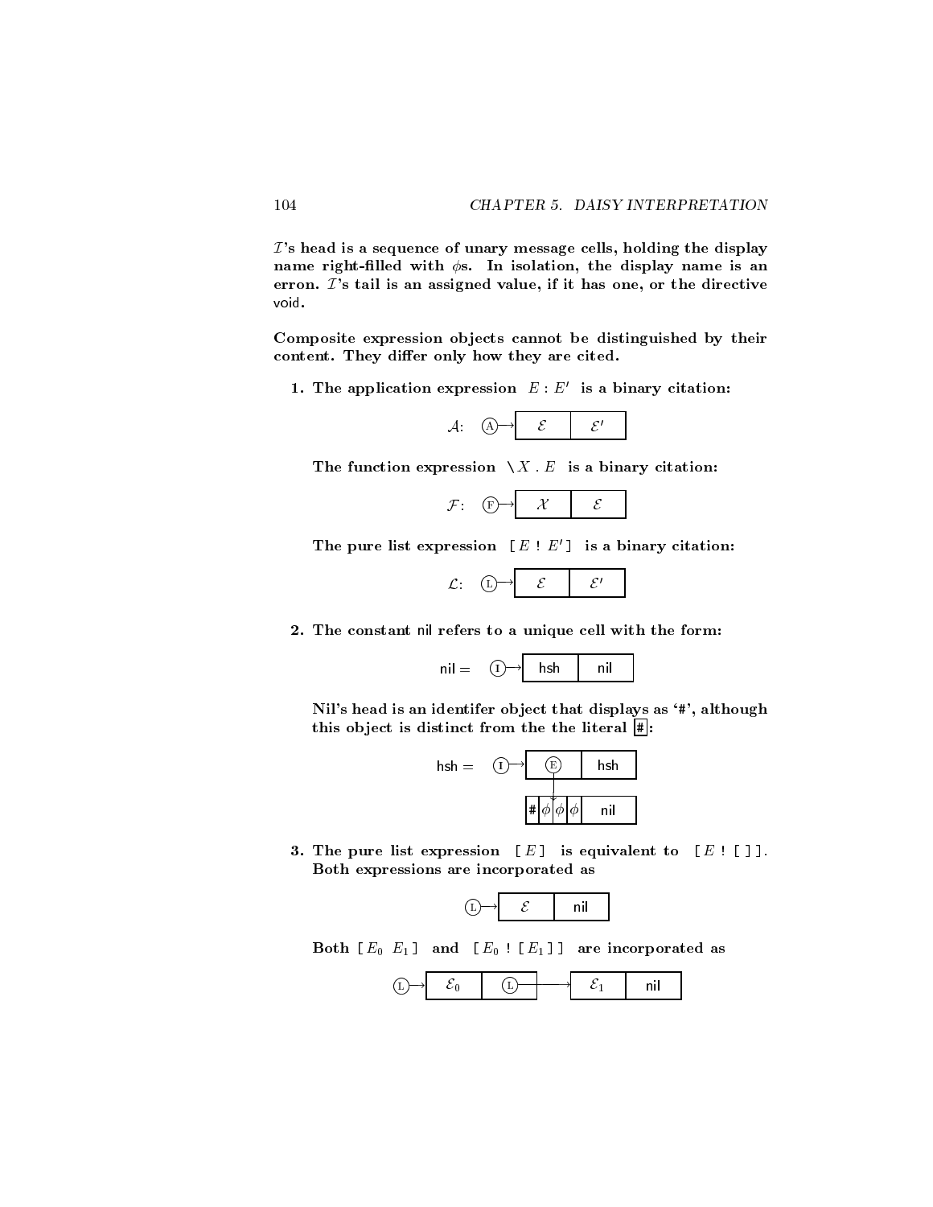$\mathcal{I}$'s head is a sequence of unary message cells, holding the display name right-filled with $\phi$s. In isolation, the display name is an erron. $\mathcal{I}$'s tail is an assigned value, if it has one, or the directive void.

Composite expression objects cannot be distinguished by their content. They differ only how they are cited.

1. The application expression $E : E'$ is a binary citation:

   $\mathcal{A}$: (A)→ | $\mathcal{E}$ | $\mathcal{E}'$ |

   The function expression $\backslash X . E$ is a binary citation:

   $\mathcal{F}$: (F)→ | $\mathcal{X}$ | $\mathcal{E}$ |

   The pure list expression $[\, E \; ! \; E' \,]$ is a binary citation:

   $\mathcal{L}$: (L)→ | $\mathcal{E}$ | $\mathcal{E}'$ |

2. The constant nil refers to a unique cell with the form:

   nil = (I)→ | hsh | nil |

   Nil's head is an identifer object that displays as '#', although this object is distinct from the the literal #:

   hsh = (I)→ | (E) | hsh |

   | # | $\phi$ | $\phi$ | $\phi$ | nil |

3. The pure list expression $[\, E \,]$ is equivalent to $[\, E \; ! \; [\,] \,]$. Both expressions are incorporated as

   (L)→ | $\mathcal{E}$ | nil |

   Both $[\, E_0 \;\; E_1 \,]$ and $[\, E_0 \; ! \; [\, E_1 \,]\,]$ are incorporated as

   (L)→ | $\mathcal{E}_0$ | (L) | → | $\mathcal{E}_1$ | nil |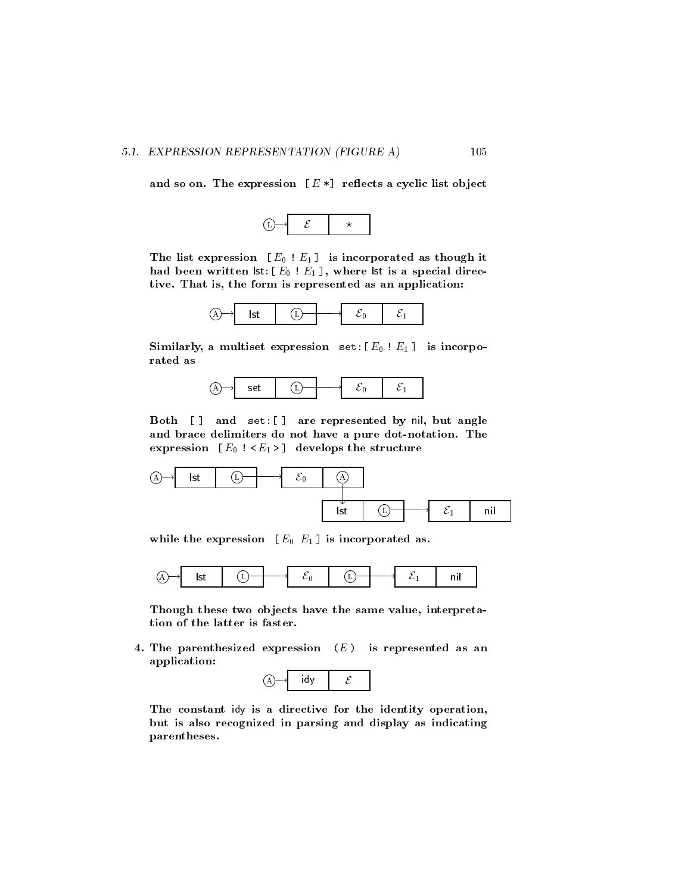and so on. The expression [ $E$ *] reflects a cyclic list object

The list expression [ $E_0$ ! $E_1$ ] is incorporated as though it had been written lst:[ $E_0$ ! $E_1$ ], where lst is a special directive. That is, the form is represented as an application:

Similarly, a multiset expression set:[ $E_0$ ! $E_1$ ] is incorporated as

Both [ ] and set:[ ] are represented by nil, but angle and brace delimiters do not have a pure dot-notation. The expression [ $E_0$ ! < $E_1$ > ] develops the structure

while the expression [ $E_0$ $E_1$ ] is incorporated as.

Though these two objects have the same value, interpretation of the latter is faster.

4. The parenthesized expression ( $E$ ) is represented as an application:

The constant idy is a directive for the identity operation, but is also recognized in parsing and display as indicating parentheses.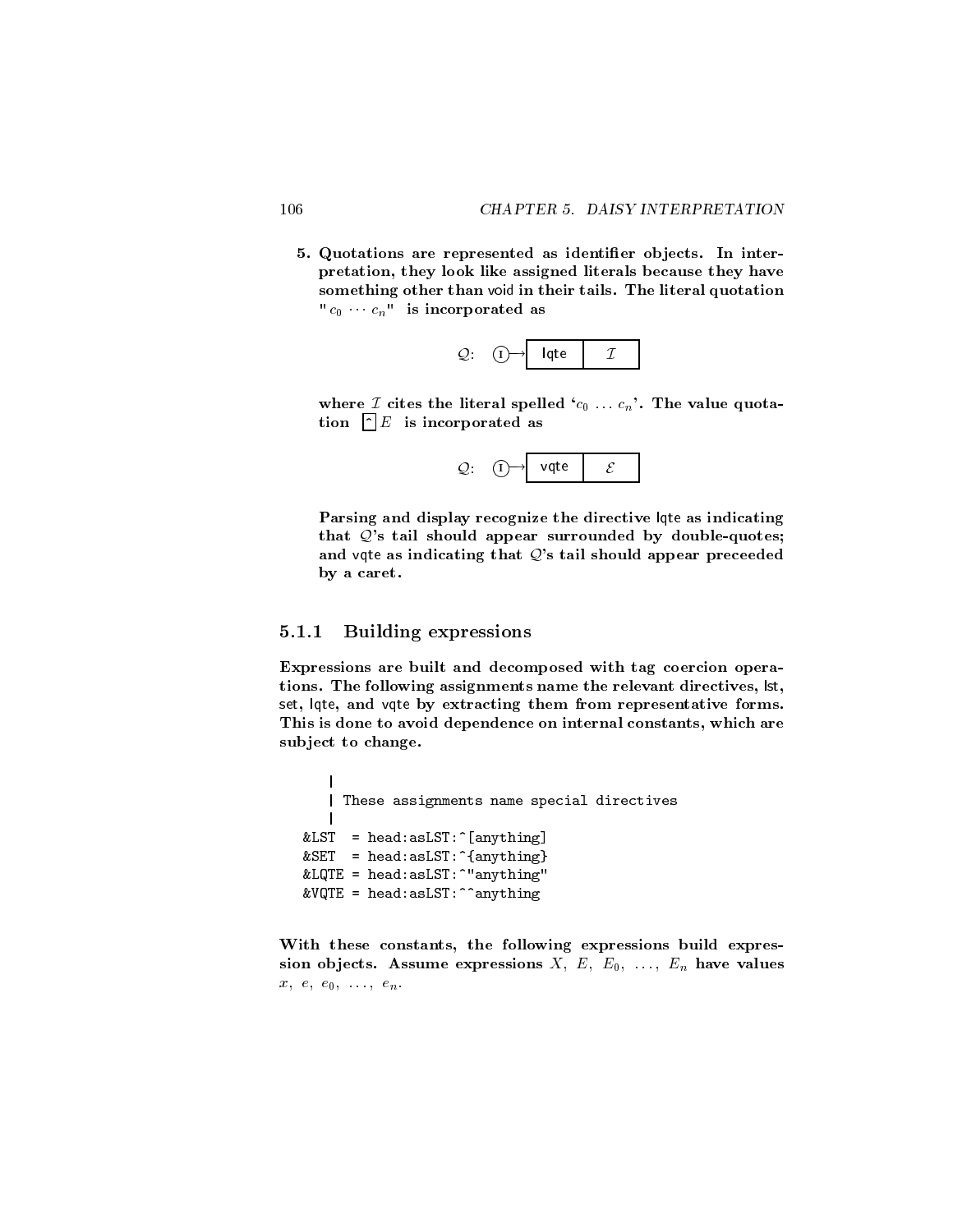5. Quotations are represented as identifier objects. In interpretation, they look like assigned literals because they have something other than void in their tails. The literal quotation " $c_0 \cdots c_n$ " is incorporated as

$$\mathcal{Q}: \quad (\mathrm{I}) \rightarrow \boxed{\mathsf{lqte}} \boxed{\mathcal{I}}$$

where $\mathcal{I}$ cites the literal spelled '$c_0 \ldots c_n$'. The value quotation $\boxed{\hat{}}\, E$ is incorporated as

$$\mathcal{Q}: \quad (\mathrm{I}) \rightarrow \boxed{\mathsf{vqte}} \boxed{\mathcal{E}}$$

Parsing and display recognize the directive lqte as indicating that $\mathcal{Q}$'s tail should appear surrounded by double-quotes; and vqte as indicating that $\mathcal{Q}$'s tail should appear preceeded by a caret.

### 5.1.1 Building expressions

Expressions are built and decomposed with tag coercion operations. The following assignments name the relevant directives, lst, set, lqte, and vqte by extracting them from representative forms. This is done to avoid dependence on internal constants, which are subject to change.

```
    |
    | These assignments name special directives
    |
&LST  = head:asLST:^[anything]
&SET  = head:asLST:^{anything}
&LQTE = head:asLST:^"anything"
&VQTE = head:asLST:^^anything
```

With these constants, the following expressions build expression objects. Assume expressions $X$, $E$, $E_0$, $\ldots$, $E_n$ have values $x$, $e$, $e_0$, $\ldots$, $e_n$.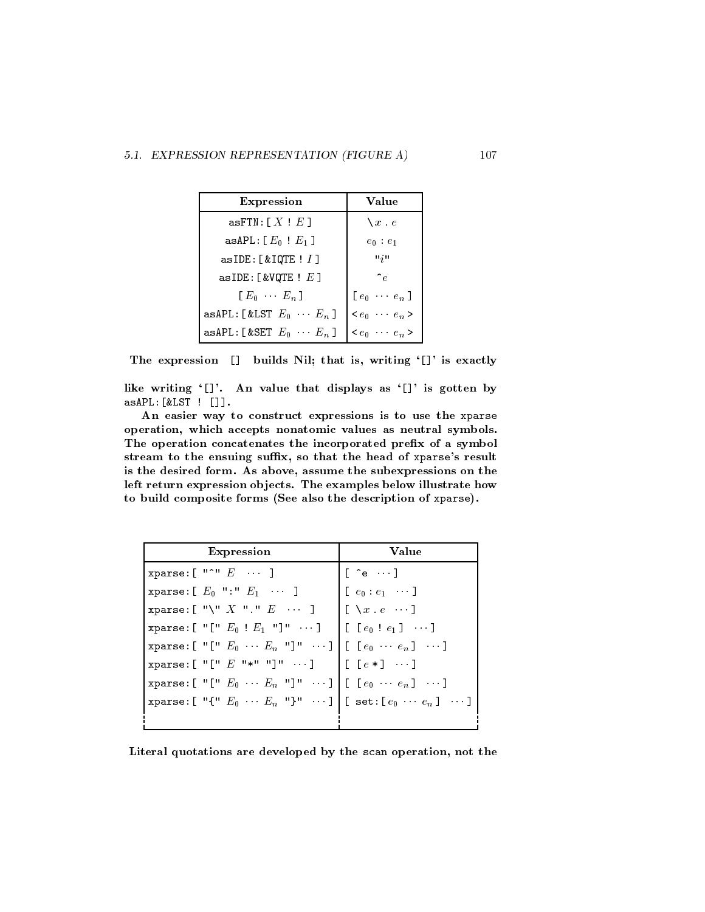| Expression | Value |
|---|---|
| asFTN:[ $X$ ! $E$ ] | \ $x$ . $e$ |
| asAPL:[ $E_0$ ! $E_1$ ] | $e_0 : e_1$ |
| asIDE:[&IQTE ! $I$ ] | "$i$" |
| asIDE:[&VQTE ! $E$ ] | ^$e$ |
| [ $E_0$ ⋯ $E_n$ ] | [ $e_0$ ⋯ $e_n$ ] |
| asAPL:[&LST $E_0$ ⋯ $E_n$ ] | < $e_0$ ⋯ $e_n$ > |
| asAPL:[&SET $E_0$ ⋯ $E_n$ ] | < $e_0$ ⋯ $e_n$ > |

The expression [] builds Nil; that is, writing '[]' is exactly like writing '[]'. An value that displays as '[]' is gotten by asAPL:[&LST ! []].

An easier way to construct expressions is to use the xparse operation, which accepts nonatomic values as neutral symbols. The operation concatenates the incorporated prefix of a symbol stream to the ensuing suffix, so that the head of xparse's result is the desired form. As above, assume the subexpressions on the left return expression objects. The examples below illustrate how to build composite forms (See also the description of xparse).

| Expression | Value |
|---|---|
| xparse:[ "^" $E$ ⋯ ] | [ ^e ⋯ ] |
| xparse:[ $E_0$ ":" $E_1$ ⋯ ] | [ $e_0 : e_1$ ⋯ ] |
| xparse:[ "\" $X$ "." $E$ ⋯ ] | [ \ $x$ . $e$ ⋯ ] |
| xparse:[ "[" $E_0$ ! $E_1$ "]" ⋯ ] | [ [ $e_0$ ! $e_1$ ] ⋯ ] |
| xparse:[ "[" $E_0$ ⋯ $E_n$ "]" ⋯ ] | [ [ $e_0$ ⋯ $e_n$ ] ⋯ ] |
| xparse:[ "[" $E$ "*" "]" ⋯ ] | [ [ $e$ * ] ⋯ ] |
| xparse:[ "[" $E_0$ ⋯ $E_n$ "]" ⋯ ] | [ [ $e_0$ ⋯ $e_n$ ] ⋯ ] |
| xparse:[ "{" $E_0$ ⋯ $E_n$ "}" ⋯ ] | [ set:[ $e_0$ ⋯ $e_n$ ] ⋯ ] |
| | |

Literal quotations are developed by the scan operation, not the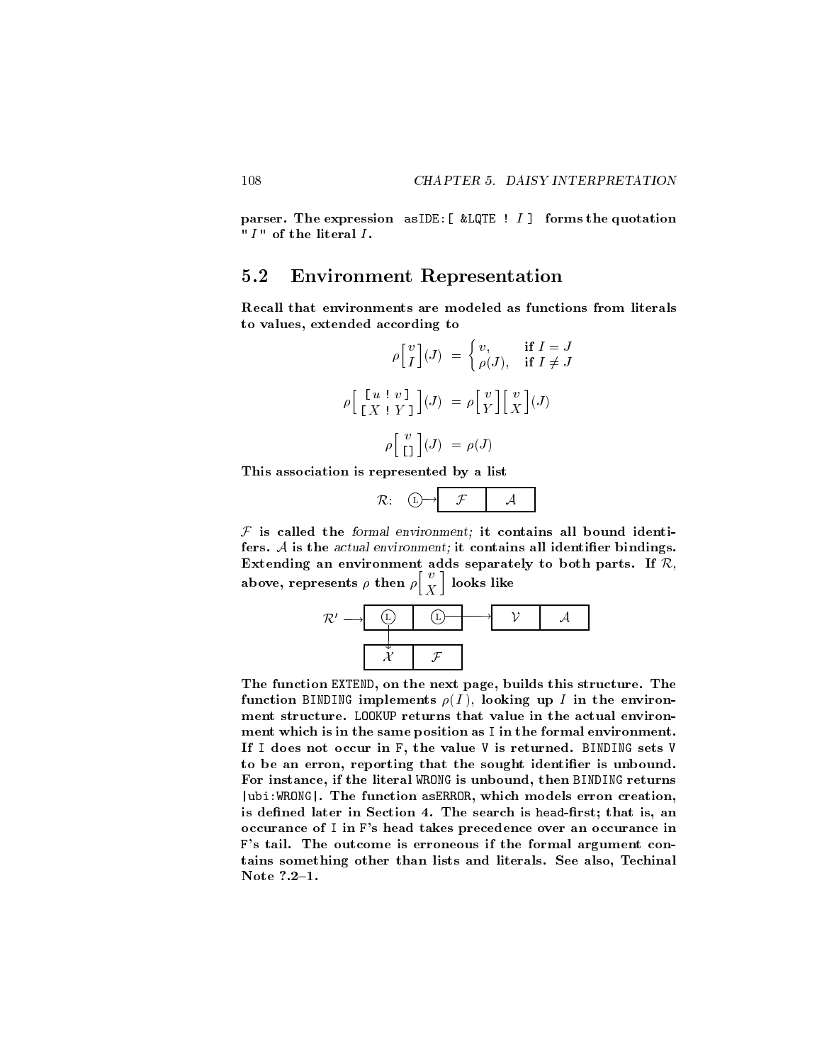parser. The expression `asIDE:[ &LQTE ! I ]` forms the quotation "$I$" of the literal $I$.

## 5.2 Environment Representation

Recall that environments are modeled as functions from literals to values, extended according to

$$\rho\left[\begin{smallmatrix} v \\ I \end{smallmatrix}\right](J) = \begin{cases} v, & \text{if } I = J \\ \rho(J), & \text{if } I \neq J \end{cases}$$

$$\rho\left[\begin{smallmatrix} \texttt{[}u\ \texttt{!}\ v\texttt{]} \\ \texttt{[}X\ \texttt{!}\ Y\texttt{]} \end{smallmatrix}\right](J) = \rho\left[\begin{smallmatrix} v \\ Y \end{smallmatrix}\right]\left[\begin{smallmatrix} v \\ X \end{smallmatrix}\right](J)$$

$$\rho\left[\begin{smallmatrix} v \\ \texttt{[]} \end{smallmatrix}\right](J) = \rho(J)$$

This association is represented by a list

$\mathcal{R}$: (L) → [ $\mathcal{F}$ | $\mathcal{A}$ ]

$\mathcal{F}$ is called the *formal environment;* it contains all bound identifiers. $\mathcal{A}$ is the *actual environment;* it contains all identifier bindings. Extending an environment adds separately to both parts. If $\mathcal{R}$, above, represents $\rho$ then $\rho\left[\begin{smallmatrix} v \\ X \end{smallmatrix}\right]$ looks like

$\mathcal{R}'$ → [ (L) | (L) ] → [ $\mathcal{V}$ | $\mathcal{A}$ ]
first (L) ↓ [ $\mathcal{X}$ | $\mathcal{F}$ ]

The function `EXTEND`, on the next page, builds this structure. The function `BINDING` implements $\rho(I)$, looking up $I$ in the environment structure. `LOOKUP` returns that value in the actual environment which is in the same position as `I` in the formal environment. If `I` does not occur in `F`, the value `V` is returned. `BINDING` sets `V` to be an erron, reporting that the sought identifier is unbound. For instance, if the literal `WRONG` is unbound, then `BINDING` returns `|ubi:WRONG|`. The function `asERROR`, which models erron creation, is defined later in Section 4. The search is head-first; that is, an occurance of `I` in `F`'s head takes precedence over an occurance in `F`'s tail. The outcome is erroneous if the formal argument contains something other than lists and literals. See also, Techinal Note ?.2–1.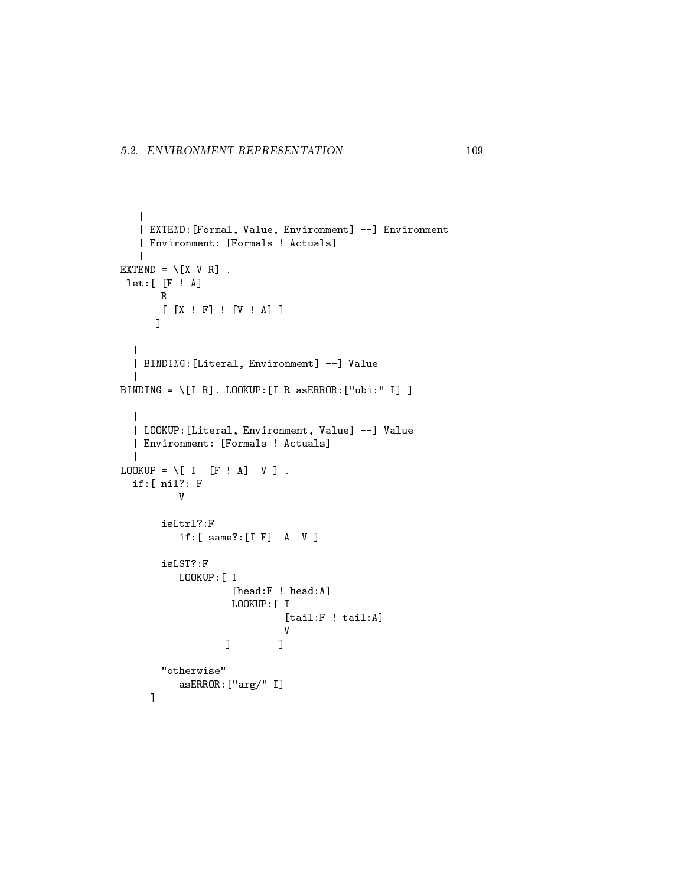```
   |
   | EXTEND:[Formal, Value, Environment] --] Environment
   | Environment: [Formals ! Actuals]
   |
EXTEND = \[X V R] .
 let:[ [F ! A]
       R
       [ [X ! F] ! [V ! A] ]
      ]

  |
  | BINDING:[Literal, Environment] --] Value
  |
BINDING = \[I R]. LOOKUP:[I R asERROR:["ubi:" I] ]

  |
  | LOOKUP:[Literal, Environment, Value] --] Value
  | Environment: [Formals ! Actuals]
  |
LOOKUP = \[ I  [F ! A]  V ] .
  if:[ nil?: F
          V

       isLtrl?:F
          if:[ same?:[I F]  A  V ]

       isLST?:F
          LOOKUP:[ I
                   [head:F ! head:A]
                   LOOKUP:[ I
                            [tail:F ! tail:A]
                            V
                  ]        ]

       "otherwise"
          asERROR:["arg/" I]
     ]
```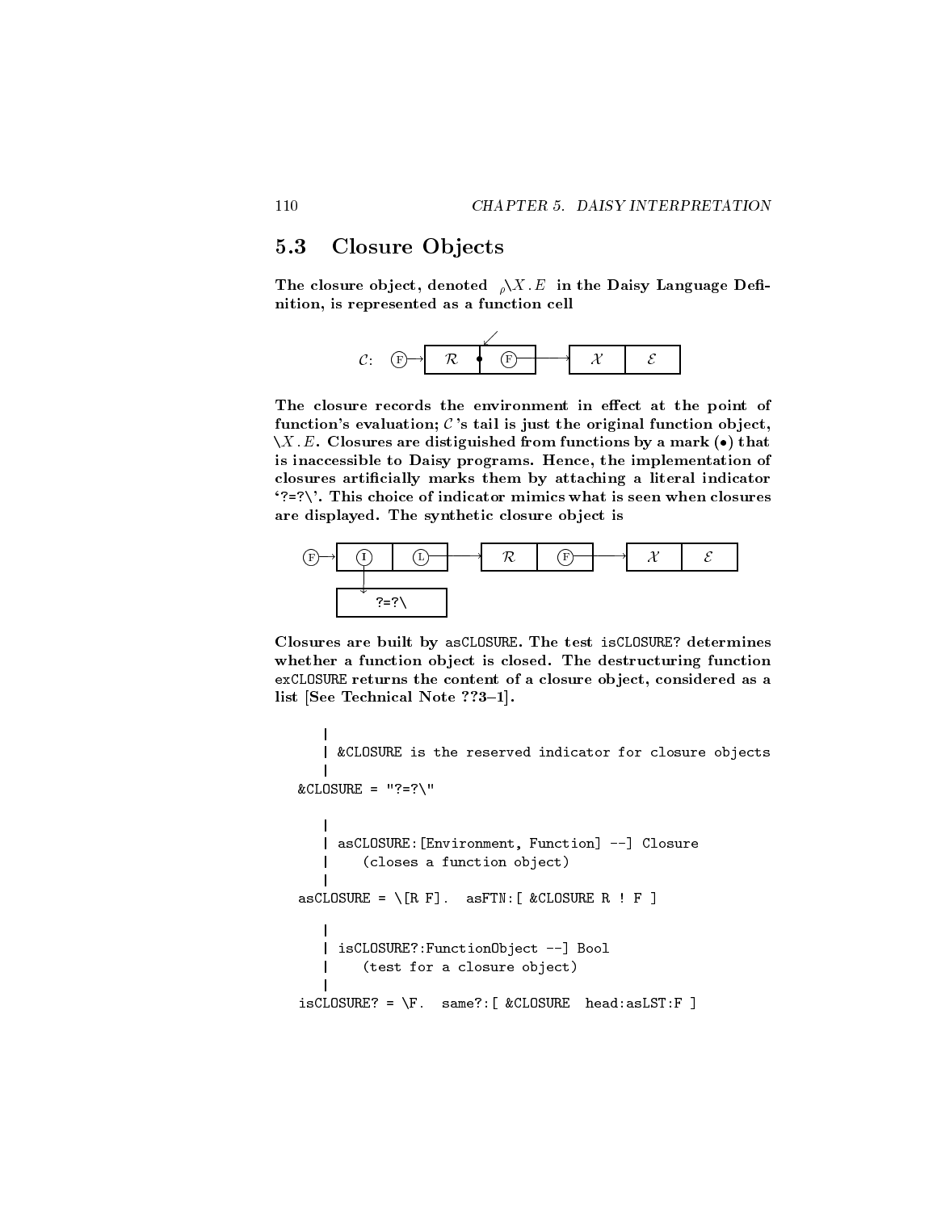## 5.3 Closure Objects

**The closure object, denoted $_\rho\backslash X\,.\,E$ in the Daisy Language Definition, is represented as a function cell**

$\mathcal{C}$: (F)→ | $\mathcal{R}$ • (F) | → | $\mathcal{X}$ | $\mathcal{E}$ |

**The closure records the environment in effect at the point of function's evaluation; $\mathcal{C}$'s tail is just the original function object, $\backslash X\,.\,E$. Closures are distiguished from functions by a mark (•) that is inaccessible to Daisy programs. Hence, the implementation of closures artificially marks them by attaching a literal indicator '?=?\'. This choice of indicator mimics what is seen when closures are displayed. The synthetic closure object is**

(F)→ | (I) | (L) | → | $\mathcal{R}$ | (F) | → | $\mathcal{X}$ | $\mathcal{E}$ |

(I) ↓ ?=?\

**Closures are built by** `asCLOSURE`**. The test** `isCLOSURE?` **determines whether a function object is closed. The destructuring function** `exCLOSURE` **returns the content of a closure object, considered as a list [See Technical Note ??3–1].**

```
    |
    | &CLOSURE is the reserved indicator for closure objects
    |
  &CLOSURE = "?=?\"

    |
    | asCLOSURE:[Environment, Function] --] Closure
    |    (closes a function object)
    |
  asCLOSURE = \[R F].  asFTN:[ &CLOSURE R ! F ]

    |
    | isCLOSURE?:FunctionObject --] Bool
    |    (test for a closure object)
    |
  isCLOSURE? = \F.  same?:[ &CLOSURE  head:asLST:F ]
```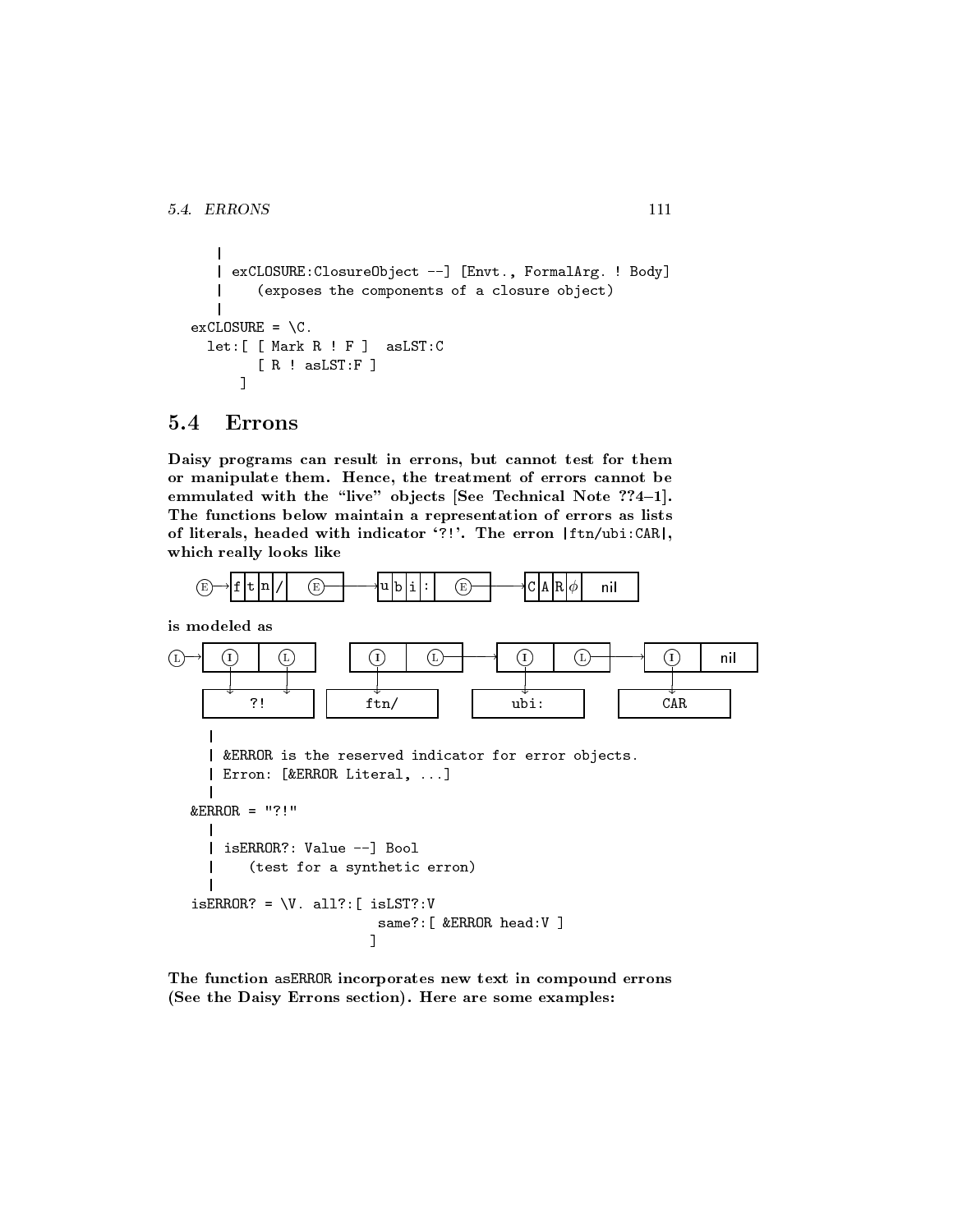```
    |
    | exCLOSURE:ClosureObject --] [Envt., FormalArg. ! Body]
    |     (exposes the components of a closure object)
    |
exCLOSURE = \C.
  let:[ [ Mark R ! F ]  asLST:C
        [ R ! asLST:F ]
      ]
```

## 5.4 Errons

**Daisy programs can result in errons, but cannot test for them or manipulate them. Hence, the treatment of errors cannot be emmulated with the "live" objects [See Technical Note ??4–1]. The functions below maintain a representation of errors as lists of literals, headed with indicator '?!'. The erron |ftn/ubi:CAR|, which really looks like**

E → f t n / E → u b i : E → C A R φ nil

**is modeled as**

L → I L → ?! ; I L → ftn/ ; I L → ubi: ; I nil → CAR

```
  |
  | &ERROR is the reserved indicator for error objects.
  | Erron: [&ERROR Literal, ...]
  |
&ERROR = "?!"
  |
  | isERROR?: Value --] Bool
  |     (test for a synthetic erron)
  |
isERROR? = \V. all?:[ isLST?:V
                      same?:[ &ERROR head:V ]
                    ]
```

**The function asERROR incorporates new text in compound errons (See the Daisy Errons section). Here are some examples:**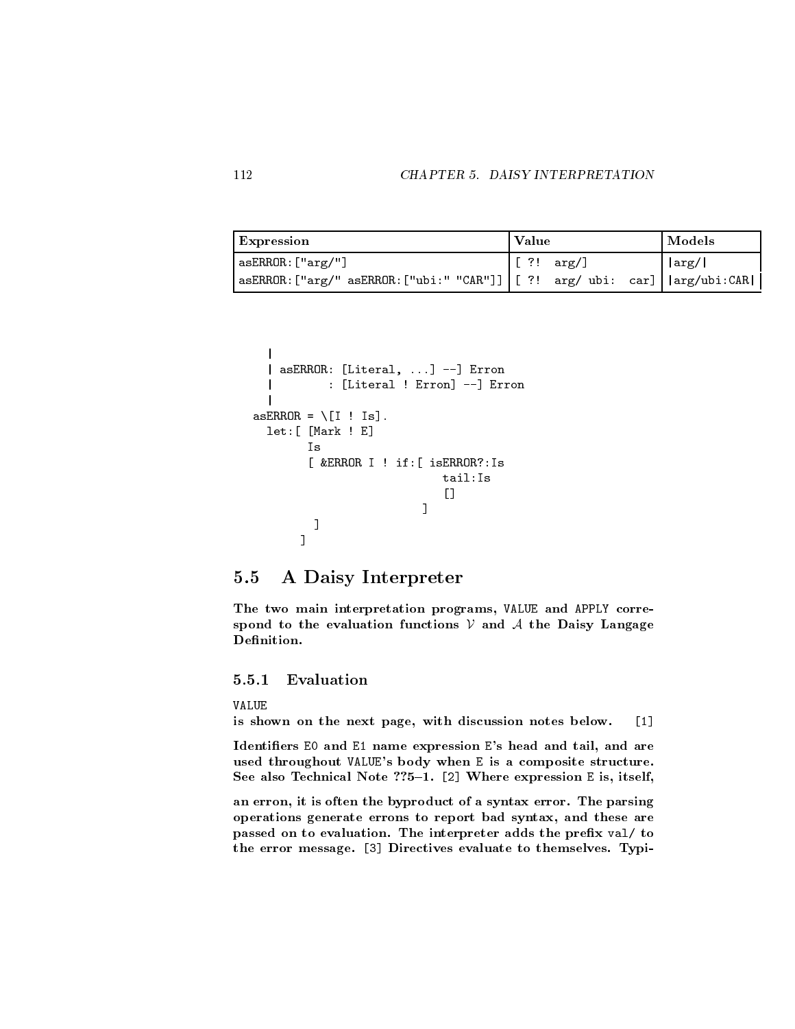| Expression | Value | Models |
|---|---|---|
| asERROR:["arg/"] | [ ?! arg/] | \|arg/\| |
| asERROR:["arg/" asERROR:["ubi:" "CAR"]] | [ ?! arg/ ubi: car] | \|arg/ubi:CAR\| |

```
  |
  | asERROR: [Literal, ...] --] Erron
  |        : [Literal ! Erron] --] Erron
  |
asERROR = \[I ! Is].
  let:[ [Mark ! E]
        Is
        [ &ERROR I ! if:[ isERROR?:Is
                          tail:Is
                          []
                        ]
        ]
      ]
```

## 5.5 A Daisy Interpreter

The two main interpretation programs, VALUE and APPLY correspond to the evaluation functions $\mathcal{V}$ and $\mathcal{A}$ the Daisy Langage Definition.

### 5.5.1 Evaluation

VALUE
is shown on the next page, with discussion notes below. [1]

Identifiers E0 and E1 name expression E's head and tail, and are used throughout VALUE's body when E is a composite structure. See also Technical Note ??5–1. [2] Where expression E is, itself,

an erron, it is often the byproduct of a syntax error. The parsing operations generate errons to report bad syntax, and these are passed on to evaluation. The interpreter adds the prefix val/ to the error message. [3] Directives evaluate to themselves. Typi-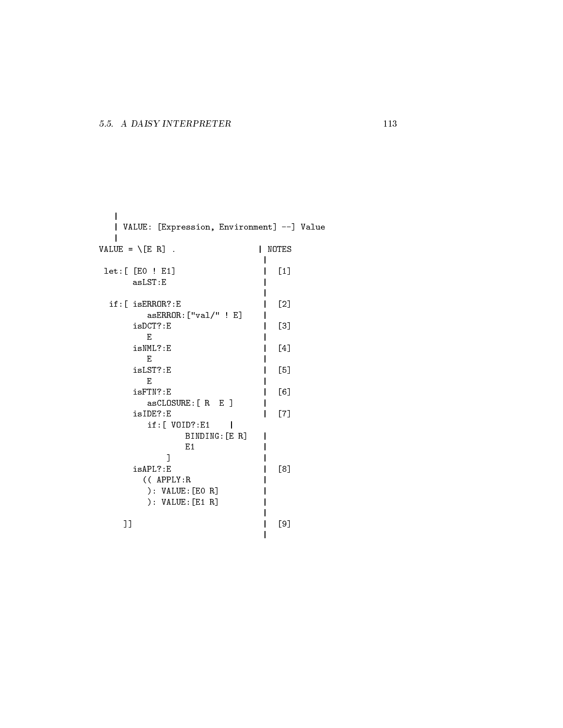```
   |
   | VALUE: [Expression, Environment] --] Value
   |
VALUE = \[E R] .                  | NOTES
                                  |
 let:[ [E0 ! E1]                  |  [1]
       asLST:E                    |
                                  |
  if:[ isERROR?:E                 |  [2]
          asERROR:["val/" ! E]    |
       isDCT?:E                   |  [3]
          E                       |
       isNML?:E                   |  [4]
          E                       |
       isLST?:E                   |  [5]
          E                       |
       isFTN?:E                   |  [6]
          asCLOSURE:[ R  E ]      |
       isIDE?:E                   |  [7]
          if:[ VOID?:E1    |
                  BINDING:[E R]   |
                  E1              |
              ]                   |
       isAPL?:E                   |  [8]
         (( APPLY:R               |
          ): VALUE:[E0 R]         |
          ): VALUE:[E1 R]         |
                                  |
     ]]                           |  [9]
                                  |
```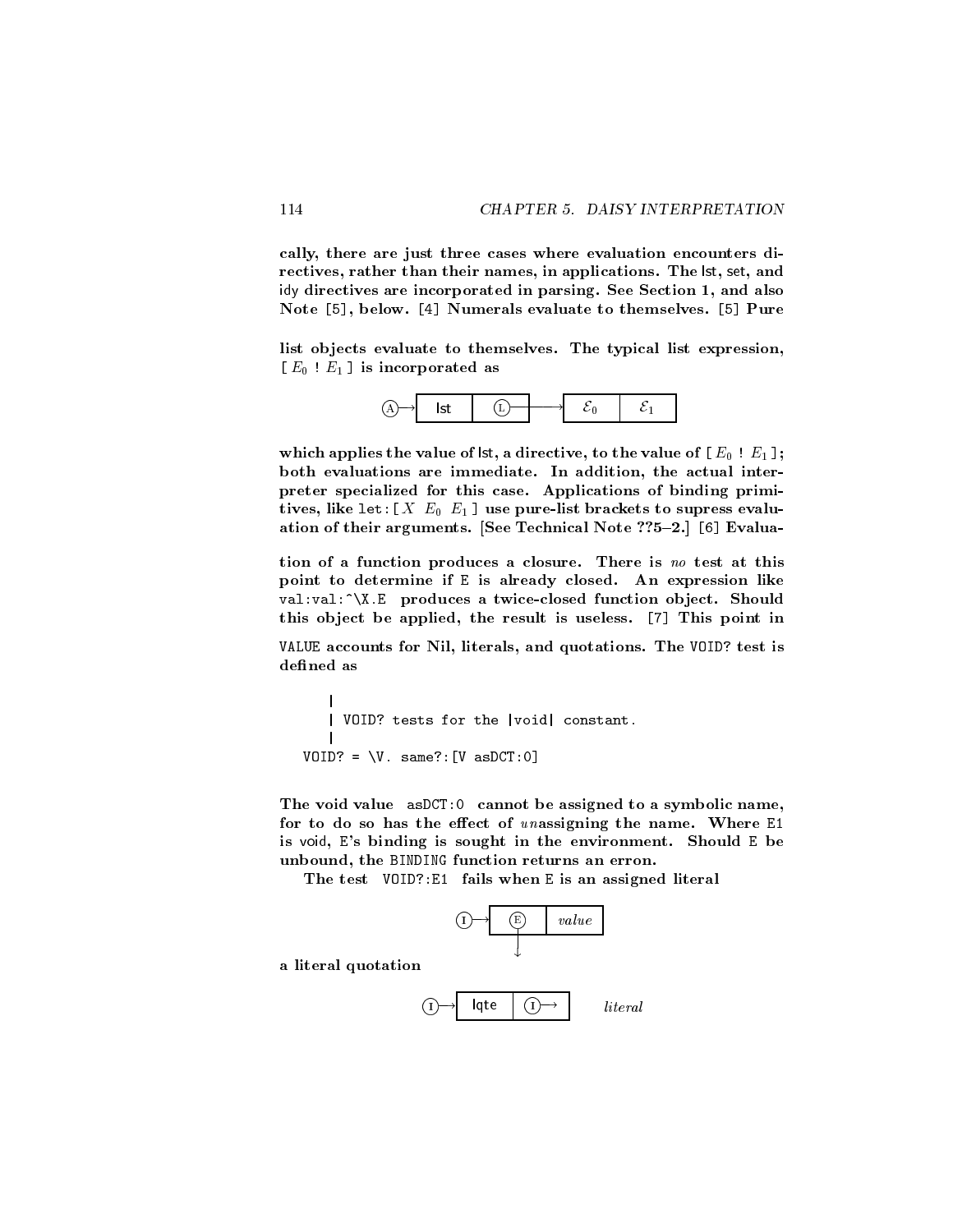cally, there are just three cases where evaluation encounters directives, rather than their names, in applications. The lst, set, and idy directives are incorporated in parsing. See Section 1, and also Note [5], below. [4] Numerals evaluate to themselves. [5] Pure

list objects evaluate to themselves. The typical list expression, [ $E_0$ ! $E_1$ ] is incorporated as

```
(A)→ | lst | (L)─ |────→ | 𝓔0 | 𝓔1 |
```

which applies the value of lst, a directive, to the value of [ $E_0$ ! $E_1$ ]; both evaluations are immediate. In addition, the actual interpreter specialized for this case. Applications of binding primitives, like `let:`[ $X$ $E_0$ $E_1$ ] use pure-list brackets to supress evaluation of their arguments. [See Technical Note ??5–2.] [6] Evalua-

tion of a function produces a closure. There is *no* test at this point to determine if `E` is already closed. An expression like `val:val:^\X.E` produces a twice-closed function object. Should this object be applied, the result is useless. [7] This point in

`VALUE` accounts for Nil, literals, and quotations. The `VOID?` test is defined as

```
    |
    | VOID? tests for the |void| constant.
    |
VOID? = \V. same?:[V asDCT:0]
```

The void value `asDCT:0` cannot be assigned to a symbolic name, for to do so has the effect of *un*assigning the name. Where `E1` is void, `E`'s binding is sought in the environment. Should `E` be unbound, the `BINDING` function returns an erron.

The test `VOID?:E1` fails when `E` is an assigned literal

```
(I)→ | (E) | value |
        ↓
```

a literal quotation

```
(I)→ | lqte | (I)→ |     literal
```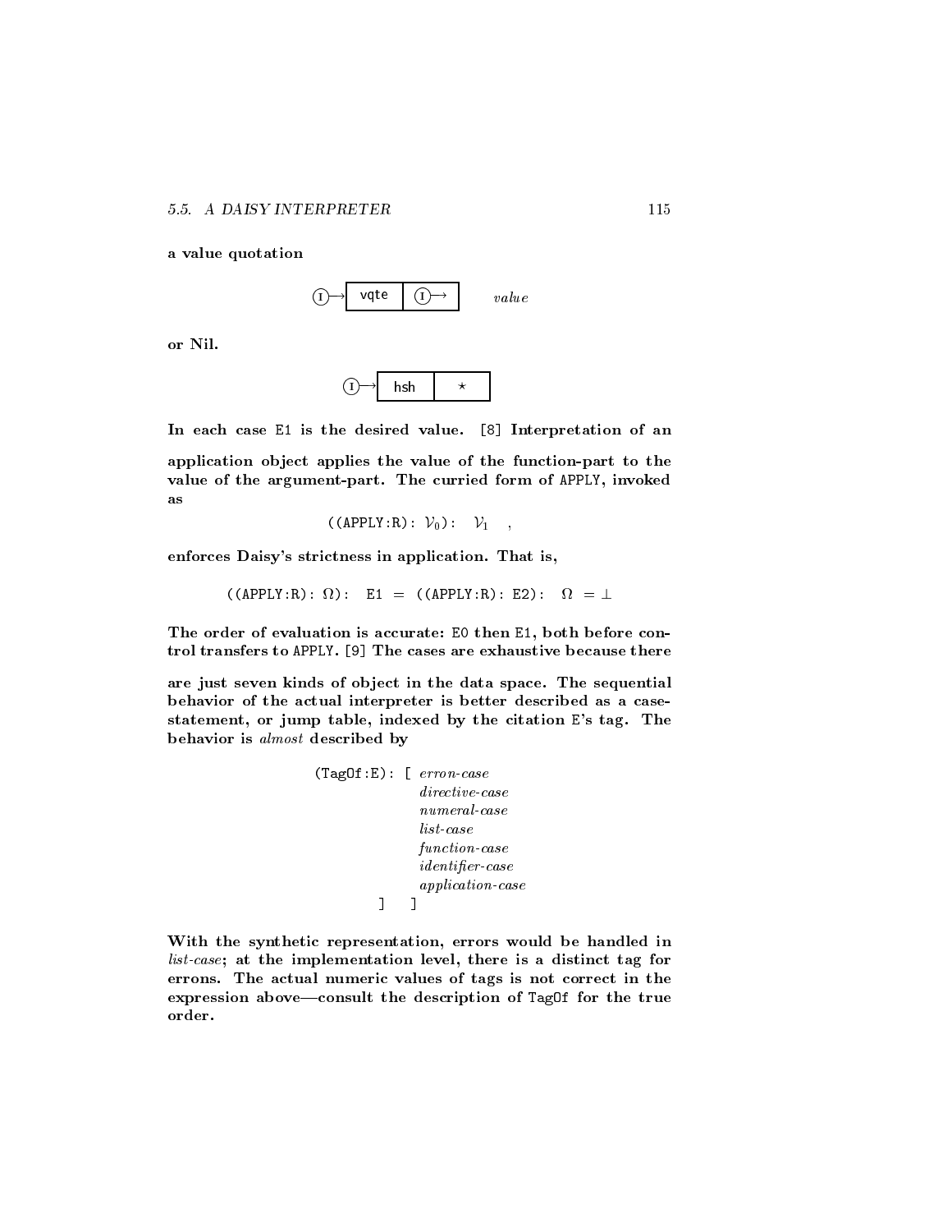a value quotation

```
(I)⟶ | vqte | (I)⟶ |        value
```

or Nil.

```
(I)⟶ | hsh | * |
```

In each case E1 is the desired value. [8] Interpretation of an application object applies the value of the function-part to the value of the argument-part. The curried form of APPLY, invoked as

$$\texttt{((APPLY:R):}\ \mathcal{V}_0\texttt{):}\ \ \mathcal{V}_1 \quad ,$$

enforces Daisy's strictness in application. That is,

$$\texttt{((APPLY:R):}\ \Omega\texttt{):}\ \ \texttt{E1}\ =\ \texttt{((APPLY:R):}\ \texttt{E2):}\ \ \Omega\ = \bot$$

The order of evaluation is accurate: E0 then E1, both before control transfers to APPLY. [9] The cases are exhaustive because there are just seven kinds of object in the data space. The sequential behavior of the actual interpreter is better described as a case-statement, or jump table, indexed by the citation E's tag. The behavior is *almost* described by

```
(TagOf:E): [ erron-case
             directive-case
             numeral-case
             list-case
             function-case
             identifier-case
             application-case
           ]  ]
```

With the synthetic representation, errors would be handled in *list-case*; at the implementation level, there is a distinct tag for errons. The actual numeric values of tags is not correct in the expression above—consult the description of TagOf for the true order.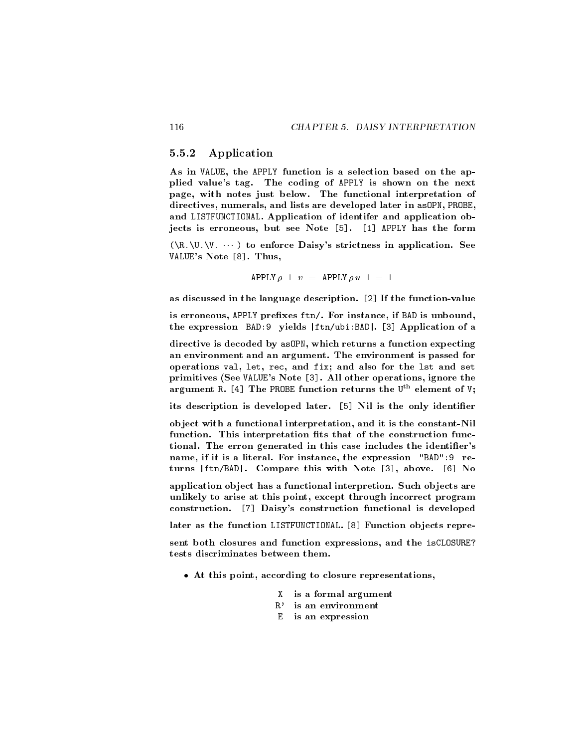### 5.5.2 Application

As in `VALUE`, the `APPLY` function is a selection based on the applied value's tag. The coding of `APPLY` is shown on the next page, with notes just below. The functional interpretation of directives, numerals, and lists are developed later in `asOPN`, `PROBE`, and `LISTFUNCTIONAL`. Application of identifer and application objects is erroneous, but see Note [5]. [1] `APPLY` has the form `(\R.\U.\V. ··· )` to enforce Daisy's strictness in application. See `VALUE`'s Note [8]. Thus,

$$\texttt{APPLY}\,\rho\;\bot\;v\;=\;\texttt{APPLY}\,\rho\,u\;\bot\;=\;\bot$$

as discussed in the language description. [2] If the function-value is erroneous, `APPLY` prefixes `ftn/`. For instance, if `BAD` is unbound, the expression `BAD:9` yields `|ftn/ubi:BAD|`. [3] Application of a directive is decoded by `asOPN`, which returns a function expecting an environment and an argument. The environment is passed for operations `val`, `let`, `rec`, and `fix`; and also for the `lst` and `set` primitives (See `VALUE`'s Note [3]. All other operations, ignore the argument `R`. [4] The `PROBE` function returns the `U`$^{\text{th}}$ element of `V`; its description is developed later. [5] Nil is the only identifier object with a functional interpretation, and it is the constant-Nil function. This interpretation fits that of the construction functional. The erron generated in this case includes the identifier's name, if it is a literal. For instance, the expression `"BAD":9` returns `|ftn/BAD|`. Compare this with Note [3], above. [6] No application object has a functional interpretion. Such objects are unlikely to arise at this point, except through incorrect program construction. [7] Daisy's construction functional is developed later as the function `LISTFUNCTIONAL`. [8] Function objects represent both closures and function expressions, and the `isCLOSURE?` tests discriminates between them.

- At this point, according to closure representations,

  `X` is a formal argument
  `R'` is an environment
  `E` is an expression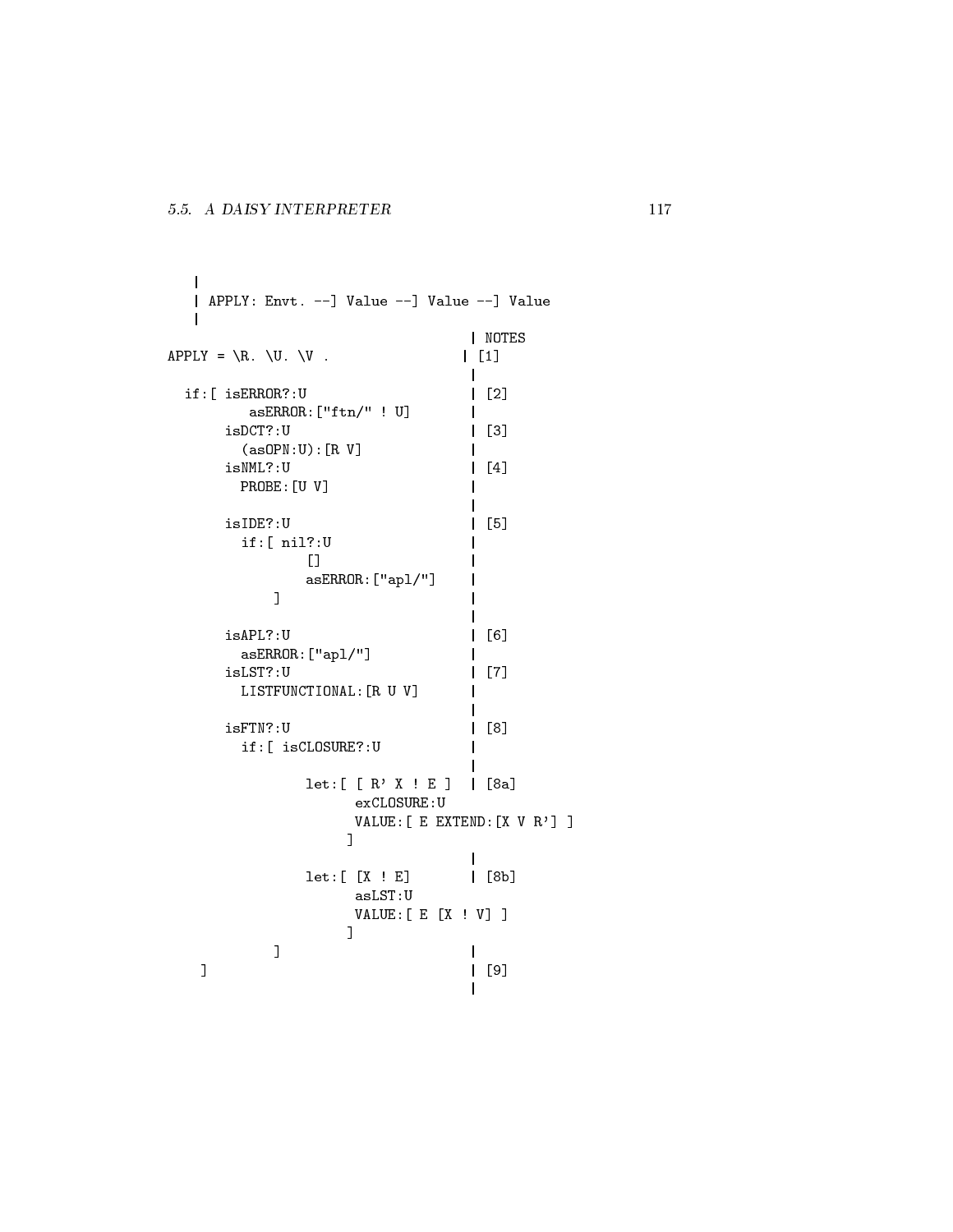```
   |
   | APPLY: Envt. --] Value --] Value --] Value
   |
                                      | NOTES
APPLY = \R. \U. \V .                 | [1]
                                      |
  if:[ isERROR?:U                     | [2]
          asERROR:["ftn/" ! U]        |
       isDCT?:U                       | [3]
         (asOPN:U):[R V]              |
       isNML?:U                       | [4]
         PROBE:[U V]                  |
                                      |
       isIDE?:U                       | [5]
         if:[ nil?:U                  |
                 []                   |
                 asERROR:["apl/"]     |
            ]                         |
                                      |
       isAPL?:U                       | [6]
         asERROR:["apl/"]             |
       isLST?:U                       | [7]
         LISTFUNCTIONAL:[R U V]       |
                                      |
       isFTN?:U                       | [8]
         if:[ isCLOSURE?:U            |
                                      |
                 let:[ [ R' X ! E ]   | [8a]
                        exCLOSURE:U
                        VALUE:[ E EXTEND:[X V R'] ]
                       ]
                                      |
                 let:[ [X ! E]        | [8b]
                        asLST:U
                        VALUE:[ E [X ! V] ]
                       ]
            ]                         |
    ]                                 | [9]
                                      |
```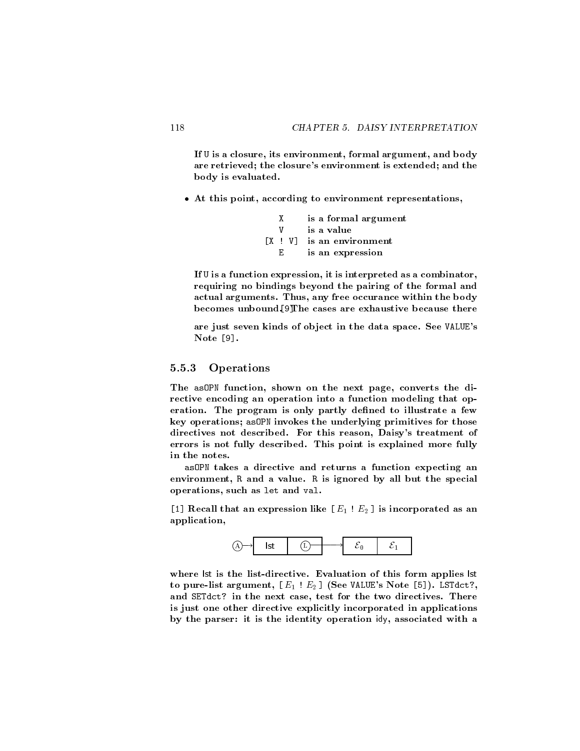If U is a closure, its environment, formal argument, and body are retrieved; the closure's environment is extended; and the body is evaluated.

- At this point, according to environment representations,

| | |
|---|---|
| X | is a formal argument |
| V | is a value |
| [X ! V] | is an environment |
| E | is an expression |

If U is a function expression, it is interpreted as a combinator, requiring no bindings beyond the pairing of the formal and actual arguments. Thus, any free occurance within the body becomes unbound.[9]The cases are exhaustive because there

are just seven kinds of object in the data space. See VALUE's Note [9].

### 5.5.3 Operations

The asOPN function, shown on the next page, converts the directive encoding an operation into a function modeling that operation. The program is only partly defined to illustrate a few key operations; asOPN invokes the underlying primitives for those directives not described. For this reason, Daisy's treatment of errors is not fully described. This point is explained more fully in the notes.

asOPN takes a directive and returns a function expecting an environment, R and a value. R is ignored by all but the special operations, such as let and val.

[1] Recall that an expression like [ $E_1$ ! $E_2$ ] is incorporated as an application,

(A) → | lst | (L) | → | $\mathcal{E}_0$ | $\mathcal{E}_1$ |

where lst is the list-directive. Evaluation of this form applies lst to pure-list argument, [ $E_1$ ! $E_2$ ] (See VALUE's Note [5]). LSTdct?, and SETdct? in the next case, test for the two directives. There is just one other directive explicitly incorporated in applications by the parser: it is the identity operation idy, associated with a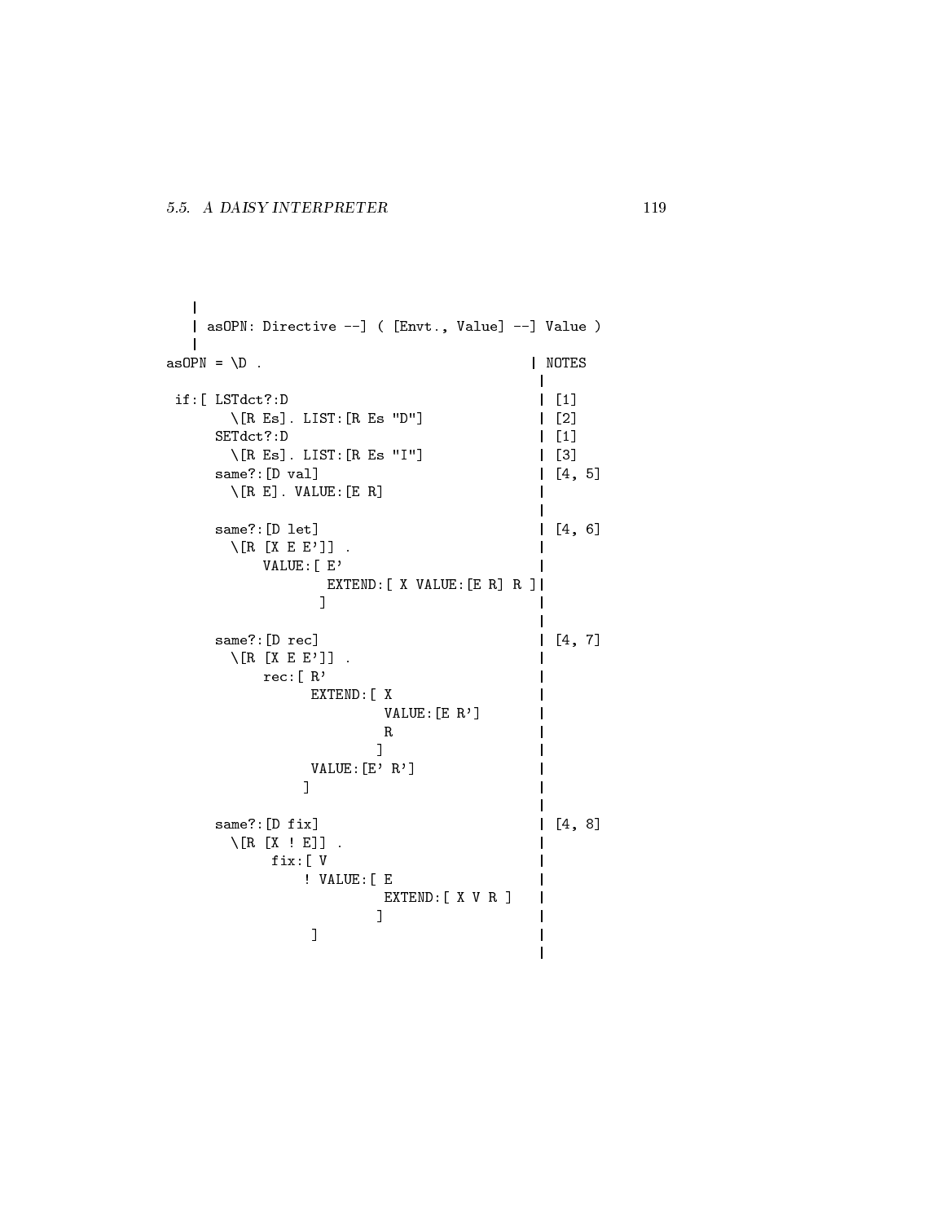```
   |
   | asOPN: Directive --] ( [Envt., Value] --] Value )
   |
asOPN = \D .                                    | NOTES
                                                |
 if:[ LSTdct?:D                                 | [1]
       \[R Es]. LIST:[R Es "D"]                 | [2]
      SETdct?:D                                 | [1]
        \[R Es]. LIST:[R Es "I"]                | [3]
      same?:[D val]                             | [4, 5]
        \[R E]. VALUE:[E R]                     |
                                                |
      same?:[D let]                             | [4, 6]
        \[R [X E E']] .                         |
            VALUE:[ E'                          |
                    EXTEND:[ X VALUE:[E R] R ]|
                   ]                            |
                                                |
      same?:[D rec]                             | [4, 7]
        \[R [X E E']] .                         |
            rec:[ R'                            |
                  EXTEND:[ X                    |
                           VALUE:[E R']         |
                           R                    |
                          ]                     |
                  VALUE:[E' R']                 |
                 ]                              |
                                                |
      same?:[D fix]                             | [4, 8]
        \[R [X ! E]] .                          |
             fix:[ V                            |
                 ! VALUE:[ E                    |
                           EXTEND:[ X V R ]     |
                          ]                     |
                  ]                             |
                                                |
```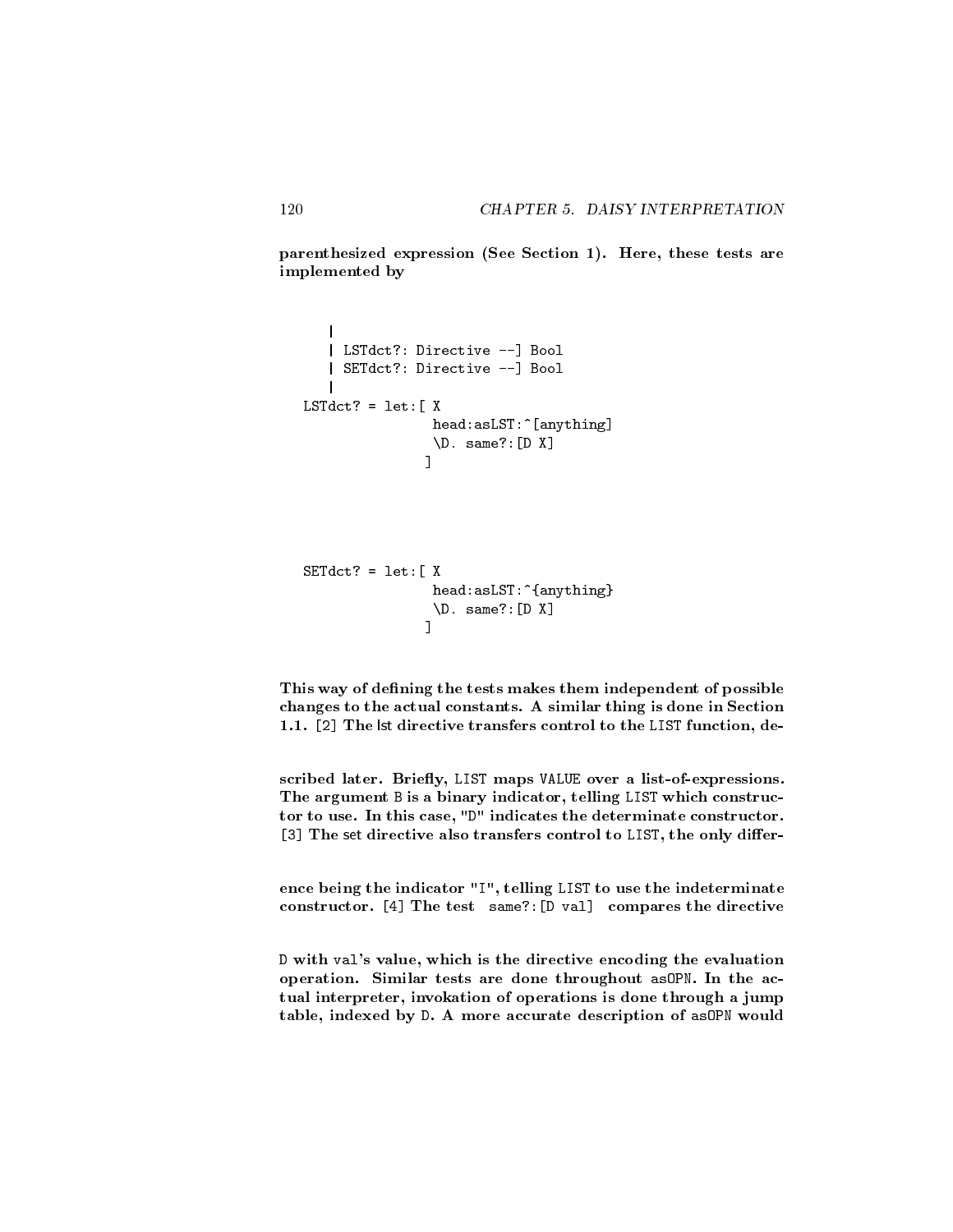parenthesized expression (See Section 1). Here, these tests are implemented by

```
     |
     | LSTdct?: Directive --] Bool
     | SETdct?: Directive --] Bool
     |
  LSTdct? = let:[ X
                  head:asLST:^[anything]
                  \D. same?:[D X]
                 ]
```

```
  SETdct? = let:[ X
                  head:asLST:^{anything}
                  \D. same?:[D X]
                 ]
```

This way of defining the tests makes them independent of possible changes to the actual constants. A similar thing is done in Section 1.1. [2] The lst directive transfers control to the LIST function, described later. Briefly, LIST maps VALUE over a list-of-expressions. The argument B is a binary indicator, telling LIST which constructor to use. In this case, "D" indicates the determinate constructor. [3] The set directive also transfers control to LIST, the only difference being the indicator "I", telling LIST to use the indeterminate constructor. [4] The test `same?:[D val]` compares the directive D with val's value, which is the directive encoding the evaluation operation. Similar tests are done throughout asOPN. In the actual interpreter, invokation of operations is done through a jump table, indexed by D. A more accurate description of asOPN would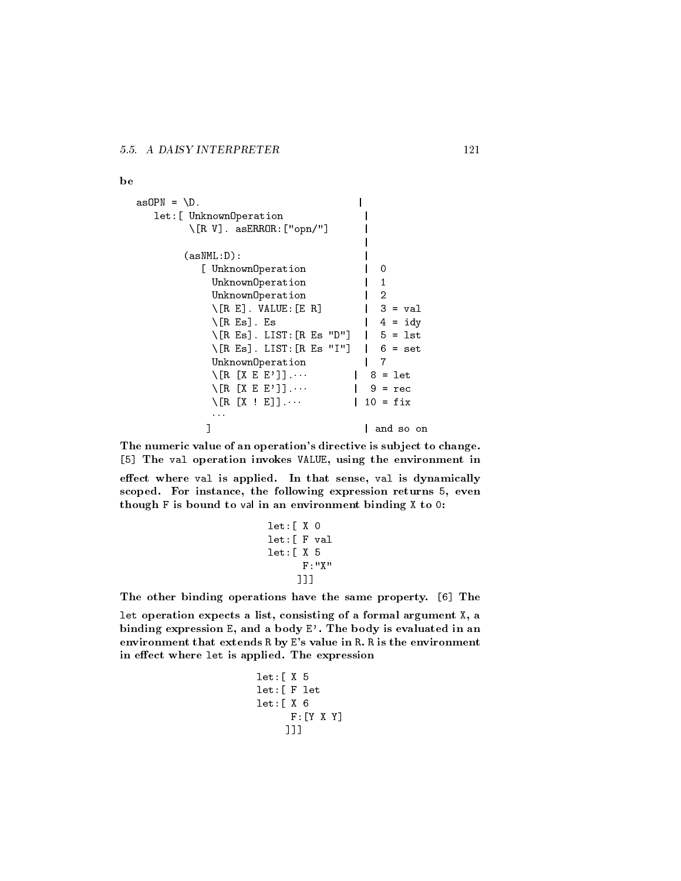be

```
asOPN = \D.                             |
    let:[ UnknownOperation              |
          \[R V]. asERROR:["opn/"]      |
                                        |
         (asNML:D):                     |
            [ UnknownOperation          |  0
              UnknownOperation          |  1
              UnknownOperation          |  2
              \[R E]. VALUE:[E R]       |  3 = val
              \[R Es]. Es               |  4 = idy
              \[R Es]. LIST:[R Es "D"]  |  5 = lst
              \[R Es]. LIST:[R Es "I"]  |  6 = set
              UnknownOperation          |  7
              \[R [X E E']]....         |  8 = let
              \[R [X E E']]....         |  9 = rec
              \[R [X ! E]]....          | 10 = fix
              ...
            ]                           | and so on
```

The numeric value of an operation's directive is subject to change. [5] The val operation invokes VALUE, using the environment in effect where val is applied. In that sense, val is dynamically scoped. For instance, the following expression returns 5, even though F is bound to val in an environment binding X to 0:

```
let:[ X 0
let:[ F val
let:[ X 5
      F:"X"
     ]]]
```

The other binding operations have the same property. [6] The let operation expects a list, consisting of a formal argument X, a binding expression E, and a body E'. The body is evaluated in an environment that extends R by E's value in R. R is the environment in effect where let is applied. The expression

```
let:[ X 5
let:[ F let
let:[ X 6
      F:[Y X Y]
     ]]]
```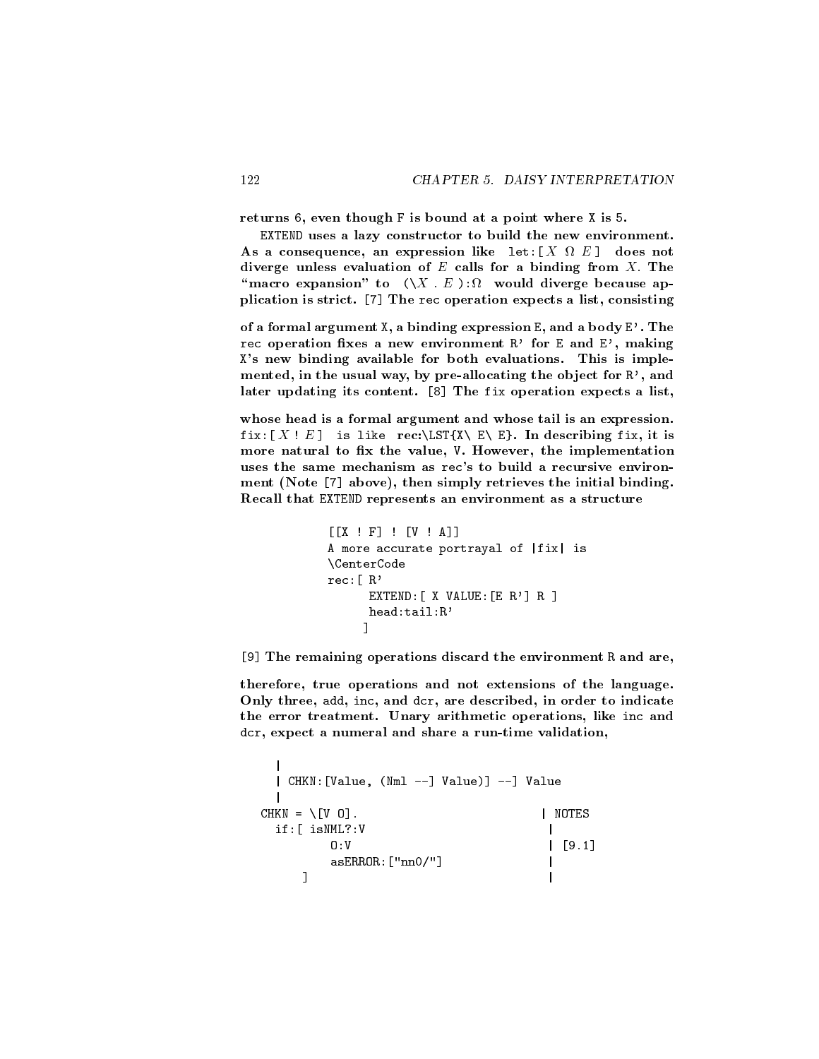returns 6, even though `F` is bound at a point where `X` is 5.

`EXTEND` uses a lazy constructor to build the new environment. As a consequence, an expression like `let:[` $X$ $\Omega$ $E$ `]` does not diverge unless evaluation of $E$ calls for a binding from $X$. The "macro expansion" to `(\`$X$ `.` $E$ `):`$\Omega$ would diverge because application is strict. [7] The `rec` operation expects a list, consisting

of a formal argument `X`, a binding expression `E`, and a body `E'`. The `rec` operation fixes a new environment `R'` for `E` and `E'`, making `X`'s new binding available for both evaluations. This is implemented, in the usual way, by pre-allocating the object for `R'`, and later updating its content. [8] The `fix` operation expects a list,

whose head is a formal argument and whose tail is an expression. `fix:[` $X$ `!` $E$ `]` is like rec:\LST{X\ E\ E}. In describing `fix`, it is more natural to fix the value, `V`. However, the implementation uses the same mechanism as `rec`'s to build a recursive environment (Note [7] above), then simply retrieves the initial binding. Recall that `EXTEND` represents an environment as a structure

```
[[X ! F] ! [V ! A]]
A more accurate portrayal of |fix| is
\CenterCode
rec:[ R'
      EXTEND:[ X VALUE:[E R'] R ]
      head:tail:R'
     ]
```

[9] The remaining operations discard the environment `R` and are,

therefore, true operations and not extensions of the language. Only three, `add`, `inc`, and `dcr`, are described, in order to indicate the error treatment. Unary arithmetic operations, like `inc` and `dcr`, expect a numeral and share a run-time validation,

```
   |
   | CHKN:[Value, (Nml --] Value)] --] Value
   |
 CHKN = \[V O].                          | NOTES
   if:[ isNML?:V                          |
          O:V                             | [9.1]
          asERROR:["nn0/"]                |
      ]                                   |
```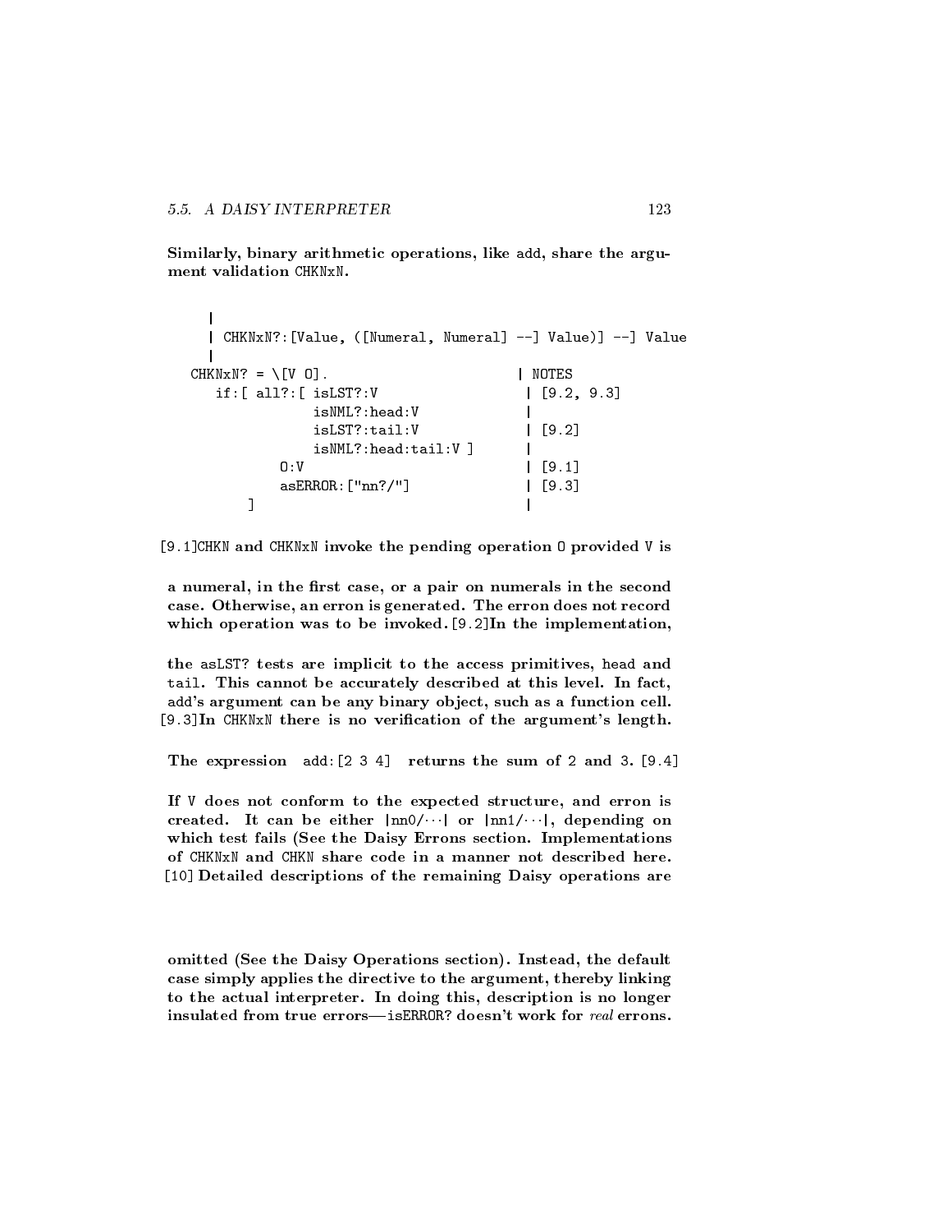Similarly, binary arithmetic operations, like add, share the argument validation CHKNxN.

```
    |
    | CHKNxN?:[Value, ([Numeral, Numeral] --] Value)] --] Value
    |
  CHKNxN? = \[V O].                          | NOTES
     if:[ all?:[ isLST?:V                     | [9.2, 9.3]
                 isNML?:head:V                |
                 isLST?:tail:V                | [9.2]
                 isNML?:head:tail:V ]         |
              O:V                             | [9.1]
              asERROR:["nn?/"]                | [9.3]
        ]                                     |
```

[9.1]CHKN and CHKNxN invoke the pending operation O provided V is a numeral, in the first case, or a pair on numerals in the second case. Otherwise, an erron is generated. The erron does not record which operation was to be invoked.[9.2]In the implementation, the asLST? tests are implicit to the access primitives, head and tail. This cannot be accurately described at this level. In fact, add's argument can be any binary object, such as a function cell. [9.3]In CHKNxN there is no verification of the argument's length.

The expression add:[2 3 4] returns the sum of 2 and 3. [9.4]

If V does not conform to the expected structure, and erron is created. It can be either |nn0/···| or |nn1/···|, depending on which test fails (See the Daisy Errons section. Implementations of CHKNxN and CHKN share code in a manner not described here. [10] Detailed descriptions of the remaining Daisy operations are omitted (See the Daisy Operations section). Instead, the default case simply applies the directive to the argument, thereby linking to the actual interpreter. In doing this, description is no longer insulated from true errors—isERROR? doesn't work for *real* errons.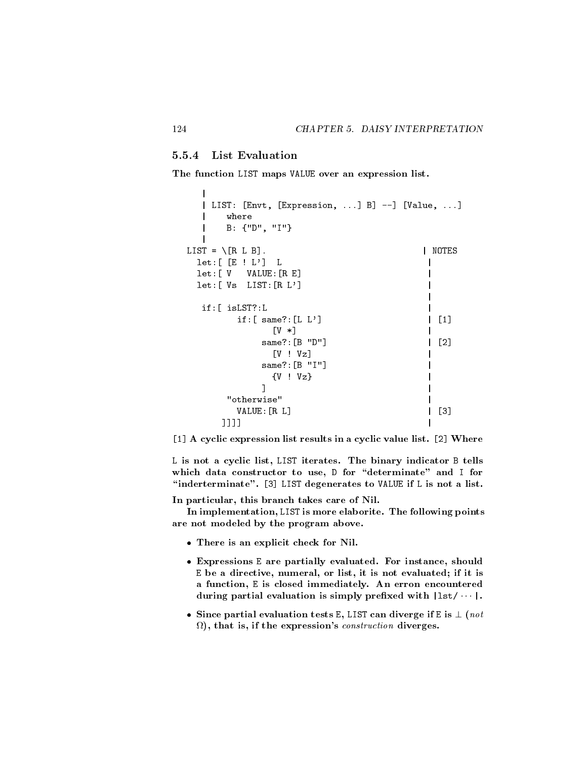### 5.5.4 List Evaluation

The function LIST maps VALUE over an expression list.

```
     |
     | LIST: [Envt, [Expression, ...] B] --] [Value, ...]
     |    where
     |    B: {"D", "I"}
     |
  LIST = \[R L B].                                    | NOTES
    let:[ [E ! L']  L                                 |
    let:[ V   VALUE:[R E]                             |
    let:[ Vs  LIST:[R L']                             |
                                                      |
     if:[ isLST?:L                                    |
            if:[ same?:[L L']                         | [1]
                   [V *]                              |
                 same?:[B "D"]                        | [2]
                   [V ! Vz]                           |
                 same?:[B "I"]                        |
                   {V ! Vz}                           |
                 ]                                    |
          "otherwise"                                 |
            VALUE:[R L]                               | [3]
        ]]]]                                          |
```

[1] A cyclic expression list results in a cyclic value list. [2] Where L is not a cyclic list, LIST iterates. The binary indicator B tells which data constructor to use, D for "determinate" and I for "inderterminate". [3] LIST degenerates to VALUE if L is not a list. In particular, this branch takes care of Nil.

In implementation, LIST is more elaborite. The following points are not modeled by the program above.

- There is an explicit check for Nil.
- Expressions E are partially evaluated. For instance, should E be a directive, numeral, or list, it is not evaluated; if it is a function, E is closed immediately. An erron encountered during partial evaluation is simply prefixed with |lst/ ⋯ |.
- Since partial evaluation tests E, LIST can diverge if E is $\bot$ (*not* $\Omega$), that is, if the expression's *construction* diverges.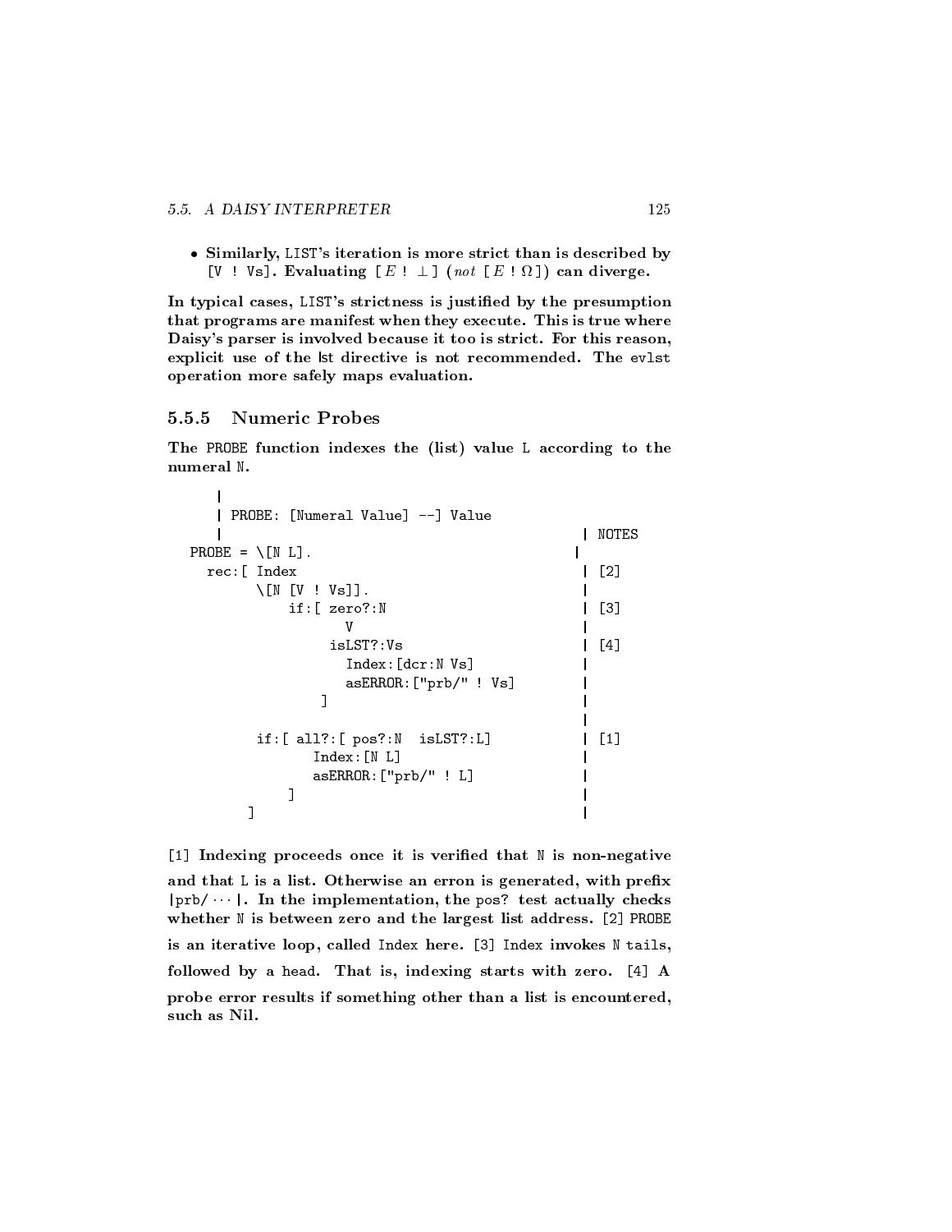- Similarly, LIST's iteration is more strict than is described by [V ! Vs]. Evaluating [ $E$ ! $\perp$ ] (*not* [ $E$ ! $\Omega$ ]) can diverge.

In typical cases, LIST's strictness is justified by the presumption that programs are manifest when they execute. This is true where Daisy's parser is involved because it too is strict. For this reason, explicit use of the lst directive is not recommended. The evlst operation more safely maps evaluation.

### 5.5.5 Numeric Probes

The PROBE function indexes the (list) value L according to the numeral N.

```
     |
     | PROBE: [Numeral Value] --] Value
     |                                                  | NOTES
  PROBE = \[N L].                                      |
    rec:[ Index                                         | [2]
          \[N [V ! Vs]].                                |
              if:[ zero?:N                              | [3]
                     V                                  |
                   isLST?:Vs                            | [4]
                     Index:[dcr:N Vs]                   |
                     asERROR:["prb/" ! Vs]              |
                  ]                                     |
                                                        |
          if:[ all?:[ pos?:N  isLST?:L]                 | [1]
                 Index:[N L]                            |
                 asERROR:["prb/" ! L]                   |
              ]                                         |
         ]                                              |
```

[1] Indexing proceeds once it is verified that N is non-negative and that L is a list. Otherwise an erron is generated, with prefix |prb/ ··· |. In the implementation, the pos? test actually checks whether N is between zero and the largest list address. [2] PROBE is an iterative loop, called Index here. [3] Index invokes N tails, followed by a head. That is, indexing starts with zero. [4] A probe error results if something other than a list is encountered, such as Nil.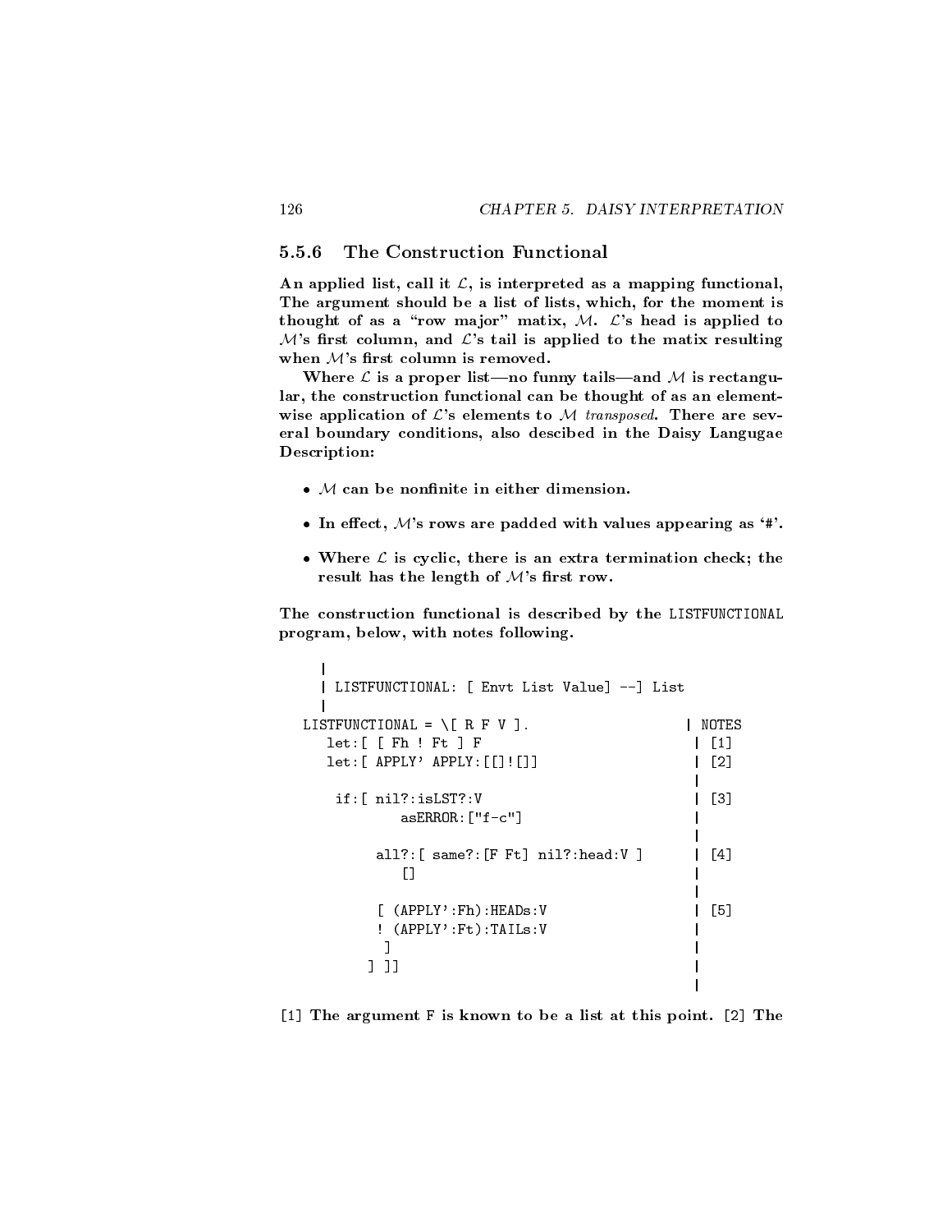### 5.5.6 The Construction Functional

An applied list, call it $\mathcal{L}$, is interpreted as a mapping functional, The argument should be a list of lists, which, for the moment is thought of as a "row major" matix, $\mathcal{M}$. $\mathcal{L}$'s head is applied to $\mathcal{M}$'s first column, and $\mathcal{L}$'s tail is applied to the matix resulting when $\mathcal{M}$'s first column is removed.

Where $\mathcal{L}$ is a proper list—no funny tails—and $\mathcal{M}$ is rectangular, the construction functional can be thought of as an elementwise application of $\mathcal{L}$'s elements to $\mathcal{M}$ *transposed*. There are several boundary conditions, also descibed in the Daisy Langugae Description:

- $\mathcal{M}$ can be nonfinite in either dimension.
- In effect, $\mathcal{M}$'s rows are padded with values appearing as '#'.
- Where $\mathcal{L}$ is cyclic, there is an extra termination check; the result has the length of $\mathcal{M}$'s first row.

The construction functional is described by the `LISTFUNCTIONAL` program, below, with notes following.

```
   |
   | LISTFUNCTIONAL: [ Envt List Value] --] List
   |
 LISTFUNCTIONAL = \[ R F V ].                   | NOTES
    let:[ [ Fh ! Ft ] F                          | [1]
    let:[ APPLY' APPLY:[[]![]]                   | [2]
                                                 |
     if:[ nil?:isLST?:V                          | [3]
           asERROR:["f-c"]                       |
                                                 |
        all?:[ same?:[F Ft] nil?:head:V ]        | [4]
           []                                    |
                                                 |
        [ (APPLY':Fh):HEADs:V                    | [5]
        ! (APPLY':Ft):TAILs:V                    |
         ]                                       |
       ] ]]                                      |
                                                 |
```

[1] The argument F is known to be a list at this point. [2] The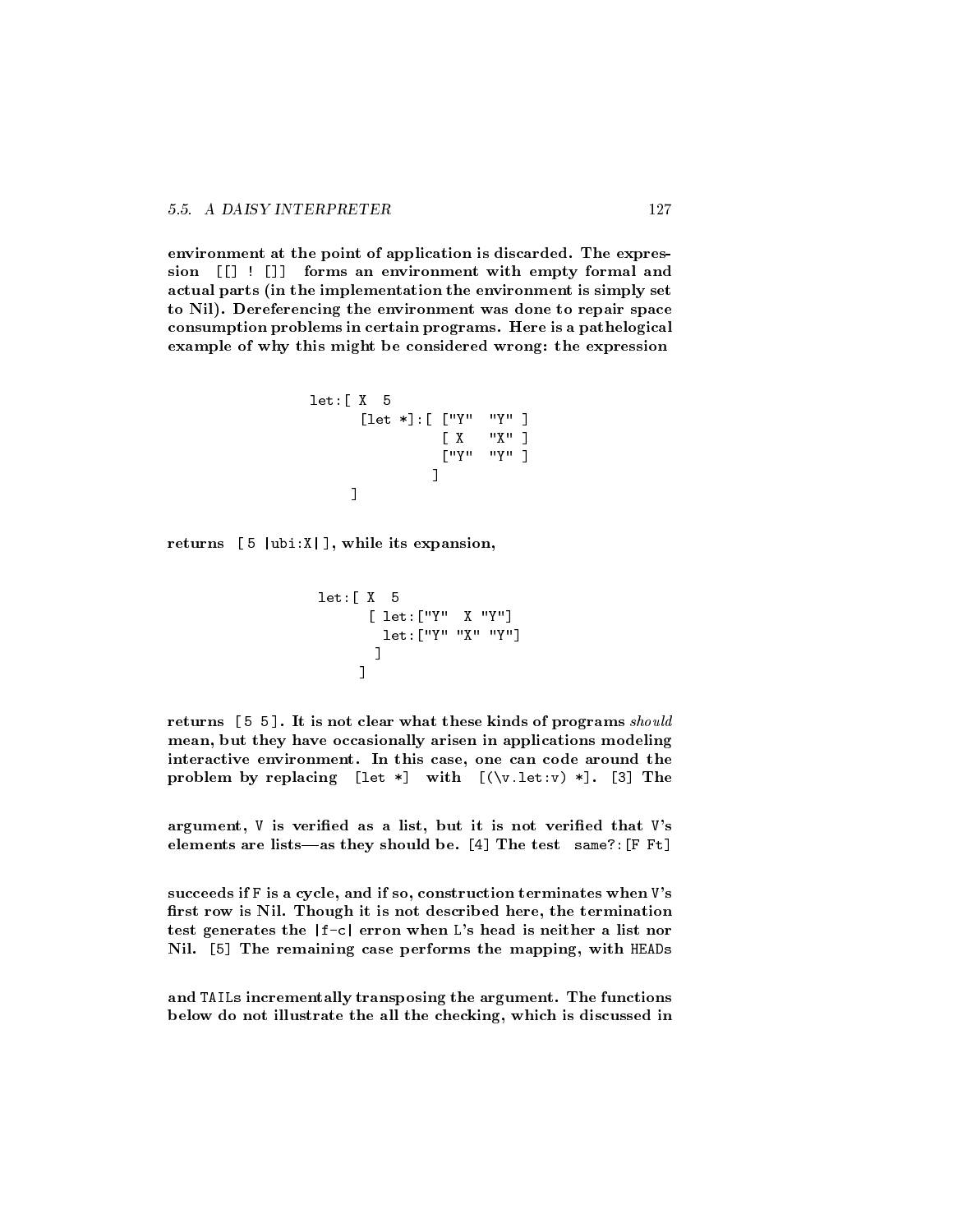environment at the point of application is discarded. The expression `[[] ! []]` forms an environment with empty formal and actual parts (in the implementation the environment is simply set to Nil). Dereferencing the environment was done to repair space consumption problems in certain programs. Here is a pathelogical example of why this might be considered wrong: the expression

```
let:[ X  5
      [let *]:[ ["Y"  "Y" ]
                [ X   "X" ]
                ["Y"  "Y" ]
               ]
     ]
```

returns `[5 |ubi:X|]`, while its expansion,

```
let:[ X  5
      [ let:["Y"  X "Y"]
        let:["Y" "X" "Y"]
       ]
     ]
```

returns `[5 5]`. It is not clear what these kinds of programs *should* mean, but they have occasionally arisen in applications modeling interactive environment. In this case, one can code around the problem by replacing `[let *]` with `[(\v.let:v) *]`. [3] The

argument, `V` is verified as a list, but it is not verified that `V`'s elements are lists—as they should be. [4] The test `same?:[F Ft]`

succeeds if `F` is a cycle, and if so, construction terminates when `V`'s first row is Nil. Though it is not described here, the termination test generates the `|f-c|` erron when `L`'s head is neither a list nor Nil. [5] The remaining case performs the mapping, with `HEAD`s

and `TAIL`s incrementally transposing the argument. The functions below do not illustrate the all the checking, which is discussed in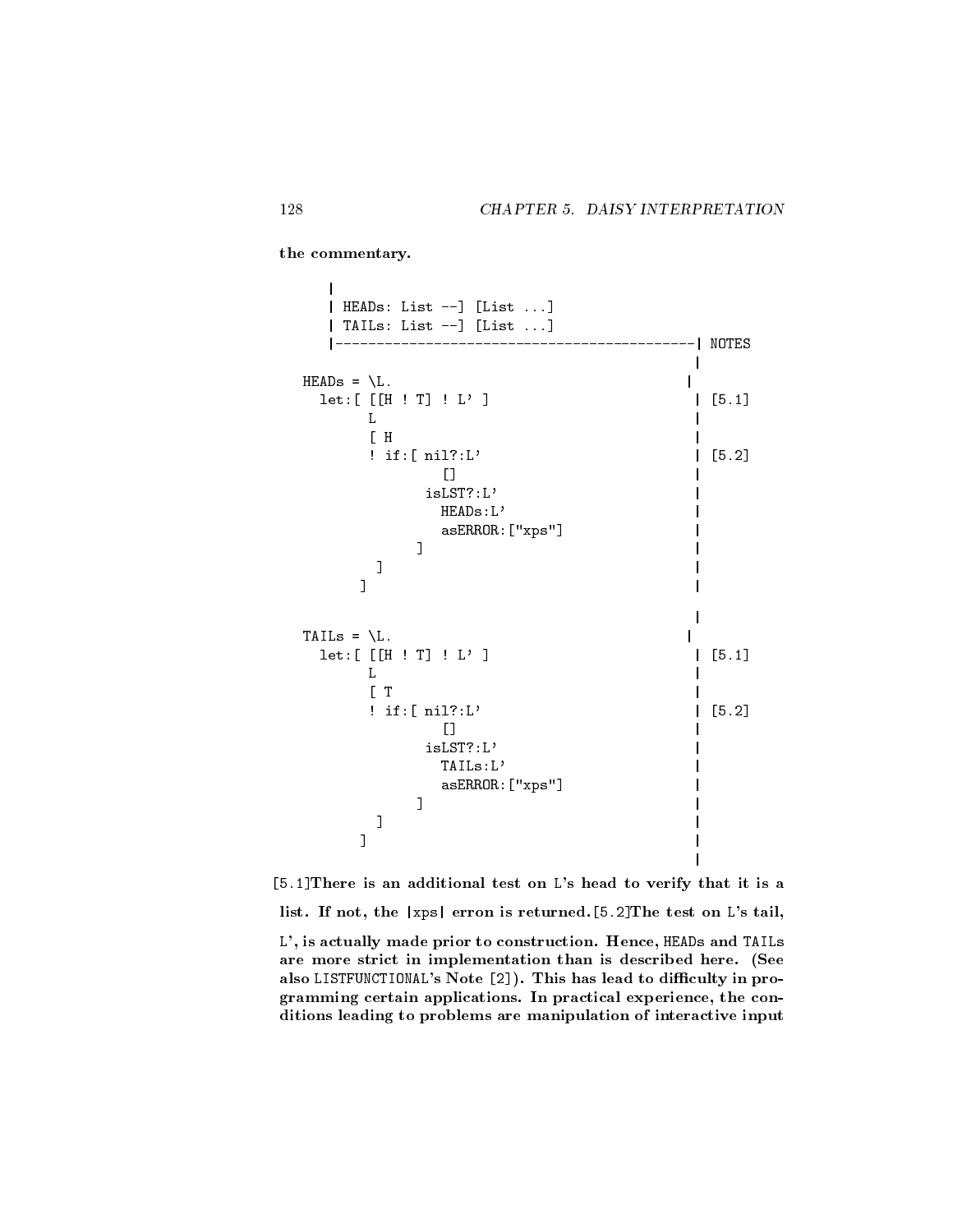the commentary.

```
     |
     | HEADs: List --] [List ...]
     | TAILs: List --] [List ...]
     |-------------------------------------------| NOTES
                                                 |
  HEADs = \L.                                   |
    let:[ [[H ! T] ! L' ]                        | [5.1]
          L                                      |
          [ H                                    |
          ! if:[ nil?:L'                         | [5.2]
                   []                            |
                 isLST?:L'                       |
                   HEADs:L'                      |
                   asERROR:["xps"]               |
                ]                                |
           ]                                     |
         ]                                       |

                                                 |
  TAILs = \L.                                   |
    let:[ [[H ! T] ! L' ]                        | [5.1]
          L                                      |
          [ T                                    |
          ! if:[ nil?:L'                         | [5.2]
                   []                            |
                 isLST?:L'                       |
                   TAILs:L'                      |
                   asERROR:["xps"]               |
                ]                                |
           ]                                     |
         ]                                       |
                                                 |
```

[5.1]There is an additional test on L's head to verify that it is a list. If not, the |xps| erron is returned.[5.2]The test on L's tail, L', is actually made prior to construction. Hence, HEADs and TAILs are more strict in implementation than is described here. (See also LISTFUNCTIONAL's Note [2]). This has lead to difficulty in programming certain applications. In practical experience, the conditions leading to problems are manipulation of interactive input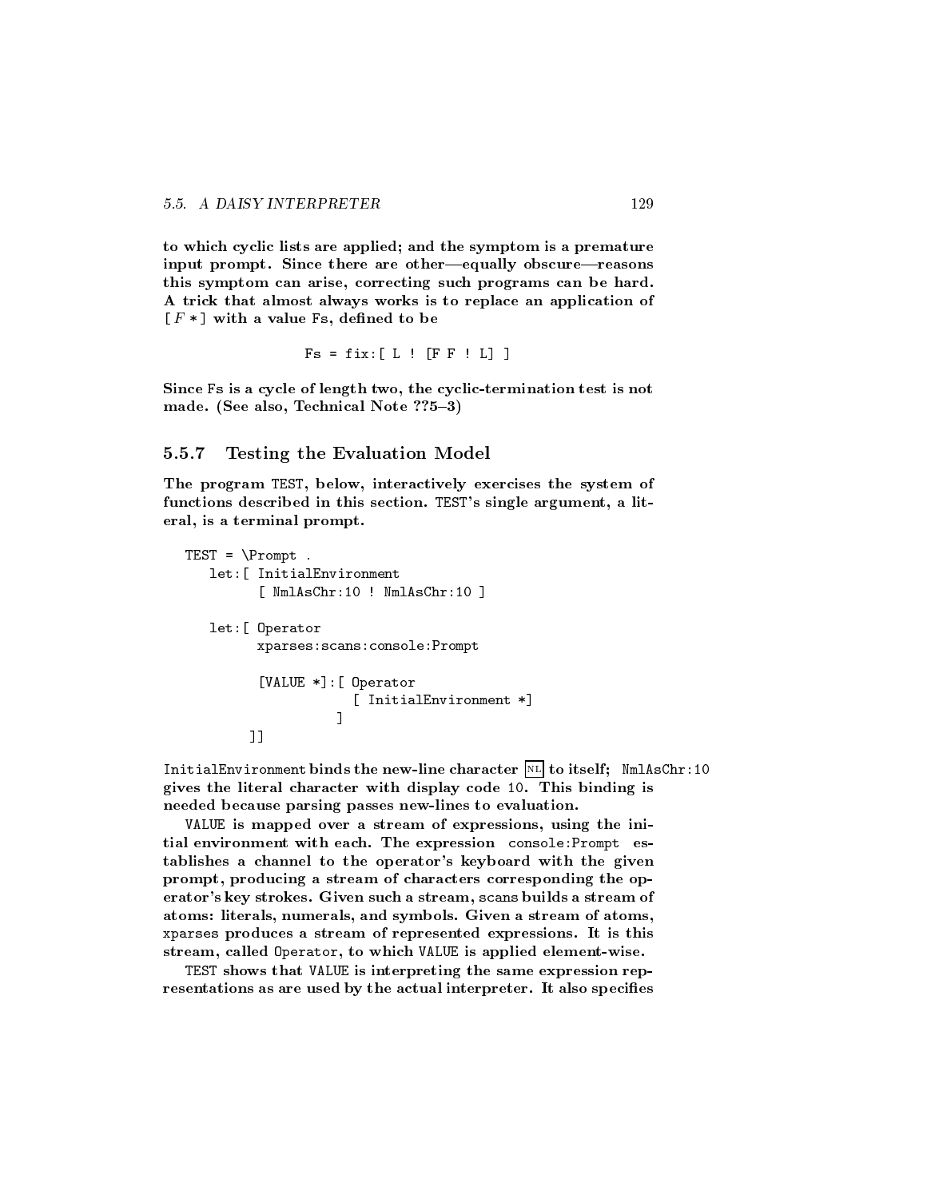to which cyclic lists are applied; and the symptom is a premature input prompt. Since there are other—equally obscure—reasons this symptom can arise, correcting such programs can be hard. A trick that almost always works is to replace an application of [$F$ *] with a value Fs, defined to be

```
Fs = fix:[ L ! [F F ! L] ]
```

Since Fs is a cycle of length two, the cyclic-termination test is not made. (See also, Technical Note ??5–3)

### 5.5.7 Testing the Evaluation Model

The program TEST, below, interactively exercises the system of functions described in this section. TEST's single argument, a literal, is a terminal prompt.

```
TEST = \Prompt .
   let:[ InitialEnvironment
         [ NmlAsChr:10 ! NmlAsChr:10 ]

   let:[ Operator
         xparses:scans:console:Prompt

         [VALUE *]:[ Operator
                     [ InitialEnvironment *]
                   ]
        ]]
```

InitialEnvironment binds the new-line character NL to itself; NmlAsChr:10 gives the literal character with display code 10. This binding is needed because parsing passes new-lines to evaluation.

VALUE is mapped over a stream of expressions, using the initial environment with each. The expression console:Prompt establishes a channel to the operator's keyboard with the given prompt, producing a stream of characters corresponding the operator's key strokes. Given such a stream, scans builds a stream of atoms: literals, numerals, and symbols. Given a stream of atoms, xparses produces a stream of represented expressions. It is this stream, called Operator, to which VALUE is applied element-wise.

TEST shows that VALUE is interpreting the same expression representations as are used by the actual interpreter. It also specifies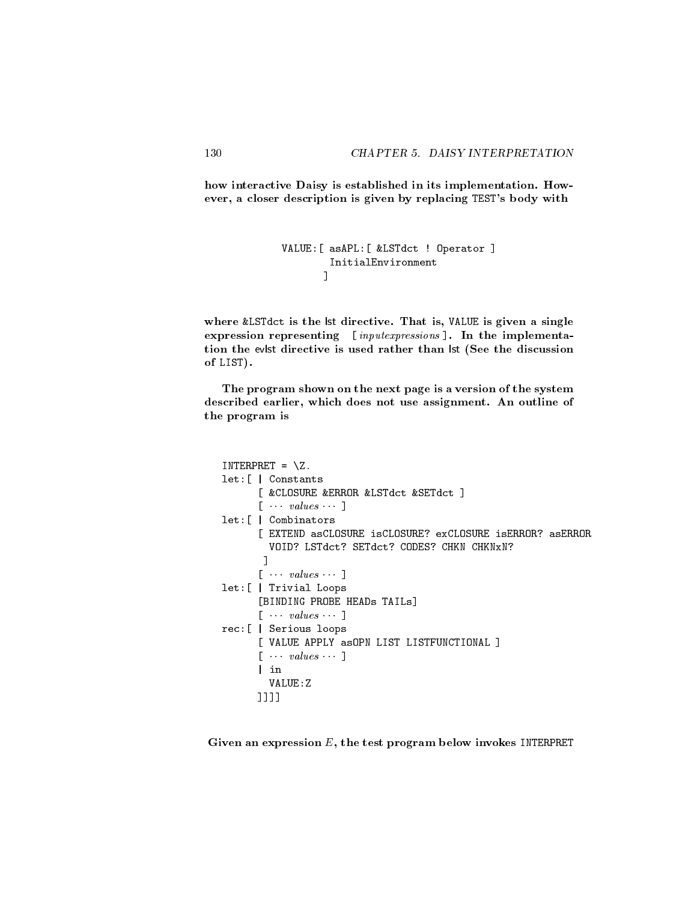how interactive Daisy is established in its implementation. However, a closer description is given by replacing TEST's body with

```
VALUE:[ asAPL:[ &LSTdct ! Operator ]
        InitialEnvironment
       ]
```

where &LSTdct is the lst directive. That is, VALUE is given a single expression representing [ *inputexpressions* ]. In the implementation the evlst directive is used rather than lst (See the discussion of LIST).

The program shown on the next page is a version of the system described earlier, which does not use assignment. An outline of the program is

```
INTERPRET = \Z.
let:[ | Constants
      [ &CLOSURE &ERROR &LSTdct &SETdct ]
      [ ··· values ··· ]
let:[ | Combinators
      [ EXTEND asCLOSURE isCLOSURE? exCLOSURE isERROR? asERROR
        VOID? LSTdct? SETdct? CODES? CHKN CHKNxN?
       ]
      [ ··· values ··· ]
let:[ | Trivial Loops
      [BINDING PROBE HEADs TAILs]
      [ ··· values ··· ]
rec:[ | Serious loops
      [ VALUE APPLY asOPN LIST LISTFUNCTIONAL ]
      [ ··· values ··· ]
      | in
        VALUE:Z
      ]]]]
```

Given an expression $E$, the test program below invokes INTERPRET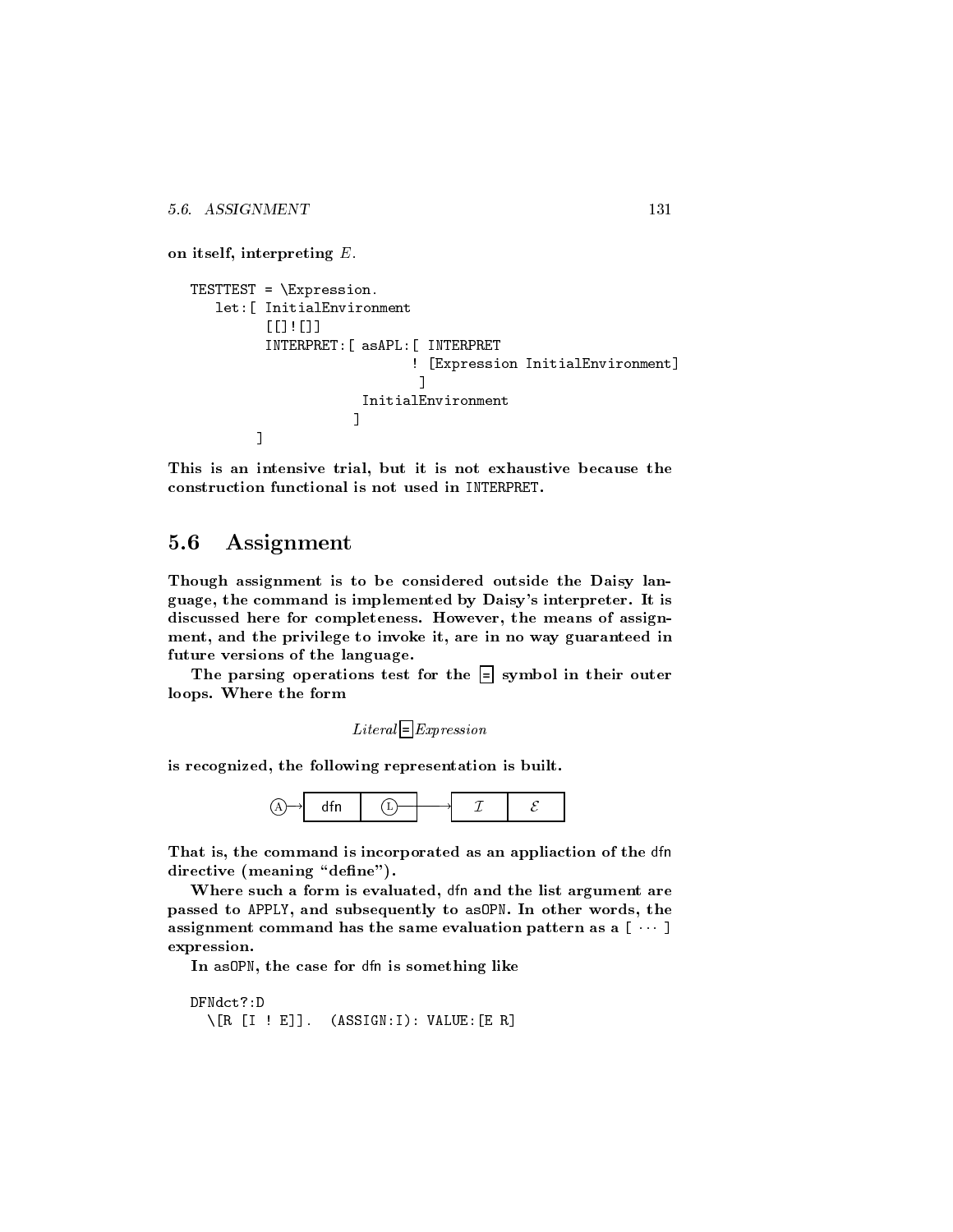on itself, interpreting $E$.

```
TESTTEST = \Expression.
   let:[ InitialEnvironment
         [[]![]]
         INTERPRET:[ asAPL:[ INTERPRET
                             ! [Expression InitialEnvironment]
                              ]
                     InitialEnvironment
                    ]
       ]
```

This is an intensive trial, but it is not exhaustive because the construction functional is not used in INTERPRET.

## 5.6 Assignment

Though assignment is to be considered outside the Daisy language, the command is implemented by Daisy's interpreter. It is discussed here for completeness. However, the means of assignment, and the privilege to invoke it, are in no way guaranteed in future versions of the language.

The parsing operations test for the `=` symbol in their outer loops. Where the form

*Literal* `=` *Expression*

is recognized, the following representation is built.

(A) → [ dfn | (L) ] → [ $\mathcal{I}$ | $\mathcal{E}$ ]

That is, the command is incorporated as an appliaction of the dfn directive (meaning "define").

Where such a form is evaluated, dfn and the list argument are passed to APPLY, and subsequently to asOPN. In other words, the assignment command has the same evaluation pattern as a [ $\cdots$ ] expression.

In asOPN, the case for dfn is something like

```
DFNdct?:D
  \[R [I ! E]]. (ASSIGN:I): VALUE:[E R]
```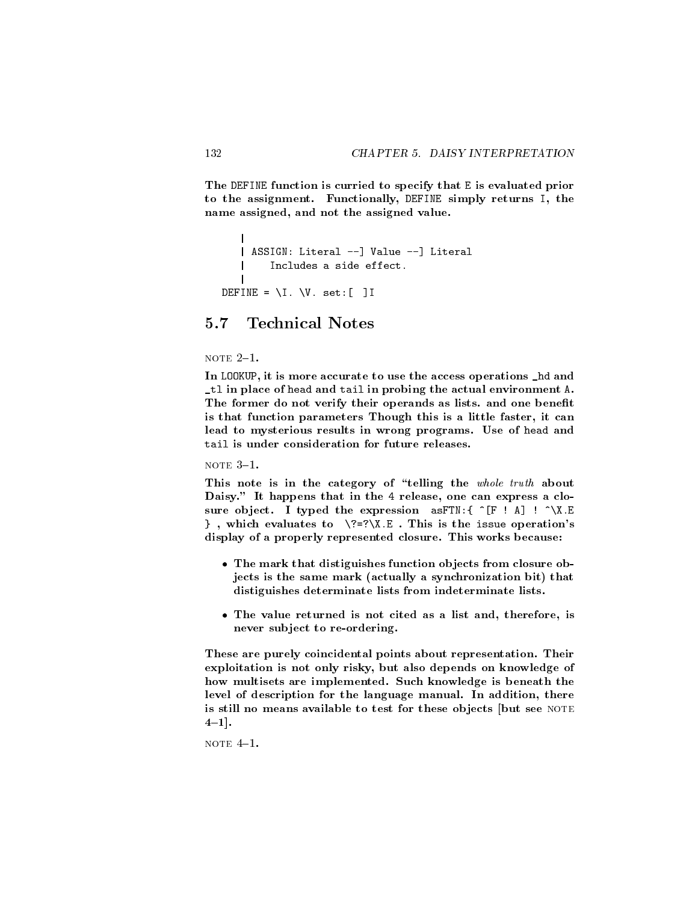The DEFINE function is curried to specify that E is evaluated prior to the assignment. Functionally, DEFINE simply returns I, the name assigned, and not the assigned value.

```
     |
     | ASSIGN: Literal --] Value --] Literal
     |    Includes a side effect.
     |
  DEFINE = \I. \V. set:[ ]I
```

## 5.7 Technical Notes

NOTE 2–1.

In LOOKUP, it is more accurate to use the access operations _hd and _tl in place of head and tail in probing the actual environment A. The former do not verify their operands as lists. and one benefit is that function parameters Though this is a little faster, it can lead to mysterious results in wrong programs. Use of head and tail is under consideration for future releases.

NOTE 3–1.

This note is in the category of "telling the *whole truth* about Daisy." It happens that in the 4 release, one can express a closure object. I typed the expression asFTN:{ ^[F ! A] ! ^\X.E } , which evaluates to \?=?\X.E . This is the issue operation's display of a properly represented closure. This works because:

- The mark that distiguishes function objects from closure objects is the same mark (actually a synchronization bit) that distiguishes determinate lists from indeterminate lists.
- The value returned is not cited as a list and, therefore, is never subject to re-ordering.

These are purely coincidental points about representation. Their exploitation is not only risky, but also depends on knowledge of how multisets are implemented. Such knowledge is beneath the level of description for the language manual. In addition, there is still no means available to test for these objects [but see NOTE 4–1].

NOTE 4–1.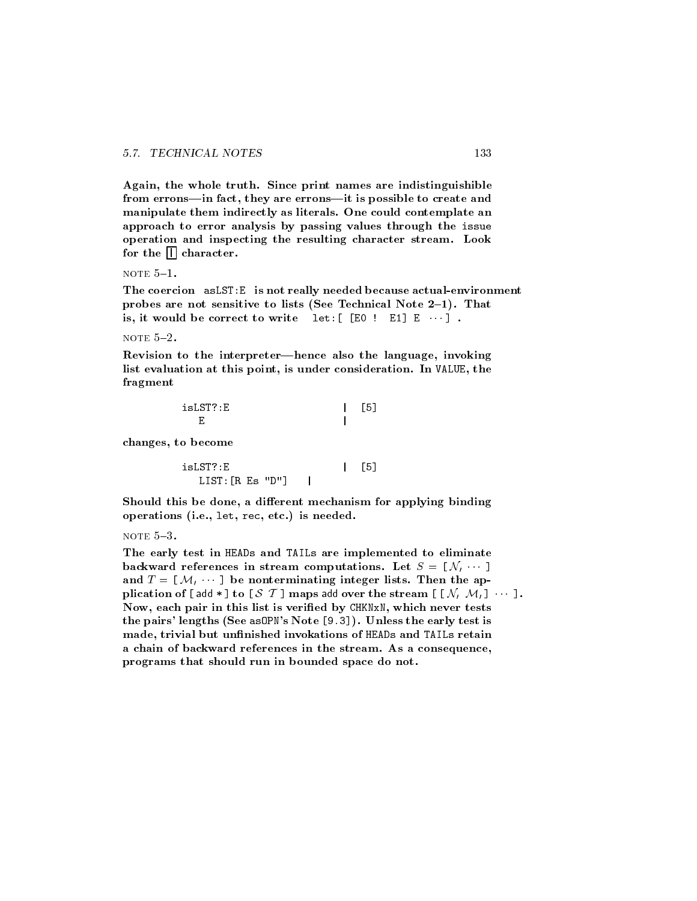Again, the whole truth. Since print names are indistinguishible from errons—in fact, they are errons—it is possible to create and manipulate them indirectly as literals. One could contemplate an approach to error analysis by passing values through the `issue` operation and inspecting the resulting character stream. Look for the `|` character.

NOTE 5–1.

The coercion `asLST:E` is not really needed because actual-environment probes are not sensitive to lists (See Technical Note 2–1). That is, it would be correct to write `let:[ [E0 ! E1] E ··· ]` .

NOTE 5–2.

Revision to the interpreter—hence also the language, invoking list evaluation at this point, is under consideration. In `VALUE`, the fragment

```
isLST?:E                  |  [5]
   E                      |
```

changes, to become

```
isLST?:E                  |  [5]
   LIST:[R Es "D"]   |
```

Should this be done, a different mechanism for applying binding operations (i.e., `let`, `rec`, etc.) is needed.

NOTE 5–3.

The early test in `HEAD`s and `TAIL`s are implemented to eliminate backward references in stream computations. Let $S = [\mathcal{N}, \cdots]$ and $T = [\mathcal{M}, \cdots]$ be nonterminating integer lists. Then the application of `[add *]` to $[\mathcal{S}\ \mathcal{T}]$ maps `add` over the stream $[[\mathcal{N}, \mathcal{M},] \cdots]$. Now, each pair in this list is verified by `CHKNxN`, which never tests the pairs' lengths (See `asOPN`'s Note `[9.3]`). Unless the early test is made, trivial but unfinished invokations of `HEAD`s and `TAIL`s retain a chain of backward references in the stream. As a consequence, programs that should run in bounded space do not.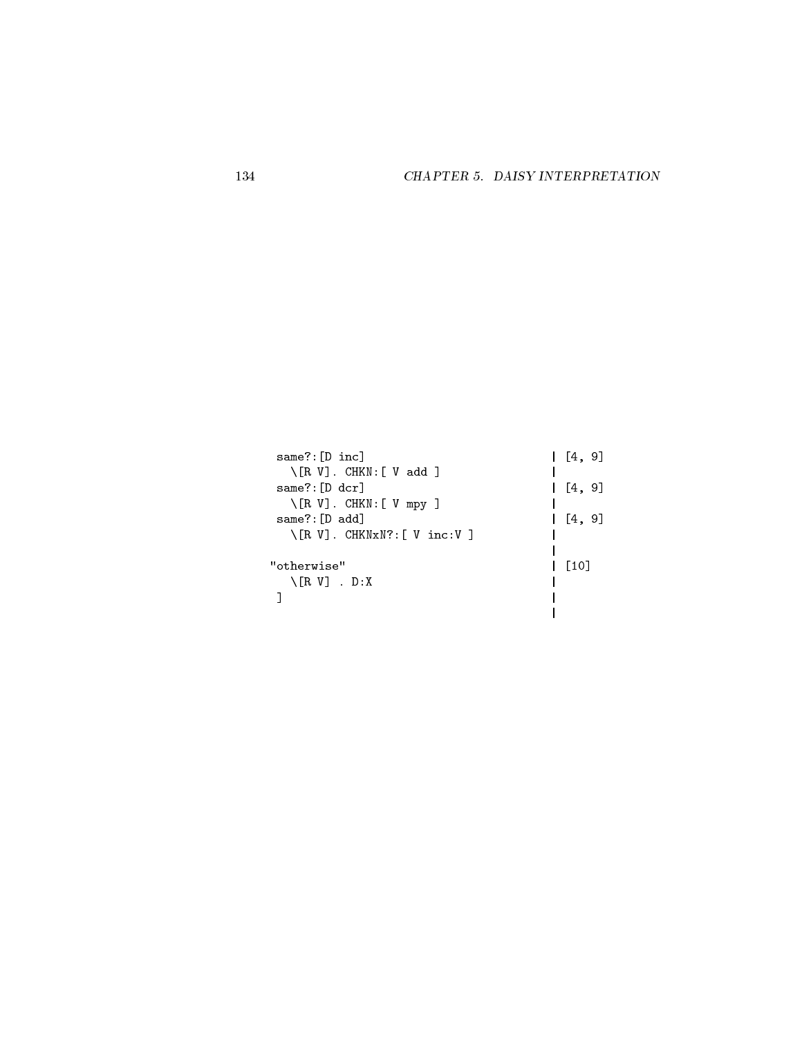```
 same?:[D inc]                             | [4, 9]
   \[R V]. CHKN:[ V add ]                  |
 same?:[D dcr]                             | [4, 9]
   \[R V]. CHKN:[ V mpy ]                  |
 same?:[D add]                             | [4, 9]
   \[R V]. CHKNxN?:[ V inc:V ]             |
                                           |
"otherwise"                                | [10]
   \[R V] . D:X                            |
 ]                                         |
                                           |
```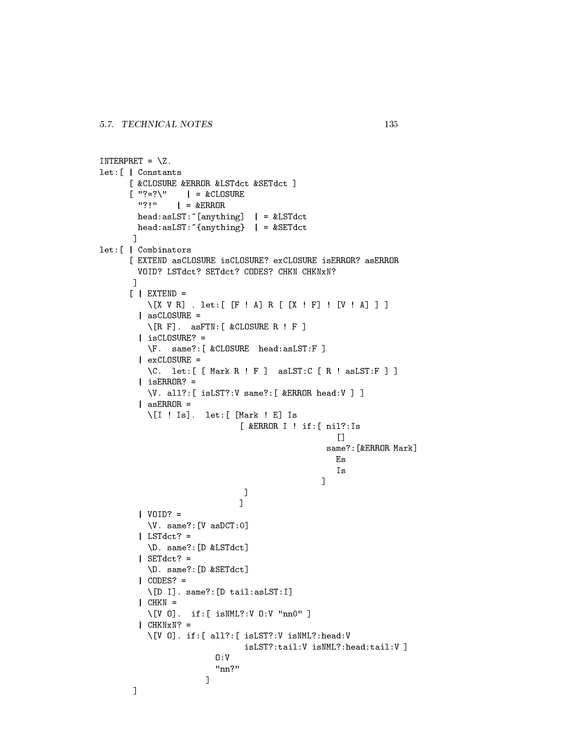```
INTERPRET = \Z.
let:[ | Constants
      [ &CLOSURE &ERROR &LSTdct &SETdct ]
      [ "?=?\"    | = &CLOSURE
        "?!"    | = &ERROR
        head:asLST:^[anything]  | = &LSTdct
        head:asLST:^{anything}  | = &SETdct
       ]
let:[ | Combinators
      [ EXTEND asCLOSURE isCLOSURE? exCLOSURE isERROR? asERROR
        VOID? LSTdct? SETdct? CODES? CHKN CHKNxN?
       ]
      [ | EXTEND =
          \[X V R] . let:[ [F ! A] R [ [X ! F] ! [V ! A] ] ]
        | asCLOSURE =
          \[R F].  asFTN:[ &CLOSURE R ! F ]
        | isCLOSURE? =
          \F.  same?:[ &CLOSURE  head:asLST:F ]
        | exCLOSURE =
          \C.  let:[ [ Mark R ! F ]  asLST:C [ R ! asLST:F ] ]
        | isERROR? =
          \V. all?:[ isLST?:V same?:[ &ERROR head:V ] ]
        | asERROR =
          \[I ! Is].  let:[ [Mark ! E] Is
                            [ &ERROR I ! if:[ nil?:Is
                                                 []
                                               same?:[&ERROR Mark]
                                                 Es
                                                 Is
                                             ]
                             ]
                            ]
        | VOID? =
          \V. same?:[V asDCT:0]
        | LSTdct? =
          \D. same?:[D &LSTdct]
        | SETdct? =
          \D. same?:[D &SETdct]
        | CODES? =
          \[D I]. same?:[D tail:asLST:I]
        | CHKN =
          \[V O].  if:[ isNML?:V O:V "nn0" ]
        | CHKNxN? =
          \[V O]. if:[ all?:[ isLST?:V isNML?:head:V
                              isLST?:tail:V isNML?:head:tail:V ]
                       O:V
                       "nn?"
                     ]
       ]
```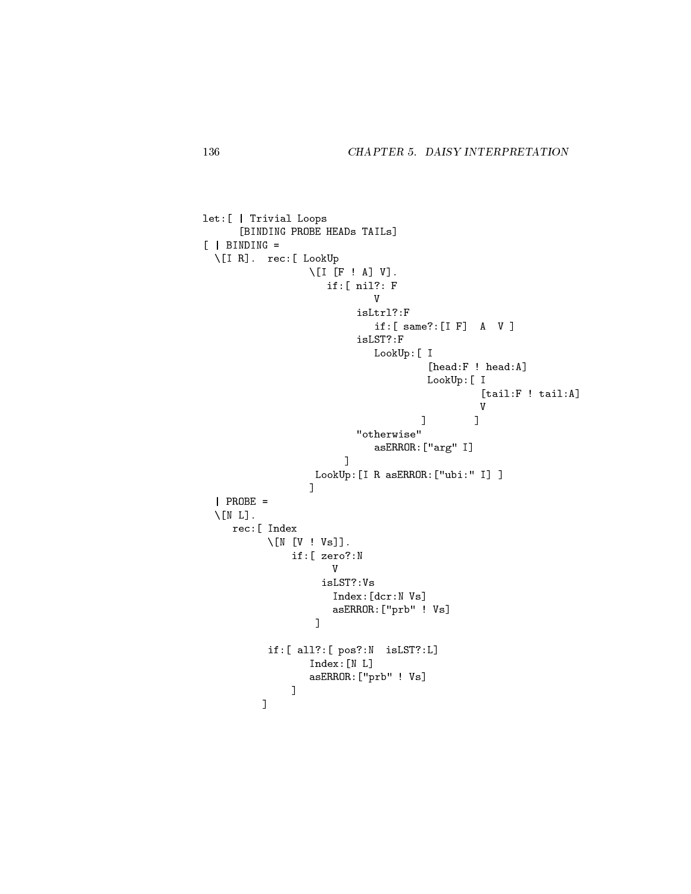```
let:[ | Trivial Loops
      [BINDING PROBE HEADs TAILs]
[ | BINDING =
  \[I R].  rec:[ LookUp
                 \[I [F ! A] V].
                    if:[ nil?: F
                              V
                         isLtrl?:F
                            if:[ same?:[I F]  A  V ]
                         isLST?:F
                            LookUp:[ I
                                     [head:F ! head:A]
                                     LookUp:[ I
                                              [tail:F ! tail:A]
                                              V
                                    ]        ]
                         "otherwise"
                            asERROR:["arg" I]
                       ]
                  LookUp:[I R asERROR:["ubi:" I] ]
                 ]
  | PROBE =
  \[N L].
     rec:[ Index
           \[N [V ! Vs]].
               if:[ zero?:N
                        V
                    isLST?:Vs
                      Index:[dcr:N Vs]
                      asERROR:["prb" ! Vs]
                   ]

           if:[ all?:[ pos?:N  isLST?:L]
                  Index:[N L]
                  asERROR:["prb" ! Vs]
              ]
          ]
```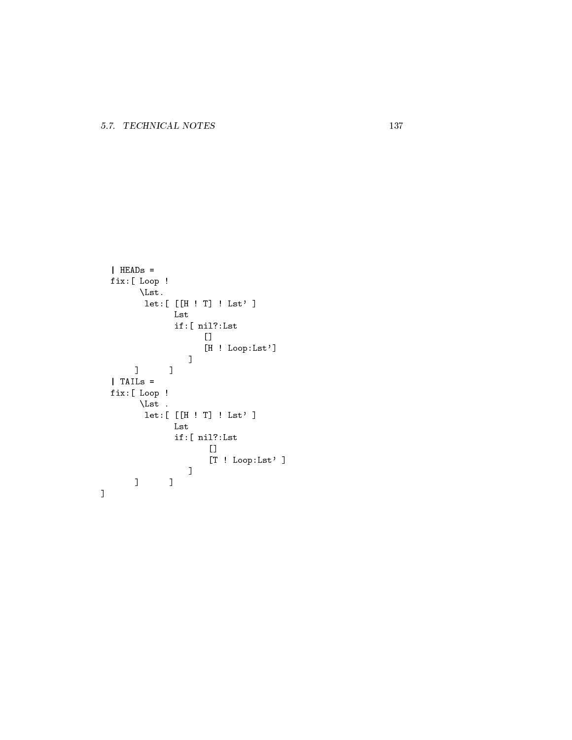```
  | HEADs =
  fix:[ Loop !
        \Lst.
         let:[ [[H ! T] ! Lst' ]
                Lst
                if:[ nil?:Lst
                      []
                      [H ! Loop:Lst']
                   ]
       ]       ]
  | TAILs =
  fix:[ Loop !
        \Lst .
         let:[ [[H ! T] ! Lst' ]
                Lst
                if:[ nil?:Lst
                       []
                       [T ! Loop:Lst' ]
                   ]
       ]       ]
]
```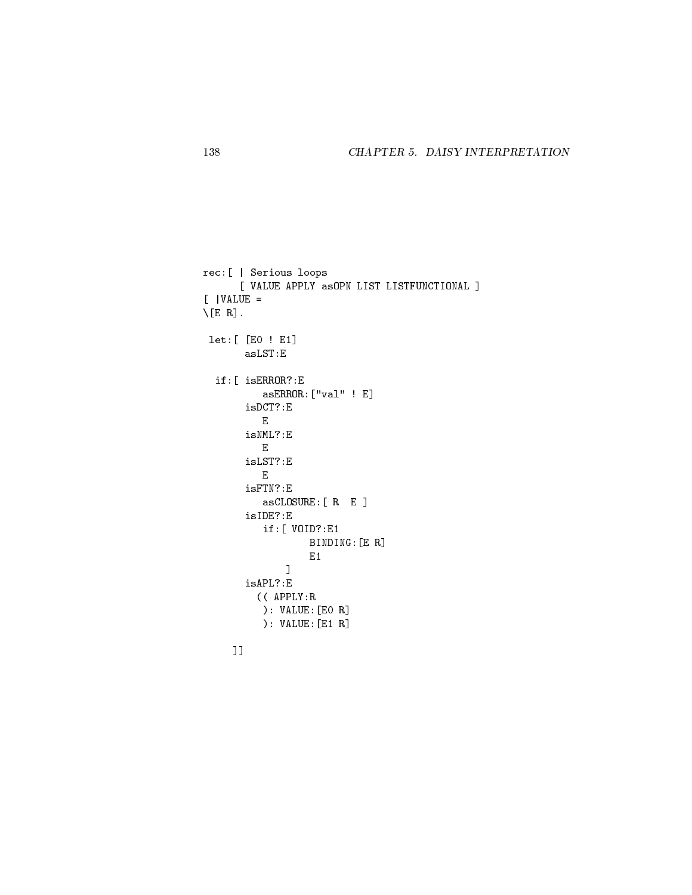```
rec:[ | Serious loops
      [ VALUE APPLY asOPN LIST LISTFUNCTIONAL ]
[ |VALUE =
\[E R].

 let:[ [E0 ! E1]
       asLST:E

  if:[ isERROR?:E
          asERROR:["val" ! E]
       isDCT?:E
          E
       isNML?:E
          E
       isLST?:E
          E
       isFTN?:E
          asCLOSURE:[ R  E ]
       isIDE?:E
          if:[ VOID?:E1
                  BINDING:[E R]
                  E1
              ]
       isAPL?:E
         (( APPLY:R
          ): VALUE:[E0 R]
          ): VALUE:[E1 R]

     ]]
```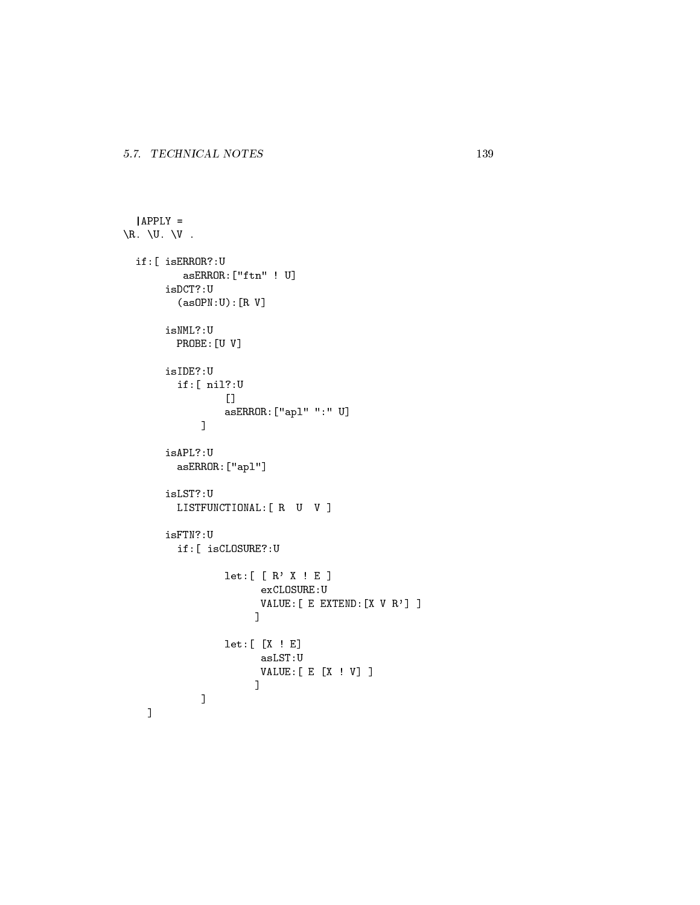```
  |APPLY =
\R. \U. \V .

  if:[ isERROR?:U
          asERROR:["ftn" ! U]
       isDCT?:U
         (asOPN:U):[R V]

       isNML?:U
         PROBE:[U V]

       isIDE?:U
         if:[ nil?:U
                 []
                 asERROR:["apl" ":" U]
             ]

       isAPL?:U
         asERROR:["apl"]

       isLST?:U
         LISTFUNCTIONAL:[ R  U  V ]

       isFTN?:U
         if:[ isCLOSURE?:U

                 let:[ [ R' X ! E ]
                        exCLOSURE:U
                        VALUE:[ E EXTEND:[X V R'] ]
                       ]

                 let:[ [X ! E]
                        asLST:U
                        VALUE:[ E [X ! V] ]
                       ]
             ]
    ]
```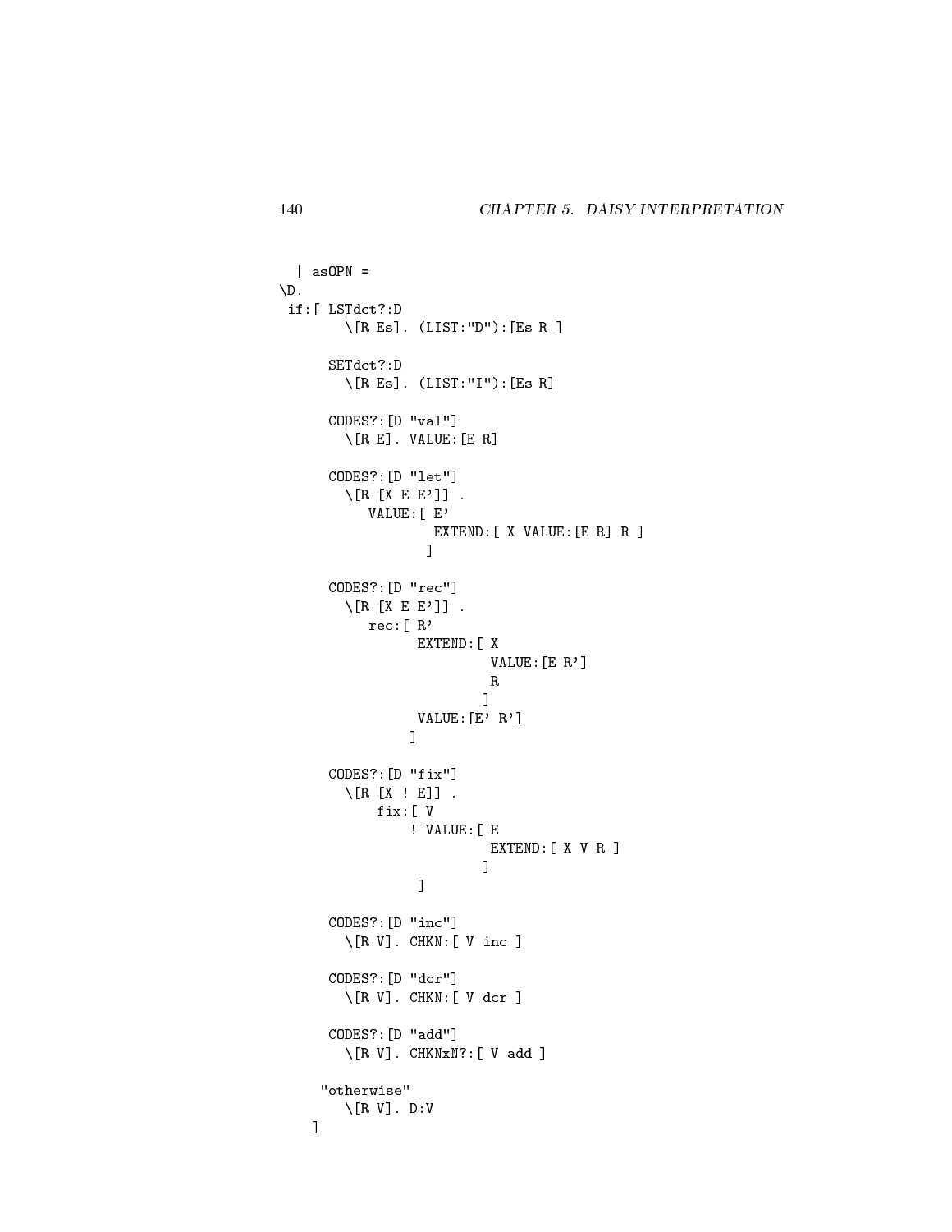```
  | asOPN =
\D.
 if:[ LSTdct?:D
        \[R Es]. (LIST:"D"):[Es R ]

      SETdct?:D
        \[R Es]. (LIST:"I"):[Es R]

      CODES?:[D "val"]
        \[R E]. VALUE:[E R]

      CODES?:[D "let"]
        \[R [X E E']] .
           VALUE:[ E'
                   EXTEND:[ X VALUE:[E R] R ]
                  ]

      CODES?:[D "rec"]
        \[R [X E E']] .
           rec:[ R'
                 EXTEND:[ X
                          VALUE:[E R']
                          R
                         ]
                 VALUE:[E' R']
                ]

      CODES?:[D "fix"]
        \[R [X ! E]] .
            fix:[ V
                ! VALUE:[ E
                          EXTEND:[ X V R ]
                         ]
                 ]

      CODES?:[D "inc"]
        \[R V]. CHKN:[ V inc ]

      CODES?:[D "dcr"]
        \[R V]. CHKN:[ V dcr ]

      CODES?:[D "add"]
        \[R V]. CHKNxN?:[ V add ]

     "otherwise"
        \[R V]. D:V
    ]
```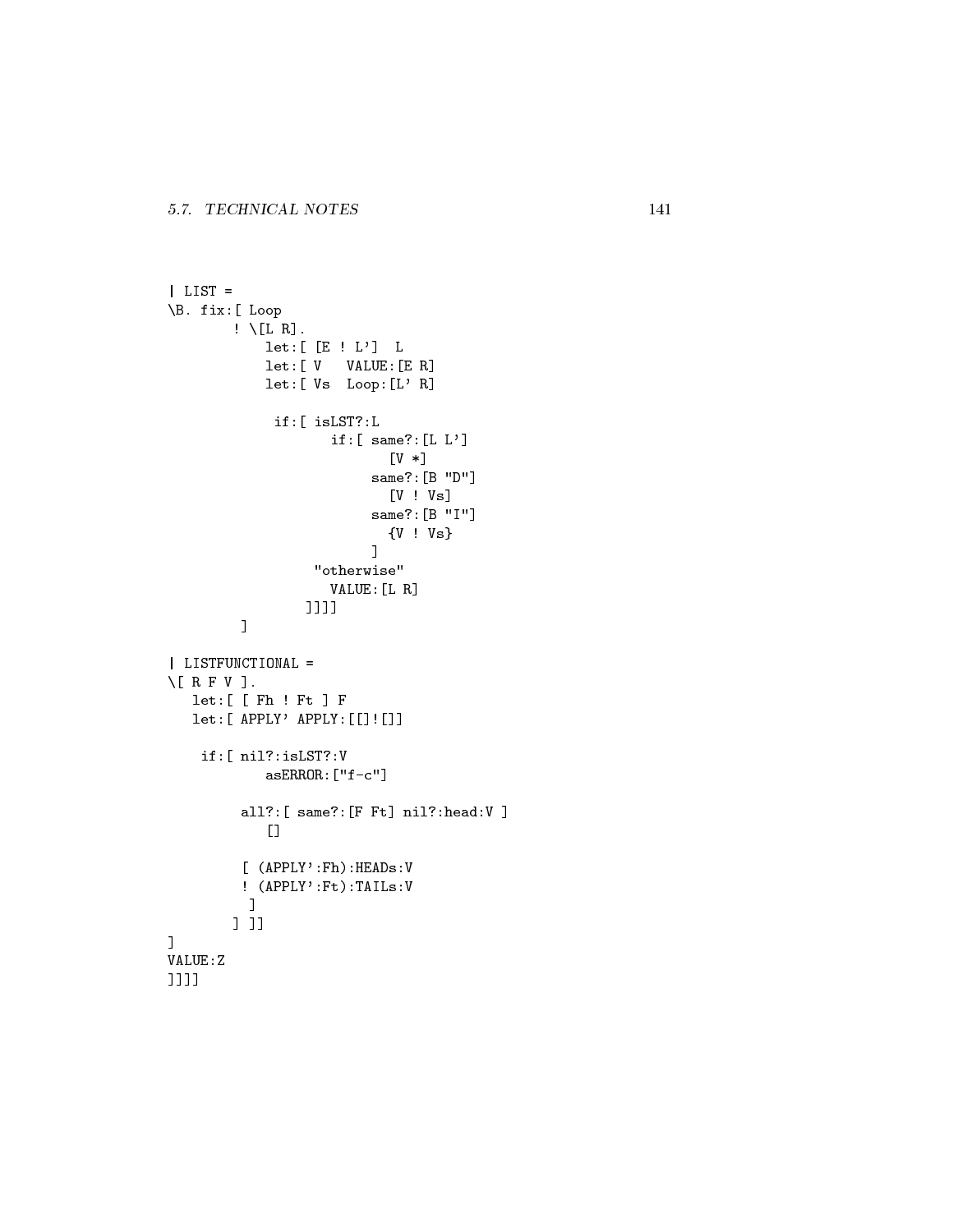```
| LIST =
\B. fix:[ Loop
        ! \[L R].
            let:[ [E ! L']  L
            let:[ V   VALUE:[E R]
            let:[ Vs  Loop:[L' R]

             if:[ isLST?:L
                    if:[ same?:[L L']
                           [V *]
                         same?:[B "D"]
                           [V ! Vs]
                         same?:[B "I"]
                           {V ! Vs}
                         ]
                  "otherwise"
                    VALUE:[L R]
                  ]]]]
         ]

| LISTFUNCTIONAL =
\[ R F V ].
   let:[ [ Fh ! Ft ] F
   let:[ APPLY' APPLY:[[]![]]

    if:[ nil?:isLST?:V
            asERROR:["f-c"]

         all?:[ same?:[F Ft] nil?:head:V ]
            []

         [ (APPLY':Fh):HEADs:V
         ! (APPLY':Ft):TAILs:V
          ]
        ] ]]
]
VALUE:Z
]]]]
```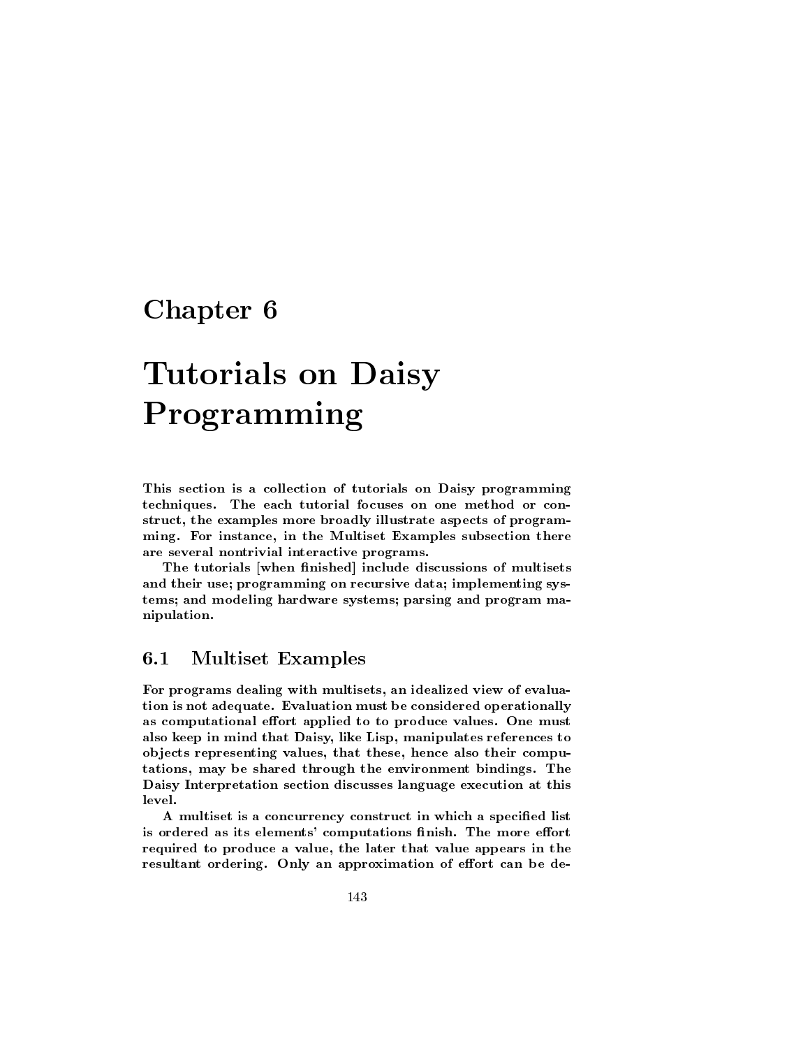# Chapter 6

# Tutorials on Daisy Programming

This section is a collection of tutorials on Daisy programming techniques. The each tutorial focuses on one method or construct, the examples more broadly illustrate aspects of programming. For instance, in the Multiset Examples subsection there are several nontrivial interactive programs.

The tutorials [when finished] include discussions of multisets and their use; programming on recursive data; implementing systems; and modeling hardware systems; parsing and program manipulation.

## 6.1 Multiset Examples

For programs dealing with multisets, an idealized view of evaluation is not adequate. Evaluation must be considered operationally as computational effort applied to to produce values. One must also keep in mind that Daisy, like Lisp, manipulates references to objects representing values, that these, hence also their computations, may be shared through the environment bindings. The Daisy Interpretation section discusses language execution at this level.

A multiset is a concurrency construct in which a specified list is ordered as its elements' computations finish. The more effort required to produce a value, the later that value appears in the resultant ordering. Only an approximation of effort can be de-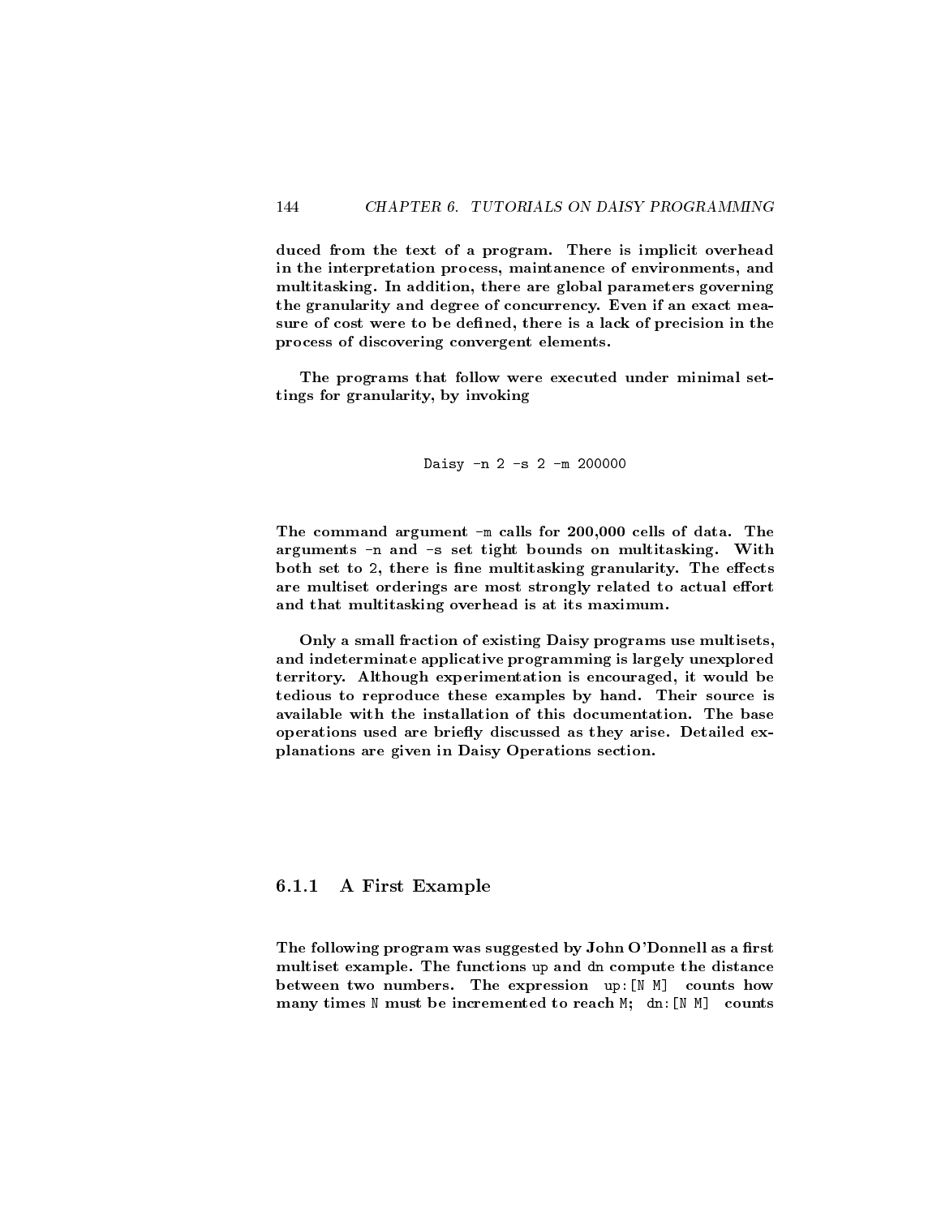duced from the text of a program. There is implicit overhead in the interpretation process, maintanence of environments, and multitasking. In addition, there are global parameters governing the granularity and degree of concurrency. Even if an exact measure of cost were to be defined, there is a lack of precision in the process of discovering convergent elements.

The programs that follow were executed under minimal settings for granularity, by invoking

```
Daisy -n 2 -s 2 -m 200000
```

The command argument `-m` calls for 200,000 cells of data. The arguments `-n` and `-s` set tight bounds on multitasking. With both set to 2, there is fine multitasking granularity. The effects are multiset orderings are most strongly related to actual effort and that multitasking overhead is at its maximum.

Only a small fraction of existing Daisy programs use multisets, and indeterminate applicative programming is largely unexplored territory. Although experimentation is encouraged, it would be tedious to reproduce these examples by hand. Their source is available with the installation of this documentation. The base operations used are briefly discussed as they arise. Detailed explanations are given in Daisy Operations section.

### 6.1.1 A First Example

The following program was suggested by John O'Donnell as a first multiset example. The functions `up` and `dn` compute the distance between two numbers. The expression `up:[N M]` counts how many times `N` must be incremented to reach `M`; `dn:[N M]` counts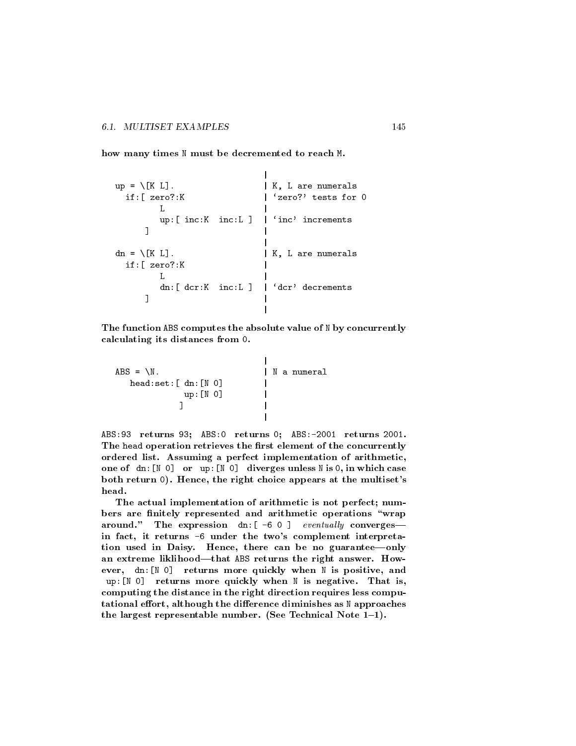how many times N must be decremented to reach M.

```
                                |
up = \[K L].                    | K, L are numerals
  if:[ zero?:K                  | 'zero?' tests for 0
         L                      |
         up:[ inc:K  inc:L ]    | 'inc' increments
     ]                          |
                                |
dn = \[K L].                    | K, L are numerals
  if:[ zero?:K                  |
         L                      |
         dn:[ dcr:K  inc:L ]    | 'dcr' decrements
     ]                          |
                                |
```

The function ABS computes the absolute value of N by concurrently calculating its distances from 0.

```
                                |
ABS = \N.                       | N a numeral
   head:set:[ dn:[N 0]          |
              up:[N 0]          |
             ]                  |
                                |
```

ABS:93 returns 93; ABS:0 returns 0; ABS:-2001 returns 2001. The head operation retrieves the first element of the concurrently ordered list. Assuming a perfect implementation of arithmetic, one of dn:[N 0] or up:[N 0] diverges unless N is 0, in which case both return 0). Hence, the right choice appears at the multiset's head.

The actual implementation of arithmetic is not perfect; numbers are finitely represented and arithmetic operations "wrap around." The expression dn:[ -6 0 ] *eventually* converges—in fact, it returns -6 under the two's complement interpretation used in Daisy. Hence, there can be no guarantee—only an extreme liklihood—that ABS returns the right answer. However, dn:[N 0] returns more quickly when N is positive, and up:[N 0] returns more quickly when N is negative. That is, computing the distance in the right direction requires less computational effort, although the difference diminishes as N approaches the largest representable number. (See Technical Note 1–1).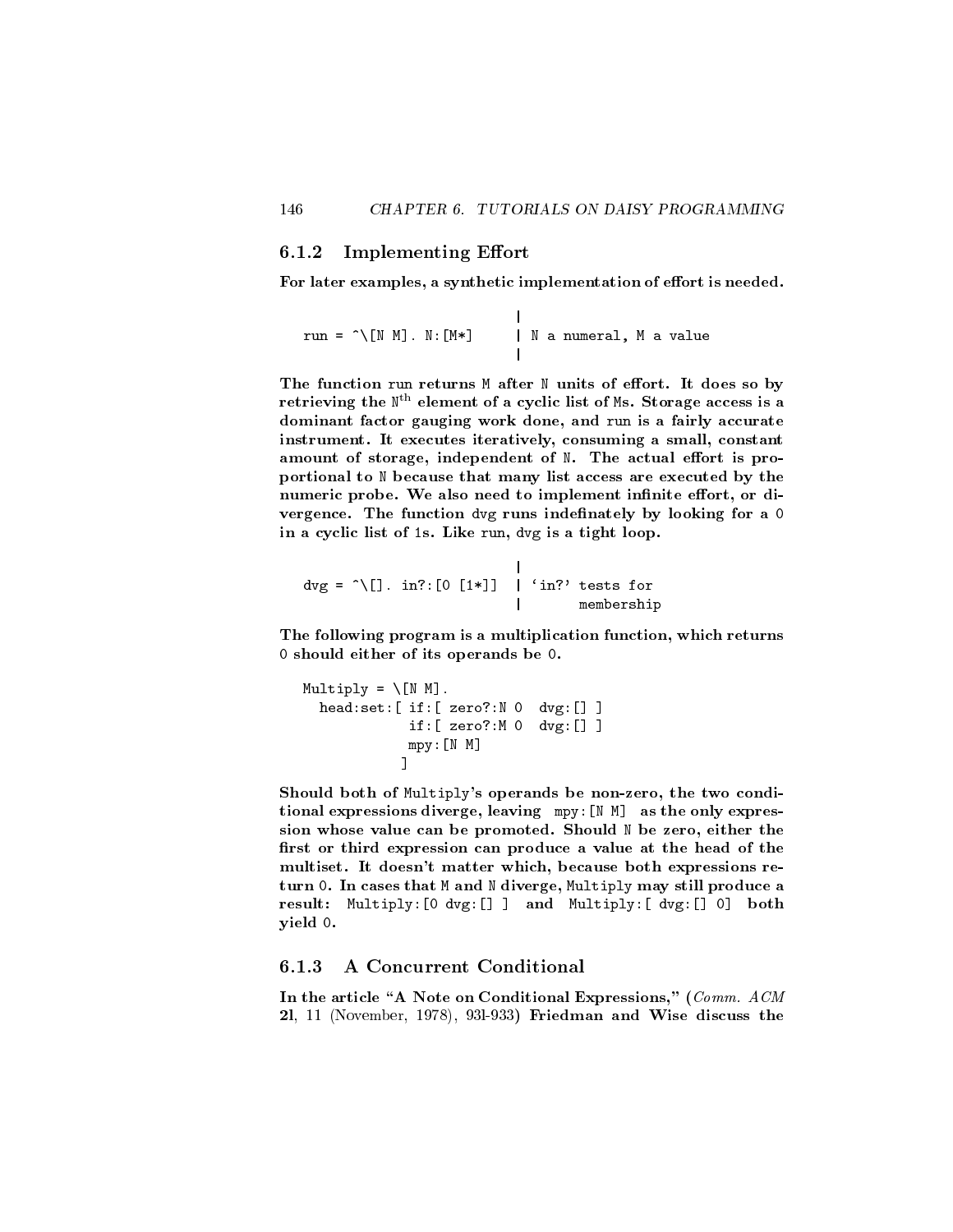### 6.1.2 Implementing Effort

For later examples, a synthetic implementation of effort is needed.

```
                              |
run = ^\[N M]. N:[M*]         | N a numeral, M a value
                              |
```

The function run returns M after N units of effort. It does so by retrieving the $N^{th}$ element of a cyclic list of Ms. Storage access is a dominant factor gauging work done, and run is a fairly accurate instrument. It executes iteratively, consuming a small, constant amount of storage, independent of N. The actual effort is proportional to N because that many list access are executed by the numeric probe. We also need to implement infinite effort, or divergence. The function dvg runs indefinately by looking for a 0 in a cyclic list of 1s. Like run, dvg is a tight loop.

```
                              |
dvg = ^\[]. in?:[0 [1*]]      | 'in?' tests for
                              |       membership
```

The following program is a multiplication function, which returns 0 should either of its operands be 0.

```
Multiply = \[N M].
  head:set:[ if:[ zero?:N 0  dvg:[] ]
             if:[ zero?:M 0  dvg:[] ]
             mpy:[N M]
            ]
```

Should both of Multiply's operands be non-zero, the two conditional expressions diverge, leaving mpy:[N M] as the only expression whose value can be promoted. Should N be zero, either the first or third expression can produce a value at the head of the multiset. It doesn't matter which, because both expressions return 0. In cases that M and N diverge, Multiply may still produce a result: Multiply:[0 dvg:[] ] and Multiply:[ dvg:[] 0] both yield 0.

### 6.1.3 A Concurrent Conditional

In the article "A Note on Conditional Expressions," (*Comm. ACM* **21**, 11 (November, 1978), 931-933) Friedman and Wise discuss the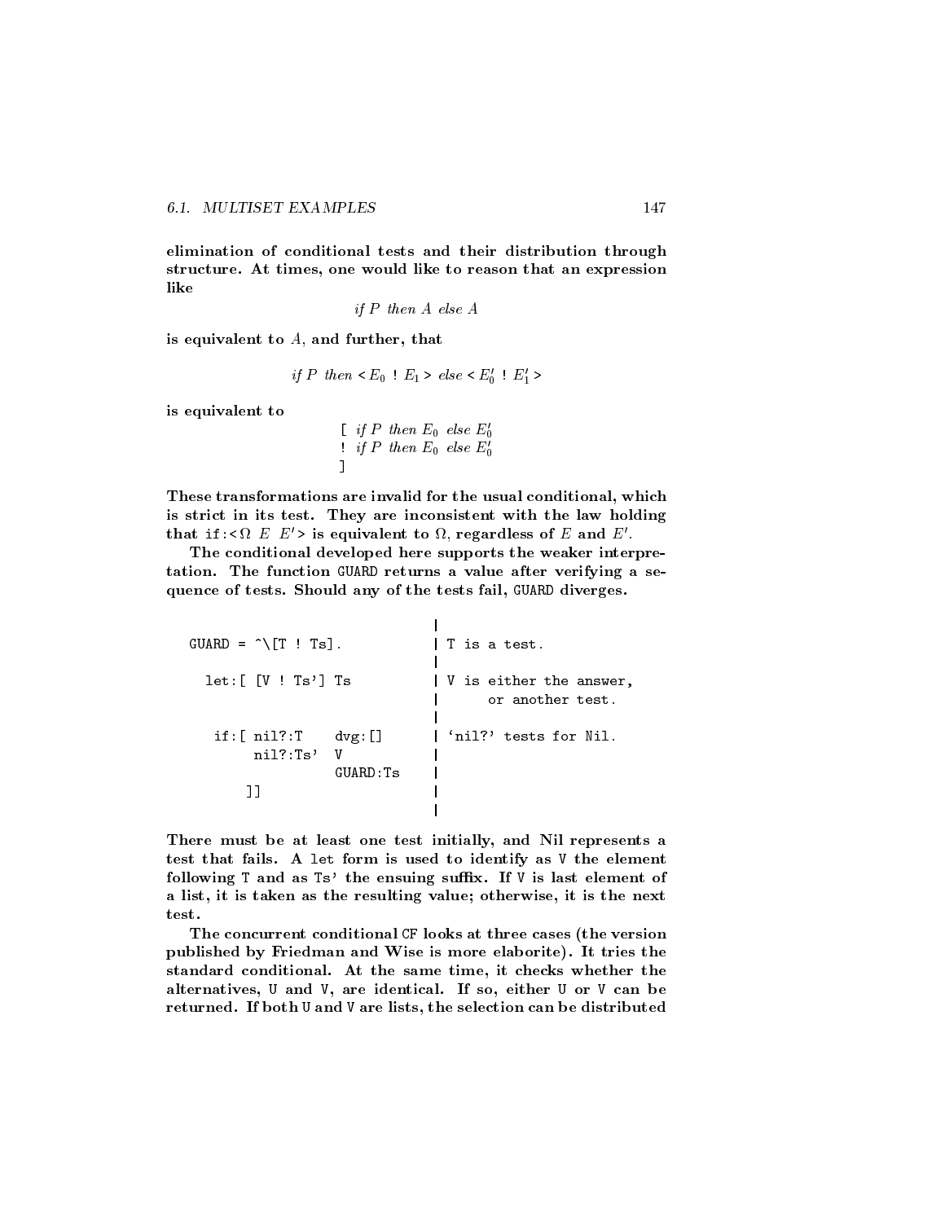elimination of conditional tests and their distribution through structure. At times, one would like to reason that an expression like

$$\textit{if } P \textit{ then } A \textit{ else } A$$

is equivalent to $A$, and further, that

$$\textit{if } P \textit{ then} < E_0 \ ! \ E_1 > \textit{else} < E_0' \ ! \ E_1' >$$

is equivalent to

$$\begin{array}{l} [ \ \textit{if } P \textit{ then } E_0 \textit{ else } E_0' \\ ! \ \textit{if } P \textit{ then } E_0 \textit{ else } E_0' \\ ] \end{array}$$

These transformations are invalid for the usual conditional, which is strict in its test. They are inconsistent with the law holding that if:< $\Omega$ $E$ $E'$> is equivalent to $\Omega$, regardless of $E$ and $E'$.

The conditional developed here supports the weaker interpretation. The function GUARD returns a value after verifying a sequence of tests. Should any of the tests fail, GUARD diverges.

```
                                |
GUARD = ^\[T ! Ts].             | T is a test.
                                |
  let:[ [V ! Ts'] Ts            | V is either the answer,
                                |      or another test.
                                |
   if:[ nil?:T    dvg:[]        | 'nil?' tests for Nil.
        nil?:Ts'  V             |
                  GUARD:Ts      |
       ]]                       |
                                |
```

There must be at least one test initially, and Nil represents a test that fails. A let form is used to identify as V the element following T and as Ts' the ensuing suffix. If V is last element of a list, it is taken as the resulting value; otherwise, it is the next test.

The concurrent conditional CF looks at three cases (the version published by Friedman and Wise is more elaborite). It tries the standard conditional. At the same time, it checks whether the alternatives, U and V, are identical. If so, either U or V can be returned. If both U and V are lists, the selection can be distributed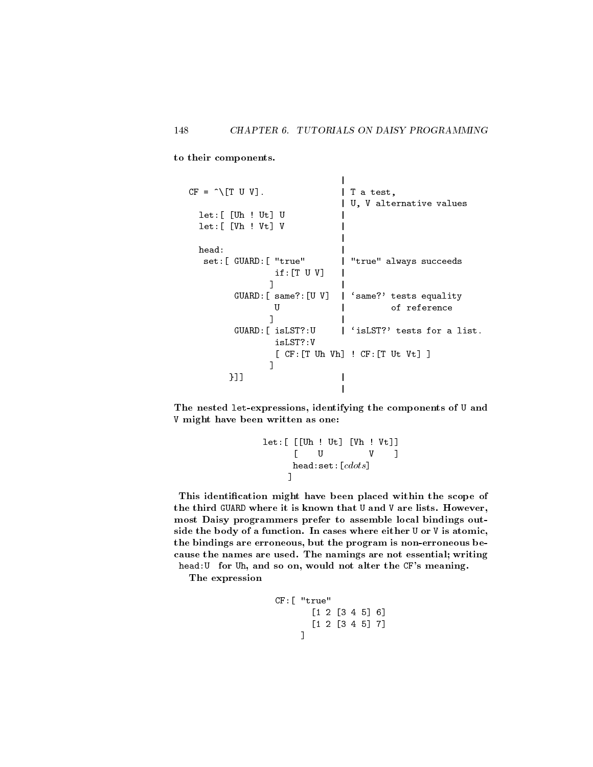to their components.

```
                                |
CF = ^\[T U V].                 | T a test,
                                | U, V alternative values
  let:[ [Uh ! Ut] U             |
  let:[ [Vh ! Vt] V             |
                                |
  head:                         |
   set:[ GUARD:[ "true"         | "true" always succeeds
                 if:[T U V]     |
                ]               |
         GUARD:[ same?:[U V]    | 'same?' tests equality
                 U              |         of reference
                ]               |
         GUARD:[ isLST?:U       | 'isLST?' tests for a list.
                 isLST?:V
                 [ CF:[T Uh Vh] ! CF:[T Ut Vt] ]
                ]
        }]]                     |
                                |
```

The nested let-expressions, identifying the components of U and V might have been written as one:

```
let:[ [[Uh ! Ut] [Vh ! Vt]]
      [    U         V    ]
      head:set:[cdots]
     ]
```

This identification might have been placed within the scope of the third GUARD where it is known that U and V are lists. However, most Daisy programmers prefer to assemble local bindings outside the body of a function. In cases where either U or V is atomic, the bindings are erroneous, but the program is non-erroneous because the names are used. The namings are not essential; writing head:U for Uh, and so on, would not alter the CF's meaning.

The expression

```
CF:[ "true"
     [1 2 [3 4 5] 6]
     [1 2 [3 4 5] 7]
   ]
```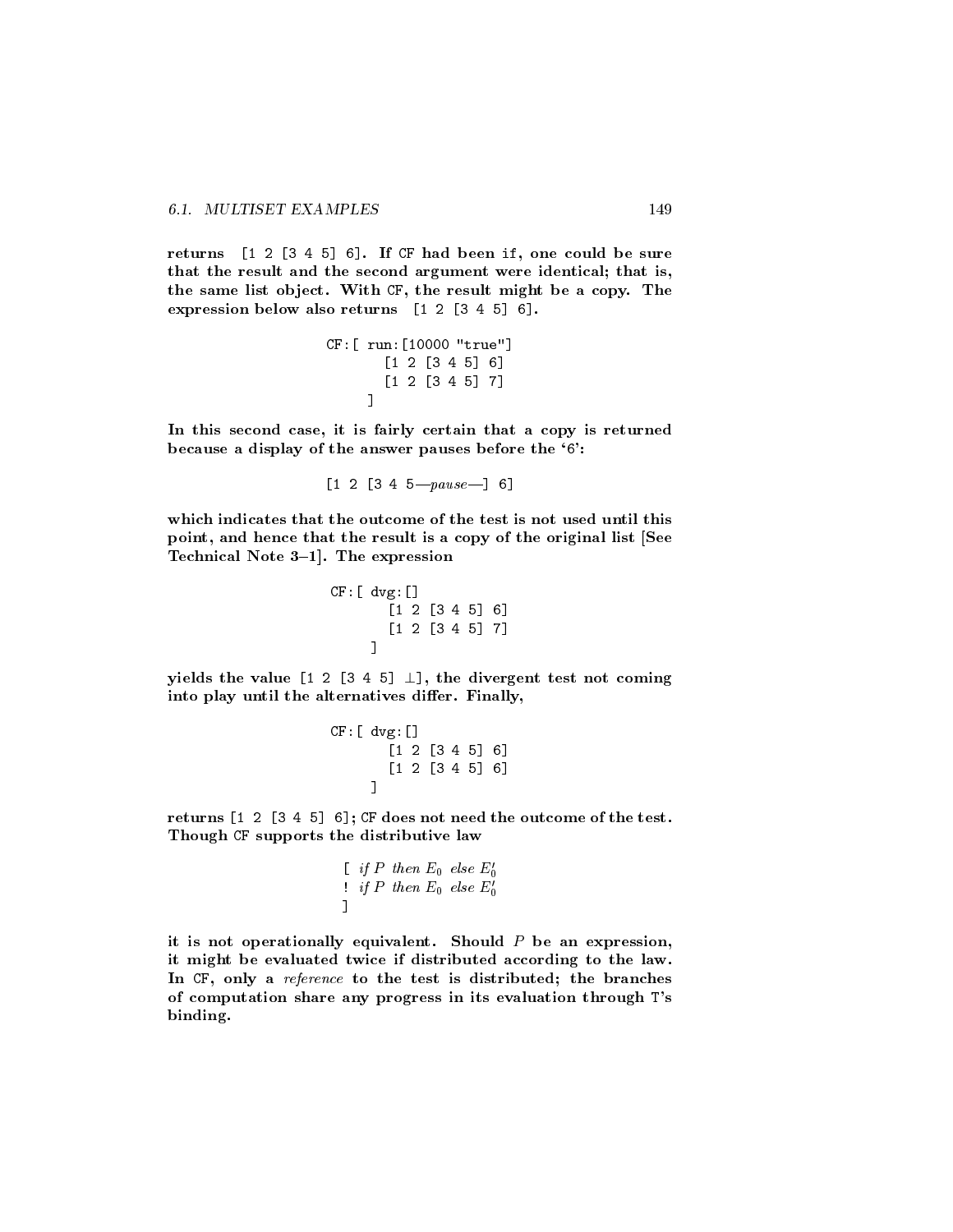returns [1 2 [3 4 5] 6]. If CF had been if, one could be sure that the result and the second argument were identical; that is, the same list object. With CF, the result might be a copy. The expression below also returns [1 2 [3 4 5] 6].

```
CF:[ run:[10000 "true"]
      [1 2 [3 4 5] 6]
      [1 2 [3 4 5] 7]
    ]
```

In this second case, it is fairly certain that a copy is returned because a display of the answer pauses before the '6':

```
[1 2 [3 4 5—pause—] 6]
```

which indicates that the outcome of the test is not used until this point, and hence that the result is a copy of the original list [See Technical Note 3–1]. The expression

```
CF:[ dvg:[]
      [1 2 [3 4 5] 6]
      [1 2 [3 4 5] 7]
    ]
```

yields the value [1 2 [3 4 5] ⊥], the divergent test not coming into play until the alternatives differ. Finally,

```
CF:[ dvg:[]
      [1 2 [3 4 5] 6]
      [1 2 [3 4 5] 6]
    ]
```

returns [1 2 [3 4 5] 6]; CF does not need the outcome of the test. Though CF supports the distributive law

[ *if* $P$ *then* $E_0$ *else* $E_0'$
! *if* $P$ *then* $E_0$ *else* $E_0'$
]

it is not operationally equivalent. Should $P$ be an expression, it might be evaluated twice if distributed according to the law. In CF, only a *reference* to the test is distributed; the branches of computation share any progress in its evaluation through T's binding.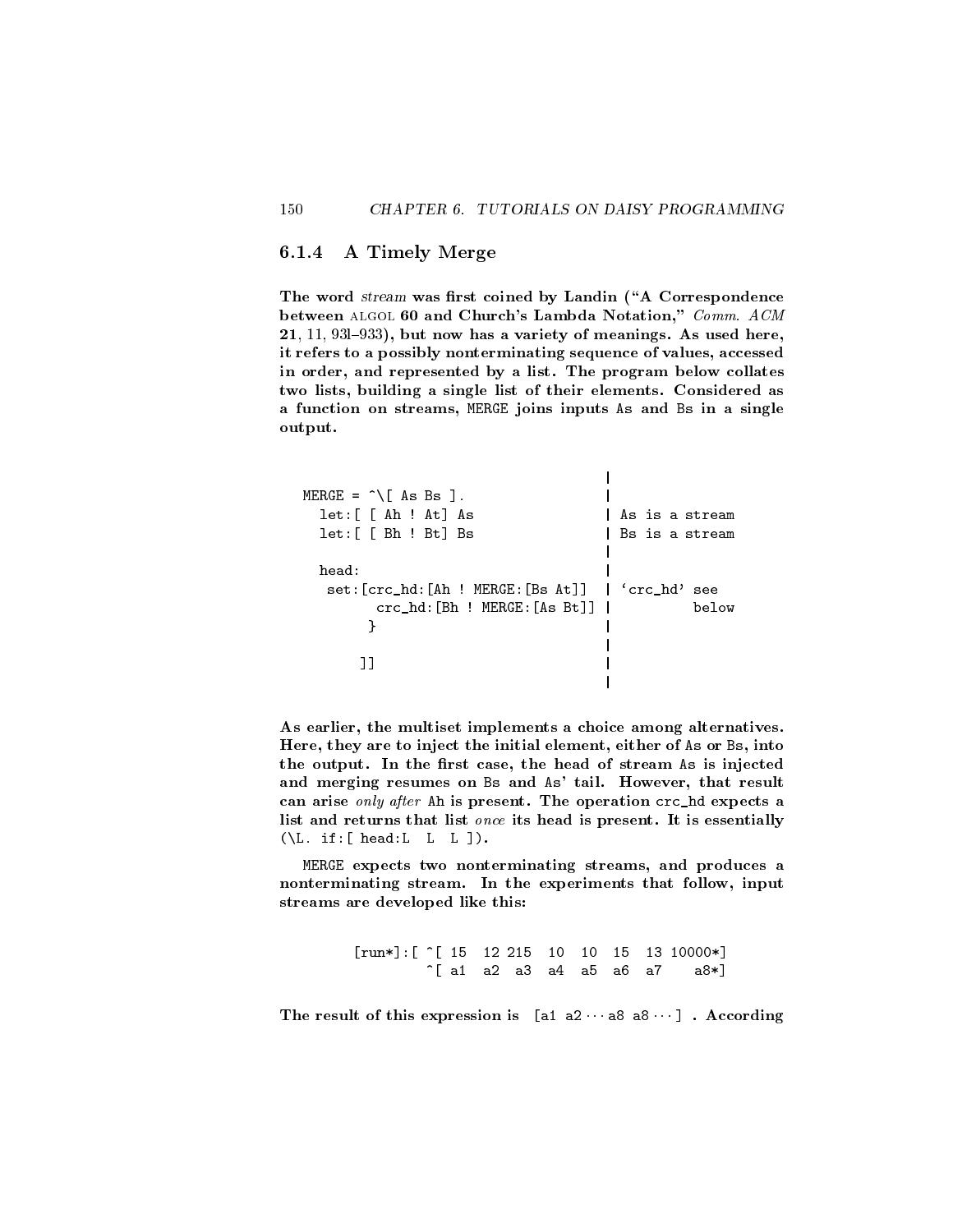### 6.1.4 A Timely Merge

The word *stream* was first coined by Landin ("A Correspondence between ALGOL 60 and Church's Lambda Notation," *Comm. ACM* **21**, 11, 93l–933), but now has a variety of meanings. As used here, it refers to a possibly nonterminating sequence of values, accessed in order, and represented by a list. The program below collates two lists, building a single list of their elements. Considered as a function on streams, MERGE joins inputs As and Bs in a single output.

```
                                        |
  MERGE = ^\[ As Bs ].                  |
    let:[ [ Ah ! At] As                 | As is a stream
    let:[ [ Bh ! Bt] Bs                 | Bs is a stream
                                        |
    head:                               |
     set:[crc_hd:[Ah ! MERGE:[Bs At]]   | `crc_hd' see
          crc_hd:[Bh ! MERGE:[As Bt]]   |          below
         }                              |
                                        |
        ]]                              |
                                        |
```

As earlier, the multiset implements a choice among alternatives. Here, they are to inject the initial element, either of As or Bs, into the output. In the first case, the head of stream As is injected and merging resumes on Bs and As' tail. However, that result can arise *only after* Ah is present. The operation crc_hd expects a list and returns that list *once* its head is present. It is essentially (\L. if:[ head:L L L ]).

MERGE expects two nonterminating streams, and produces a nonterminating stream. In the experiments that follow, input streams are developed like this:

```
        [run*]:[ ^[ 15  12 215  10  10  15  13 10000*]
                 ^[ a1  a2  a3  a4  a5  a6  a7    a8*]
```

The result of this expression is [a1 a2 ··· a8 a8 ··· ] . According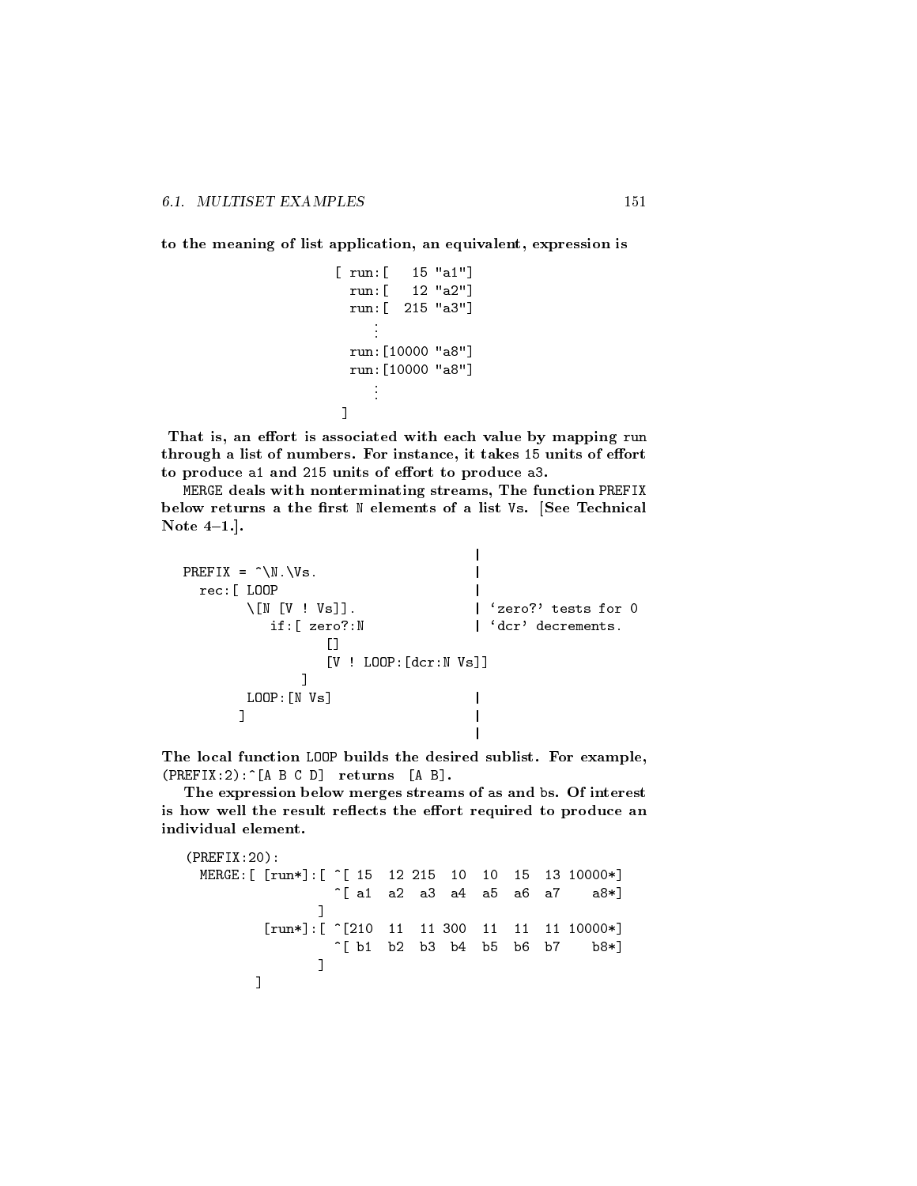to the meaning of list application, an equivalent, expression is

```
[ run:[   15 "a1"]
  run:[   12 "a2"]
  run:[  215 "a3"]
      ⋮
  run:[10000 "a8"]
  run:[10000 "a8"]
      ⋮
 ]
```

That is, an effort is associated with each value by mapping run through a list of numbers. For instance, it takes 15 units of effort to produce a1 and 215 units of effort to produce a3.

MERGE deals with nonterminating streams, The function PREFIX below returns a the first N elements of a list Vs. [See Technical Note 4–1.].

```
                                       |
PREFIX = ^\N.\Vs.                      |
  rec:[ LOOP                           |
        \[N [V ! Vs]].                 | 'zero?' tests for 0
           if:[ zero?:N                | 'dcr' decrements.
                 []
                 [V ! LOOP:[dcr:N Vs]]
               ]
        LOOP:[N Vs]                    |
      ]                                |
                                       |
```

The local function LOOP builds the desired sublist. For example, (PREFIX:2):^[A B C D] returns [A B].

The expression below merges streams of as and bs. Of interest is how well the result reflects the effort required to produce an individual element.

```
(PREFIX:20):
  MERGE:[ [run*]:[ ^[ 15  12 215  10  10  15  13 10000*]
                   ^[ a1  a2  a3  a4  a5  a6  a7    a8*]
                 ]
          [run*]:[ ^[210  11  11 300  11  11  11 10000*]
                   ^[ b1  b2  b3  b4  b5  b6  b7    b8*]
                 ]
        ]
```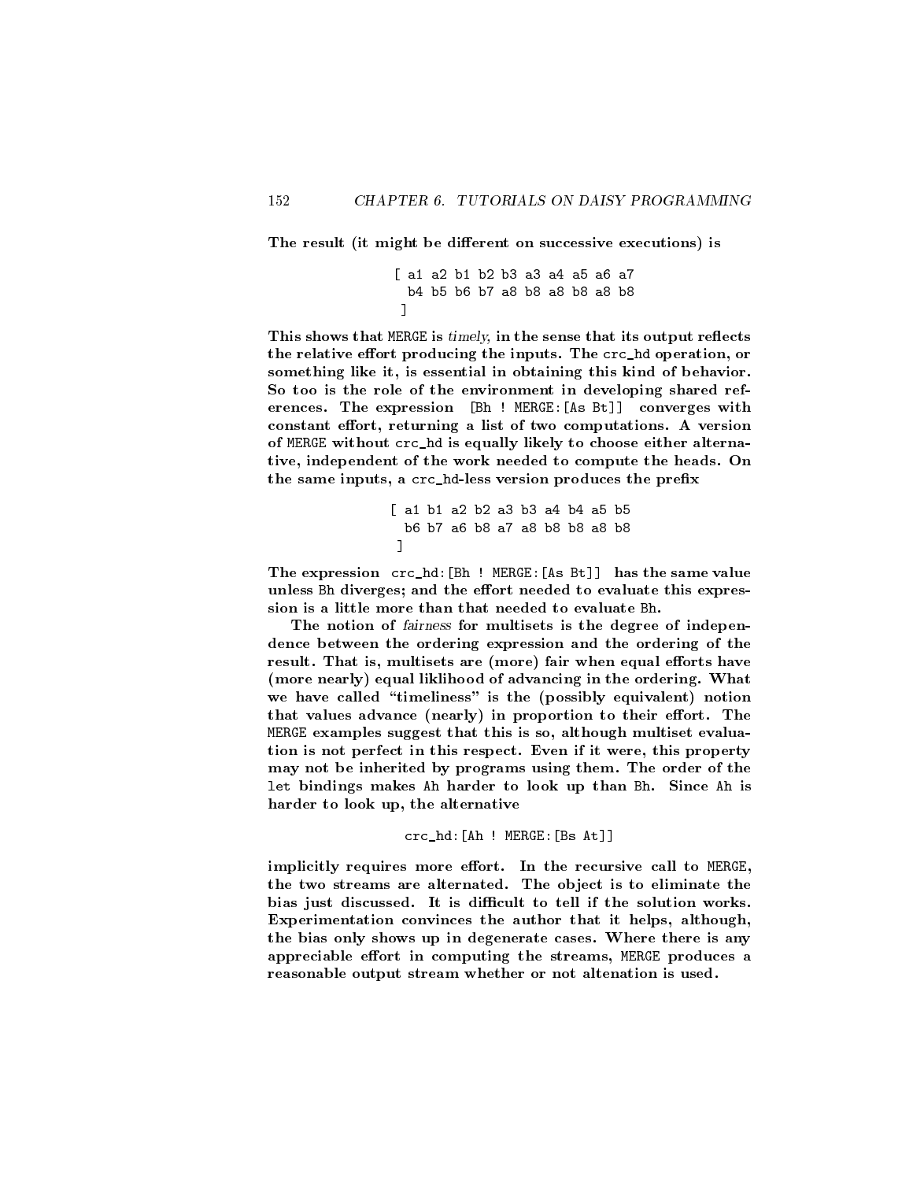The result (it might be different on successive executions) is

```
[ a1 a2 b1 b2 b3 a3 a4 a5 a6 a7
  b4 b5 b6 b7 a8 b8 a8 b8 a8 b8
 ]
```

This shows that MERGE is *timely*, in the sense that its output reflects the relative effort producing the inputs. The crc_hd operation, or something like it, is essential in obtaining this kind of behavior. So too is the role of the environment in developing shared references. The expression `[Bh ! MERGE:[As Bt]]` converges with constant effort, returning a list of two computations. A version of MERGE without crc_hd is equally likely to choose either alternative, independent of the work needed to compute the heads. On the same inputs, a crc_hd-less version produces the prefix

```
[ a1 b1 a2 b2 a3 b3 a4 b4 a5 b5
  b6 b7 a6 b8 a7 a8 b8 b8 a8 b8
 ]
```

The expression `crc_hd:[Bh ! MERGE:[As Bt]]` has the same value unless Bh diverges; and the effort needed to evaluate this expression is a little more than that needed to evaluate Bh.

The notion of *fairness* for multisets is the degree of independence between the ordering expression and the ordering of the result. That is, multisets are (more) fair when equal efforts have (more nearly) equal liklihood of advancing in the ordering. What we have called "timeliness" is the (possibly equivalent) notion that values advance (nearly) in proportion to their effort. The MERGE examples suggest that this is so, although multiset evaluation is not perfect in this respect. Even if it were, this property may not be inherited by programs using them. The order of the let bindings makes Ah harder to look up than Bh. Since Ah is harder to look up, the alternative

```
crc_hd:[Ah ! MERGE:[Bs At]]
```

implicitly requires more effort. In the recursive call to MERGE, the two streams are alternated. The object is to eliminate the bias just discussed. It is difficult to tell if the solution works. Experimentation convinces the author that it helps, although, the bias only shows up in degenerate cases. Where there is any appreciable effort in computing the streams, MERGE produces a reasonable output stream whether or not altenation is used.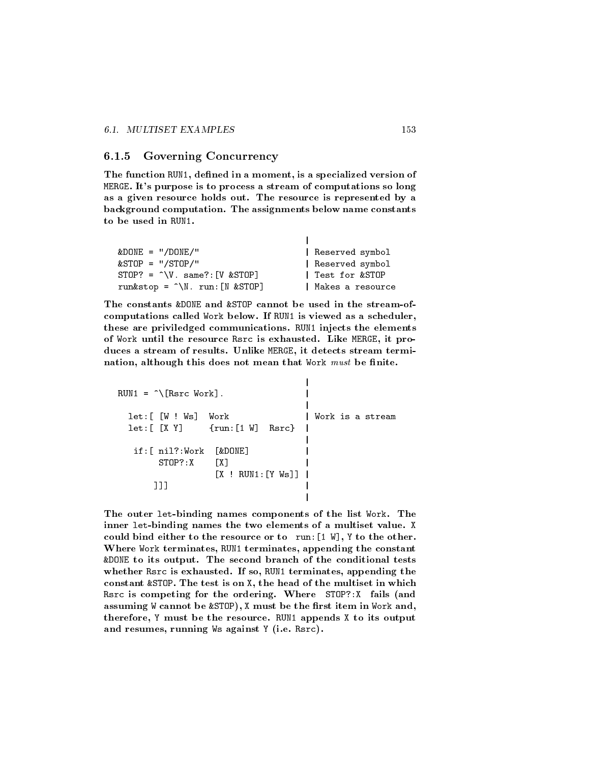### 6.1.5 Governing Concurrency

The function RUN1, defined in a moment, is a specialized version of MERGE. It's purpose is to process a stream of computations so long as a given resource holds out. The resource is represented by a background computation. The assignments below name constants to be used in RUN1.

```
                                          |
  &DONE = "/DONE/"                        | Reserved symbol
  &STOP = "/STOP/"                        | Reserved symbol
  STOP? = ^\V. same?:[V &STOP]            | Test for &STOP
  run&stop = ^\N. run:[N &STOP]           | Makes a resource
```

The constants &DONE and &STOP cannot be used in the stream-of-computations called Work below. If RUN1 is viewed as a scheduler, these are priviledged communications. RUN1 injects the elements of Work until the resource Rsrc is exhausted. Like MERGE, it produces a stream of results. Unlike MERGE, it detects stream termination, although this does not mean that Work *must* be finite.

```
                                          |
  RUN1 = ^\[Rsrc Work].                   |
                                          |
    let:[ [W ! Ws]  Work                  | Work is a stream
    let:[ [X Y]     {run:[1 W]  Rsrc}     |
                                          |
     if:[ nil?:Work  [&DONE]              |
          STOP?:X    [X]                  |
                     [X ! RUN1:[Y Ws]]    |
        ]]]                               |
                                          |
```

The outer let-binding names components of the list Work. The inner let-binding names the two elements of a multiset value. X could bind either to the resource or to run:[1 W], Y to the other. Where Work terminates, RUN1 terminates, appending the constant &DONE to its output. The second branch of the conditional tests whether Rsrc is exhausted. If so, RUN1 terminates, appending the constant &STOP. The test is on X, the head of the multiset in which Rsrc is competing for the ordering. Where STOP?:X fails (and assuming W cannot be &STOP), X must be the first item in Work and, therefore, Y must be the resource. RUN1 appends X to its output and resumes, running Ws against Y (i.e. Rsrc).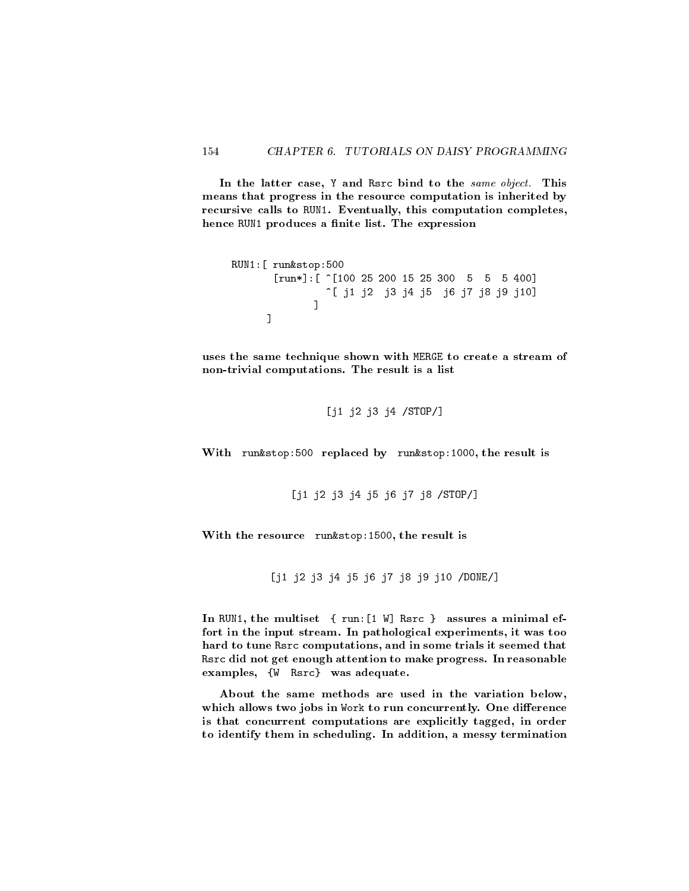In the latter case, Y and Rsrc bind to the *same object.* This means that progress in the resource computation is inherited by recursive calls to RUN1. Eventually, this computation completes, hence RUN1 produces a finite list. The expression

```
RUN1:[ run&stop:500
        [run*]:[ ^[100 25 200 15 25 300  5  5  5 400]
                  ^[ j1 j2  j3 j4 j5  j6 j7 j8 j9 j10]
               ]
      ]
```

uses the same technique shown with MERGE to create a stream of non-trivial computations. The result is a list

```
[j1 j2 j3 j4 /STOP/]
```

With run&stop:500 replaced by run&stop:1000, the result is

```
[j1 j2 j3 j4 j5 j6 j7 j8 /STOP/]
```

With the resource run&stop:1500, the result is

```
[j1 j2 j3 j4 j5 j6 j7 j8 j9 j10 /DONE/]
```

In RUN1, the multiset { run:[1 W] Rsrc } assures a minimal effort in the input stream. In pathological experiments, it was too hard to tune Rsrc computations, and in some trials it seemed that Rsrc did not get enough attention to make progress. In reasonable examples, {W Rsrc} was adequate.

About the same methods are used in the variation below, which allows two jobs in Work to run concurrently. One difference is that concurrent computations are explicitly tagged, in order to identify them in scheduling. In addition, a messy termination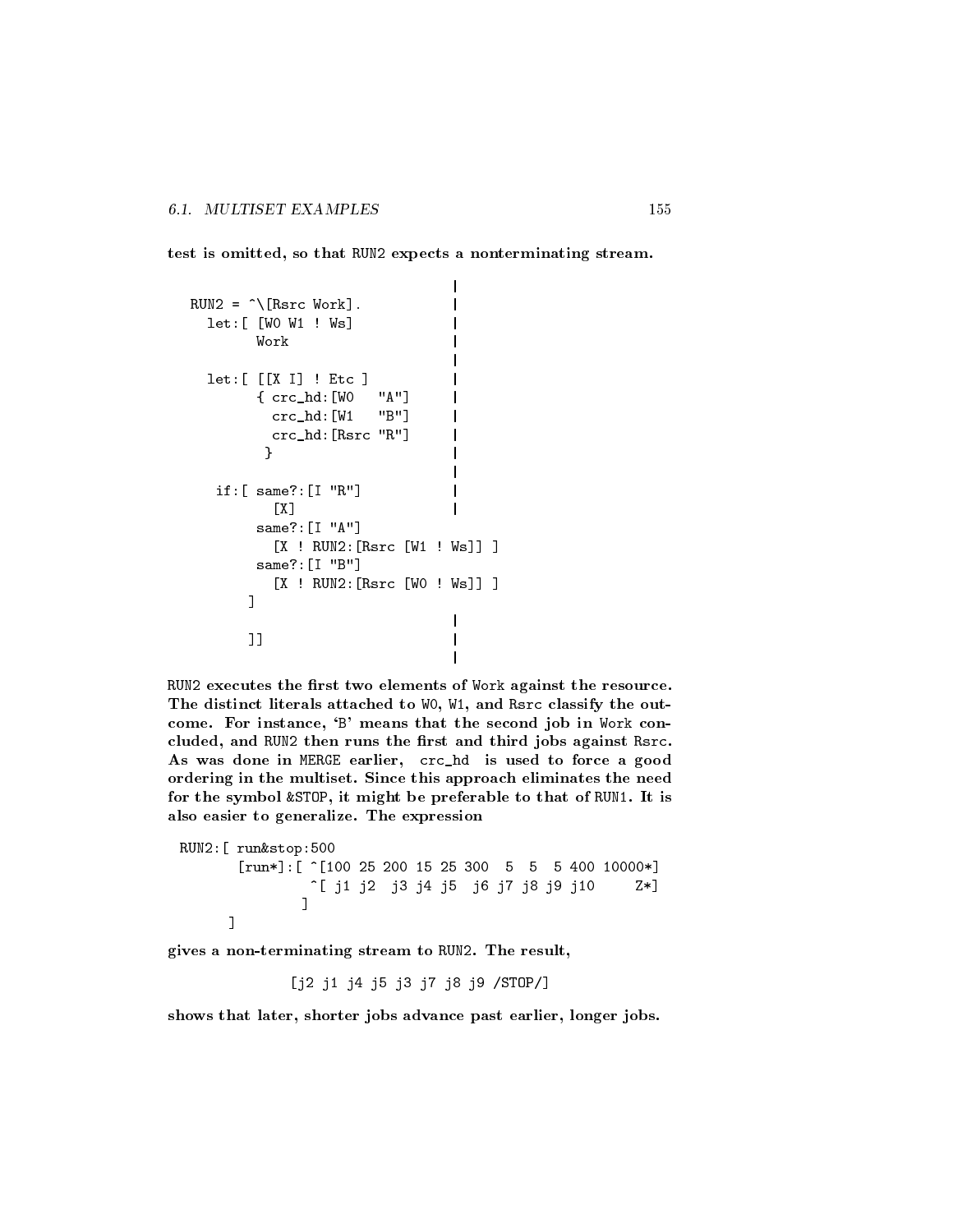test is omitted, so that RUN2 expects a nonterminating stream.

```
                                  |
  RUN2 = ^\[Rsrc Work].           |
    let:[ [W0 W1 ! Ws]            |
          Work                    |
                                  |
    let:[ [[X I] ! Etc ]          |
          { crc_hd:[W0   "A"]     |
            crc_hd:[W1   "B"]     |
            crc_hd:[Rsrc "R"]     |
           }                      |
                                  |
     if:[ same?:[I "R"]           |
            [X]                   |
          same?:[I "A"]
            [X ! RUN2:[Rsrc [W1 ! Ws]] ]
          same?:[I "B"]
            [X ! RUN2:[Rsrc [W0 ! Ws]] ]
         ]
                                  |
         ]]                       |
                                  |
```

RUN2 executes the first two elements of Work against the resource. The distinct literals attached to W0, W1, and Rsrc classify the outcome. For instance, 'B' means that the second job in Work concluded, and RUN2 then runs the first and third jobs against Rsrc. As was done in MERGE earlier, crc_hd is used to force a good ordering in the multiset. Since this approach eliminates the need for the symbol &STOP, it might be preferable to that of RUN1. It is also easier to generalize. The expression

```
 RUN2:[ run&stop:500
        [run*]:[ ^[100 25 200 15 25 300  5  5  5 400 10000*]
                  ^[ j1 j2  j3 j4 j5  j6 j7 j8 j9 j10     Z*]
                ]
       ]
```

gives a non-terminating stream to RUN2. The result,

```
[j2 j1 j4 j5 j3 j7 j8 j9 /STOP/]
```

shows that later, shorter jobs advance past earlier, longer jobs.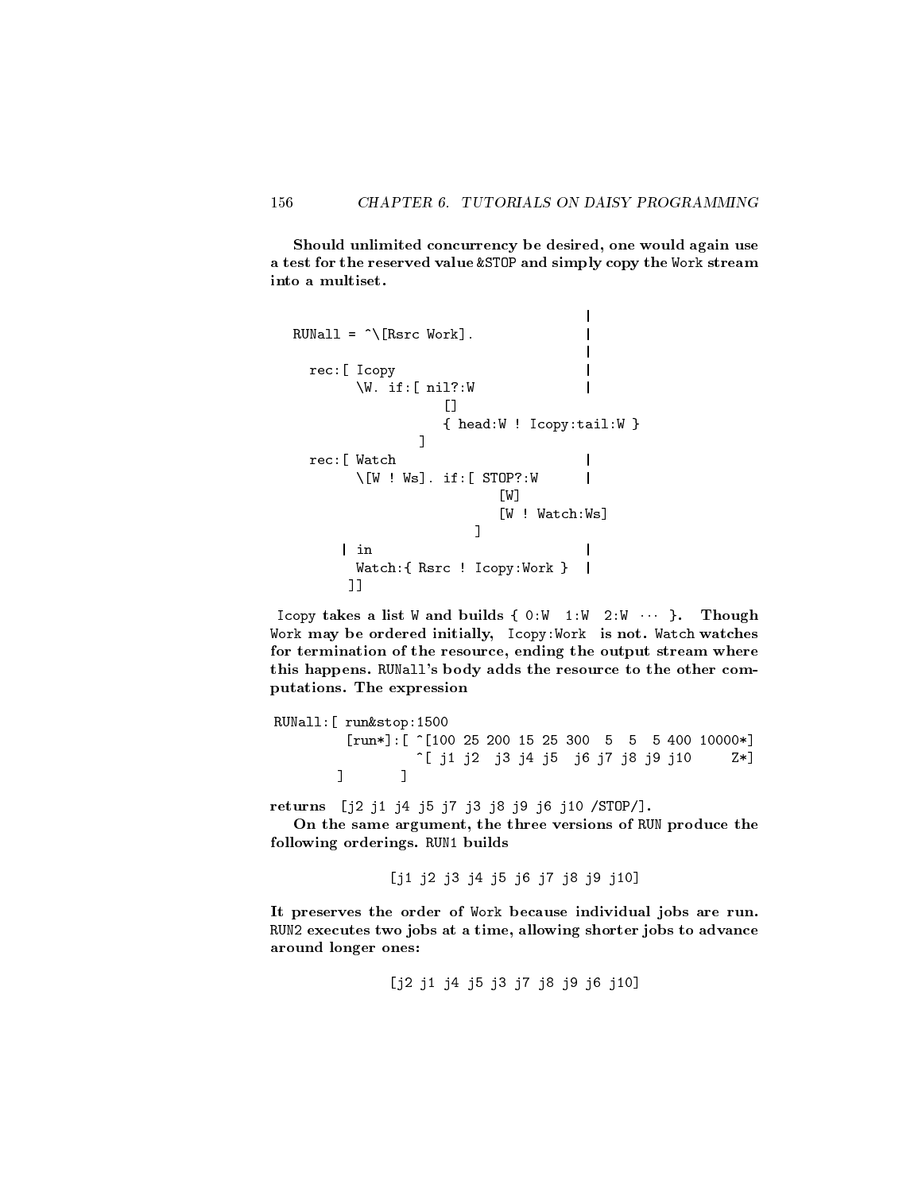Should unlimited concurrency be desired, one would again use a test for the reserved value &STOP and simply copy the Work stream into a multiset.

```
                                       |
  RUNall = ^\[Rsrc Work].              |
                                       |
    rec:[ Icopy                        |
          \W. if:[ nil?:W              |
                   []
                   { head:W ! Icopy:tail:W }
                 ]
    rec:[ Watch                        |
          \[W ! Ws]. if:[ STOP?:W      |
                          [W]
                          [W ! Watch:Ws]
                        ]
        | in                           |
          Watch:{ Rsrc ! Icopy:Work }  |
         ]]
```

Icopy takes a list W and builds { 0:W 1:W 2:W ··· }. Though Work may be ordered initially, Icopy:Work is not. Watch watches for termination of the resource, ending the output stream where this happens. RUNall's body adds the resource to the other computations. The expression

```
RUNall:[ run&stop:1500
         [run*]:[ ^[100 25 200 15 25 300  5  5  5 400 10000*]
                  ^[ j1 j2  j3 j4 j5  j6 j7 j8 j9 j10     Z*]
       ]        ]
```

returns [j2 j1 j4 j5 j7 j3 j8 j9 j6 j10 /STOP/].

On the same argument, the three versions of RUN produce the following orderings. RUN1 builds

```
[j1 j2 j3 j4 j5 j6 j7 j8 j9 j10]
```

It preserves the order of Work because individual jobs are run. RUN2 executes two jobs at a time, allowing shorter jobs to advance around longer ones:

```
[j2 j1 j4 j5 j3 j7 j8 j9 j6 j10]
```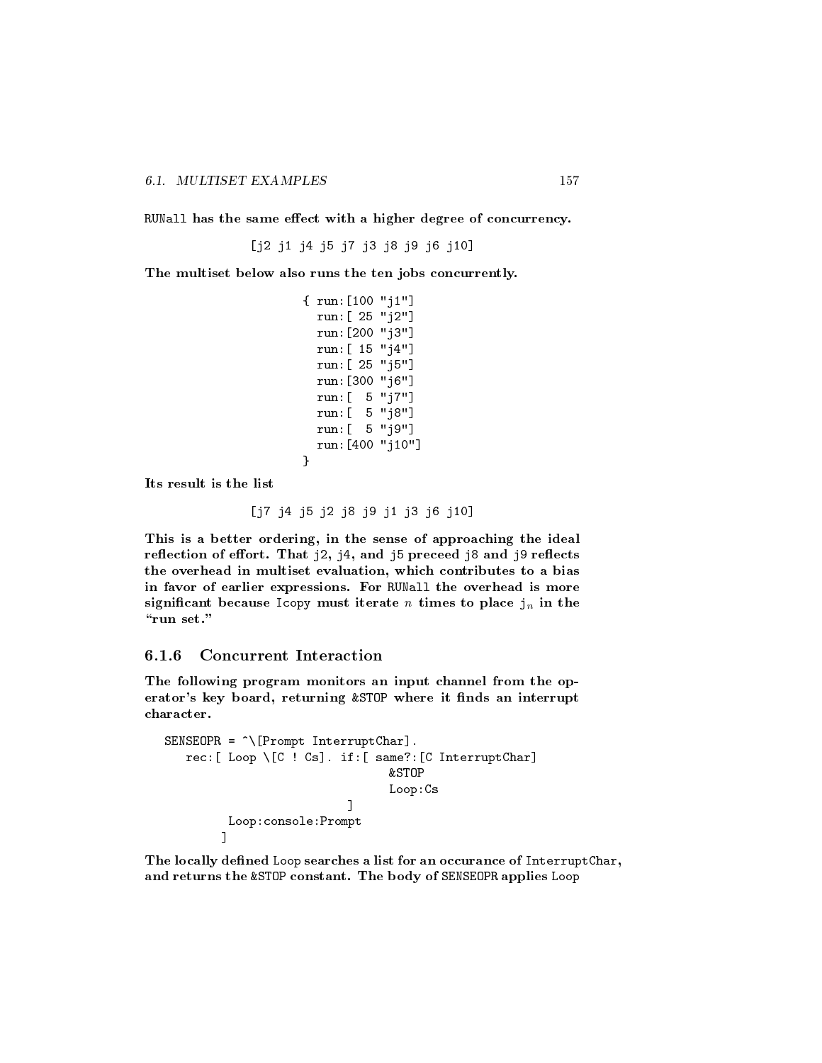RUNall has the same effect with a higher degree of concurrency.

```
[j2 j1 j4 j5 j7 j3 j8 j9 j6 j10]
```

The multiset below also runs the ten jobs concurrently.

```
{ run:[100 "j1"]
  run:[ 25 "j2"]
  run:[200 "j3"]
  run:[ 15 "j4"]
  run:[ 25 "j5"]
  run:[300 "j6"]
  run:[  5 "j7"]
  run:[  5 "j8"]
  run:[  5 "j9"]
  run:[400 "j10"]
}
```

Its result is the list

```
[j7 j4 j5 j2 j8 j9 j1 j3 j6 j10]
```

This is a better ordering, in the sense of approaching the ideal reflection of effort. That j2, j4, and j5 preceed j8 and j9 reflects the overhead in multiset evaluation, which contributes to a bias in favor of earlier expressions. For RUNall the overhead is more significant because Icopy must iterate $n$ times to place $j_n$ in the "run set."

### 6.1.6 Concurrent Interaction

The following program monitors an input channel from the operator's key board, returning &STOP where it finds an interrupt character.

```
SENSEOPR = ^\[Prompt InterruptChar].
   rec:[ Loop \[C ! Cs]. if:[ same?:[C InterruptChar]
                               &STOP
                               Loop:Cs
                             ]
         Loop:console:Prompt
       ]
```

The locally defined Loop searches a list for an occurance of InterruptChar, and returns the &STOP constant. The body of SENSEOPR applies Loop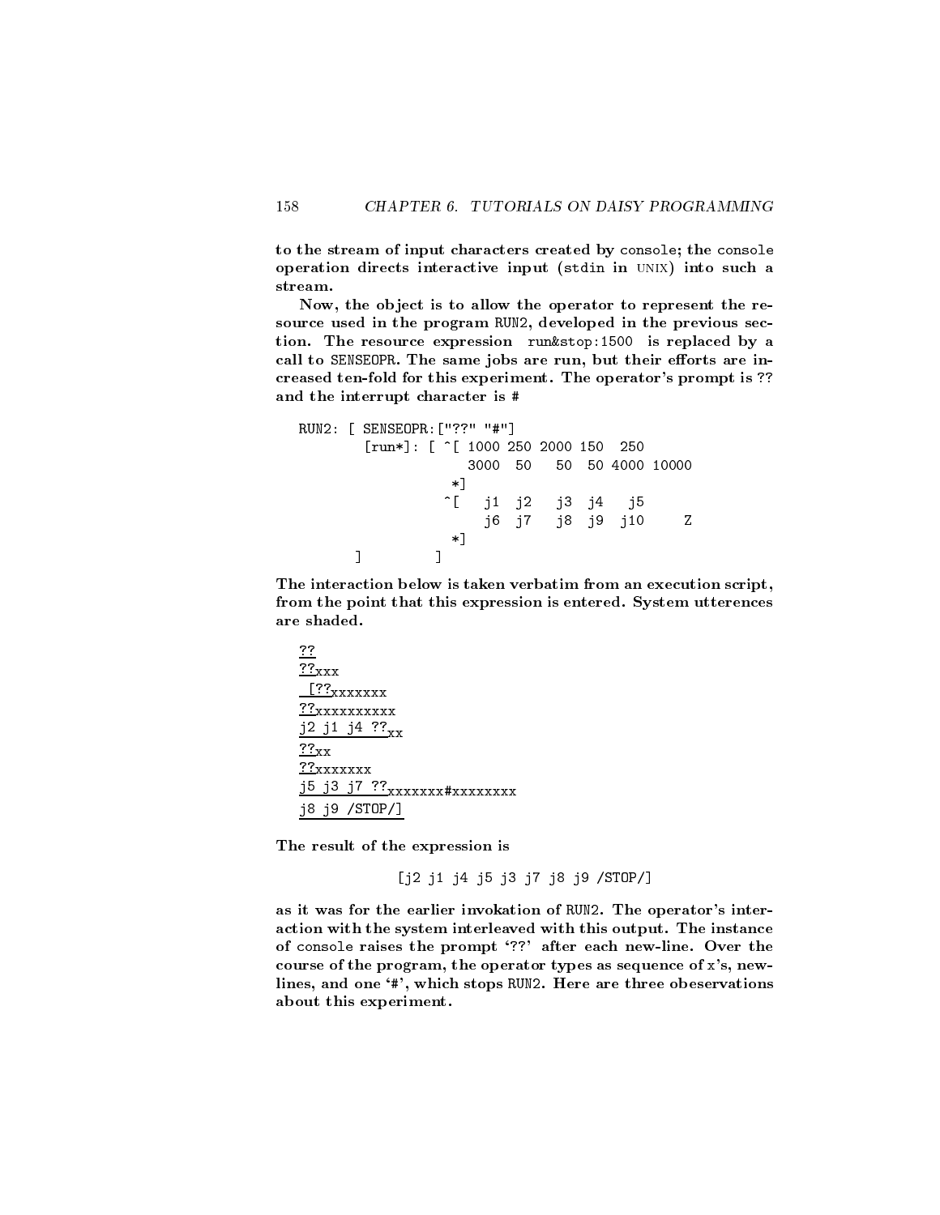to the stream of input characters created by console; the console operation directs interactive input (stdin in UNIX) into such a stream.

Now, the object is to allow the operator to represent the resource used in the program RUN2, developed in the previous section. The resource expression run&stop:1500 is replaced by a call to SENSEOPR. The same jobs are run, but their efforts are increased ten-fold for this experiment. The operator's prompt is ?? and the interrupt character is #

```
RUN2: [ SENSEOPR:["??" "#"]
        [run*]: [ ^[ 1000 250 2000 150  250
                     3000  50   50  50 4000 10000
                   *]
                  ^[   j1  j2   j3  j4   j5
                       j6  j7   j8  j9  j10     Z
                   *]
        ]         ]
```

The interaction below is taken verbatim from an execution script, from the point that this expression is entered. System utterences are shaded.

```
??
??xxx
 [??xxxxxxx
??xxxxxxxxxx
j2 j1 j4 ??xx
??xx
??xxxxxxx
j5 j3 j7 ??xxxxxxx#xxxxxxxx
j8 j9 /STOP/]
```

The result of the expression is

```
[j2 j1 j4 j5 j3 j7 j8 j9 /STOP/]
```

as it was for the earlier invokation of RUN2. The operator's interaction with the system interleaved with this output. The instance of console raises the prompt '??' after each new-line. Over the course of the program, the operator types as sequence of x's, newlines, and one '#', which stops RUN2. Here are three obeservations about this experiment.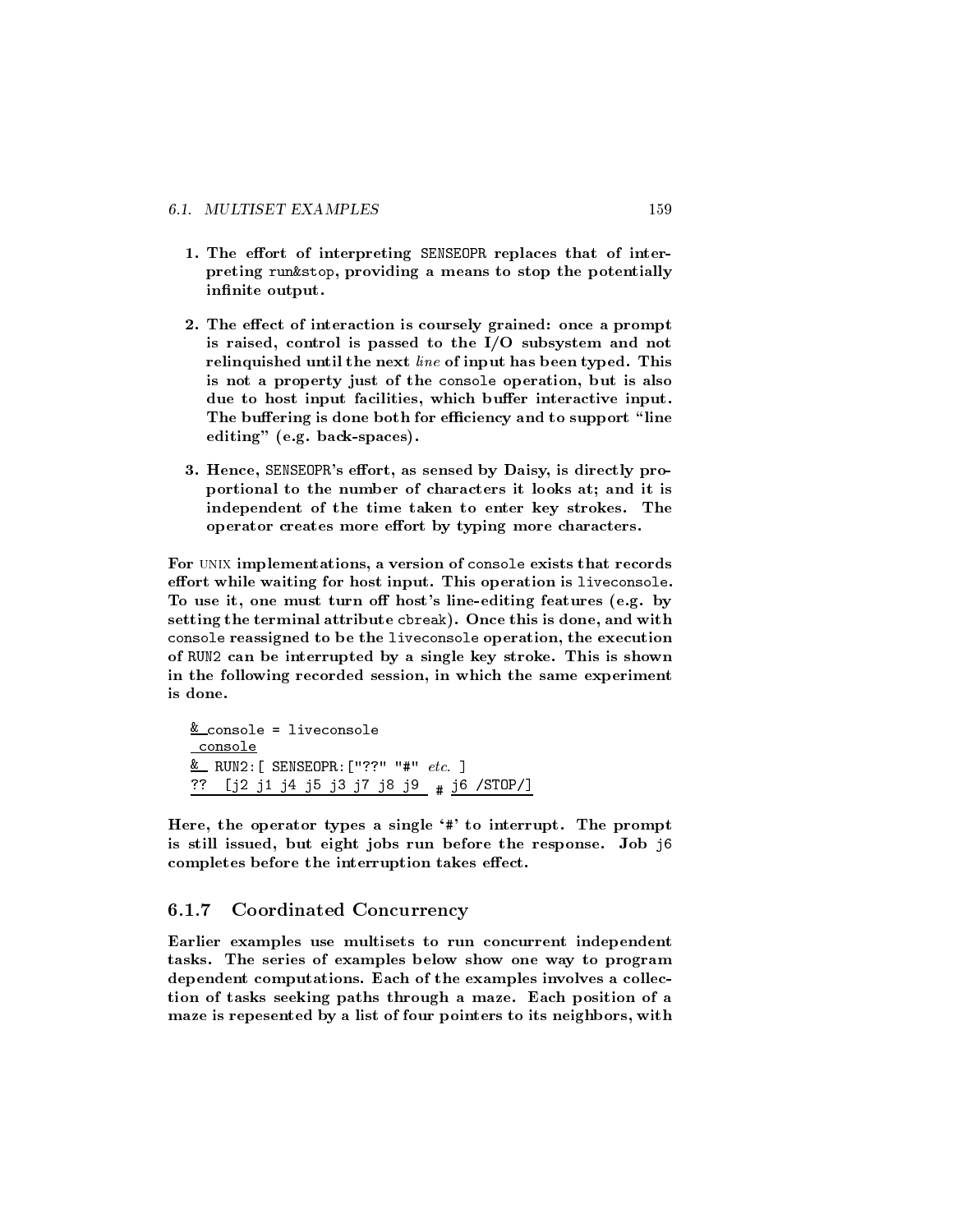1. The effort of interpreting SENSEOPR replaces that of interpreting run&stop, providing a means to stop the potentially infinite output.

2. The effect of interaction is coursely grained: once a prompt is raised, control is passed to the I/O subsystem and not relinquished until the next *line* of input has been typed. This is not a property just of the console operation, but is also due to host input facilities, which buffer interactive input. The buffering is done both for efficiency and to support "line editing" (e.g. back-spaces).

3. Hence, SENSEOPR's effort, as sensed by Daisy, is directly proportional to the number of characters it looks at; and it is independent of the time taken to enter key strokes. The operator creates more effort by typing more characters.

For UNIX implementations, a version of console exists that records effort while waiting for host input. This operation is liveconsole. To use it, one must turn off host's line-editing features (e.g. by setting the terminal attribute cbreak). Once this is done, and with console reassigned to be the liveconsole operation, the execution of RUN2 can be interrupted by a single key stroke. This is shown in the following recorded session, in which the same experiment is done.

```
& console = liveconsole
 console
& RUN2:[ SENSEOPR:["??" "#" etc. ]
??  [j2 j1 j4 j5 j3 j7 j8 j9 # j6 /STOP/]
```

Here, the operator types a single '#' to interrupt. The prompt is still issued, but eight jobs run before the response. Job j6 completes before the interruption takes effect.

### 6.1.7 Coordinated Concurrency

Earlier examples use multisets to run concurrent independent tasks. The series of examples below show one way to program dependent computations. Each of the examples involves a collection of tasks seeking paths through a maze. Each position of a maze is repesented by a list of four pointers to its neighbors, with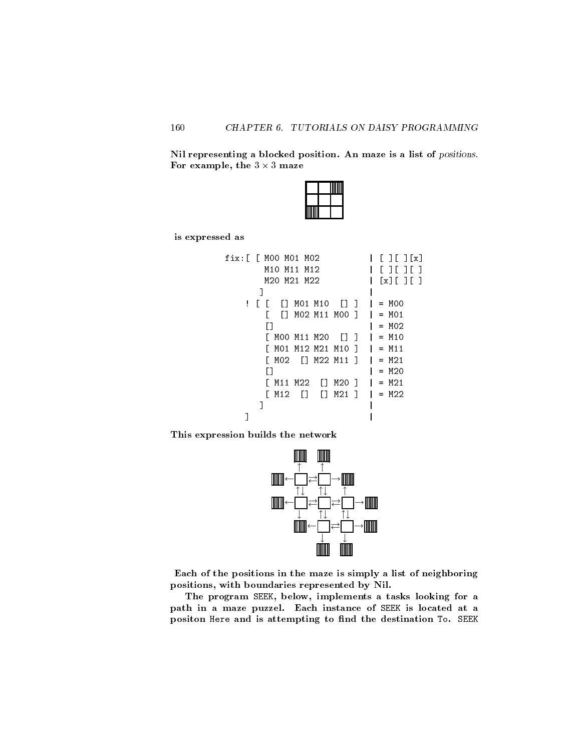Nil representing a blocked position. An maze is a list of *positions*. For example, the $3 \times 3$ maze

is expressed as

```
fix:[ [ M00 M01 M02          | [ ][ ][x]
        M10 M11 M12          | [ ][ ][ ]
        M20 M21 M22          | [x][ ][ ]
       ]                     |
    ! [ [  [] M01 M10  [] ]  | = M00
        [  [] M02 M11 M00 ]  | = M01
        []                   | = M02
        [ M00 M11 M20  [] ]  | = M10
        [ M01 M12 M21 M10 ]  | = M11
        [ M02  [] M22 M11 ]  | = M21
        []                   | = M20
        [ M11 M22  [] M20 ]  | = M21
        [ M12  []  [] M21 ]  | = M22
       ]                     |
    ]                        |
```

This expression builds the network

Each of the positions in the maze is simply a list of neighboring positions, with boundaries represented by Nil.

The program SEEK, below, implements a tasks looking for a path in a maze puzzel. Each instance of SEEK is located at a positon Here and is attempting to find the destination To. SEEK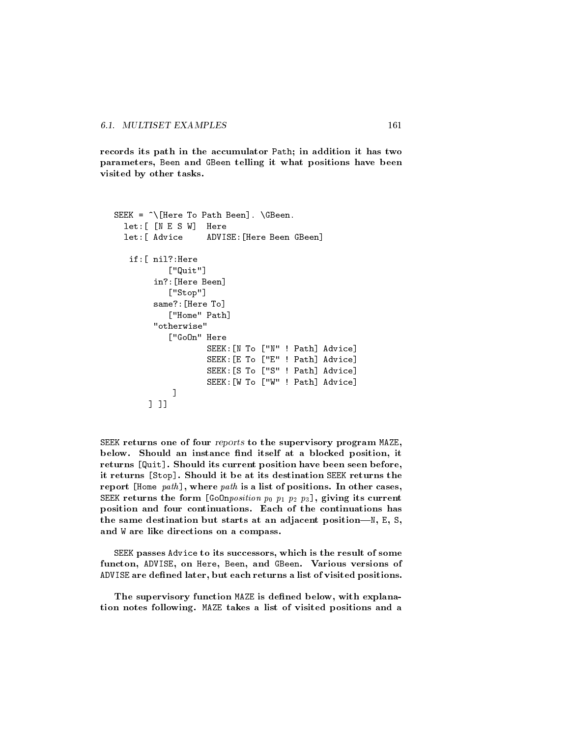records its path in the accumulator Path; in addition it has two parameters, Been and GBeen telling it what positions have been visited by other tasks.

```
SEEK = ^\[Here To Path Been]. \GBeen.
  let:[ [N E S W]  Here
  let:[ Advice     ADVISE:[Here Been GBeen]

    if:[ nil?:Here
            ["Quit"]
         in?:[Here Been]
            ["Stop"]
         same?:[Here To]
            ["Home" Path]
         "otherwise"
            ["GoOn" Here
                    SEEK:[N To ["N" ! Path] Advice]
                    SEEK:[E To ["E" ! Path] Advice]
                    SEEK:[S To ["S" ! Path] Advice]
                    SEEK:[W To ["W" ! Path] Advice]
             ]
        ] ]]
```

SEEK returns one of four *reports* to the supervisory program MAZE, below. Should an instance find itself at a blocked position, it returns [Quit]. Should its current position have been seen before, it returns [Stop]. Should it be at its destination SEEK returns the report [Home *path*], where *path* is a list of positions. In other cases, SEEK returns the form [GoOn*position* $p_0$ $p_1$ $p_2$ $p_3$], giving its current position and four continuations. Each of the continuations has the same destination but starts at an adjacent position—N, E, S, and W are like directions on a compass.

SEEK passes Advice to its successors, which is the result of some functon, ADVISE, on Here, Been, and GBeen. Various versions of ADVISE are defined later, but each returns a list of visited positions.

The supervisory function MAZE is defined below, with explanation notes following. MAZE takes a list of visited positions and a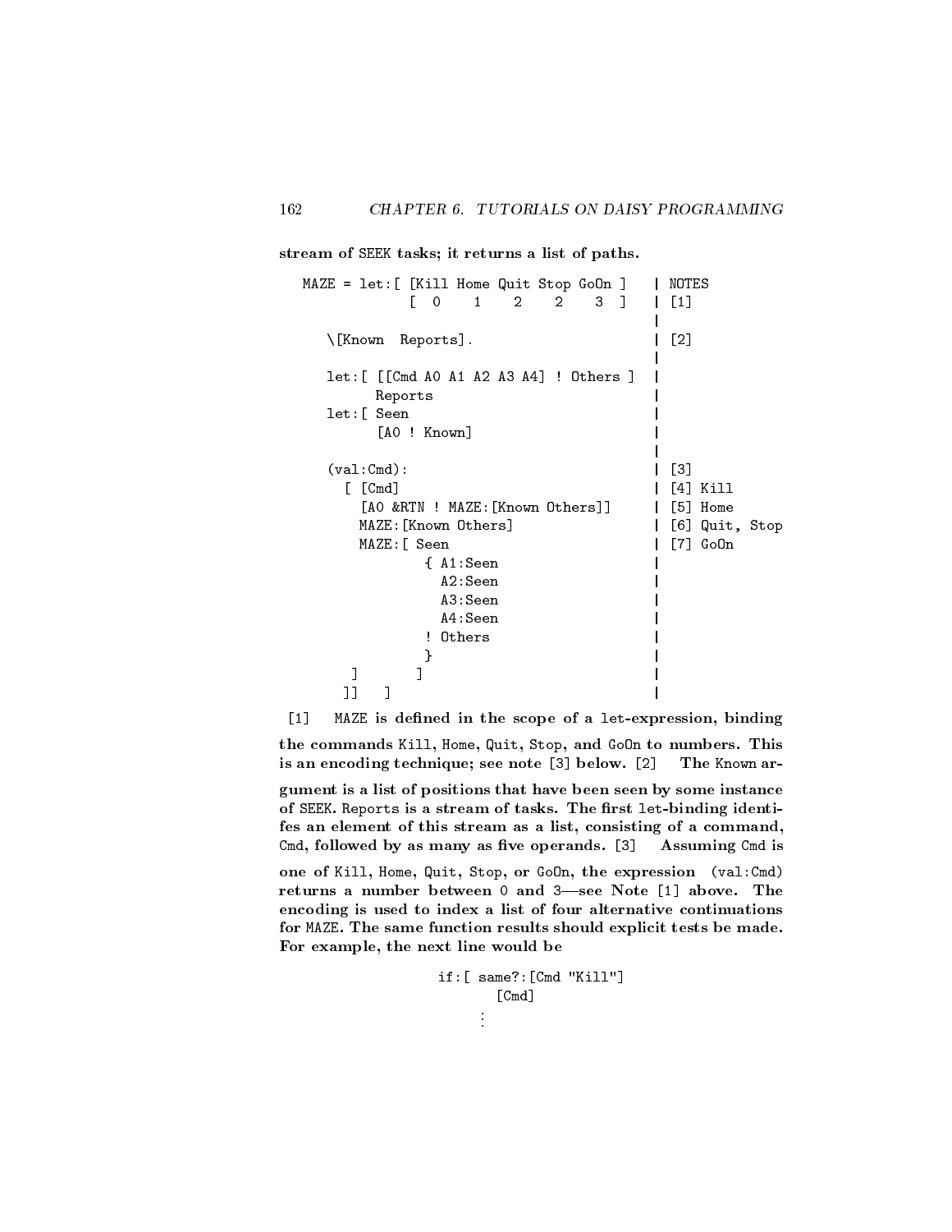stream of SEEK tasks; it returns a list of paths.

```
MAZE = let:[ [Kill Home Quit Stop GoOn ]   | NOTES
             [  0    1    2    2    3  ]   | [1]
                                           |
    \[Known  Reports].                     | [2]
                                           |
    let:[ [[Cmd A0 A1 A2 A3 A4] ! Others ] |
          Reports                          |
    let:[ Seen                             |
          [A0 ! Known]                     |
                                           |
    (val:Cmd):                             | [3]
      [ [Cmd]                              | [4] Kill
        [A0 &RTN ! MAZE:[Known Others]]    | [5] Home
        MAZE:[Known Others]                | [6] Quit, Stop
        MAZE:[ Seen                        | [7] GoOn
               { A1:Seen                   |
                 A2:Seen                   |
                 A3:Seen                   |
                 A4:Seen                   |
               ! Others                    |
               }                           |
       ]       ]                           |
      ]]   ]                               |
```

[1] MAZE is defined in the scope of a let-expression, binding the commands Kill, Home, Quit, Stop, and GoOn to numbers. This is an encoding technique; see note [3] below. [2] The Known argument is a list of positions that have been seen by some instance of SEEK. Reports is a stream of tasks. The first let-binding identifes an element of this stream as a list, consisting of a command, Cmd, followed by as many as five operands. [3] Assuming Cmd is one of Kill, Home, Quit, Stop, or GoOn, the expression (val:Cmd) returns a number between 0 and 3—see Note [1] above. The encoding is used to index a list of four alternative continuations for MAZE. The same function results should explicit tests be made. For example, the next line would be

```
if:[ same?:[Cmd "Kill"]
         [Cmd]
       ⋮
```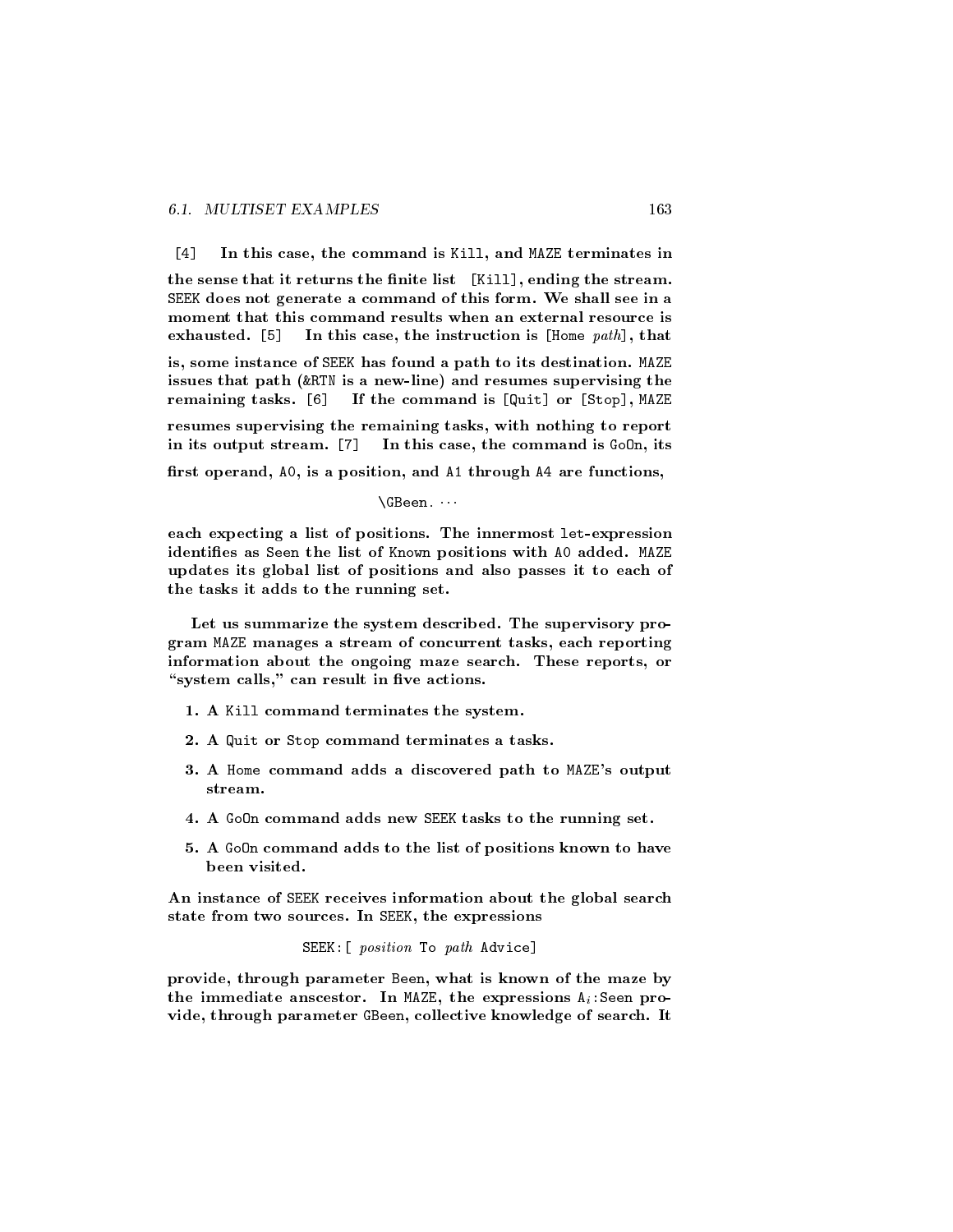[4] In this case, the command is Kill, and MAZE terminates in the sense that it returns the finite list [Kill], ending the stream. SEEK does not generate a command of this form. We shall see in a moment that this command results when an external resource is exhausted. [5] In this case, the instruction is [Home *path*], that is, some instance of SEEK has found a path to its destination. MAZE issues that path (&RTN is a new-line) and resumes supervising the remaining tasks. [6] If the command is [Quit] or [Stop], MAZE resumes supervising the remaining tasks, with nothing to report in its output stream. [7] In this case, the command is GoOn, its first operand, A0, is a position, and A1 through A4 are functions,

```
\GBeen. ···
```

each expecting a list of positions. The innermost let-expression identifies as Seen the list of Known positions with A0 added. MAZE updates its global list of positions and also passes it to each of the tasks it adds to the running set.

Let us summarize the system described. The supervisory program MAZE manages a stream of concurrent tasks, each reporting information about the ongoing maze search. These reports, or "system calls," can result in five actions.

1. A Kill command terminates the system.
2. A Quit or Stop command terminates a tasks.
3. A Home command adds a discovered path to MAZE's output stream.
4. A GoOn command adds new SEEK tasks to the running set.
5. A GoOn command adds to the list of positions known to have been visited.

An instance of SEEK receives information about the global search state from two sources. In SEEK, the expressions

```
SEEK:[ position To path Advice]
```

provide, through parameter Been, what is known of the maze by the immediate anscestor. In MAZE, the expressions $A_i$:Seen provide, through parameter GBeen, collective knowledge of search. It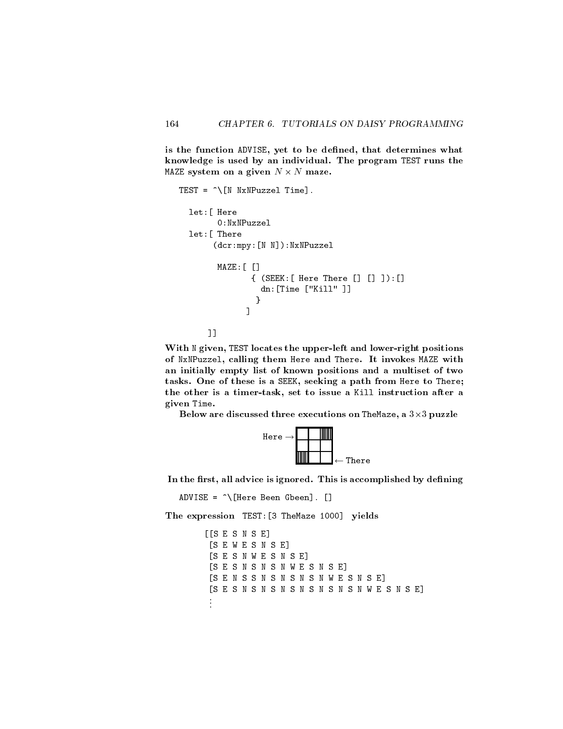is the function ADVISE, yet to be defined, that determines what knowledge is used by an individual. The program TEST runs the MAZE system on a given $N \times N$ maze.

```
TEST = ^\[N NxNPuzzel Time].

  let:[ Here
        0:NxNPuzzel
  let:[ There
       (dcr:mpy:[N N]):NxNPuzzel

        MAZE:[ []
               { (SEEK:[ Here There [] [] ]):[]
                 dn:[Time ["Kill" ]]
                }
              ]

      ]]
```

With N given, TEST locates the upper-left and lower-right positions of NxNPuzzel, calling them Here and There. It invokes MAZE with an initially empty list of known positions and a multiset of two tasks. One of these is a SEEK, seeking a path from Here to There; the other is a timer-task, set to issue a Kill instruction after a given Time.

Below are discussed three executions on TheMaze, a $3 \times 3$ puzzle

Here → ← There

In the first, all advice is ignored. This is accomplished by defining

```
ADVISE = ^\[Here Been Gbeen]. []
```

The expression TEST:[3 TheMaze 1000] yields

```
[[S E S N S E]
 [S E W E S N S E]
 [S E S N W E S N S E]
 [S E S N S N S N W E S N S E]
 [S E N S S N S N S N S N W E S N S E]
 [S E S N S N S N S N S N S N S N W E S N S E]
 ⋮
```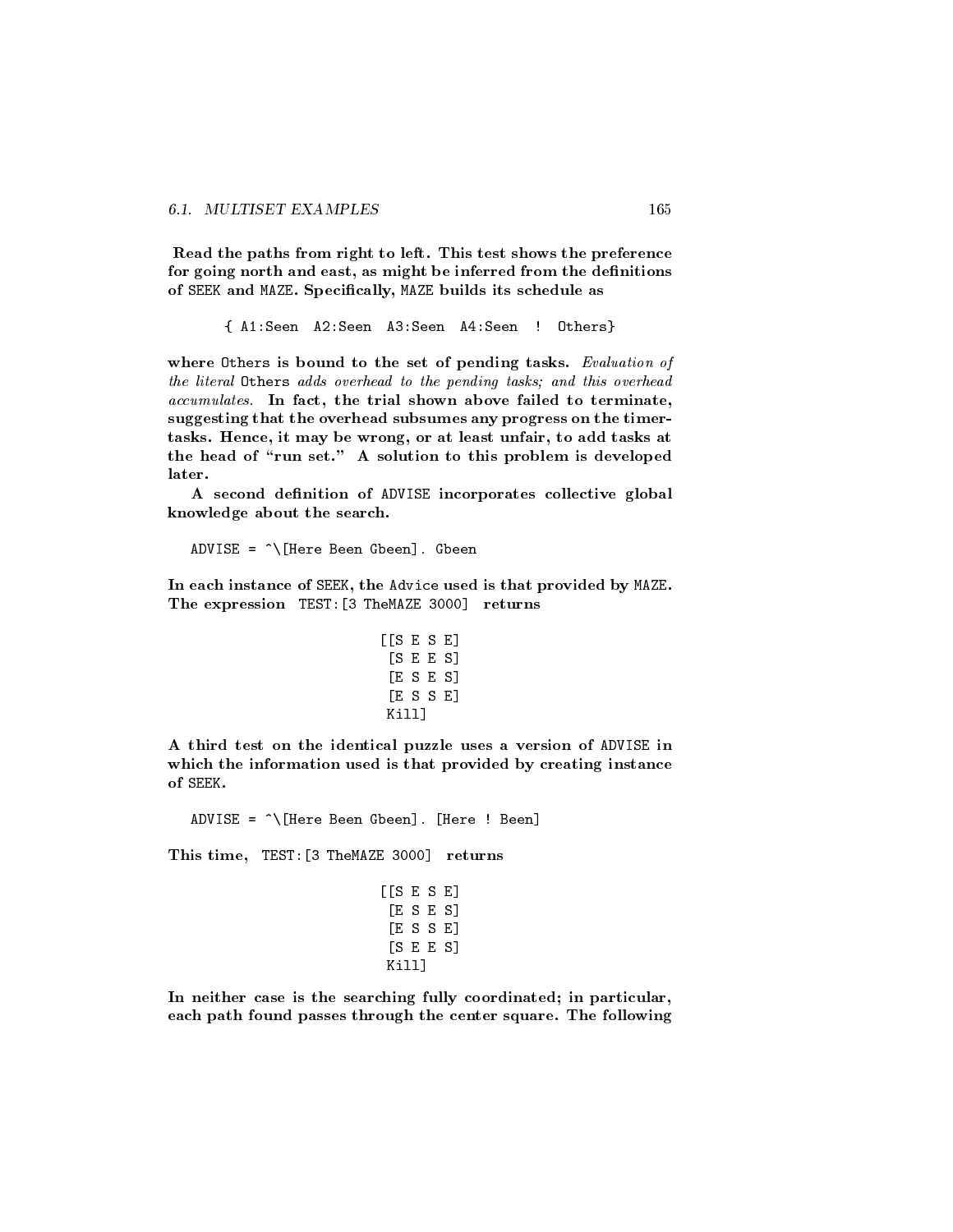Read the paths from right to left. This test shows the preference for going north and east, as might be inferred from the definitions of SEEK and MAZE. Specifically, MAZE builds its schedule as

```
{ A1:Seen  A2:Seen  A3:Seen  A4:Seen  !  Others}
```

where Others is bound to the set of pending tasks. *Evaluation of the literal* Others *adds overhead to the pending tasks; and this overhead accumulates.* In fact, the trial shown above failed to terminate, suggesting that the overhead subsumes any progress on the timer-tasks. Hence, it may be wrong, or at least unfair, to add tasks at the head of "run set." A solution to this problem is developed later.

A second definition of ADVISE incorporates collective global knowledge about the search.

```
ADVISE = ^\[Here Been Gbeen]. Gbeen
```

In each instance of SEEK, the Advice used is that provided by MAZE. The expression TEST:[3 TheMAZE 3000] returns

```
[[S E S E]
 [S E E S]
 [E S E S]
 [E S S E]
 Kill]
```

A third test on the identical puzzle uses a version of ADVISE in which the information used is that provided by creating instance of SEEK.

```
ADVISE = ^\[Here Been Gbeen]. [Here ! Been]
```

This time, TEST:[3 TheMAZE 3000] returns

```
[[S E S E]
 [E S E S]
 [E S S E]
 [S E E S]
 Kill]
```

In neither case is the searching fully coordinated; in particular, each path found passes through the center square. The following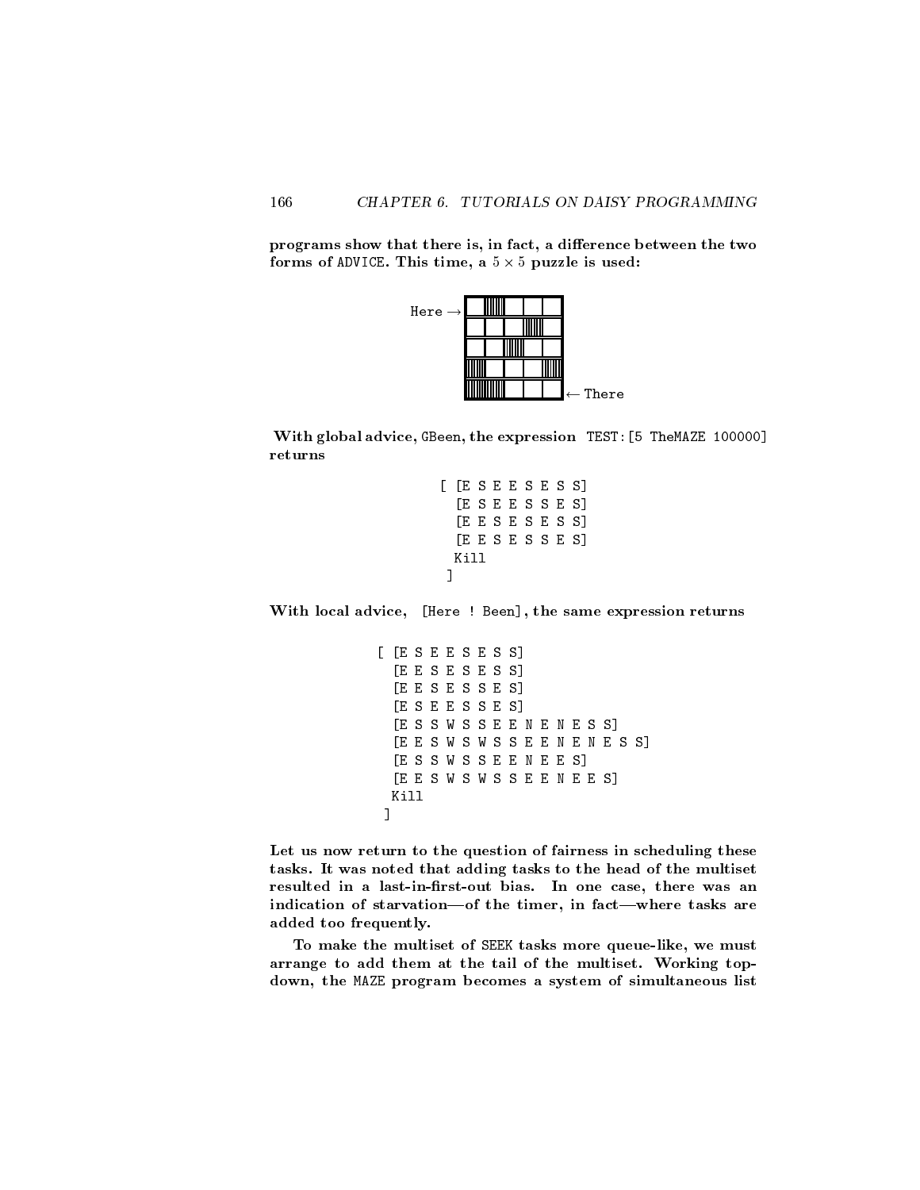programs show that there is, in fact, a difference between the two forms of ADVICE. This time, a $5 \times 5$ puzzle is used:

Here →

← There

With global advice, GBeen, the expression TEST:[5 TheMAZE 100000] returns

```
[ [E S E E S E S S]
  [E S E E S S E S]
  [E E S E S E S S]
  [E E S E S S E S]
  Kill
 ]
```

With local advice, [Here ! Been], the same expression returns

```
[ [E S E E S E S S]
  [E E S E S E S S]
  [E E S E S S E S]
  [E S E E S S E S]
  [E S S W S S E E N E N E S S]
  [E E S W S W S S E E N E N E S S]
  [E S S W S S E E N E E S]
  [E E S W S W S S E E N E E S]
  Kill
 ]
```

Let us now return to the question of fairness in scheduling these tasks. It was noted that adding tasks to the head of the multiset resulted in a last-in-first-out bias. In one case, there was an indication of starvation—of the timer, in fact—where tasks are added too frequently.

To make the multiset of SEEK tasks more queue-like, we must arrange to add them at the tail of the multiset. Working top-down, the MAZE program becomes a system of simultaneous list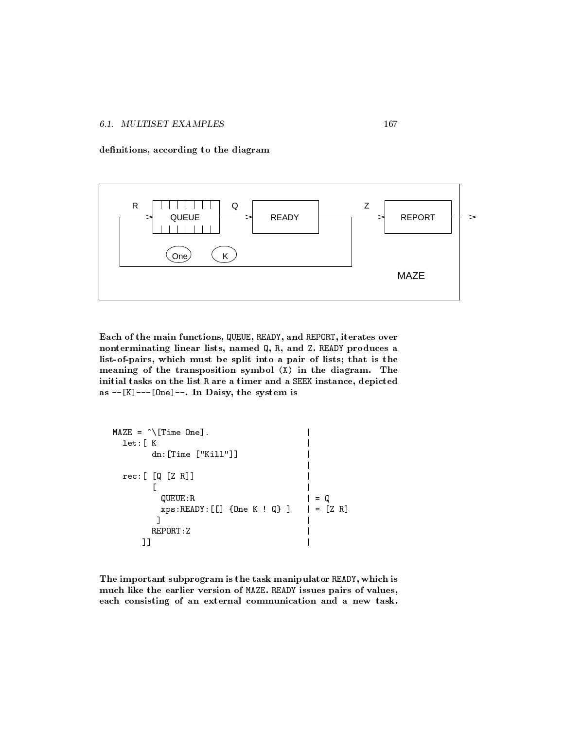definitions, according to the diagram

R

QUEUE

Q

READY

Z

REPORT

One

K

MAZE

Each of the main functions, QUEUE, READY, and REPORT, iterates over nonterminating linear lists, named Q, R, and Z. READY produces a list-of-pairs, which must be split into a pair of lists; that is the meaning of the transposition symbol (X) in the diagram. The initial tasks on the list R are a timer and a SEEK instance, depicted as --[K]---[One]--. In Daisy, the system is

```
MAZE = ^\[Time One].                    |
  let:[ K                               |
        dn:[Time ["Kill"]]              |
                                        |
  rec:[ [Q [Z R]]                       |
        [                               |
          QUEUE:R                       | = Q
          xps:READY:[[] {One K ! Q} ]   | = [Z R]
         ]                              |
        REPORT:Z                        |
      ]]                                |
```

The important subprogram is the task manipulator READY, which is much like the earlier version of MAZE. READY issues pairs of values, each consisting of an external communication and a new task.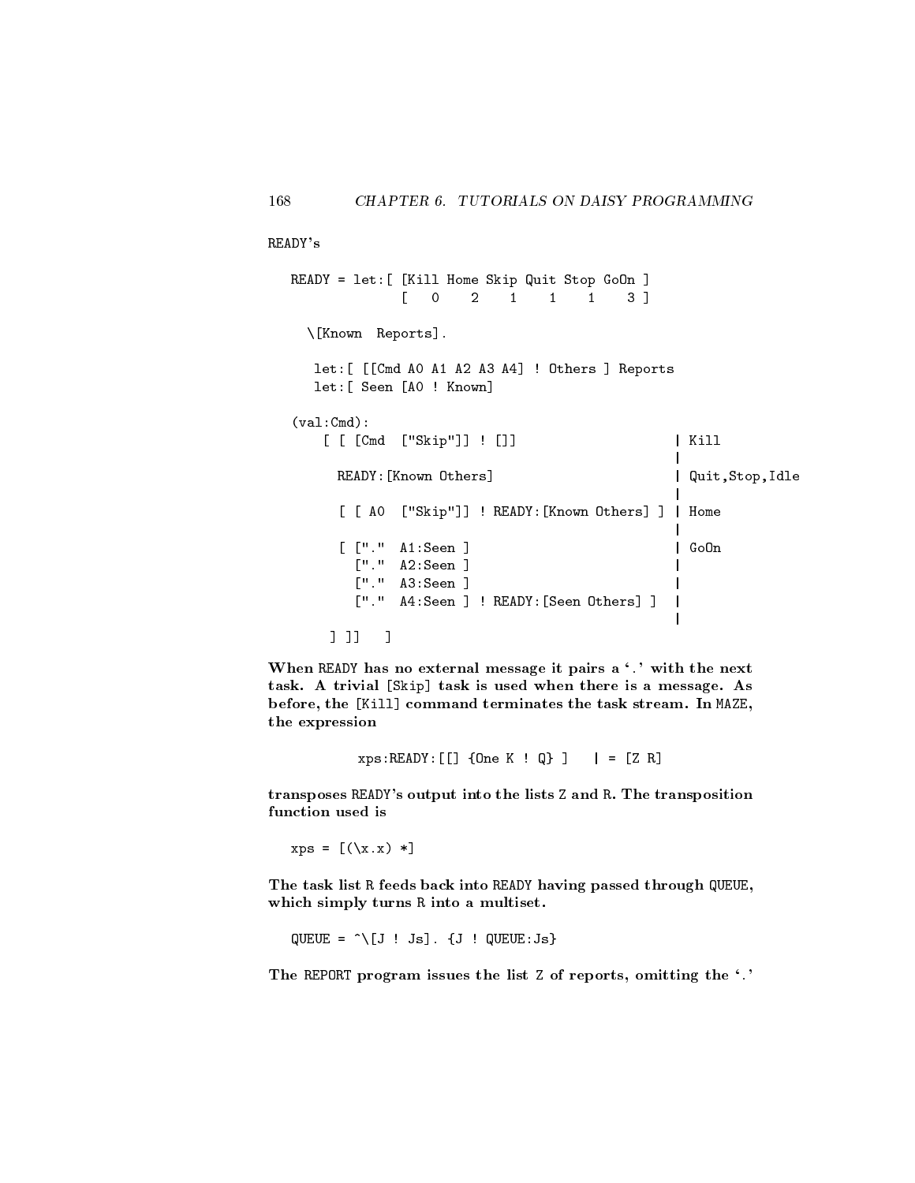READY's

```
READY = let:[ [Kill Home Skip Quit Stop GoOn ]
              [   0    2    1    1    1    3 ]

   \[Known  Reports].

    let:[ [[Cmd A0 A1 A2 A3 A4] ! Others ] Reports
    let:[ Seen [A0 ! Known]

(val:Cmd):
     [ [ [Cmd  ["Skip"]] ! []]                    | Kill
                                                  |
       READY:[Known Others]                       | Quit,Stop,Idle
                                                  |
       [ [ A0  ["Skip"]] ! READY:[Known Others] ] | Home
                                                  |
       [ ["."  A1:Seen ]                          | GoOn
         ["."  A2:Seen ]                          |
         ["."  A3:Seen ]                          |
         ["."  A4:Seen ] ! READY:[Seen Others] ]  |
                                                  |
      ] ]]   ]
```

When READY has no external message it pairs a '.' with the next task. A trivial [Skip] task is used when there is a message. As before, the [Kill] command terminates the task stream. In MAZE, the expression

```
xps:READY:[[] {One K ! Q} ]   | = [Z R]
```

transposes READY's output into the lists Z and R. The transposition function used is

```
xps = [(\x.x) *]
```

The task list R feeds back into READY having passed through QUEUE, which simply turns R into a multiset.

```
QUEUE = ^\[J ! Js]. {J ! QUEUE:Js}
```

The REPORT program issues the list Z of reports, omitting the '.'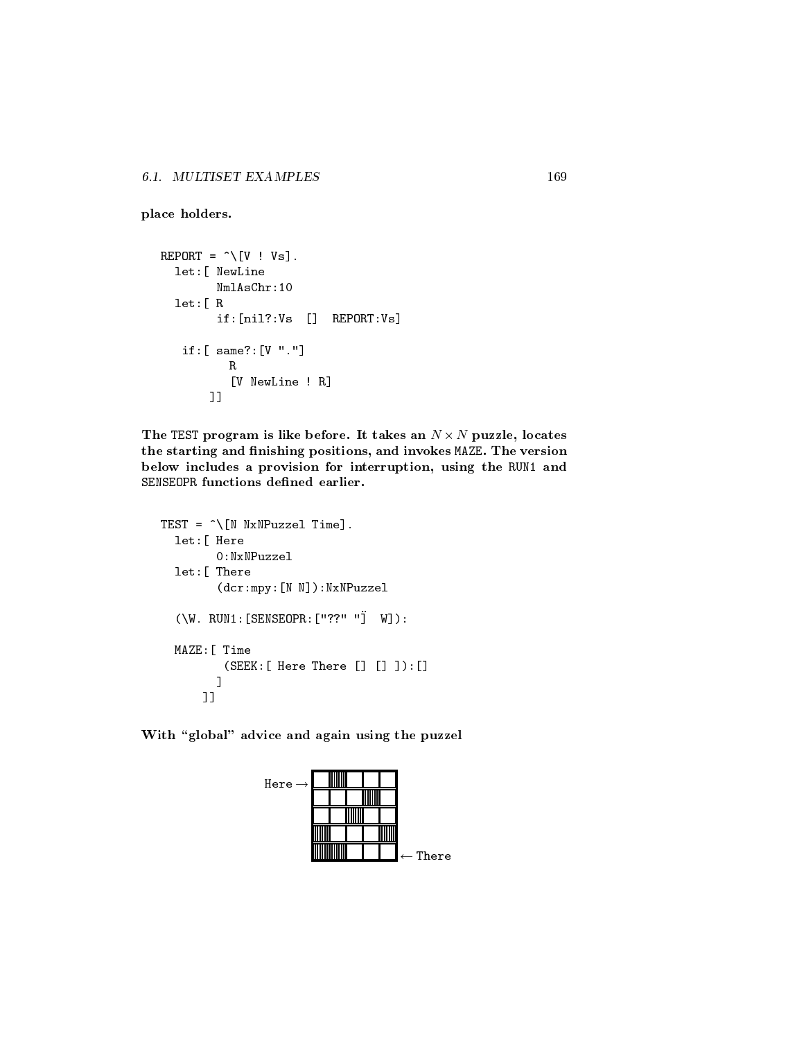place holders.

```
REPORT = ^\[V ! Vs].
  let:[ NewLine
        NmlAsChr:10
  let:[ R
        if:[nil?:Vs  []  REPORT:Vs]

   if:[ same?:[V "."]
          R
           [V NewLine ! R]
        ]]
```

The TEST program is like before. It takes an $N \times N$ puzzle, locates the starting and finishing positions, and invokes MAZE. The version below includes a provision for interruption, using the RUN1 and SENSEOPR functions defined earlier.

```
TEST = ^\[N NxNPuzzel Time].
  let:[ Here
        0:NxNPuzzel
  let:[ There
        (dcr:mpy:[N N]):NxNPuzzel

   (\W. RUN1:[SENSEOPR:["??" "]  W]):

   MAZE:[ Time
          (SEEK:[ Here There [] [] ]):[]
        ]
      ]]
```

With "global" advice and again using the puzzel

Here →

← There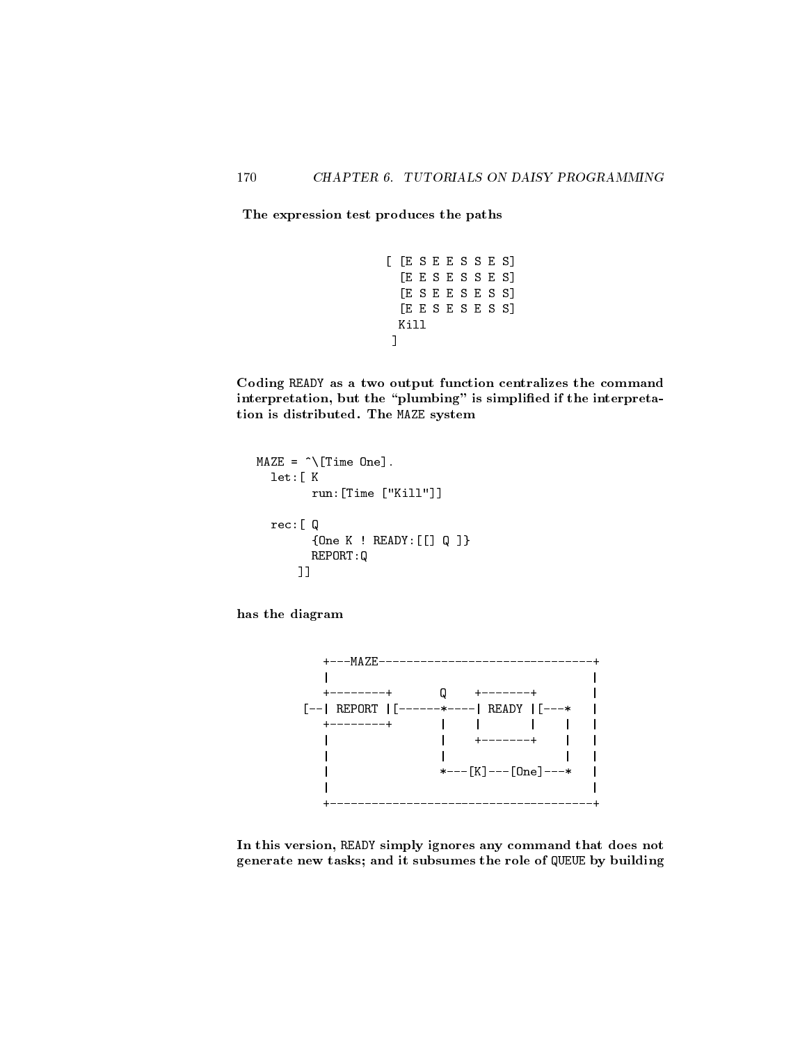The expression test produces the paths

```
[ [E S E E S S E S]
  [E E S E S S E S]
  [E S E E S E S S]
  [E E S E S E S S]
 Kill
 ]
```

Coding READY as a two output function centralizes the command interpretation, but the "plumbing" is simplified if the interpretation is distributed. The MAZE system

```
MAZE = ^\[Time One].
  let:[ K
       run:[Time ["Kill"]]

  rec:[ Q
       {One K ! READY:[[] Q ]}
       REPORT:Q
      ]]
```

has the diagram

```
     +---MAZE------------------------------+
     |                                     |
     +--------+       Q    +-------+       |
  [--| REPORT |[------*----| READY |[---*  |
     +--------+       |    |       |    |  |
     |                |    +-------+    |  |
     |                |                 |  |
     |                *---[K]---[One]---*  |
     |                                     |
     +-------------------------------------+
```

In this version, READY simply ignores any command that does not generate new tasks; and it subsumes the role of QUEUE by building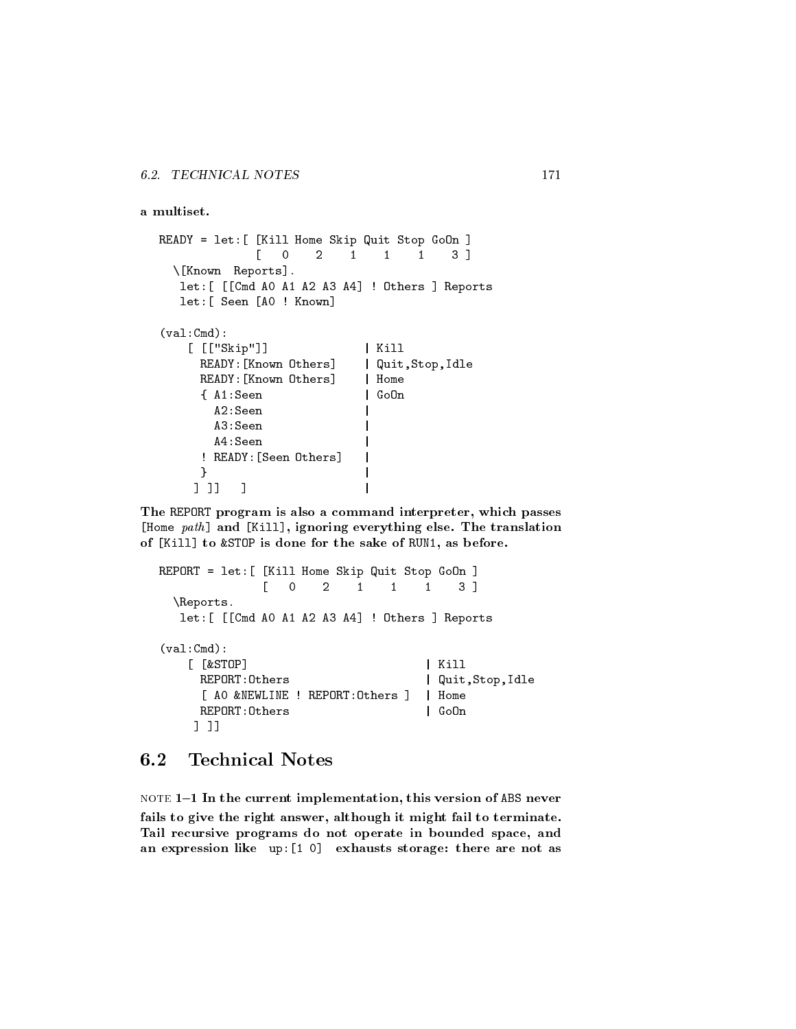a multiset.

```
READY = let:[ [Kill Home Skip Quit Stop GoOn ]
              [   0    2    1    1    1    3 ]
  \[Known  Reports].
   let:[ [[Cmd A0 A1 A2 A3 A4] ! Others ] Reports
   let:[ Seen [A0 ! Known]

(val:Cmd):
    [ [["Skip"]]               | Kill
      READY:[Known Others]     | Quit,Stop,Idle
      READY:[Known Others]     | Home
      { A1:Seen                | GoOn
        A2:Seen                |
        A3:Seen                |
        A4:Seen                |
      ! READY:[Seen Others]    |
      }                        |
     ] ]]   ]                  |
```

The REPORT program is also a command interpreter, which passes [Home *path*] and [Kill], ignoring everything else. The translation of [Kill] to &STOP is done for the sake of RUN1, as before.

```
REPORT = let:[ [Kill Home Skip Quit Stop GoOn ]
               [   0    2    1    1    1    3 ]
  \Reports.
   let:[ [[Cmd A0 A1 A2 A3 A4] ! Others ] Reports

(val:Cmd):
    [ [&STOP]                         | Kill
      REPORT:Others                   | Quit,Stop,Idle
      [ A0 &NEWLINE ! REPORT:Others ] | Home
      REPORT:Others                   | GoOn
     ] ]]
```

## 6.2 Technical Notes

NOTE 1–1 In the current implementation, this version of ABS never fails to give the right answer, although it might fail to terminate. Tail recursive programs do not operate in bounded space, and an expression like up:[1 0] exhausts storage: there are not as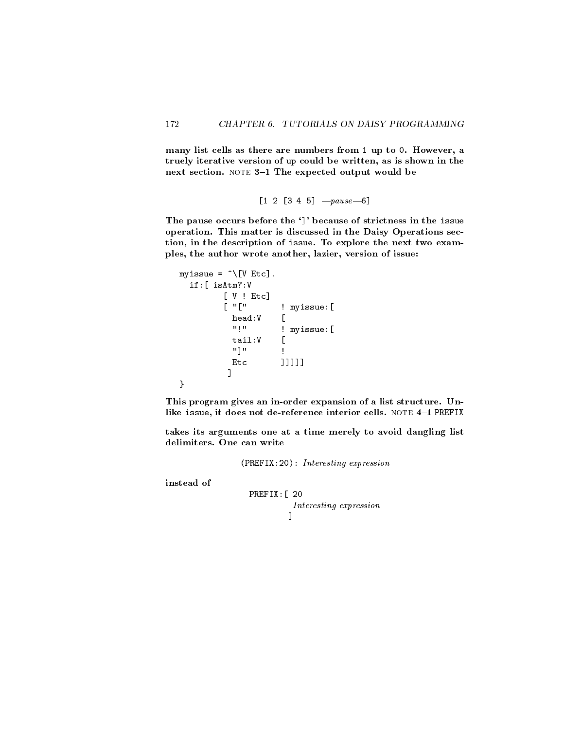many list cells as there are numbers from 1 up to 0. However, a truely iterative version of up could be written, as is shown in the next section. NOTE 3–1 The expected output would be

[1 2 [3 4 5] —*pause*—6]

The pause occurs before the ']' because of strictness in the issue operation. This matter is discussed in the Daisy Operations section, in the description of issue. To explore the next two examples, the author wrote another, lazier, version of issue:

```
myissue = ^\[V Etc].
  if:[ isAtm?:V
       [ V ! Etc]
       [ "["      ! myissue:[
         head:V    [
         "!"      ! myissue:[
         tail:V    [
         "]"      !
         Etc       ]]]]]
        ]
}
```

This program gives an in-order expansion of a list structure. Unlike issue, it does not de-reference interior cells. NOTE 4–1 PREFIX

takes its arguments one at a time merely to avoid dangling list delimiters. One can write

(PREFIX:20): *Interesting expression*

instead of

```
PREFIX:[ 20
         Interesting expression
       ]
```